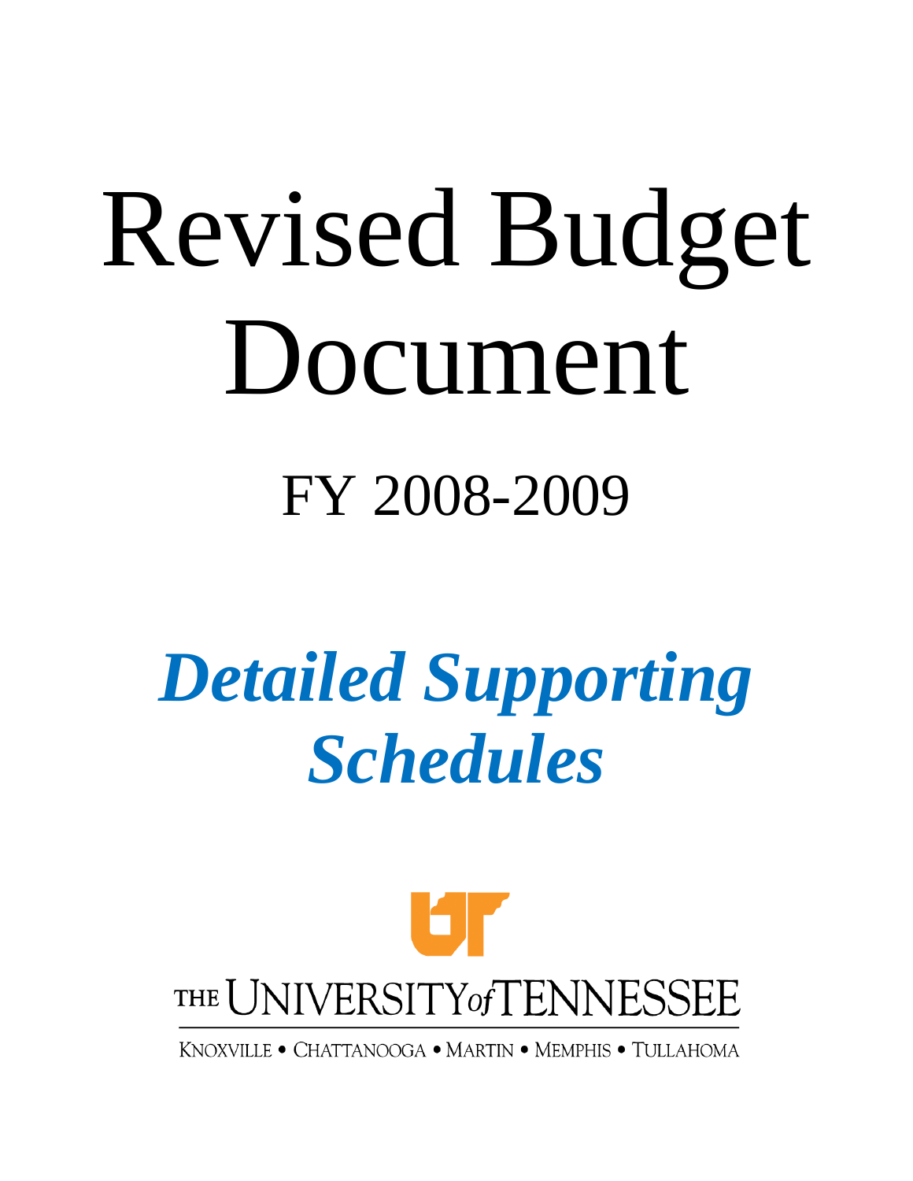# Revised Budget Document

## FY 2008-2009

## *Detailed Supporting Schedules*

THE UNIVERSITY of TENNESSEE

KNOXVILLE • CHATTANOOGA • MARTIN • MEMPHIS • TULLAHOMA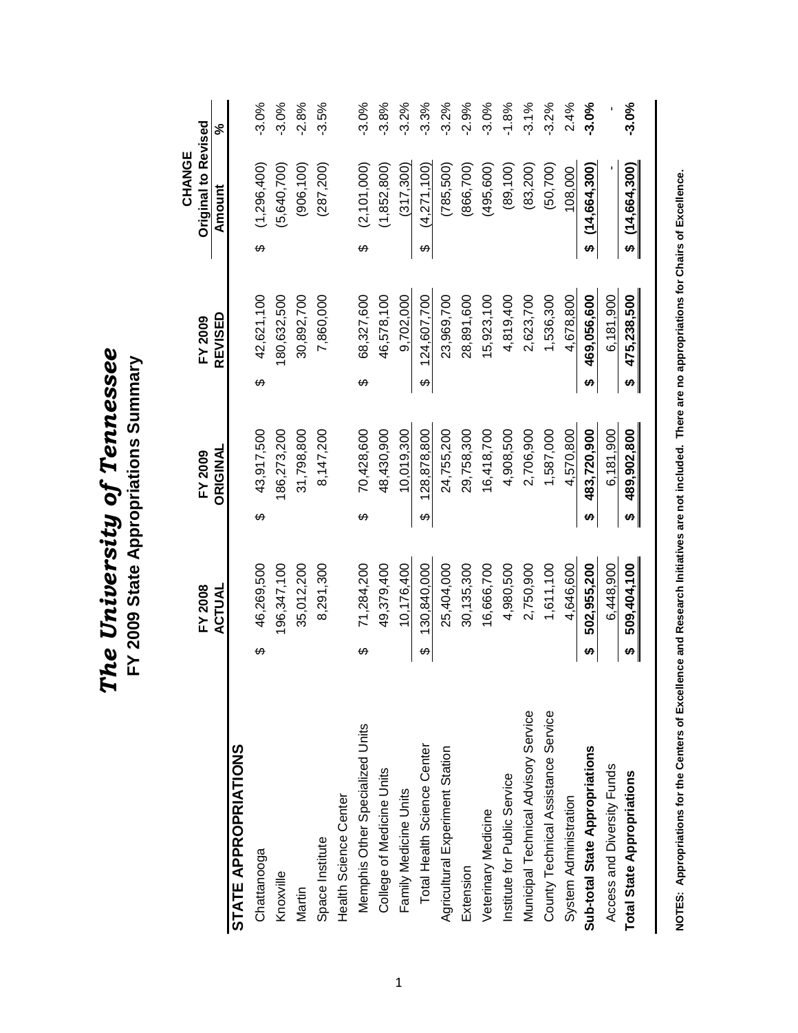# *The University of Tennessee*

## FY 2009 State Appropriations Summary

| | FY 2008 ACTUAL | FY 2009 ORIGINAL | FY 2009 REVISED | CHANGE Original to Revised Amount | % |
|---|---|---|---|---|---|
| **STATE APPROPRIATIONS** | | | | | |
| Chattanooga | $ 46,269,500 | $ 43,917,500 | $ 42,621,100 | $ (1,296,400) | -3.0% |
| Knoxville | 196,347,100 | 186,273,200 | 180,632,500 | (5,640,700) | -3.0% |
| Martin | 35,012,200 | 31,798,800 | 30,892,700 | (906,100) | -2.8% |
| Space Institute | 8,291,300 | 8,147,200 | 7,860,000 | (287,200) | -3.5% |
| Health Science Center | | | | | |
| Memphis Other Specialized Units | $ 71,284,200 | $ 70,428,600 | $ 68,327,600 | $ (2,101,000) | -3.0% |
| College of Medicine Units | 49,379,400 | 48,430,900 | 46,578,100 | (1,852,800) | -3.8% |
| Family Medicine Units | 10,176,400 | 10,019,300 | 9,702,000 | (317,300) | -3.2% |
| Total Health Science Center | $ 130,840,000 | $ 128,878,800 | $ 124,607,700 | $ (4,271,100) | -3.3% |
| Agricultural Experiment Station | 25,404,000 | 24,755,200 | 23,969,700 | (785,500) | -3.2% |
| Extension | 30,135,300 | 29,758,300 | 28,891,600 | (866,700) | -2.9% |
| Veterinary Medicine | 16,666,700 | 16,418,700 | 15,923,100 | (495,600) | -3.0% |
| Institute for Public Service | 4,980,500 | 4,908,500 | 4,819,400 | (89,100) | -1.8% |
| Municipal Technical Advisory Service | 2,750,900 | 2,706,900 | 2,623,700 | (83,200) | -3.1% |
| County Technical Assistance Service | 1,611,100 | 1,587,000 | 1,536,300 | (50,700) | -3.2% |
| System Administration | 4,646,600 | 4,570,800 | 4,678,800 | 108,000 | 2.4% |
| **Sub-total State Appropriations** | **$ 502,955,200** | **$ 483,720,900** | **$ 469,056,600** | **$ (14,664,300)** | **-3.0%** |
| Access and Diversity Funds | 6,448,900 | 6,181,900 | 6,181,900 | - | - |
| **Total State Appropriations** | **$ 509,404,100** | **$ 489,902,800** | **$ 475,238,500** | **$ (14,664,300)** | **-3.0%** |

**NOTES: Appropriations for the Centers of Excellence and Research Initiatives are not included. There are no appropriations for Chairs of Excellence.**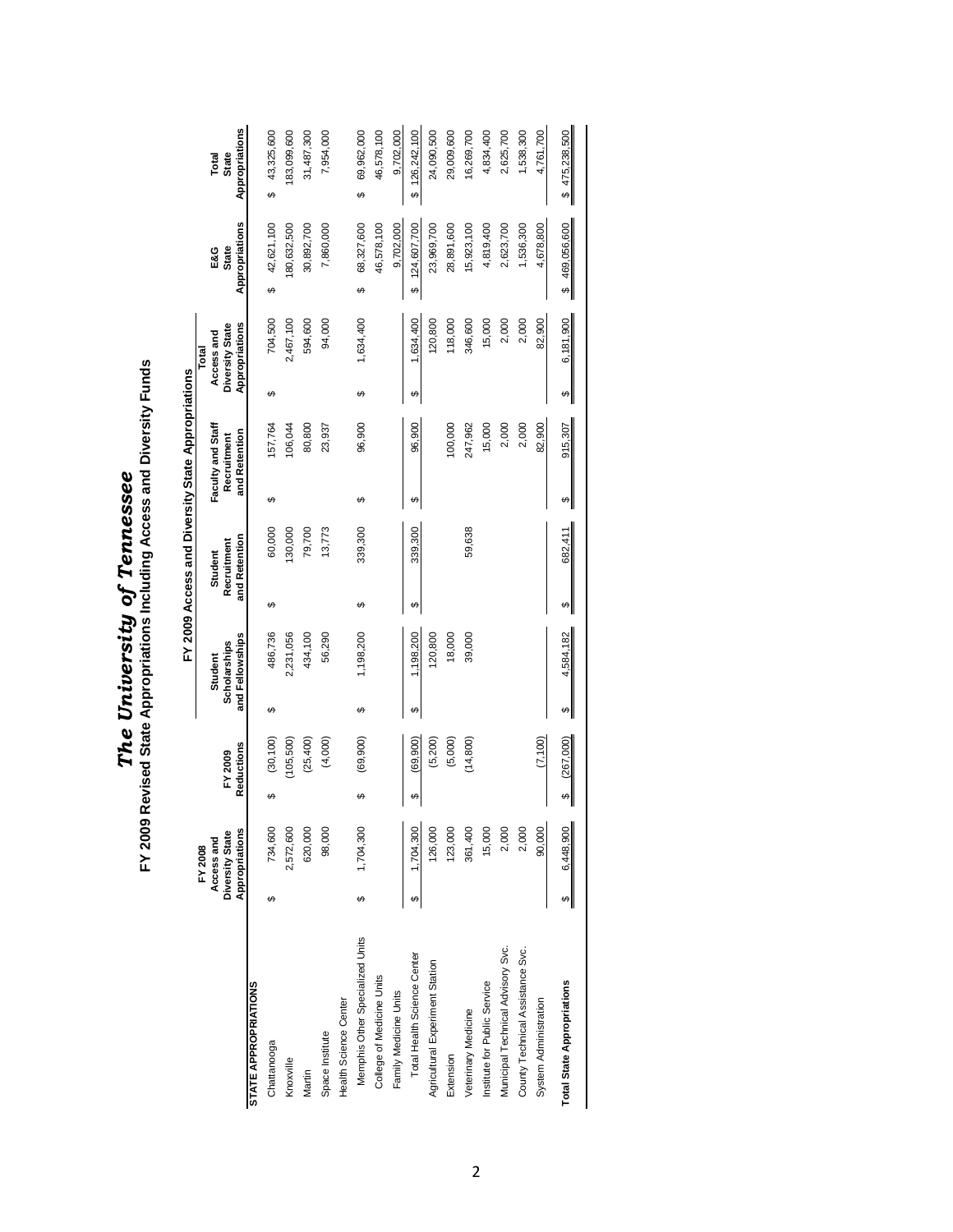# The University of Tennessee

## FY 2009 Revised State Appropriations Including Access and Diversity Funds

| | FY 2008 Access and Diversity State Appropriations | FY 2009 Reductions | FY 2009 Access and Diversity State Appropriations | | | | E&G State Appropriations | Total State Appropriations |
|---|---|---|---|---|---|---|---|---|
| | | | Student Scholarships and Fellowships | Student Recruitment and Retention | Faculty and Staff Recruitment and Retention | Total Access and Diversity State Appropriations | | |
| **STATE APPROPRIATIONS** | | | | | | | | |
| Chattanooga | $ 734,600 | $ (30,100) | $ 486,736 | $ 60,000 | $ 157,764 | $ 704,500 | $ 42,621,100 | $ 43,325,600 |
| Knoxville | 2,572,600 | (105,500) | 2,231,056 | 130,000 | 106,044 | 2,467,100 | 180,632,500 | 183,099,600 |
| Martin | 620,000 | (25,400) | 434,100 | 79,700 | 80,800 | 594,600 | 30,892,700 | 31,487,300 |
| Space Institute | 98,000 | (4,000) | 56,290 | 13,773 | 23,937 | 94,000 | 7,860,000 | 7,954,000 |
| Health Science Center | | | | | | | | |
| Memphis Other Specialized Units | $ 1,704,300 | $ (69,900) | $ 1,198,200 | $ 339,300 | $ 96,900 | $ 1,634,400 | $ 68,327,600 | $ 69,962,000 |
| College of Medicine Units | | | | | | | 46,578,100 | 46,578,100 |
| Family Medicine Units | | | | | | | 9,702,000 | 9,702,000 |
| Total Health Science Center | $ 1,704,300 | $ (69,900) | $ 1,198,200 | $ 339,300 | $ 96,900 | $ 1,634,400 | $ 124,607,700 | $ 126,242,100 |
| Agricultural Experiment Station | 126,000 | (5,200) | 120,800 | | | 120,800 | 23,969,700 | 24,090,500 |
| Extension | 123,000 | (5,000) | 18,000 | | 100,000 | 118,000 | 28,891,600 | 29,009,600 |
| Veterinary Medicine | 361,400 | (14,800) | 39,000 | 59,638 | 247,962 | 346,600 | 15,923,100 | 16,269,700 |
| Institute for Public Service | 15,000 | | | | 15,000 | 15,000 | 4,819,400 | 4,834,400 |
| Municipal Technical Advisory Svc. | 2,000 | | | | 2,000 | 2,000 | 2,623,700 | 2,625,700 |
| County Technical Assistance Svc. | 2,000 | | | | 2,000 | 2,000 | 1,536,300 | 1,538,300 |
| System Administration | 90,000 | (7,100) | | | 82,900 | 82,900 | 4,678,800 | 4,761,700 |
| **Total State Appropriations** | $ 6,448,900 | $ (267,000) | $ 4,584,182 | $ 682,411 | $ 915,307 | $ 6,181,900 | $ 469,056,600 | $ 475,238,500 |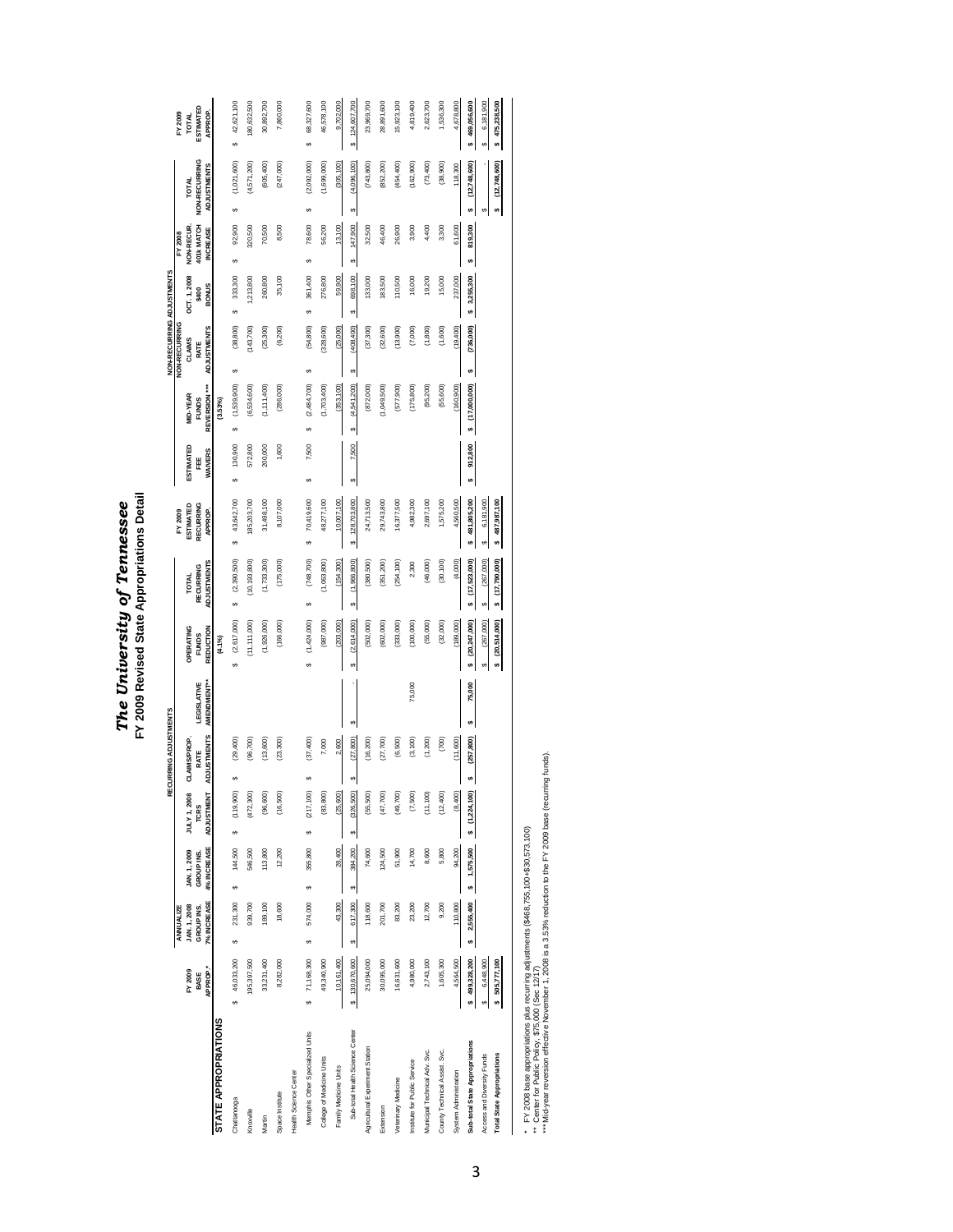# *The University of Tennessee*

## FY 2009 Revised State Appropriations Detail

| | FY 2009 BASE APPROP.* | RECURRING ADJUSTMENTS | | | | | | | FY 2009 ESTIMATED RECURRING APPROP. | NON-RECURRING ADJUSTMENTS | | | | | | FY 2009 TOTAL ESTIMATED APPROP. |
|---|---|---|---|---|---|---|---|---|---|---|---|---|---|---|---|---|
| | | ANNUALIZE JAN. 1, 2008 GROUP INS. 7% INCREASE | JAN. 1, 2009 GROUP INS. 4% INCREASE | JULY 1, 2008 TCRS ADJUSTMENT | CLAIMS/PROP. RATE ADJUSTMENTS | LEGISLATIVE AMENDMENT** | OPERATING FUNDS REDUCTION (4.1%) | TOTAL RECURRING ADJUSTMENTS | | ESTIMATED FEE WAIVERS | MID-YEAR FUNDS REVERSION*** (3.53%) | NON-RECURRING CLAIMS RATE ADJUSTMENTS | OCT. 1, 2008 $400 BONUS | FY 2008 NON-RECUR. 401k MATCH INCREASE | TOTAL NON-RECURRING ADJUSTMENTS | |
| **STATE APPROPRIATIONS** | | | | | | | | | | | | | | | | |
| Chattanooga | $ 46,033,200 | $ 231,300 | $ 144,500 | $ (119,900) | $ (29,400) | | $ (2,617,000) | $ (2,390,500) | $ 43,642,700 | $ 130,900 | $ (1,539,900) | $ (38,800) | $ 333,300 | $ 92,900 | $ (1,021,600) | $ 42,621,100 |
| Knoxville | 195,397,500 | 939,700 | 546,500 | (472,300) | (96,700) | | (11,111,000) | (10,193,800) | 185,203,700 | 572,800 | (6,534,600) | (143,700) | 1,213,800 | 320,500 | (4,571,200) | 180,632,500 |
| Martin | 33,231,400 | 189,100 | 113,800 | (96,600) | (13,600) | | (1,926,000) | (1,733,300) | 31,498,100 | 200,000 | (1,111,400) | (25,300) | 260,800 | 70,500 | (605,400) | 30,892,700 |
| Space Institute | 8,282,000 | 18,600 | 12,200 | (16,500) | (23,300) | | (166,000) | (175,000) | 8,107,000 | 1,600 | (286,000) | (6,200) | 35,100 | 8,500 | (247,000) | 7,860,000 |
| Health Science Center | | | | | | | | | | | | | | | | |
| Memphis Other Specialized Units | $ 71,168,300 | $ 574,000 | $ 355,800 | $ (217,100) | $ (37,400) | | $ (1,424,000) | $ (748,700) | $ 70,419,600 | $ 7,500 | $ (2,484,700) | $ (54,800) | $ 361,400 | $ 78,600 | $ (2,092,000) | $ 68,327,600 |
| College of Medicine Units | 49,340,900 | | | (83,800) | 7,000 | | (987,000) | (1,063,800) | 48,277,100 | | (1,703,400) | (328,600) | 276,800 | 56,200 | (1,699,000) | 46,578,100 |
| Family Medicine Units | 10,161,400 | 43,300 | 28,400 | (25,600) | 2,600 | | (203,000) | (154,300) | 10,007,100 | | (353,100) | (25,000) | 59,900 | 13,100 | (305,100) | 9,702,000 |
| Sub-total Health Science Center | $ 130,670,600 | $ 617,300 | $ 384,200 | $ (326,500) | $ (27,800) | $ - | $ (2,614,000) | $ (1,966,800) | $ 128,703,800 | $ 7,500 | $ (4,541,200) | $ (408,400) | $ 698,100 | $ 147,900 | $ (4,096,100) | $ 124,607,700 |
| Agricultural Experiment Station | 25,094,000 | 118,600 | 74,600 | (55,500) | (16,200) | | (502,000) | (380,500) | 24,713,500 | | (872,000) | (37,300) | 133,000 | 32,500 | (743,800) | 23,969,700 |
| Extension | 30,095,000 | 201,700 | 124,500 | (47,700) | (27,700) | | (602,000) | (351,200) | 29,743,800 | | (1,049,500) | (32,600) | 183,500 | 46,400 | (852,200) | 28,891,600 |
| Veterinary Medicine | 16,631,600 | 83,200 | 51,900 | (49,700) | (6,500) | | (333,000) | (254,100) | 16,377,500 | | (577,900) | (13,900) | 110,500 | 26,900 | (454,400) | 15,923,100 |
| Institute for Public Service | 4,980,000 | 23,200 | 14,700 | (7,500) | (3,100) | 75,000 | (100,000) | 2,300 | 4,982,300 | | (175,800) | (7,000) | 16,000 | 3,900 | (162,900) | 4,819,400 |
| Municipal Technical Adv. Svc. | 2,743,100 | 12,700 | 8,600 | (11,100) | (1,200) | | (55,000) | (46,000) | 2,697,100 | | (95,200) | (1,800) | 19,200 | 4,400 | (73,400) | 2,623,700 |
| County Technical Assist. Svc. | 1,605,300 | 9,200 | 5,800 | (12,400) | (700) | | (32,000) | (30,100) | 1,575,200 | | (55,600) | (1,600) | 15,000 | 3,300 | (38,900) | 1,536,300 |
| System Administration | 4,564,500 | 110,800 | 94,200 | (8,400) | (11,600) | | (189,000) | (4,000) | 4,560,500 | | (160,900) | (19,400) | 237,000 | 61,600 | 118,300 | 4,678,800 |
| **Sub-total State Appropriations** | $ 499,328,200 | $ 2,555,400 | $ 1,575,500 | $ (1,224,100) | $ (257,800) | $ 75,000 | $ (20,247,000) | $ (17,523,000) | $ 481,805,200 | $ 912,800 | $ (17,000,000) | $ (736,000) | $ 3,255,300 | $ 819,300 | $ (12,748,600) | $ 469,056,600 |
| Access and Diversity Funds | $ 6,448,900 | | | | | | $ (267,000) | $ (267,000) | $ 6,181,900 | | | | | | $ - | $ 6,181,900 |
| **Total State Appropriations** | $ 505,777,100 | | | | | | $ (20,514,000) | $ (17,790,000) | $ 487,987,100 | | | | | | $ (12,748,600) | $ 475,238,500 |

\* FY 2008 base appropriations plus recurring adjustments ($468,755,100+$30,573,100)
\** Center for Public Policy, $75,000 (Sec 12/17)
\*** Mid-year reversion effective November 1, 2008 is a 3.53% reduction to the FY 2009 base (recurring funds).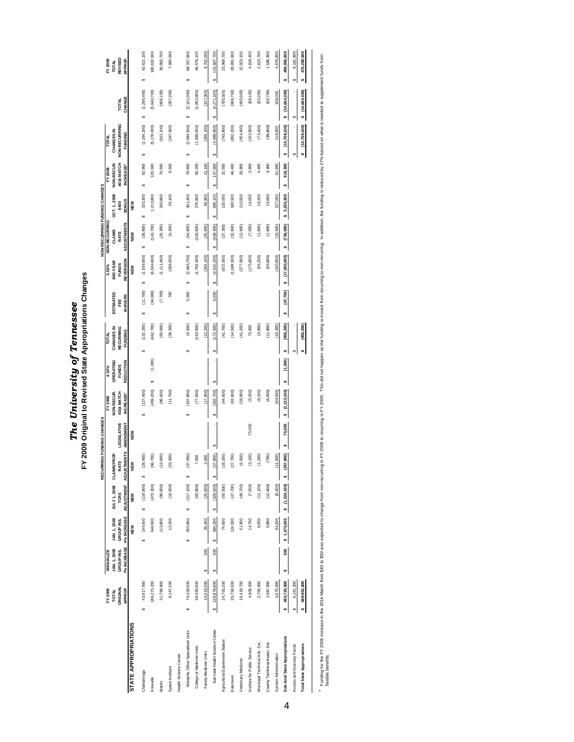# The University of Tennessee

## FY 2009 Original to Revised State Appropriations Changes

| | FY 2009 TOTAL ORIGINAL APPROP. | ANNUALIZE JAN. 1, 2008 GROUP INS. 7% INCREASE | JAN. 1, 2009 GROUP INS. 4% INCREASE | JULY 1, 2008 TCRS ADJUSTMENT | CLAIMS/PROP. RATE ADJUSTMENTS | LEGISLATIVE AMENDMENT | FY 2008 NON-RECUR. 401k MATCH INCREASE* | 4.10% OPERATING FUNDS REDUCTION | TOTAL CHANGES IN RECURRING FUNDING | ESTIMATED FEE WAIVERS | 3.53% MID-YEAR FUNDS REVERSION | NON-RECURRING CLAIMS RATE ADJUSTMENTS | OCT. 1, 2008 $400 BONUS | FY 2008 NON-RECUR. 401k MATCH INCREASE* | TOTAL CHANGES IN NON-RECURRING FUNDING | TOTAL CHANGE | FY 2009 TOTAL REVISED APPROP. |
|---|---|---|---|---|---|---|---|---|---|---|---|---|---|---|---|---|---|
| | | | RECURRING FUNDING CHANGES | | | | | | | | NON-RECURRING FUNDING CHANGES | | | | | | |
| | | | NEW | NEW | NEW | NEW | | | | | NEW | NEW | NEW | | | | |
| **STATE APPROPRIATIONS** | | | | | | | | | | | | | | | | | |
| Chattanooga | $ 43,917,500 | | $ 144,500 | $ (119,900) | $ (29,400) | | $ (127,400) | | $ (132,200) | $ (11,700) | $ (1,539,900) | $ (38,800) | $ 333,300 | $ 92,900 | $ (1,164,200) | $ (1,296,400) | $ 42,621,100 |
| Knoxville | 186,273,200 | | 546,500 | (472,300) | (96,700) | | (439,200) | $ (1,000) | (462,700) | (34,000) | (6,534,600) | (143,700) | 1,213,800 | 320,500 | (5,178,000) | (5,640,700) | 180,632,500 |
| Martin | 31,798,800 | | 113,800 | (96,600) | (13,600) | | (96,600) | | (93,000) | (7,700) | (1,111,400) | (25,300) | 260,800 | 70,500 | (813,100) | (906,100) | 30,892,700 |
| Space Institute | 8,147,200 | | 12,200 | (16,500) | (23,300) | | (11,700) | | (39,300) | 700 | (286,000) | (6,200) | 35,100 | 8,500 | (247,900) | (287,200) | 7,860,000 |
| Health Science Center | | | | | | | | | | | | | | | | | |
| Memphis Other Specialized Units | $ 70,428,600 | | $ 355,800 | $ (217,100) | $ (37,400) | | $ (107,800) | | $ (6,500) | $ 5,000 | $ (2,484,700) | $ (54,800) | $ 361,400 | $ 78,600 | $ (2,094,500) | $ (2,101,000) | $ 68,327,600 |
| College of Medicine Units | 48,430,900 | | | (83,800) | 7,000 | | (77,000) | | (153,800) | | (1,703,400) | (328,600) | 276,800 | 56,200 | (1,699,000) | (1,852,800) | 46,578,100 |
| Family Medicine Units | 10,019,300 | $ 300 | 28,400 | (25,600) | 2,600 | | (17,900) | | (12,200) | | (353,100) | (25,000) | 59,900 | 13,100 | (305,100) | (317,300) | 9,702,000 |
| Sub-total Health Science Center | $ 128,878,800 | $ 300 | $ 384,200 | $ (326,500) | $ (27,800) | $ - | $ (202,700) | $ - | $ (172,500) | $ 5,000 | $ (4,541,200) | $ (408,400) | $ 698,100 | $ 147,900 | $ (4,098,600) | $ (4,271,100) | $ 124,607,700 |
| Agricultural Experiment Station | 24,755,200 | | 74,600 | (55,500) | (16,200) | | (44,600) | | (41,700) | | (872,000) | (37,300) | 133,000 | 32,500 | (743,800) | (785,500) | 23,969,700 |
| Extension | 29,758,300 | | 124,500 | (47,700) | (27,700) | | (63,600) | | (14,500) | | (1,049,500) | (32,600) | 183,500 | 46,400 | (852,200) | (866,700) | 28,891,600 |
| Veterinary Medicine | 16,418,700 | | 51,900 | (49,700) | (6,500) | | (36,900) | | (41,200) | | (577,900) | (13,900) | 110,500 | 26,900 | (454,400) | (495,600) | 15,923,100 |
| Institute for Public Service | 4,908,500 | | 14,700 | (7,500) | (3,100) | 75,000 | (5,300) | | 73,800 | | (175,800) | (7,000) | 16,000 | 3,900 | (162,900) | (89,100) | 4,819,400 |
| Municipal Technical Adv. Svc. | 2,706,900 | | 8,600 | (11,100) | (1,200) | | (6,100) | | (9,800) | | (95,200) | (1,800) | 19,200 | 4,400 | (73,400) | (83,200) | 2,623,700 |
| County Technical Assist. Svc. | 1,587,000 | | 5,800 | (12,400) | (700) | | (4,500) | | (11,800) | | (55,600) | (1,600) | 15,000 | 3,300 | (38,900) | (50,700) | 1,536,300 |
| System Administration | 4,570,800 | | 94,200 | (8,400) | (11,600) | | (84,500) | | (10,300) | | (160,900) | (19,400) | 237,000 | 61,600 | 118,300 | 108,000 | 4,678,800 |
| **Sub-total State Appropriations** | $ 483,720,900 | $ 300 | $ 1,575,500 | $ (1,224,100) | $ (257,800) | $ 75,000 | $ (1,123,100) | $ (1,000) | $ (955,200) | $ (47,700) | $ (17,000,000) | $ (736,000) | $ 3,255,300 | $ 819,300 | $ (13,709,100) | $ (14,664,300) | $ 469,056,600 |
| Access and Diversity Funds | $ 6,181,900 | | | | | | | | $ - | | | | | | $ - | $ - | $ 6,181,900 |
| **Total State Appropriations** | $ 489,902,800 | | | | | | | | $ (955,200) | | | | | | $ (13,709,100) | $ (14,664,300) | $ 475,238,500 |

* Funding for the FY 2008 increase in the 401k Match from $40 to $50 was expected to change from non-recurring in FY 2008 to recurring in FY 2009. This did not happen so the funding is moved from recurring to non-recurring. In addition, the funding is reduced by 27% based on what is needed to supplement funds from flexible benefits.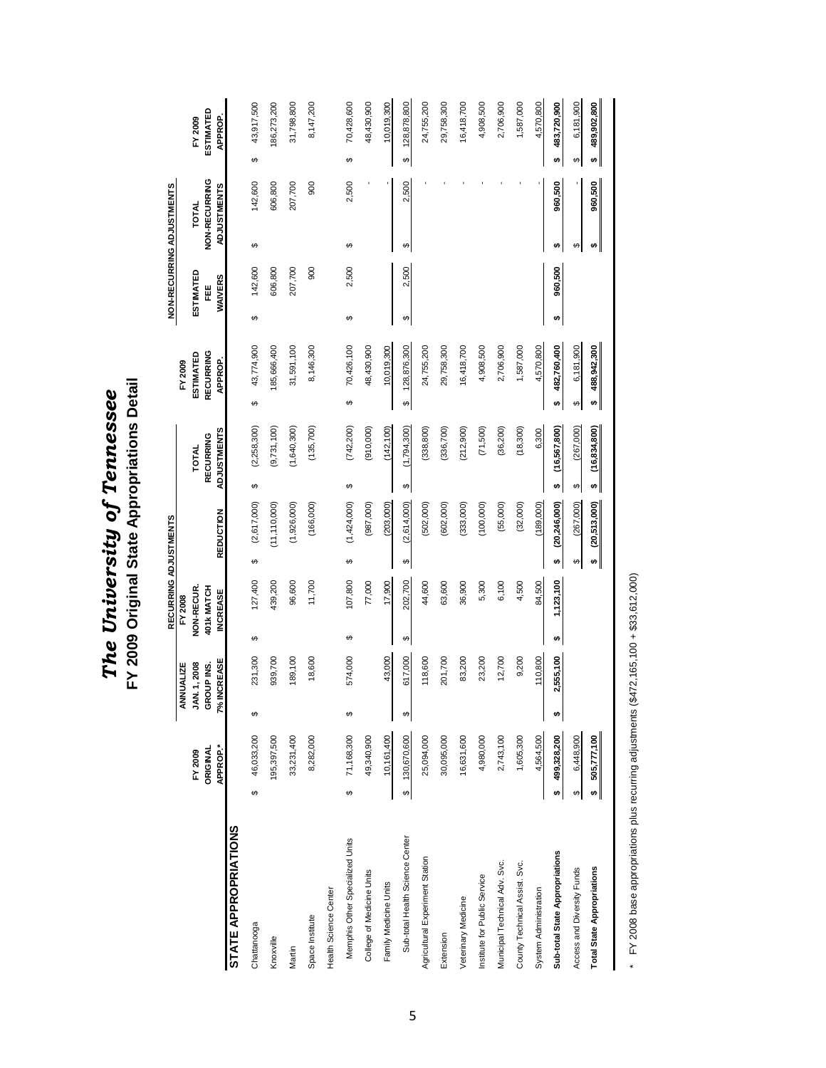# *The University of Tennessee*

## FY 2009 Original State Appropriations Detail

| | FY 2009 ORIGINAL APPROP.* | RECURRING ADJUSTMENTS: ANNUALIZE JAN. 1, 2008 GROUP INS. 7% INCREASE | RECURRING ADJUSTMENTS: FY 2008 NON-RECUR. 401k MATCH INCREASE | RECURRING ADJUSTMENTS: REDUCTION | RECURRING ADJUSTMENTS: TOTAL RECURRING ADJUSTMENTS | FY 2009 ESTIMATED RECURRING APPROP. | NON-RECURRING ADJUSTMENTS: ESTIMATED FEE WAIVERS | NON-RECURRING ADJUSTMENTS: TOTAL NON-RECURRING ADJUSTMENTS | FY 2009 ESTIMATED APPROP. |
|---|---|---|---|---|---|---|---|---|---|
| **STATE APPROPRIATIONS** | | | | | | | | | |
| Chattanooga | $ 46,033,200 | $ 231,300 | $ 127,400 | $ (2,617,000) | $ (2,258,300) | $ 43,774,900 | $ 142,600 | $ 142,600 | $ 43,917,500 |
| Knoxville | 195,397,500 | 939,700 | 439,200 | (11,110,000) | (9,731,100) | 185,666,400 | 606,800 | 606,800 | 186,273,200 |
| Martin | 33,231,400 | 189,100 | 96,600 | (1,926,000) | (1,640,300) | 31,591,100 | 207,700 | 207,700 | 31,798,800 |
| Space Institute | 8,282,000 | 18,600 | 11,700 | (166,000) | (135,700) | 8,146,300 | 900 | 900 | 8,147,200 |
| Health Science Center | | | | | | | | | |
| Memphis Other Specialized Units | $ 71,168,300 | $ 574,000 | $ 107,800 | $ (1,424,000) | $ (742,200) | $ 70,426,100 | $ 2,500 | $ 2,500 | $ 70,428,600 |
| College of Medicine Units | 49,340,900 | | 77,000 | (987,000) | (910,000) | 48,430,900 | | - | 48,430,900 |
| Family Medicine Units | 10,161,400 | 43,000 | 17,900 | (203,000) | (142,100) | 10,019,300 | | - | 10,019,300 |
| Sub-total Health Science Center | $ 130,670,600 | $ 617,000 | $ 202,700 | $ (2,614,000) | $ (1,794,300) | $ 128,876,300 | $ 2,500 | $ 2,500 | $ 128,878,800 |
| Agricultural Experiment Station | 25,094,000 | 118,600 | 44,600 | (502,000) | (338,800) | 24,755,200 | | - | 24,755,200 |
| Extension | 30,095,000 | 201,700 | 63,600 | (602,000) | (336,700) | 29,758,300 | | - | 29,758,300 |
| Veterinary Medicine | 16,631,600 | 83,200 | 36,900 | (333,000) | (212,900) | 16,418,700 | | - | 16,418,700 |
| Institute for Public Service | 4,980,000 | 23,200 | 5,300 | (100,000) | (71,500) | 4,908,500 | | - | 4,908,500 |
| Municipal Technical Adv. Svc. | 2,743,100 | 12,700 | 6,100 | (55,000) | (36,200) | 2,706,900 | | - | 2,706,900 |
| County Technical Assist. Svc. | 1,605,300 | 9,200 | 4,500 | (32,000) | (18,300) | 1,587,000 | | - | 1,587,000 |
| System Administration | 4,564,500 | 110,800 | 84,500 | (189,000) | 6,300 | 4,570,800 | | - | 4,570,800 |
| **Sub-total State Appropriations** | **$ 499,328,200** | **$ 2,555,100** | **$ 1,123,100** | **$ (20,246,000)** | **$ (16,567,800)** | **$ 482,760,400** | **$ 960,500** | **$ 960,500** | **$ 483,720,900** |
| Access and Diversity Funds | $ 6,448,900 | | | $ (267,000) | $ (267,000) | $ 6,181,900 | | $ - | $ 6,181,900 |
| **Total State Appropriations** | **$ 505,777,100** | | | **$ (20,513,000)** | **$ (16,834,800)** | **$ 488,942,300** | | **$ 960,500** | **$ 489,902,800** |

\* FY 2008 base appropriations plus recurring adjustments ($472,165,100 + $33,612,000)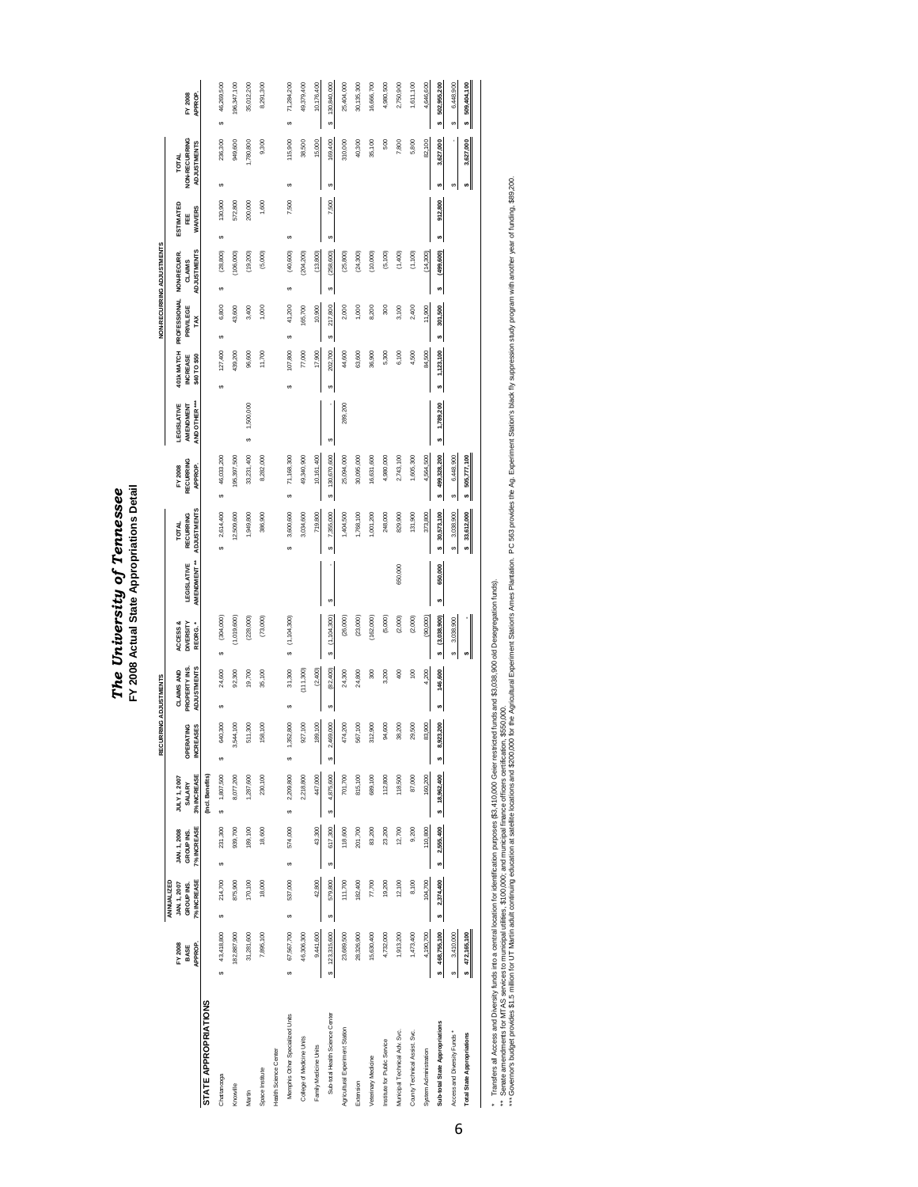# *The University of Tennessee*

## FY 2008 Actual State Appropriations Detail

| | FY 2008 BASE APPROP. | RECURRING ADJUSTMENTS: ANNUALIZED JAN. 1, 2007 GROUP INS. 7% INCREASE | JAN. 1, 2008 GROUP INS. 7% INCREASE | JULY 1, 2007 SALARY 3% INCREASE (Incl. Benefits) | OPERATING INCREASES | CLAIMS AND PROPERTY INS. ADJUSTMENTS | ACCESS & DIVERSITY REORG. * | LEGISLATIVE AMENDMENT ** | TOTAL RECURRING ADJUSTMENTS | FY 2008 RECURRING APPROP. | NON-RECURRING ADJUSTMENTS: LEGISLATIVE AMENDMENT AND OTHER *** | 401(k) MATCH INCREASE $40 TO $50 | PROFESSIONAL PRIVILEGE TAX | NONRECURR. CLAIMS ADJUSTMENTS | ESTIMATED FEE WAIVERS | TOTAL NON-RECURRING ADJUSTMENTS | FY 2008 APPROP. |
|---|---|---|---|---|---|---|---|---|---|---|---|---|---|---|---|---|---|
| **STATE APPROPRIATIONS** | | | | | | | | | | | | | | | | | |
| Chattanooga | $ 43,418,800 | $ 214,700 | $ 231,300 | $ 1,807,500 | $ 640,300 | $ 24,600 | $ (304,000) | | $ 2,614,400 | $ 46,033,200 | | $ 127,400 | $ 6,800 | $ (28,800) | $ 130,900 | $ 236,300 | $ 46,269,500 |
| Knoxville | 182,887,900 | 875,900 | 939,700 | 8,077,200 | 3,544,100 | 92,300 | (1,019,600) | | 12,509,600 | 195,397,500 | | 439,200 | 43,600 | (106,000) | 572,800 | 949,600 | 196,347,100 |
| Martin | 31,281,600 | 170,100 | 189,100 | 1,287,600 | 511,300 | 19,700 | (228,000) | | 1,949,800 | 33,231,400 | $ 1,500,000 | 96,600 | 3,400 | (19,200) | 200,000 | 1,780,800 | 35,012,200 |
| Space Institute | 7,895,100 | 18,000 | 18,600 | 230,100 | 158,100 | 35,100 | (73,000) | | 386,900 | 8,282,000 | | 11,700 | 1,000 | (5,000) | 1,600 | 9,300 | 8,291,300 |
| Health Science Center | | | | | | | | | | | | | | | | | |
| Memphis Other Specialized Units | $ 67,567,700 | $ 537,000 | $ 574,000 | $ 2,209,800 | $ 1,352,800 | $ 31,300 | $ (1,104,300) | | $ 3,600,600 | $ 71,168,300 | | $ 107,800 | $ 41,200 | $ (40,600) | $ 7,500 | $ 115,900 | $ 71,284,200 |
| College of Medicine Units | 46,306,300 | | | 2,218,800 | 927,100 | (111,300) | | | 3,034,600 | 49,340,900 | | 77,000 | 165,700 | (204,200) | | 38,500 | 49,379,400 |
| Family Medicine Units | 9,441,600 | 42,800 | 43,300 | 447,000 | 189,100 | (2,400) | | | 719,800 | 10,161,400 | | 17,900 | 10,900 | (13,800) | | 15,000 | 10,176,400 |
| Sub-total Health Science Center | $ 123,315,600 | $ 579,800 | $ 617,300 | $ 4,875,600 | $ 2,469,000 | $ (82,400) | $ (1,104,300) | $ - | $ 7,355,000 | $ 130,670,600 | $ - | $ 202,700 | $ 217,800 | $ (258,600) | $ 7,500 | $ 169,400 | $ 130,840,000 |
| Agricultural Experiment Station | 23,689,500 | 111,700 | 118,600 | 701,700 | 474,200 | 24,300 | (26,000) | | 1,404,500 | 25,094,000 | 289,200 | 44,600 | 2,000 | (25,800) | | 310,000 | 25,404,000 |
| Extension | 28,326,900 | 182,400 | 201,700 | 815,100 | 567,100 | 24,600 | (23,000) | | 1,768,100 | 30,095,000 | | 63,600 | 1,000 | (24,300) | | 40,300 | 30,135,300 |
| Veterinary Medicine | 15,630,400 | 77,700 | 83,200 | 689,100 | 312,900 | 300 | (162,000) | | 1,001,200 | 16,631,600 | | 36,900 | 8,200 | (10,000) | | 35,100 | 16,666,700 |
| Institute for Public Service | 4,732,000 | 19,200 | 23,200 | 112,800 | 94,600 | 3,200 | (5,000) | | 248,000 | 4,980,000 | | 5,300 | 300 | (5,100) | | 500 | 4,980,500 |
| Municipal Technical Adv. Svc. | 1,913,200 | 12,100 | 12,700 | 118,500 | 38,200 | 400 | (2,000) | 650,000 | 829,900 | 2,743,100 | | 6,100 | 3,100 | (1,400) | | 7,800 | 2,750,900 |
| County Technical Assist. Svc. | 1,473,400 | 8,100 | 9,200 | 87,000 | 29,500 | 100 | (2,000) | | 131,900 | 1,605,300 | | 4,500 | 2,400 | (1,100) | | 5,800 | 1,611,100 |
| System Administration | 4,190,700 | 104,700 | 110,800 | 160,200 | 83,900 | 4,200 | (90,000) | | 373,800 | 4,564,500 | | 84,500 | 11,900 | (14,300) | | 82,100 | 4,646,600 |
| **Sub-total State Appropriations** | **$ 468,755,100** | **$ 2,374,400** | **$ 2,555,400** | **$ 18,962,400** | **$ 8,923,200** | **$ 146,600** | **$ (3,038,900)** | **$ 650,000** | **$ 30,573,100** | **$ 499,328,200** | **$ 1,789,200** | **$ 1,123,100** | **$ 301,500** | **$ (499,600)** | **$ 912,800** | **$ 3,627,000** | **$ 502,955,200** |
| Access and Diversity Funds * | $ 3,410,000 | | | | | | $ 3,038,900 | | $ 3,038,900 | $ 6,448,900 | | | | | | $ - | $ 6,448,900 |
| **Total State Appropriations** | **$ 472,165,100** | | | | | | **$ -** | | **$ 33,612,000** | **$ 505,777,100** | | | | | | **$ 3,627,000** | **$ 509,404,100** |

\* Transfers all Access and Diversity funds into a central location for identification purposes ($3,410,000 Geier restricted funds and $3,038,900 old Desegregation funds).
\*\* Senate amendments for MTAS services to municipal utilities, $100,000; and municipal finance officers certification, $550,000.
\*\*\* Governor's budget provides $1.5 million for UT Martin adult continuing education at satellite locations and $200,000 for the Agricultural Experiment Station's Ames Plantation. PC 563 provides the Ag. Experiment Station's black fly suppression study program with another year of funding, $89,200.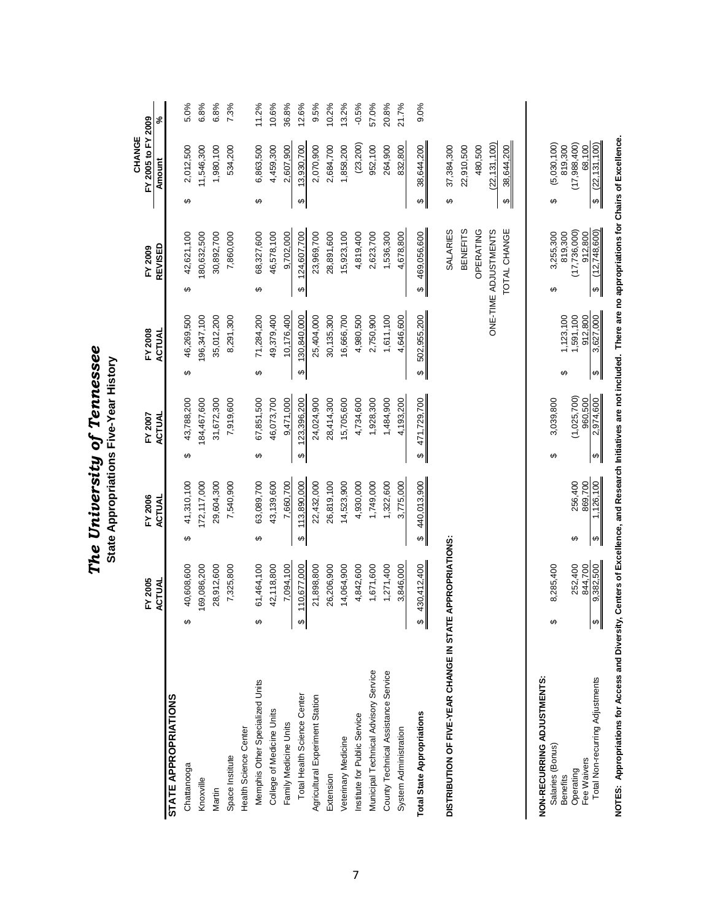# *The University of Tennessee*

## State Appropriations Five-Year History

| | FY 2005 ACTUAL | FY 2006 ACTUAL | FY 2007 ACTUAL | FY 2008 ACTUAL | FY 2009 REVISED | CHANGE FY 2005 to FY 2009 Amount | % |
|---|---|---|---|---|---|---|---|
| **STATE APPROPRIATIONS** | | | | | | | |
| Chattanooga | $ 40,608,600 | $ 41,310,100 | $ 43,788,200 | $ 46,269,500 | $ 42,621,100 | $ 2,012,500 | 5.0% |
| Knoxville | 169,086,200 | 172,117,000 | 184,467,600 | 196,347,100 | 180,632,500 | 11,546,300 | 6.8% |
| Martin | 28,912,600 | 29,604,300 | 31,672,300 | 35,012,200 | 30,892,700 | 1,980,100 | 6.8% |
| Space Institute | 7,325,800 | 7,540,900 | 7,919,600 | 8,291,300 | 7,860,000 | 534,200 | 7.3% |
| Health Science Center | | | | | | | |
| Memphis Other Specialized Units | $ 61,464,100 | $ 63,089,700 | $ 67,851,500 | $ 71,284,200 | $ 68,327,600 | $ 6,863,500 | 11.2% |
| College of Medicine Units | 42,118,800 | 43,139,600 | 46,073,700 | 49,379,400 | 46,578,100 | 4,459,300 | 10.6% |
| Family Medicine Units | 7,094,100 | 7,660,700 | 9,471,000 | 10,176,400 | 9,702,000 | 2,607,900 | 36.8% |
| Total Health Science Center | $ 110,677,000 | $ 113,890,000 | $ 123,396,200 | $ 130,840,000 | $ 124,607,700 | $ 13,930,700 | 12.6% |
| Agricultural Experiment Station | 21,898,800 | 22,432,000 | 24,024,900 | 25,404,000 | 23,969,700 | 2,070,900 | 9.5% |
| Extension | 26,206,900 | 26,819,100 | 28,414,300 | 30,135,300 | 28,891,600 | 2,684,700 | 10.2% |
| Veterinary Medicine | 14,064,900 | 14,523,900 | 15,705,600 | 16,666,700 | 15,923,100 | 1,858,200 | 13.2% |
| Institute for Public Service | 4,842,600 | 4,930,000 | 4,734,600 | 4,980,500 | 4,819,400 | (23,200) | -0.5% |
| Municipal Technical Advisory Service | 1,671,600 | 1,749,000 | 1,928,300 | 2,750,900 | 2,623,700 | 952,100 | 57.0% |
| County Technical Assistance Service | 1,271,400 | 1,322,600 | 1,484,900 | 1,611,100 | 1,536,300 | 264,900 | 20.8% |
| System Administration | 3,846,000 | 3,775,000 | 4,193,200 | 4,646,600 | 4,678,800 | 832,800 | 21.7% |
| **Total State Appropriations** | $ 430,412,400 | $ 440,013,900 | $ 471,729,700 | $ 502,955,200 | $ 469,056,600 | $ 38,644,200 | 9.0% |

**DISTRIBUTION OF FIVE-YEAR CHANGE IN STATE APPROPRIATIONS:**

| | Amount |
|---|---|
| SALARIES | $ 37,384,300 |
| BENEFITS | 22,910,500 |
| OPERATING | 480,500 |
| ONE-TIME ADJUSTMENTS | (22,131,100) |
| TOTAL CHANGE | $ 38,644,200 |

| **NON-RECURRING ADJUSTMENTS:** | FY 2005 ACTUAL | FY 2006 ACTUAL | FY 2007 ACTUAL | FY 2008 ACTUAL | FY 2009 REVISED | CHANGE FY 2005 to FY 2009 Amount |
|---|---|---|---|---|---|---|
| Salaries (Bonus) | $ 8,285,400 | | $ 3,039,800 | | $ 3,255,300 | $ (5,030,100) |
| Benefits | | | | $ 1,123,100 | 819,300 | 819,300 |
| Operating | 252,400 | $ 256,400 | (1,025,700) | 1,591,100 | (17,736,000) | (17,988,400) |
| Fee Waivers | 844,700 | 869,700 | 960,500 | 912,800 | 912,800 | 68,100 |
| Total Non-recurring Adjustments | $ 9,382,500 | $ 1,126,100 | $ 2,974,600 | $ 3,627,000 | $ (12,748,600) | $ (22,131,100) |

**NOTES: Appropriations for Access and Diversity, Centers of Excellence, and Research Initiatives are not included. There are no appropriations for Chairs of Excellence.**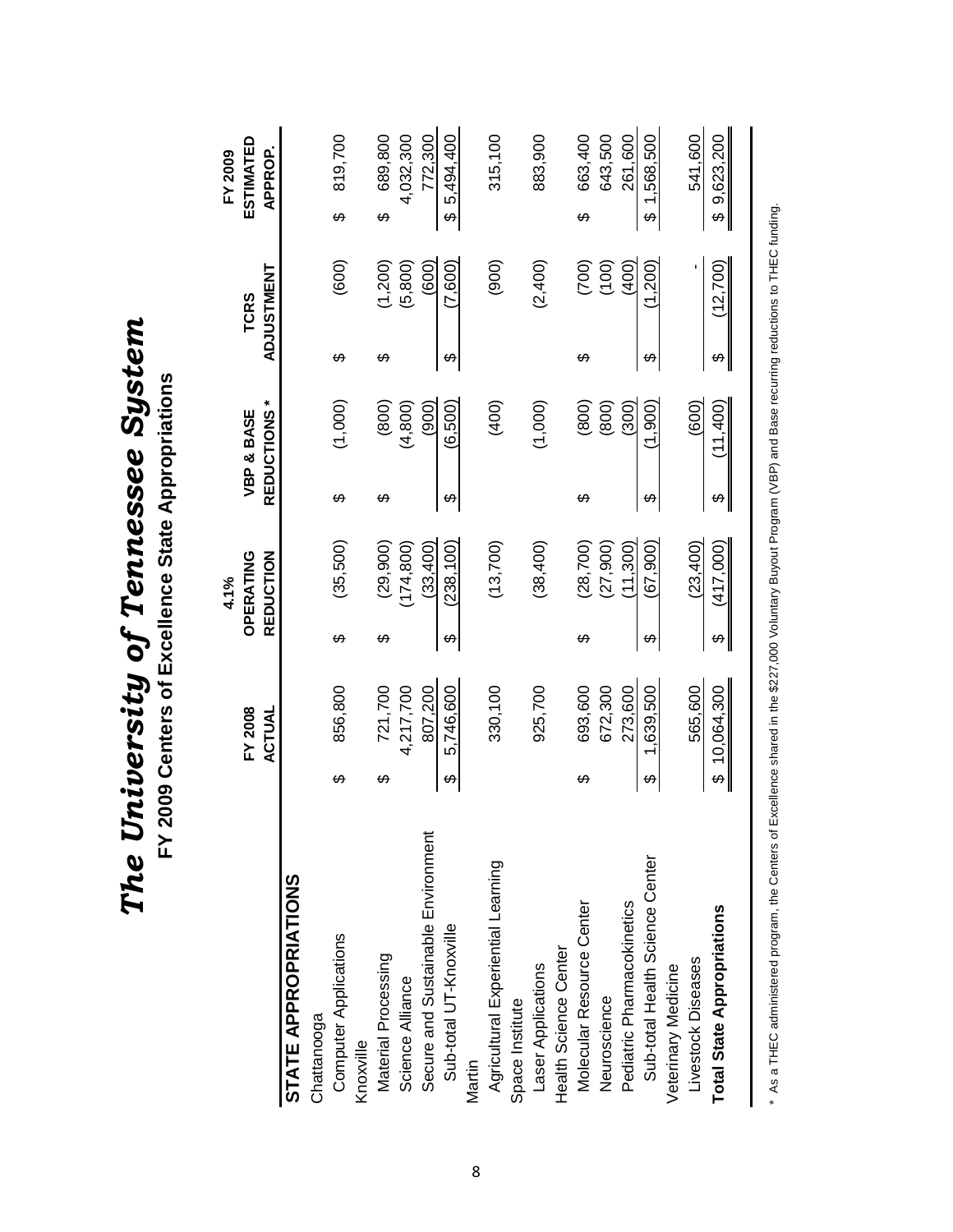# *The University of Tennessee System*

## FY 2009 Centers of Excellence State Appropriations

| | FY 2008 ACTUAL | 4.1% OPERATING REDUCTION | VBP & BASE REDUCTIONS * | TCRS ADJUSTMENT | FY 2009 ESTIMATED APPROP. |
|---|---|---|---|---|---|
| **STATE APPROPRIATIONS** | | | | | |
| Chattanooga | | | | | |
| Computer Applications | $ 856,800 | $ (35,500) | $ (1,000) | $ (600) | $ 819,700 |
| Knoxville | | | | | |
| Material Processing | $ 721,700 | $ (29,900) | $ (800) | $ (1,200) | $ 689,800 |
| Science Alliance | 4,217,700 | (174,800) | (4,800) | (5,800) | 4,032,300 |
| Secure and Sustainable Environment | 807,200 | (33,400) | (900) | (600) | 772,300 |
| Sub-total UT-Knoxville | $ 5,746,600 | $ (238,100) | $ (6,500) | $ (7,600) | $ 5,494,400 |
| Martin | | | | | |
| Agricultural Experiential Learning | 330,100 | (13,700) | (400) | (900) | 315,100 |
| Space Institute | | | | | |
| Laser Applications | 925,700 | (38,400) | (1,000) | (2,400) | 883,900 |
| Health Science Center | | | | | |
| Molecular Resource Center | $ 693,600 | $ (28,700) | $ (800) | $ (700) | $ 663,400 |
| Neuroscience | 672,300 | (27,900) | (800) | (100) | 643,500 |
| Pediatric Pharmacokinetics | 273,600 | (11,300) | (300) | (400) | 261,600 |
| Sub-total Health Science Center | $ 1,639,500 | $ (67,900) | $ (1,900) | $ (1,200) | $ 1,568,500 |
| Veterinary Medicine | | | | | |
| Livestock Diseases | 565,600 | (23,400) | (600) | - | 541,600 |
| **Total State Appropriations** | $ 10,064,300 | $ (417,000) | $ (11,400) | $ (12,700) | $ 9,623,200 |

\* As a THEC administered program, the Centers of Excellence shared in the $227,000 Voluntary Buyout Program (VBP) and Base recurring reductions to THEC funding.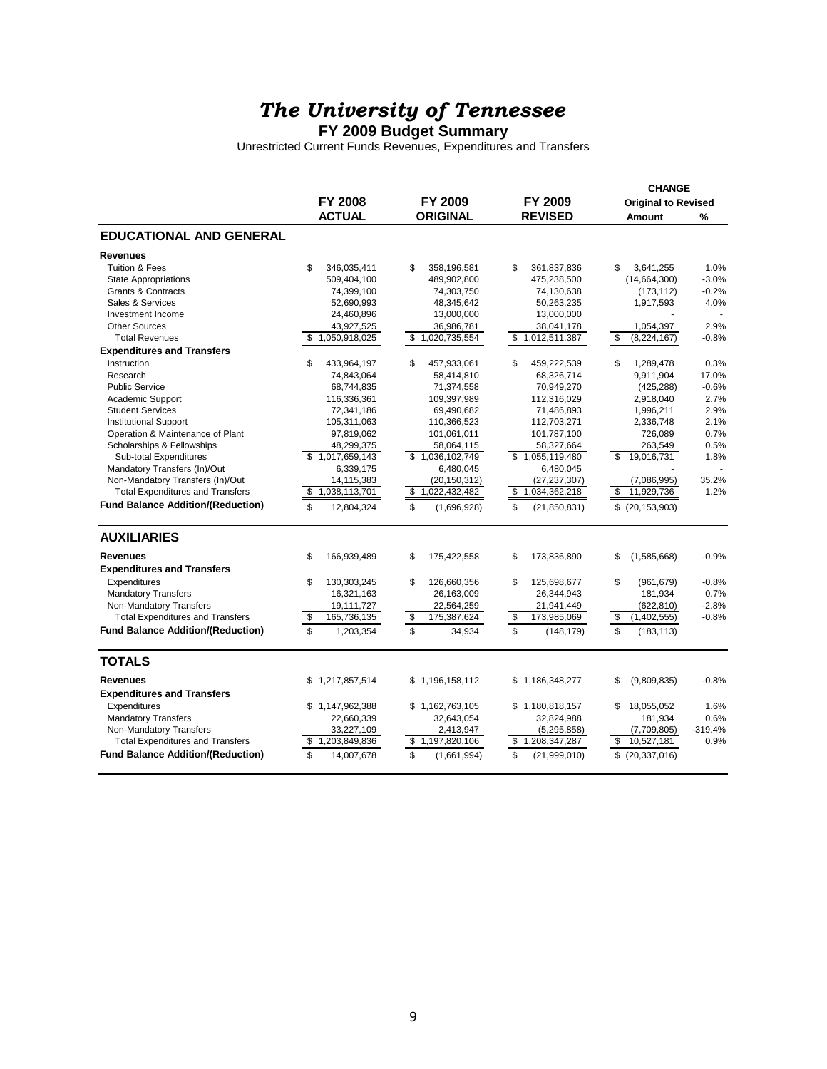# *The University of Tennessee*

**FY 2009 Budget Summary**

Unrestricted Current Funds Revenues, Expenditures and Transfers

| | FY 2008 ACTUAL | FY 2009 ORIGINAL | FY 2009 REVISED | CHANGE Original to Revised Amount | % |
|---|---|---|---|---|---|
| **EDUCATIONAL AND GENERAL** | | | | | |
| **Revenues** | | | | | |
| Tuition & Fees | $ 346,035,411 | $ 358,196,581 | $ 361,837,836 | $ 3,641,255 | 1.0% |
| State Appropriations | 509,404,100 | 489,902,800 | 475,238,500 | (14,664,300) | -3.0% |
| Grants & Contracts | 74,399,100 | 74,303,750 | 74,130,638 | (173,112) | -0.2% |
| Sales & Services | 52,690,993 | 48,345,642 | 50,263,235 | 1,917,593 | 4.0% |
| Investment Income | 24,460,896 | 13,000,000 | 13,000,000 | - | - |
| Other Sources | 43,927,525 | 36,986,781 | 38,041,178 | 1,054,397 | 2.9% |
| Total Revenues | $ 1,050,918,025 | $ 1,020,735,554 | $ 1,012,511,387 | $ (8,224,167) | -0.8% |
| **Expenditures and Transfers** | | | | | |
| Instruction | $ 433,964,197 | $ 457,933,061 | $ 459,222,539 | $ 1,289,478 | 0.3% |
| Research | 74,843,064 | 58,414,810 | 68,326,714 | 9,911,904 | 17.0% |
| Public Service | 68,744,835 | 71,374,558 | 70,949,270 | (425,288) | -0.6% |
| Academic Support | 116,336,361 | 109,397,989 | 112,316,029 | 2,918,040 | 2.7% |
| Student Services | 72,341,186 | 69,490,682 | 71,486,893 | 1,996,211 | 2.9% |
| Institutional Support | 105,311,063 | 110,366,523 | 112,703,271 | 2,336,748 | 2.1% |
| Operation & Maintenance of Plant | 97,819,062 | 101,061,011 | 101,787,100 | 726,089 | 0.7% |
| Scholarships & Fellowships | 48,299,375 | 58,064,115 | 58,327,664 | 263,549 | 0.5% |
| Sub-total Expenditures | $ 1,017,659,143 | $ 1,036,102,749 | $ 1,055,119,480 | $ 19,016,731 | 1.8% |
| Mandatory Transfers (In)/Out | 6,339,175 | 6,480,045 | 6,480,045 | - | - |
| Non-Mandatory Transfers (In)/Out | 14,115,383 | (20,150,312) | (27,237,307) | (7,086,995) | 35.2% |
| Total Expenditures and Transfers | $ 1,038,113,701 | $ 1,022,432,482 | $ 1,034,362,218 | $ 11,929,736 | 1.2% |
| **Fund Balance Addition/(Reduction)** | $ 12,804,324 | $ (1,696,928) | $ (21,850,831) | $ (20,153,903) | |
| **AUXILIARIES** | | | | | |
| **Revenues** | $ 166,939,489 | $ 175,422,558 | $ 173,836,890 | $ (1,585,668) | -0.9% |
| **Expenditures and Transfers** | | | | | |
| Expenditures | $ 130,303,245 | $ 126,660,356 | $ 125,698,677 | $ (961,679) | -0.8% |
| Mandatory Transfers | 16,321,163 | 26,163,009 | 26,344,943 | 181,934 | 0.7% |
| Non-Mandatory Transfers | 19,111,727 | 22,564,259 | 21,941,449 | (622,810) | -2.8% |
| Total Expenditures and Transfers | $ 165,736,135 | $ 175,387,624 | $ 173,985,069 | $ (1,402,555) | -0.8% |
| **Fund Balance Addition/(Reduction)** | $ 1,203,354 | $ 34,934 | $ (148,179) | $ (183,113) | |
| **TOTALS** | | | | | |
| **Revenues** | $ 1,217,857,514 | $ 1,196,158,112 | $ 1,186,348,277 | $ (9,809,835) | -0.8% |
| **Expenditures and Transfers** | | | | | |
| Expenditures | $ 1,147,962,388 | $ 1,162,763,105 | $ 1,180,818,157 | $ 18,055,052 | 1.6% |
| Mandatory Transfers | 22,660,339 | 32,643,054 | 32,824,988 | 181,934 | 0.6% |
| Non-Mandatory Transfers | 33,227,109 | 2,413,947 | (5,295,858) | (7,709,805) | -319.4% |
| Total Expenditures and Transfers | $ 1,203,849,836 | $ 1,197,820,106 | $ 1,208,347,287 | $ 10,527,181 | 0.9% |
| **Fund Balance Addition/(Reduction)** | $ 14,007,678 | $ (1,661,994) | $ (21,999,010) | $ (20,337,016) | |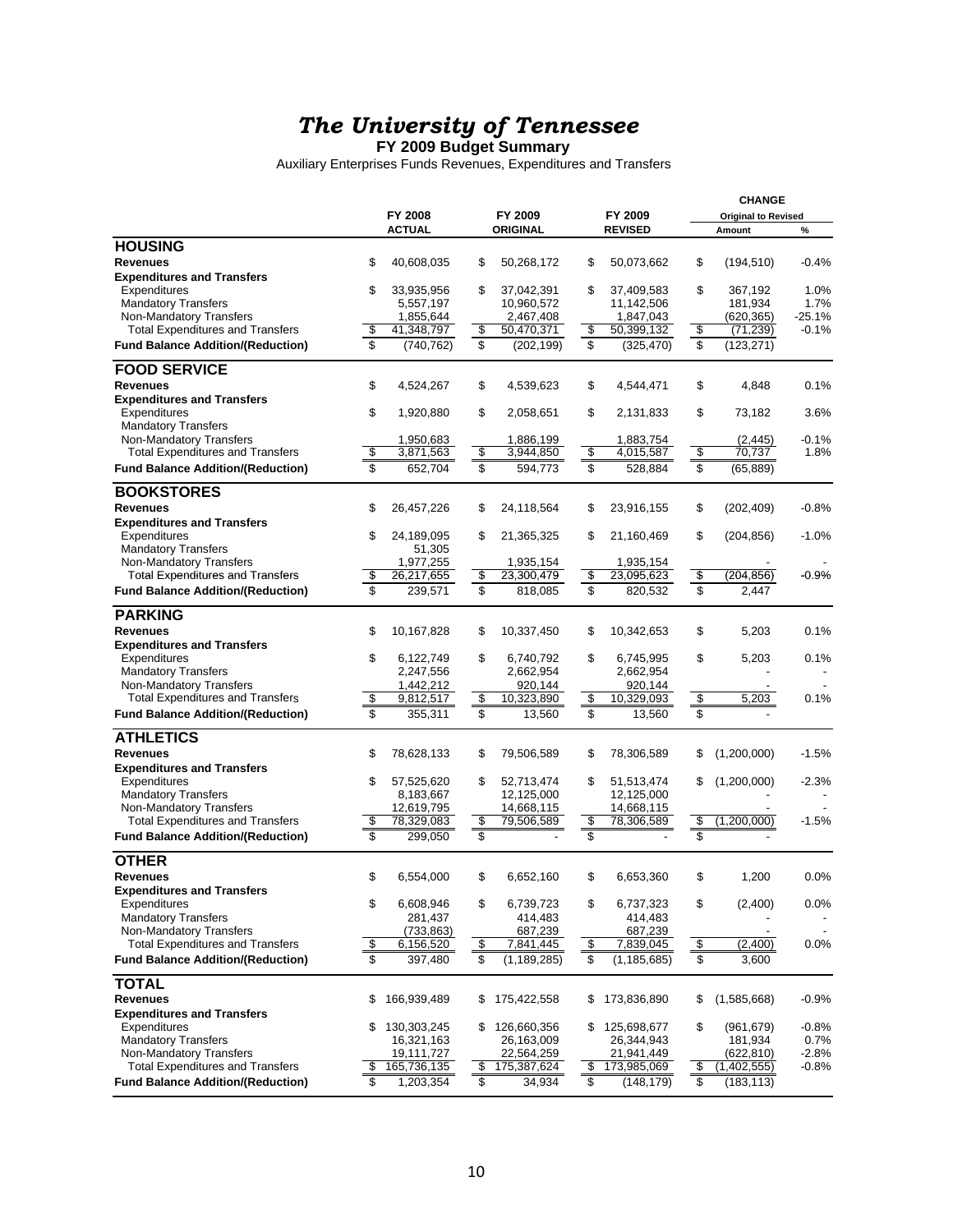# *The University of Tennessee*

**FY 2009 Budget Summary**

Auxiliary Enterprises Funds Revenues, Expenditures and Transfers

| | FY 2008 ACTUAL | FY 2009 ORIGINAL | FY 2009 REVISED | CHANGE Original to Revised Amount | % |
|---|---|---|---|---|---|
| **HOUSING** | | | | | |
| **Revenues** | $ 40,608,035 | $ 50,268,172 | $ 50,073,662 | $ (194,510) | -0.4% |
| **Expenditures and Transfers** | | | | | |
| Expenditures | $ 33,935,956 | $ 37,042,391 | $ 37,409,583 | $ 367,192 | 1.0% |
| Mandatory Transfers | 5,557,197 | 10,960,572 | 11,142,506 | 181,934 | 1.7% |
| Non-Mandatory Transfers | 1,855,644 | 2,467,408 | 1,847,043 | (620,365) | -25.1% |
| Total Expenditures and Transfers | $ 41,348,797 | $ 50,470,371 | $ 50,399,132 | $ (71,239) | -0.1% |
| **Fund Balance Addition/(Reduction)** | $ (740,762) | $ (202,199) | $ (325,470) | $ (123,271) | |
| **FOOD SERVICE** | | | | | |
| **Revenues** | $ 4,524,267 | $ 4,539,623 | $ 4,544,471 | $ 4,848 | 0.1% |
| **Expenditures and Transfers** | | | | | |
| Expenditures | $ 1,920,880 | $ 2,058,651 | $ 2,131,833 | $ 73,182 | 3.6% |
| Mandatory Transfers | | | | | |
| Non-Mandatory Transfers | 1,950,683 | 1,886,199 | 1,883,754 | (2,445) | -0.1% |
| Total Expenditures and Transfers | $ 3,871,563 | $ 3,944,850 | $ 4,015,587 | $ 70,737 | 1.8% |
| **Fund Balance Addition/(Reduction)** | $ 652,704 | $ 594,773 | $ 528,884 | $ (65,889) | |
| **BOOKSTORES** | | | | | |
| **Revenues** | $ 26,457,226 | $ 24,118,564 | $ 23,916,155 | $ (202,409) | -0.8% |
| **Expenditures and Transfers** | | | | | |
| Expenditures | $ 24,189,095 | $ 21,365,325 | $ 21,160,469 | $ (204,856) | -1.0% |
| Mandatory Transfers | 51,305 | | | | |
| Non-Mandatory Transfers | 1,977,255 | 1,935,154 | 1,935,154 | - | - |
| Total Expenditures and Transfers | $ 26,217,655 | $ 23,300,479 | $ 23,095,623 | $ (204,856) | -0.9% |
| **Fund Balance Addition/(Reduction)** | $ 239,571 | $ 818,085 | $ 820,532 | $ 2,447 | |
| **PARKING** | | | | | |
| **Revenues** | $ 10,167,828 | $ 10,337,450 | $ 10,342,653 | $ 5,203 | 0.1% |
| **Expenditures and Transfers** | | | | | |
| Expenditures | $ 6,122,749 | $ 6,740,792 | $ 6,745,995 | $ 5,203 | 0.1% |
| Mandatory Transfers | 2,247,556 | 2,662,954 | 2,662,954 | - | - |
| Non-Mandatory Transfers | 1,442,212 | 920,144 | 920,144 | - | - |
| Total Expenditures and Transfers | $ 9,812,517 | $ 10,323,890 | $ 10,329,093 | $ 5,203 | 0.1% |
| **Fund Balance Addition/(Reduction)** | $ 355,311 | $ 13,560 | $ 13,560 | $ - | |
| **ATHLETICS** | | | | | |
| **Revenues** | $ 78,628,133 | $ 79,506,589 | $ 78,306,589 | $ (1,200,000) | -1.5% |
| **Expenditures and Transfers** | | | | | |
| Expenditures | $ 57,525,620 | $ 52,713,474 | $ 51,513,474 | $ (1,200,000) | -2.3% |
| Mandatory Transfers | 8,183,667 | 12,125,000 | 12,125,000 | - | - |
| Non-Mandatory Transfers | 12,619,795 | 14,668,115 | 14,668,115 | - | - |
| Total Expenditures and Transfers | $ 78,329,083 | $ 79,506,589 | $ 78,306,589 | $ (1,200,000) | -1.5% |
| **Fund Balance Addition/(Reduction)** | $ 299,050 | $ - | $ - | $ - | |
| **OTHER** | | | | | |
| **Revenues** | $ 6,554,000 | $ 6,652,160 | $ 6,653,360 | $ 1,200 | 0.0% |
| **Expenditures and Transfers** | | | | | |
| Expenditures | $ 6,608,946 | $ 6,739,723 | $ 6,737,323 | $ (2,400) | 0.0% |
| Mandatory Transfers | 281,437 | 414,483 | 414,483 | - | - |
| Non-Mandatory Transfers | (733,863) | 687,239 | 687,239 | - | - |
| Total Expenditures and Transfers | $ 6,156,520 | $ 7,841,445 | $ 7,839,045 | $ (2,400) | 0.0% |
| **Fund Balance Addition/(Reduction)** | $ 397,480 | $ (1,189,285) | $ (1,185,685) | $ 3,600 | |
| **TOTAL** | | | | | |
| **Revenues** | $ 166,939,489 | $ 175,422,558 | $ 173,836,890 | $ (1,585,668) | -0.9% |
| **Expenditures and Transfers** | | | | | |
| Expenditures | $ 130,303,245 | $ 126,660,356 | $ 125,698,677 | $ (961,679) | -0.8% |
| Mandatory Transfers | 16,321,163 | 26,163,009 | 26,344,943 | 181,934 | 0.7% |
| Non-Mandatory Transfers | 19,111,727 | 22,564,259 | 21,941,449 | (622,810) | -2.8% |
| Total Expenditures and Transfers | $ 165,736,135 | $ 175,387,624 | $ 173,985,069 | $ (1,402,555) | -0.8% |
| **Fund Balance Addition/(Reduction)** | $ 1,203,354 | $ 34,934 | $ (148,179) | $ (183,113) | |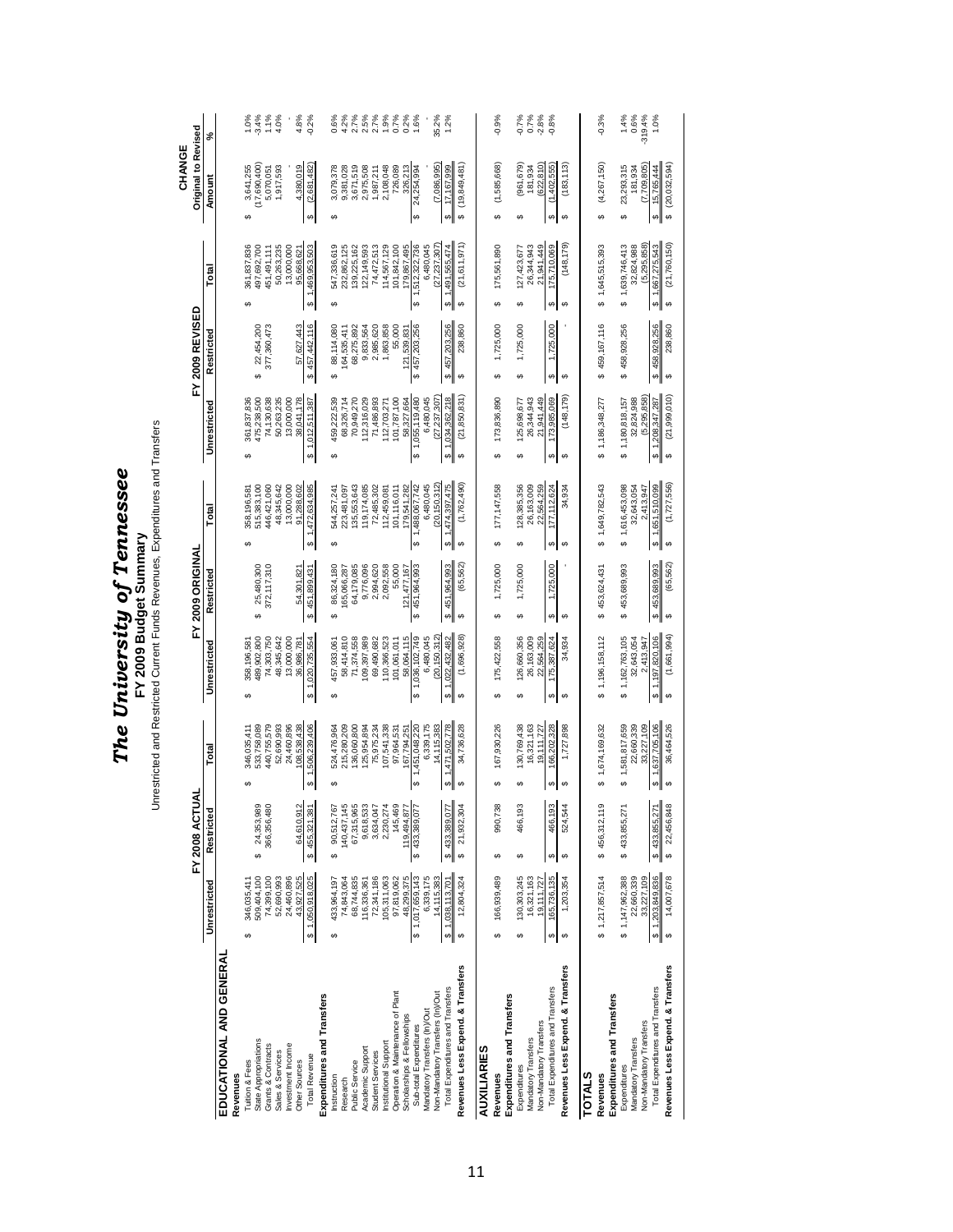# The University of Tennessee

## FY 2009 Budget Summary

Unrestricted and Restricted Current Funds Revenues, Expenditures and Transfers

| | FY 2008 ACTUAL | | | FY 2009 ORIGINAL | | | FY 2009 REVISED | | | CHANGE Original to Revised | |
|---|---|---|---|---|---|---|---|---|---|---|---|
| | Unrestricted | Restricted | Total | Unrestricted | Restricted | Total | Unrestricted | Restricted | Total | Amount | % |
| **EDUCATIONAL AND GENERAL** | | | | | | | | | | | |
| **Revenues** | | | | | | | | | | | |
| Tuition & Fees | $ 346,035,411 | | $ 346,035,411 | $ 358,196,581 | | $ 358,196,581 | $ 361,837,836 | | $ 361,837,836 | $ 3,641,255 | 1.0% |
| State Appropriations | 509,404,100 | $ 24,353,989 | 533,758,089 | 489,902,800 | $ 25,480,300 | 515,383,100 | 475,238,500 | $ 22,454,200 | 497,692,700 | (17,690,400) | -3.4% |
| Grants & Contracts | 74,399,100 | 366,356,480 | 440,755,579 | 74,303,750 | 372,117,310 | 446,421,060 | 74,130,638 | 377,360,473 | 451,491,111 | 5,070,051 | 1.1% |
| Sales & Services | 52,690,993 | | 52,690,993 | 48,345,642 | | 48,345,642 | 50,263,235 | | 50,263,235 | 1,917,593 | 4.0% |
| Investment Income | 24,460,896 | | 24,460,896 | 13,000,000 | | 13,000,000 | 13,000,000 | | 13,000,000 | - | - |
| Other Sources | 43,927,525 | 64,610,912 | 108,538,438 | 36,986,781 | 54,301,821 | 91,288,602 | 38,041,178 | 57,627,443 | 95,668,621 | 4,380,019 | 4.8% |
| Total Revenue | $ 1,050,918,025 | $ 455,321,381 | $ 1,506,239,406 | $ 1,020,735,554 | $ 451,899,431 | $ 1,472,634,985 | $ 1,012,511,387 | $ 457,442,116 | $ 1,469,953,503 | $ (2,681,482) | -0.2% |
| **Expenditures and Transfers** | | | | | | | | | | | |
| Instruction | $ 433,964,197 | $ 90,512,767 | $ 524,476,964 | $ 457,933,061 | $ 86,324,180 | $ 544,257,241 | $ 459,222,539 | $ 88,114,080 | $ 547,336,619 | $ 3,079,378 | 0.6% |
| Research | 74,843,064 | 140,437,145 | 215,280,209 | 58,414,810 | 165,066,287 | 223,481,097 | 68,326,714 | 164,535,411 | 232,862,125 | 9,381,028 | 4.2% |
| Public Service | 68,744,835 | 67,315,965 | 136,060,800 | 71,374,558 | 64,179,085 | 135,553,643 | 70,949,270 | 68,275,892 | 139,225,162 | 3,671,519 | 2.7% |
| Academic Support | 116,336,361 | 9,618,533 | 125,954,894 | 109,397,989 | 9,776,096 | 119,174,085 | 112,316,029 | 9,833,564 | 122,149,593 | 2,975,508 | 2.5% |
| Student Services | 72,341,186 | 3,634,047 | 75,975,234 | 69,490,682 | 2,994,620 | 72,485,302 | 71,486,893 | 2,985,620 | 74,472,513 | 1,987,211 | 2.7% |
| Institutional Support | 105,311,063 | 2,230,274 | 107,541,338 | 110,366,523 | 2,092,558 | 112,459,081 | 112,703,271 | 1,863,858 | 114,567,129 | 2,108,048 | 1.9% |
| Operation & Maintenance of Plant | 97,819,062 | 145,469 | 97,964,531 | 101,061,011 | 55,000 | 101,116,011 | 101,787,100 | 55,000 | 101,842,100 | 726,089 | 0.7% |
| Scholarships & Fellowships | 48,299,375 | 119,494,877 | 167,794,251 | 58,064,115 | 121,477,167 | 179,541,282 | 58,327,664 | 121,539,831 | 179,867,495 | 326,213 | 0.2% |
| Sub-total Expenditures | $ 1,017,659,143 | $ 433,389,077 | $ 1,451,048,220 | $ 1,036,102,749 | $ 451,964,993 | $ 1,488,067,742 | $ 1,055,119,480 | $ 457,203,256 | $ 1,512,322,736 | $ 24,254,994 | 1.6% |
| Mandatory Transfers (In)/Out | 6,339,175 | | 6,339,175 | 6,480,045 | | 6,480,045 | 6,480,045 | | 6,480,045 | - | - |
| Non-Mandatory Transfers (In)/Out | 14,115,383 | | 14,115,383 | (20,150,312) | | (20,150,312) | (27,237,307) | | (27,237,307) | (7,086,995) | 35.2% |
| Total Expenditures and Transfers | $ 1,038,113,701 | $ 433,389,077 | $ 1,471,502,778 | $ 1,022,432,482 | $ 451,964,993 | $ 1,474,397,475 | $ 1,034,362,218 | $ 457,203,256 | $ 1,491,565,474 | $ 17,167,999 | 1.2% |
| **Revenues Less Expend. & Transfers** | $ 12,804,324 | $ 21,932,304 | $ 34,736,628 | $ (1,696,928) | $ (65,562) | $ (1,762,490) | $ (21,850,831) | $ 238,860 | $ (21,611,971) | $ (19,849,481) | |
| **AUXILIARIES** | | | | | | | | | | | |
| **Revenues** | $ 166,939,489 | $ 990,738 | $ 167,930,226 | $ 175,422,558 | $ 1,725,000 | $ 177,147,558 | $ 173,836,890 | $ 1,725,000 | $ 175,561,890 | $ (1,585,668) | -0.9% |
| **Expenditures and Transfers** | | | | | | | | | | | |
| Expenditures | $ 130,303,245 | $ 466,193 | $ 130,769,438 | $ 126,660,356 | $ 1,725,000 | $ 128,385,356 | $ 125,698,677 | $ 1,725,000 | $ 127,423,677 | $ (961,679) | -0.7% |
| Mandatory Transfers | 16,321,163 | | 16,321,163 | 26,163,009 | | 26,163,009 | 26,344,943 | | 26,344,943 | 181,934 | 0.7% |
| Non-Mandatory Transfers | 19,111,727 | | 19,111,727 | 22,564,259 | | 22,564,259 | 21,941,449 | | 21,941,449 | (622,810) | -2.8% |
| Total Expenditures and Transfers | $ 165,736,135 | $ 466,193 | $ 166,202,328 | $ 175,387,624 | $ 1,725,000 | $ 177,112,624 | $ 173,985,069 | $ 1,725,000 | $ 175,710,069 | $ (1,402,555) | -0.8% |
| **Revenues Less Expend. & Transfers** | $ 1,203,354 | $ 524,544 | $ 1,727,898 | $ 34,934 | $ - | $ 34,934 | $ (148,179) | $ - | $ (148,179) | $ (183,113) | |
| **TOTALS** | | | | | | | | | | | |
| **Revenues** | $ 1,217,857,514 | $ 456,312,119 | $ 1,674,169,632 | $ 1,196,158,112 | $ 453,624,431 | $ 1,649,782,543 | $ 1,186,348,277 | $ 459,167,116 | $ 1,645,515,393 | $ (4,267,150) | -0.3% |
| **Expenditures and Transfers** | | | | | | | | | | | |
| Expenditures | $ 1,147,962,388 | $ 433,855,271 | $ 1,581,817,659 | $ 1,162,763,105 | $ 453,689,993 | $ 1,616,453,098 | $ 1,180,818,157 | $ 458,928,256 | $ 1,639,746,413 | $ 23,293,315 | 1.4% |
| Mandatory Transfers | 22,660,339 | | 22,660,339 | 32,643,054 | | 32,643,054 | 32,824,988 | | 32,824,988 | 181,934 | 0.6% |
| Non-Mandatory Transfers | 33,227,109 | | 33,227,109 | 2,413,947 | | 2,413,947 | (5,295,858) | | (5,295,858) | (7,709,805) | -319.4% |
| Total Expenditures and Transfers | $ 1,203,849,836 | $ 433,855,271 | $ 1,637,705,106 | $ 1,197,820,106 | $ 453,689,993 | $ 1,651,510,099 | $ 1,208,347,287 | $ 458,928,256 | $ 1,667,275,543 | $ 15,765,444 | 1.0% |
| **Revenues Less Expend. & Transfers** | $ 14,007,678 | $ 22,456,848 | $ 36,464,526 | $ (1,661,994) | $ (65,562) | $ (1,727,556) | $ (21,999,010) | $ 238,860 | $ (21,760,150) | $ (20,032,594) | |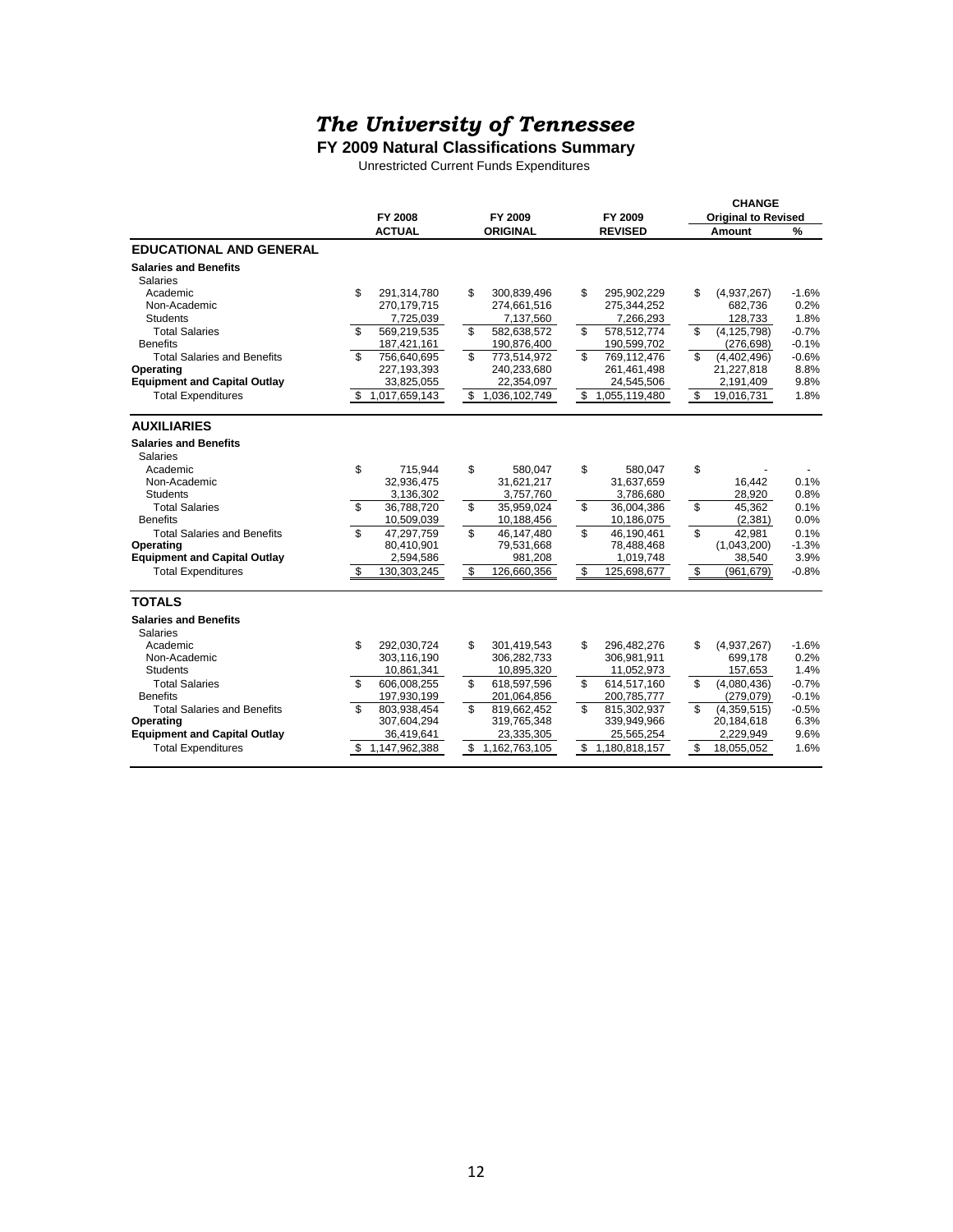# *The University of Tennessee*

**FY 2009 Natural Classifications Summary**

Unrestricted Current Funds Expenditures

| | FY 2008 ACTUAL | FY 2009 ORIGINAL | FY 2009 REVISED | CHANGE Original to Revised Amount | % |
|---|---|---|---|---|---|
| **EDUCATIONAL AND GENERAL** | | | | | |
| **Salaries and Benefits** | | | | | |
| Salaries | | | | | |
| Academic | $ 291,314,780 | $ 300,839,496 | $ 295,902,229 | $ (4,937,267) | -1.6% |
| Non-Academic | 270,179,715 | 274,661,516 | 275,344,252 | 682,736 | 0.2% |
| Students | 7,725,039 | 7,137,560 | 7,266,293 | 128,733 | 1.8% |
| Total Salaries | $ 569,219,535 | $ 582,638,572 | $ 578,512,774 | $ (4,125,798) | -0.7% |
| Benefits | 187,421,161 | 190,876,400 | 190,599,702 | (276,698) | -0.1% |
| Total Salaries and Benefits | $ 756,640,695 | $ 773,514,972 | $ 769,112,476 | $ (4,402,496) | -0.6% |
| **Operating** | 227,193,393 | 240,233,680 | 261,461,498 | 21,227,818 | 8.8% |
| **Equipment and Capital Outlay** | 33,825,055 | 22,354,097 | 24,545,506 | 2,191,409 | 9.8% |
| Total Expenditures | $ 1,017,659,143 | $ 1,036,102,749 | $ 1,055,119,480 | $ 19,016,731 | 1.8% |
| **AUXILIARIES** | | | | | |
| **Salaries and Benefits** | | | | | |
| Salaries | | | | | |
| Academic | $ 715,944 | $ 580,047 | $ 580,047 | $ - | - |
| Non-Academic | 32,936,475 | 31,621,217 | 31,637,659 | 16,442 | 0.1% |
| Students | 3,136,302 | 3,757,760 | 3,786,680 | 28,920 | 0.8% |
| Total Salaries | $ 36,788,720 | $ 35,959,024 | $ 36,004,386 | $ 45,362 | 0.1% |
| Benefits | 10,509,039 | 10,188,456 | 10,186,075 | (2,381) | 0.0% |
| Total Salaries and Benefits | $ 47,297,759 | $ 46,147,480 | $ 46,190,461 | $ 42,981 | 0.1% |
| **Operating** | 80,410,901 | 79,531,668 | 78,488,468 | (1,043,200) | -1.3% |
| **Equipment and Capital Outlay** | 2,594,586 | 981,208 | 1,019,748 | 38,540 | 3.9% |
| Total Expenditures | $ 130,303,245 | $ 126,660,356 | $ 125,698,677 | $ (961,679) | -0.8% |
| **TOTALS** | | | | | |
| **Salaries and Benefits** | | | | | |
| Salaries | | | | | |
| Academic | $ 292,030,724 | $ 301,419,543 | $ 296,482,276 | $ (4,937,267) | -1.6% |
| Non-Academic | 303,116,190 | 306,282,733 | 306,981,911 | 699,178 | 0.2% |
| Students | 10,861,341 | 10,895,320 | 11,052,973 | 157,653 | 1.4% |
| Total Salaries | $ 606,008,255 | $ 618,597,596 | $ 614,517,160 | $ (4,080,436) | -0.7% |
| Benefits | 197,930,199 | 201,064,856 | 200,785,777 | (279,079) | -0.1% |
| Total Salaries and Benefits | $ 803,938,454 | $ 819,662,452 | $ 815,302,937 | $ (4,359,515) | -0.5% |
| **Operating** | 307,604,294 | 319,765,348 | 339,949,966 | 20,184,618 | 6.3% |
| **Equipment and Capital Outlay** | 36,419,641 | 23,335,305 | 25,565,254 | 2,229,949 | 9.6% |
| Total Expenditures | $ 1,147,962,388 | $ 1,162,763,105 | $ 1,180,818,157 | $ 18,055,052 | 1.6% |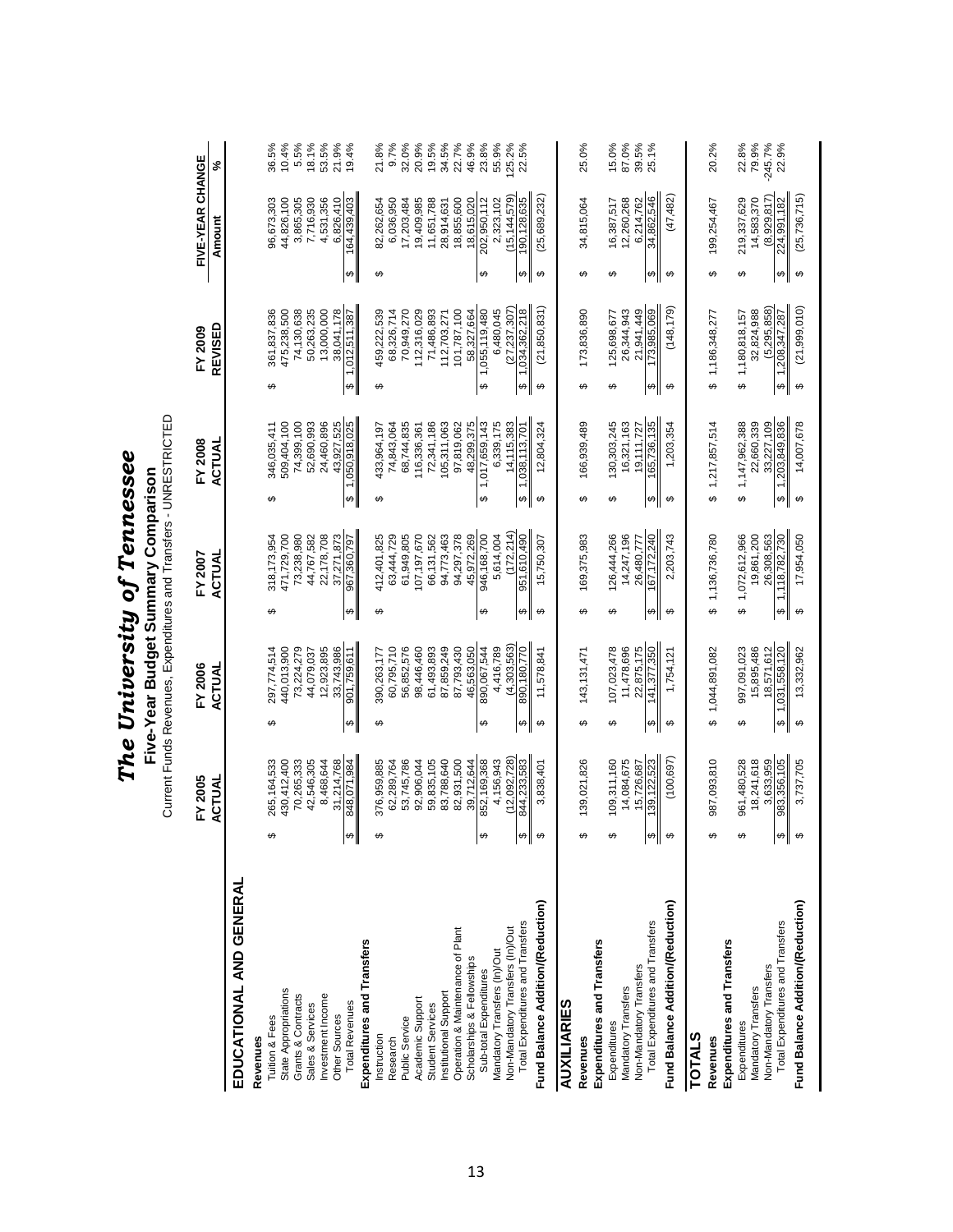# *The University of Tennessee*

## Five-Year Budget Summary Comparison

Current Funds Revenues, Expenditures and Transfers - UNRESTRICTED

| | FY 2005 ACTUAL | FY 2006 ACTUAL | FY 2007 ACTUAL | FY 2008 ACTUAL | FY 2009 REVISED | FIVE-YEAR CHANGE Amount | % |
|---|---|---|---|---|---|---|---|
| **EDUCATIONAL AND GENERAL** | | | | | | | |
| **Revenues** | | | | | | | |
| Tuition & Fees | $ 265,164,533 | $ 297,774,514 | $ 318,173,954 | $ 346,035,411 | $ 361,837,836 | $ 96,673,303 | 36.5% |
| State Appropriations | 430,412,400 | 440,013,900 | 471,729,700 | 509,404,100 | 475,238,500 | 44,826,100 | 10.4% |
| Grants & Contracts | 70,265,333 | 73,224,279 | 73,238,980 | 74,399,100 | 74,130,638 | 3,865,305 | 5.5% |
| Sales & Services | 42,546,305 | 44,079,037 | 44,767,582 | 52,690,993 | 50,263,235 | 7,716,930 | 18.1% |
| Investment Income | 8,468,644 | 12,923,895 | 22,178,708 | 24,460,896 | 13,000,000 | 4,531,356 | 53.5% |
| Other Sources | 31,214,768 | 33,743,986 | 37,271,873 | 43,927,525 | 38,041,178 | 6,826,410 | 21.9% |
| Total Revenues | $ 848,071,984 | $ 901,759,611 | $ 967,360,797 | $ 1,050,918,025 | $ 1,012,511,387 | $ 164,439,403 | 19.4% |
| **Expenditures and Transfers** | | | | | | | |
| Instruction | $ 376,959,885 | $ 390,263,177 | $ 412,401,825 | $ 433,964,197 | $ 459,222,539 | $ 82,262,654 | 21.8% |
| Research | 62,289,764 | 60,795,710 | 63,444,729 | 74,843,064 | 68,326,714 | 6,036,950 | 9.7% |
| Public Service | 53,745,786 | 56,852,576 | 61,949,805 | 68,744,835 | 70,949,270 | 17,203,484 | 32.0% |
| Academic Support | 92,906,044 | 98,446,460 | 107,197,670 | 116,336,361 | 112,316,029 | 19,409,985 | 20.9% |
| Student Services | 59,835,105 | 61,493,893 | 66,131,562 | 72,341,186 | 71,486,893 | 11,651,788 | 19.5% |
| Institutional Support | 83,788,640 | 87,859,249 | 94,773,463 | 105,311,063 | 112,703,271 | 28,914,631 | 34.5% |
| Operation & Maintenance of Plant | 82,931,500 | 87,793,430 | 94,297,378 | 97,819,062 | 101,787,100 | 18,855,600 | 22.7% |
| Scholarships & Fellowships | 39,712,644 | 46,563,050 | 45,972,269 | 48,299,375 | 58,327,664 | 18,615,020 | 46.9% |
| Sub-total Expenditures | $ 852,169,368 | $ 890,067,544 | $ 946,168,700 | $ 1,017,659,143 | $ 1,055,119,480 | $ 202,950,112 | 23.8% |
| Mandatory Transfers (In)/Out | 4,156,943 | 4,416,789 | 5,614,004 | 6,339,175 | 6,480,045 | 2,323,102 | 55.9% |
| Non-Mandatory Transfers (In)/Out | (12,092,728) | (4,303,563) | (172,214) | 14,115,383 | (27,237,307) | (15,144,579) | 125.2% |
| Total Expenditures and Transfers | $ 844,233,583 | $ 890,180,770 | $ 951,610,490 | $ 1,038,113,701 | $ 1,034,362,218 | $ 190,128,635 | 22.5% |
| **Fund Balance Addition/(Reduction)** | $ 3,838,401 | $ 11,578,841 | $ 15,750,307 | $ 12,804,324 | $ (21,850,831) | $ (25,689,232) | |
| **AUXILIARIES** | | | | | | | |
| **Revenues** | $ 139,021,826 | $ 143,131,471 | $ 169,375,983 | $ 166,939,489 | $ 173,836,890 | $ 34,815,064 | 25.0% |
| **Expenditures and Transfers** | | | | | | | |
| Expenditures | $ 109,311,160 | $ 107,023,478 | $ 126,444,266 | $ 130,303,245 | $ 125,698,677 | $ 16,387,517 | 15.0% |
| Mandatory Transfers | 14,084,675 | 11,478,696 | 14,247,196 | 16,321,163 | 26,344,943 | 12,260,268 | 87.0% |
| Non-Mandatory Transfers | 15,726,687 | 22,875,175 | 26,480,777 | 19,111,727 | 21,941,449 | 6,214,762 | 39.5% |
| Total Expenditures and Transfers | $ 139,122,523 | $ 141,377,350 | $ 167,172,240 | $ 165,736,135 | $ 173,985,069 | $ 34,862,546 | 25.1% |
| **Fund Balance Addition/(Reduction)** | $ (100,697) | $ 1,754,121 | $ 2,203,743 | $ 1,203,354 | $ (148,179) | $ (47,482) | |
| **TOTALS** | | | | | | | |
| **Revenues** | $ 987,093,810 | $ 1,044,891,082 | $ 1,136,736,780 | $ 1,217,857,514 | $ 1,186,348,277 | $ 199,254,467 | 20.2% |
| **Expenditures and Transfers** | | | | | | | |
| Expenditures | $ 961,480,528 | $ 997,091,023 | $ 1,072,612,966 | $ 1,147,962,388 | $ 1,180,818,157 | $ 219,337,629 | 22.8% |
| Mandatory Transfers | 18,241,618 | 15,895,486 | 19,861,200 | 22,660,339 | 32,824,988 | 14,583,370 | 79.9% |
| Non-Mandatory Transfers | 3,633,959 | 18,571,612 | 26,308,563 | 33,227,109 | (5,295,858) | (8,929,817) | -245.7% |
| Total Expenditures and Transfers | $ 983,356,105 | $ 1,031,558,120 | $ 1,118,782,730 | $ 1,203,849,836 | $ 1,208,347,287 | $ 224,991,182 | 22.9% |
| **Fund Balance Addition/(Reduction)** | $ 3,737,705 | $ 13,332,962 | $ 17,954,050 | $ 14,007,678 | $ (21,999,010) | $ (25,736,715) | |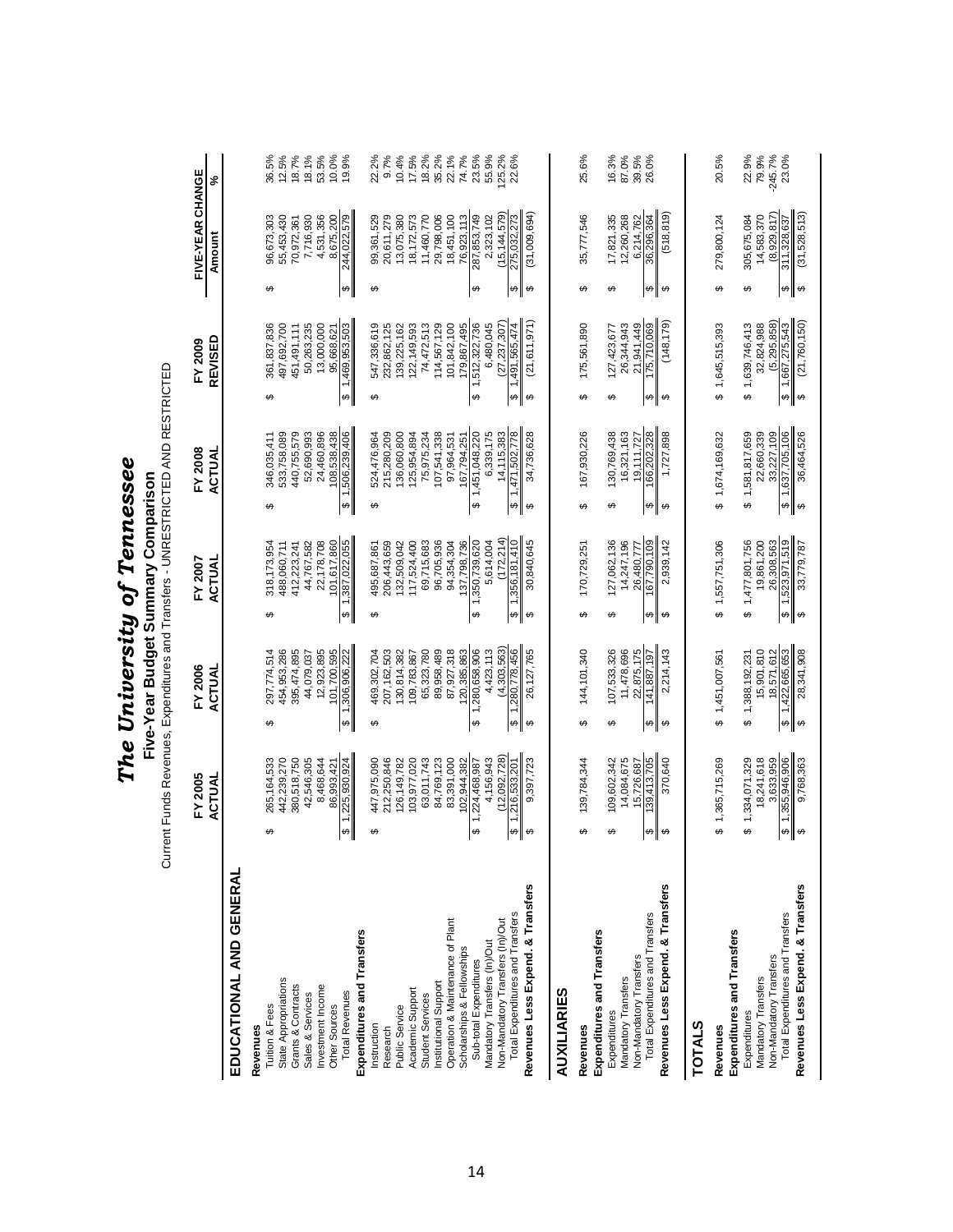# The University of Tennessee

## Five-Year Budget Summary Comparison

Current Funds Revenues, Expenditures and Transfers - UNRESTRICTED AND RESTRICTED

| | FY 2005 ACTUAL | FY 2006 ACTUAL | FY 2007 ACTUAL | FY 2008 ACTUAL | FY 2009 REVISED | FIVE-YEAR CHANGE Amount | % |
|---|---|---|---|---|---|---|---|
| **EDUCATIONAL AND GENERAL** | | | | | | | |
| **Revenues** | | | | | | | |
| Tuition & Fees | $ 265,164,533 | $ 297,774,514 | $ 318,173,954 | $ 346,035,411 | $ 361,837,836 | $ 96,673,303 | 36.5% |
| State Appropriations | 442,239,270 | 454,953,286 | 488,060,711 | 533,758,089 | 497,692,700 | 55,453,430 | 12.5% |
| Grants & Contracts | 380,518,750 | 395,474,895 | 412,223,241 | 440,755,579 | 451,491,111 | 70,972,361 | 18.7% |
| Sales & Services | 42,546,305 | 44,079,037 | 44,767,582 | 52,690,993 | 50,263,235 | 7,716,930 | 18.1% |
| Investment Income | 8,468,644 | 12,923,895 | 22,178,708 | 24,460,896 | 13,000,000 | 4,531,356 | 53.5% |
| Other Sources | 86,993,421 | 101,700,595 | 101,617,860 | 108,538,438 | 95,668,621 | 8,675,200 | 10.0% |
| Total Revenues | $ 1,225,930,924 | $ 1,306,906,222 | $ 1,387,022,055 | $ 1,506,239,406 | $ 1,469,953,503 | $ 244,022,579 | 19.9% |
| **Expenditures and Transfers** | | | | | | | |
| Instruction | $ 447,975,090 | $ 469,302,704 | $ 495,687,861 | $ 524,476,964 | $ 547,336,619 | $ 99,361,529 | 22.2% |
| Research | 212,250,846 | 207,162,503 | 206,443,659 | 215,280,209 | 232,862,125 | 20,611,279 | 9.7% |
| Public Service | 126,149,782 | 130,814,382 | 132,509,042 | 136,060,800 | 139,225,162 | 13,075,380 | 10.4% |
| Academic Support | 103,977,020 | 109,783,867 | 117,524,400 | 125,954,894 | 122,149,593 | 18,172,573 | 17.5% |
| Student Services | 63,011,743 | 65,323,780 | 69,715,683 | 75,975,234 | 74,472,513 | 11,460,770 | 18.2% |
| Institutional Support | 84,769,123 | 89,958,489 | 96,705,936 | 107,541,338 | 114,567,129 | 29,798,006 | 35.2% |
| Operation & Maintenance of Plant | 83,391,000 | 87,927,318 | 94,354,304 | 97,964,531 | 101,842,100 | 18,451,100 | 22.1% |
| Scholarships & Fellowships | 102,944,382 | 120,385,863 | 137,798,736 | 167,794,251 | 179,867,495 | 76,923,113 | 74.7% |
| Sub-total Expenditures | $ 1,224,468,987 | $ 1,280,658,906 | $ 1,350,739,620 | $ 1,451,048,220 | $ 1,512,322,736 | $ 287,853,749 | 23.5% |
| Mandatory Transfers (In)/Out | 4,156,943 | 4,423,113 | 5,614,004 | 6,339,175 | 6,480,045 | 2,323,102 | 55.9% |
| Non-Mandatory Transfers (In)/Out | (12,092,728) | (4,303,563) | (172,214) | 14,115,383 | (27,237,307) | (15,144,579) | 125.2% |
| Total Expenditures and Transfers | $ 1,216,533,201 | $ 1,280,778,456 | $ 1,356,181,410 | $ 1,471,502,778 | $ 1,491,565,474 | $ 275,032,273 | 22.6% |
| **Revenues Less Expend. & Transfers** | $ 9,397,723 | $ 26,127,765 | $ 30,840,645 | $ 34,736,628 | $ (21,611,971) | $ (31,009,694) | |
| **AUXILIARIES** | | | | | | | |
| **Revenues** | $ 139,784,344 | $ 144,101,340 | $ 170,729,251 | $ 167,930,226 | $ 175,561,890 | $ 35,777,546 | 25.6% |
| **Expenditures and Transfers** | | | | | | | |
| Expenditures | $ 109,602,342 | $ 107,533,326 | $ 127,062,136 | $ 130,769,438 | $ 127,423,677 | $ 17,821,335 | 16.3% |
| Mandatory Transfers | 14,084,675 | 11,478,696 | 14,247,196 | 16,321,163 | 26,344,943 | 12,260,268 | 87.0% |
| Non-Mandatory Transfers | 15,726,687 | 22,875,175 | 26,480,777 | 19,111,727 | 21,941,449 | 6,214,762 | 39.5% |
| Total Expenditures and Transfers | $ 139,413,705 | $ 141,887,197 | $ 167,790,109 | $ 166,202,328 | $ 175,710,069 | $ 36,296,364 | 26.0% |
| **Revenues Less Expend. & Transfers** | $ 370,640 | $ 2,214,143 | $ 2,939,142 | $ 1,727,898 | $ (148,179) | $ (518,819) | |
| **TOTALS** | | | | | | | |
| **Revenues** | $ 1,365,715,269 | $ 1,451,007,561 | $ 1,557,751,306 | $ 1,674,169,632 | $ 1,645,515,393 | $ 279,800,124 | 20.5% |
| **Expenditures and Transfers** | | | | | | | |
| Expenditures | $ 1,334,071,329 | $ 1,388,192,231 | $ 1,477,801,756 | $ 1,581,817,659 | $ 1,639,746,413 | $ 305,675,084 | 22.9% |
| Mandatory Transfers | 18,241,618 | 15,901,810 | 19,861,200 | 22,660,339 | 32,824,988 | 14,583,370 | 79.9% |
| Non-Mandatory Transfers | 3,633,959 | 18,571,612 | 26,308,563 | 33,227,109 | (5,295,858) | (8,929,817) | -245.7% |
| Total Expenditures and Transfers | $ 1,355,946,906 | $ 1,422,665,653 | $ 1,523,971,519 | $ 1,637,705,106 | $ 1,667,275,543 | $ 311,328,637 | 23.0% |
| **Revenues Less Expend. & Transfers** | $ 9,768,363 | $ 28,341,908 | $ 33,779,787 | $ 36,464,526 | $ (21,760,150) | $ (31,528,513) | |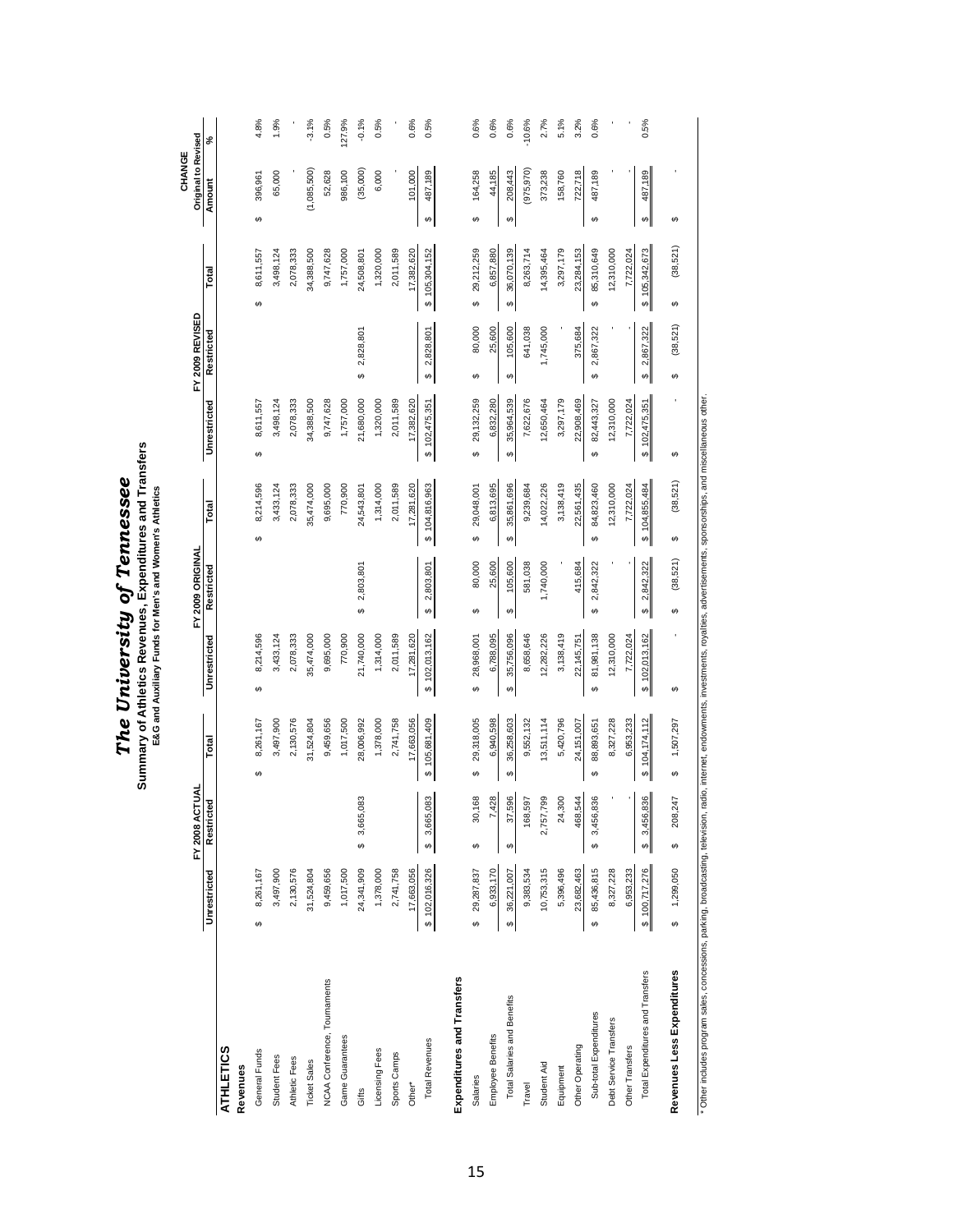# *The University of Tennessee*

## Summary of Athletics Revenues, Expenditures and Transfers

### E&G and Auxiliary Funds for Men's and Women's Athletics

| | FY 2008 ACTUAL | | | FY 2009 ORIGINAL | | | FY 2009 REVISED | | | CHANGE Original to Revised | |
|---|---|---|---|---|---|---|---|---|---|---|---|
| | Unrestricted | Restricted | Total | Unrestricted | Restricted | Total | Unrestricted | Restricted | Total | Amount | % |
| **ATHLETICS** | | | | | | | | | | | |
| **Revenues** | | | | | | | | | | | |
| General Funds | $ 8,261,167 | | $ 8,261,167 | $ 8,214,596 | | $ 8,214,596 | $ 8,611,557 | | $ 8,611,557 | $ 396,961 | 4.8% |
| Student Fees | 3,497,900 | | 3,497,900 | 3,433,124 | | 3,433,124 | 3,498,124 | | 3,498,124 | 65,000 | 1.9% |
| Athletic Fees | 2,130,576 | | 2,130,576 | 2,078,333 | | 2,078,333 | 2,078,333 | | 2,078,333 | - | - |
| Ticket Sales | 31,524,804 | | 31,524,804 | 35,474,000 | | 35,474,000 | 34,388,500 | | 34,388,500 | (1,085,500) | -3.1% |
| NCAA Conference, Tournaments | 9,459,656 | | 9,459,656 | 9,695,000 | | 9,695,000 | 9,747,628 | | 9,747,628 | 52,628 | 0.5% |
| Game Guarantees | 1,017,500 | | 1,017,500 | 770,900 | | 770,900 | 1,757,000 | | 1,757,000 | 986,100 | 127.9% |
| Gifts | 24,341,909 | $ 3,665,083 | 28,006,992 | 21,740,000 | $ 2,803,801 | 24,543,801 | 21,680,000 | $ 2,828,801 | 24,508,801 | (35,000) | -0.1% |
| Licensing Fees | 1,378,000 | | 1,378,000 | 1,314,000 | | 1,314,000 | 1,320,000 | | 1,320,000 | 6,000 | 0.5% |
| Sports Camps | 2,741,758 | | 2,741,758 | 2,011,589 | | 2,011,589 | 2,011,589 | | 2,011,589 | - | - |
| Other* | 17,663,056 | | 17,663,056 | 17,281,620 | | 17,281,620 | 17,382,620 | | 17,382,620 | 101,000 | 0.6% |
| Total Revenues | $ 102,016,326 | $ 3,665,083 | $ 105,681,409 | $ 102,013,162 | $ 2,803,801 | $ 104,816,963 | $ 102,475,351 | $ 2,828,801 | $ 105,304,152 | $ 487,189 | 0.5% |
| **Expenditures and Transfers** | | | | | | | | | | | |
| Salaries | $ 29,287,837 | $ 30,168 | $ 29,318,005 | $ 28,968,001 | $ 80,000 | $ 29,048,001 | $ 29,132,259 | $ 80,000 | $ 29,212,259 | $ 164,258 | 0.6% |
| Employee Benefits | 6,933,170 | 7,428 | 6,940,598 | 6,788,095 | 25,600 | 6,813,695 | 6,832,280 | 25,600 | 6,857,880 | 44,185 | 0.6% |
| Total Salaries and Benefits | $ 36,221,007 | $ 37,596 | $ 36,258,603 | $ 35,756,096 | $ 105,600 | $ 35,861,696 | $ 35,964,539 | $ 105,600 | $ 36,070,139 | $ 208,443 | 0.6% |
| Travel | 9,383,534 | 168,597 | 9,552,132 | 8,658,646 | 581,038 | 9,239,684 | 7,622,676 | 641,038 | 8,263,714 | (975,970) | -10.6% |
| Student Aid | 10,753,315 | 2,757,799 | 13,511,114 | 12,282,226 | 1,740,000 | 14,022,226 | 12,650,464 | 1,745,000 | 14,395,464 | 373,238 | 2.7% |
| Equipment | 5,396,496 | 24,300 | 5,420,796 | 3,138,419 | - | 3,138,419 | 3,297,179 | - | 3,297,179 | 158,760 | 5.1% |
| Other Operating | 23,682,463 | 468,544 | 24,151,007 | 22,145,751 | 415,684 | 22,561,435 | 22,908,469 | 375,684 | 23,284,153 | 722,718 | 3.2% |
| Sub-total Expenditures | $ 85,436,815 | $ 3,456,836 | $ 88,893,651 | $ 81,981,138 | $ 2,842,322 | $ 84,823,460 | $ 82,443,327 | $ 2,867,322 | $ 85,310,649 | $ 487,189 | 0.6% |
| Debt Service Transfers | 8,327,228 | - | 8,327,228 | 12,310,000 | - | 12,310,000 | 12,310,000 | - | 12,310,000 | - | - |
| Other Transfers | 6,953,233 | - | 6,953,233 | 7,722,024 | - | 7,722,024 | 7,722,024 | - | 7,722,024 | - | - |
| Total Expenditures and Transfers | $ 100,717,276 | $ 3,456,836 | $ 104,174,112 | $ 102,013,162 | $ 2,842,322 | $ 104,855,484 | $ 102,475,351 | $ 2,867,322 | $ 105,342,673 | $ 487,189 | 0.5% |
| **Revenues Less Expenditures** | $ 1,299,050 | $ 208,247 | $ 1,507,297 | $ - | $ (38,521) | $ (38,521) | $ - | $ (38,521) | $ (38,521) | $ - | |

\* Other includes program sales, concessions, parking, broadcasting, television, radio, internet, endowments, investments, royalties, advertisements, sponsorships, and miscellaneous other.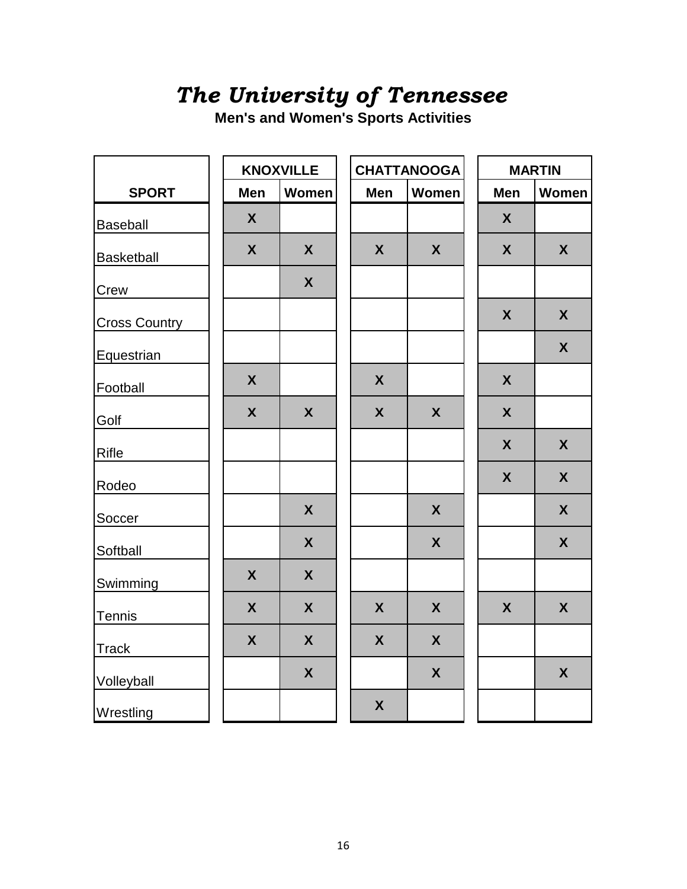# *The University of Tennessee*

**Men's and Women's Sports Activities**

| SPORT | KNOXVILLE | | CHATTANOOGA | | MARTIN | |
|---|---|---|---|---|---|---|
| | Men | Women | Men | Women | Men | Women |
| Baseball | X | | | | X | |
| Basketball | X | X | X | X | X | X |
| Crew | | X | | | | |
| Cross Country | | | | | X | X |
| Equestrian | | | | | | X |
| Football | X | | X | | X | |
| Golf | X | X | X | X | X | |
| Rifle | | | | | X | X |
| Rodeo | | | | | X | X |
| Soccer | | X | | X | | X |
| Softball | | X | | X | | X |
| Swimming | X | X | | | | |
| Tennis | X | X | X | X | X | X |
| Track | X | X | X | X | | |
| Volleyball | | X | | X | | X |
| Wrestling | | | X | | | |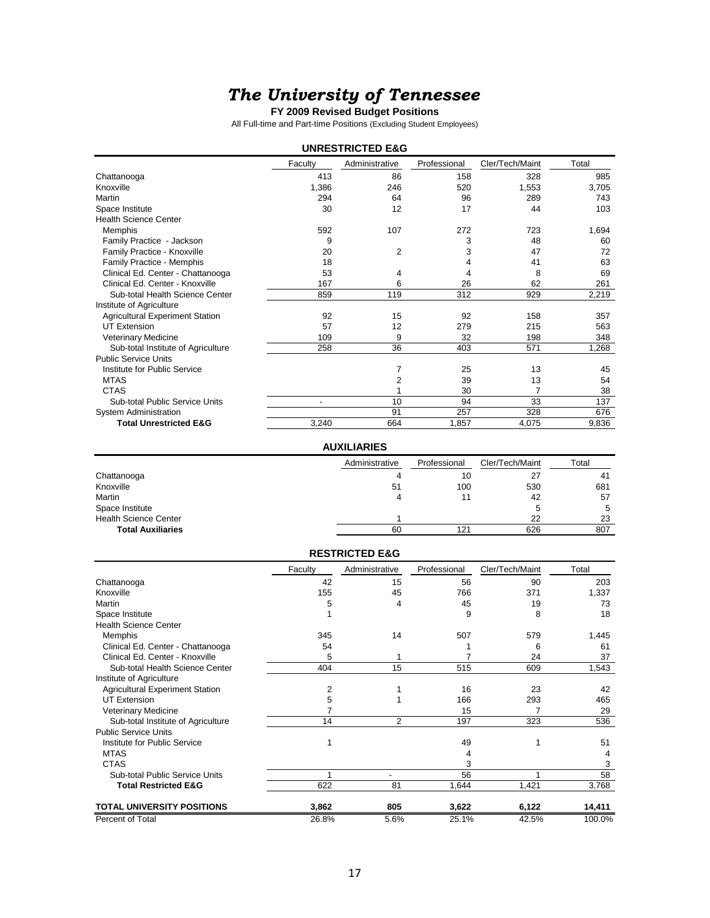# *The University of Tennessee*

**FY 2009 Revised Budget Positions**

All Full-time and Part-time Positions (Excluding Student Employees)

## UNRESTRICTED E&G

| | Faculty | Administrative | Professional | Cler/Tech/Maint | Total |
|---|---|---|---|---|---|
| Chattanooga | 413 | 86 | 158 | 328 | 985 |
| Knoxville | 1,386 | 246 | 520 | 1,553 | 3,705 |
| Martin | 294 | 64 | 96 | 289 | 743 |
| Space Institute | 30 | 12 | 17 | 44 | 103 |
| Health Science Center | | | | | |
| Memphis | 592 | 107 | 272 | 723 | 1,694 |
| Family Practice - Jackson | 9 | | 3 | 48 | 60 |
| Family Practice - Knoxville | 20 | 2 | 3 | 47 | 72 |
| Family Practice - Memphis | 18 | | 4 | 41 | 63 |
| Clinical Ed. Center - Chattanooga | 53 | 4 | 4 | 8 | 69 |
| Clinical Ed. Center - Knoxville | 167 | 6 | 26 | 62 | 261 |
| Sub-total Health Science Center | 859 | 119 | 312 | 929 | 2,219 |
| Institute of Agriculture | | | | | |
| Agricultural Experiment Station | 92 | 15 | 92 | 158 | 357 |
| UT Extension | 57 | 12 | 279 | 215 | 563 |
| Veterinary Medicine | 109 | 9 | 32 | 198 | 348 |
| Sub-total Institute of Agriculture | 258 | 36 | 403 | 571 | 1,268 |
| Public Service Units | | | | | |
| Institute for Public Service | | 7 | 25 | 13 | 45 |
| MTAS | | 2 | 39 | 13 | 54 |
| CTAS | | 1 | 30 | 7 | 38 |
| Sub-total Public Service Units | - | 10 | 94 | 33 | 137 |
| System Administration | | 91 | 257 | 328 | 676 |
| **Total Unrestricted E&G** | 3,240 | 664 | 1,857 | 4,075 | 9,836 |

## AUXILIARIES

| | Administrative | Professional | Cler/Tech/Maint | Total |
|---|---|---|---|---|
| Chattanooga | 4 | 10 | 27 | 41 |
| Knoxville | 51 | 100 | 530 | 681 |
| Martin | 4 | 11 | 42 | 57 |
| Space Institute | | | 5 | 5 |
| Health Science Center | 1 | | 22 | 23 |
| **Total Auxiliaries** | 60 | 121 | 626 | 807 |

## RESTRICTED E&G

| | Faculty | Administrative | Professional | Cler/Tech/Maint | Total |
|---|---|---|---|---|---|
| Chattanooga | 42 | 15 | 56 | 90 | 203 |
| Knoxville | 155 | 45 | 766 | 371 | 1,337 |
| Martin | 5 | 4 | 45 | 19 | 73 |
| Space Institute | 1 | | 9 | 8 | 18 |
| Health Science Center | | | | | |
| Memphis | 345 | 14 | 507 | 579 | 1,445 |
| Clinical Ed. Center - Chattanooga | 54 | | 1 | 6 | 61 |
| Clinical Ed. Center - Knoxville | 5 | 1 | 7 | 24 | 37 |
| Sub-total Health Science Center | 404 | 15 | 515 | 609 | 1,543 |
| Institute of Agriculture | | | | | |
| Agricultural Experiment Station | 2 | 1 | 16 | 23 | 42 |
| UT Extension | 5 | 1 | 166 | 293 | 465 |
| Veterinary Medicine | 7 | | 15 | 7 | 29 |
| Sub-total Institute of Agriculture | 14 | 2 | 197 | 323 | 536 |
| Public Service Units | | | | | |
| Institute for Public Service | 1 | | 49 | 1 | 51 |
| MTAS | | | 4 | | 4 |
| CTAS | | | 3 | | 3 |
| Sub-total Public Service Units | 1 | - | 56 | 1 | 58 |
| **Total Restricted E&G** | 622 | 81 | 1,644 | 1,421 | 3,768 |
| **TOTAL UNIVERSITY POSITIONS** | **3,862** | **805** | **3,622** | **6,122** | **14,411** |
| Percent of Total | 26.8% | 5.6% | 25.1% | 42.5% | 100.0% |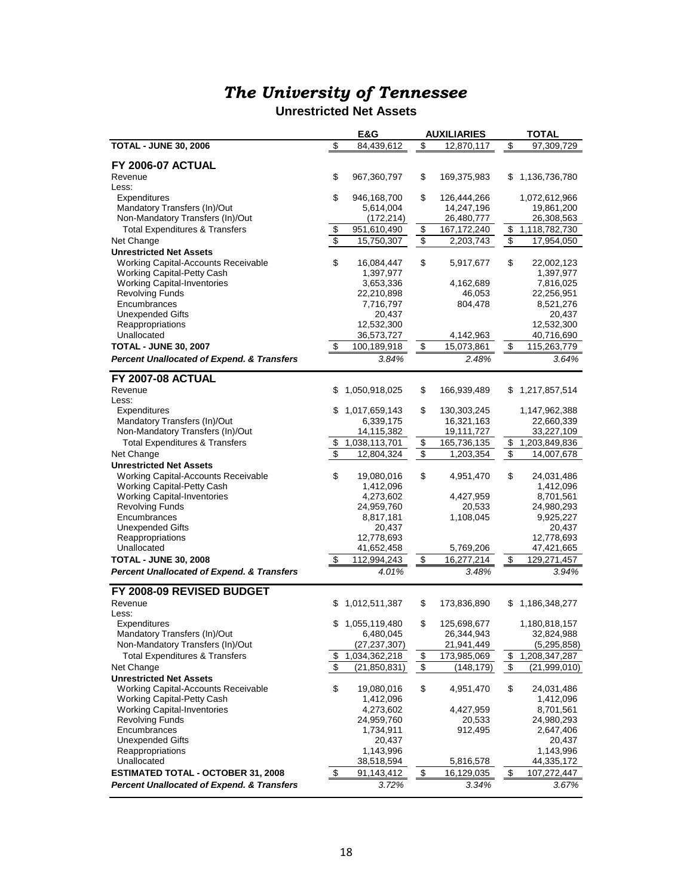# The University of Tennessee

## Unrestricted Net Assets

| | E&G | AUXILIARIES | TOTAL |
|---|---|---|---|
| **TOTAL - JUNE 30, 2006** | $ 84,439,612 | $ 12,870,117 | $ 97,309,729 |
| **FY 2006-07 ACTUAL** | | | |
| Revenue | $ 967,360,797 | $ 169,375,983 | $ 1,136,736,780 |
| Less: | | | |
| Expenditures | $ 946,168,700 | $ 126,444,266 | 1,072,612,966 |
| Mandatory Transfers (In)/Out | 5,614,004 | 14,247,196 | 19,861,200 |
| Non-Mandatory Transfers (In)/Out | (172,214) | 26,480,777 | 26,308,563 |
| Total Expenditures & Transfers | $ 951,610,490 | $ 167,172,240 | $ 1,118,782,730 |
| Net Change | $ 15,750,307 | $ 2,203,743 | $ 17,954,050 |
| **Unrestricted Net Assets** | | | |
| Working Capital-Accounts Receivable | $ 16,084,447 | $ 5,917,677 | $ 22,002,123 |
| Working Capital-Petty Cash | 1,397,977 | | 1,397,977 |
| Working Capital-Inventories | 3,653,336 | 4,162,689 | 7,816,025 |
| Revolving Funds | 22,210,898 | 46,053 | 22,256,951 |
| Encumbrances | 7,716,797 | 804,478 | 8,521,276 |
| Unexpended Gifts | 20,437 | | 20,437 |
| Reappropriations | 12,532,300 | | 12,532,300 |
| Unallocated | 36,573,727 | 4,142,963 | 40,716,690 |
| **TOTAL - JUNE 30, 2007** | $ 100,189,918 | $ 15,073,861 | $ 115,263,779 |
| ***Percent Unallocated of Expend. & Transfers*** | *3.84%* | *2.48%* | *3.64%* |
| **FY 2007-08 ACTUAL** | | | |
| Revenue | $ 1,050,918,025 | $ 166,939,489 | $ 1,217,857,514 |
| Less: | | | |
| Expenditures | $ 1,017,659,143 | $ 130,303,245 | 1,147,962,388 |
| Mandatory Transfers (In)/Out | 6,339,175 | 16,321,163 | 22,660,339 |
| Non-Mandatory Transfers (In)/Out | 14,115,382 | 19,111,727 | 33,227,109 |
| Total Expenditures & Transfers | $ 1,038,113,701 | $ 165,736,135 | $ 1,203,849,836 |
| Net Change | $ 12,804,324 | $ 1,203,354 | $ 14,007,678 |
| **Unrestricted Net Assets** | | | |
| Working Capital-Accounts Receivable | $ 19,080,016 | $ 4,951,470 | $ 24,031,486 |
| Working Capital-Petty Cash | 1,412,096 | | 1,412,096 |
| Working Capital-Inventories | 4,273,602 | 4,427,959 | 8,701,561 |
| Revolving Funds | 24,959,760 | 20,533 | 24,980,293 |
| Encumbrances | 8,817,181 | 1,108,045 | 9,925,227 |
| Unexpended Gifts | 20,437 | | 20,437 |
| Reappropriations | 12,778,693 | | 12,778,693 |
| Unallocated | 41,652,458 | 5,769,206 | 47,421,665 |
| **TOTAL - JUNE 30, 2008** | $ 112,994,243 | $ 16,277,214 | $ 129,271,457 |
| ***Percent Unallocated of Expend. & Transfers*** | *4.01%* | *3.48%* | *3.94%* |
| **FY 2008-09 REVISED BUDGET** | | | |
| Revenue | $ 1,012,511,387 | $ 173,836,890 | $ 1,186,348,277 |
| Less: | | | |
| Expenditures | $ 1,055,119,480 | $ 125,698,677 | 1,180,818,157 |
| Mandatory Transfers (In)/Out | 6,480,045 | 26,344,943 | 32,824,988 |
| Non-Mandatory Transfers (In)/Out | (27,237,307) | 21,941,449 | (5,295,858) |
| Total Expenditures & Transfers | $ 1,034,362,218 | $ 173,985,069 | $ 1,208,347,287 |
| Net Change | $ (21,850,831) | $ (148,179) | $ (21,999,010) |
| **Unrestricted Net Assets** | | | |
| Working Capital-Accounts Receivable | $ 19,080,016 | $ 4,951,470 | $ 24,031,486 |
| Working Capital-Petty Cash | 1,412,096 | | 1,412,096 |
| Working Capital-Inventories | 4,273,602 | 4,427,959 | 8,701,561 |
| Revolving Funds | 24,959,760 | 20,533 | 24,980,293 |
| Encumbrances | 1,734,911 | 912,495 | 2,647,406 |
| Unexpended Gifts | 20,437 | | 20,437 |
| Reappropriations | 1,143,996 | | 1,143,996 |
| Unallocated | 38,518,594 | 5,816,578 | 44,335,172 |
| **ESTIMATED TOTAL - OCTOBER 31, 2008** | $ 91,143,412 | $ 16,129,035 | $ 107,272,447 |
| ***Percent Unallocated of Expend. & Transfers*** | *3.72%* | *3.34%* | *3.67%* |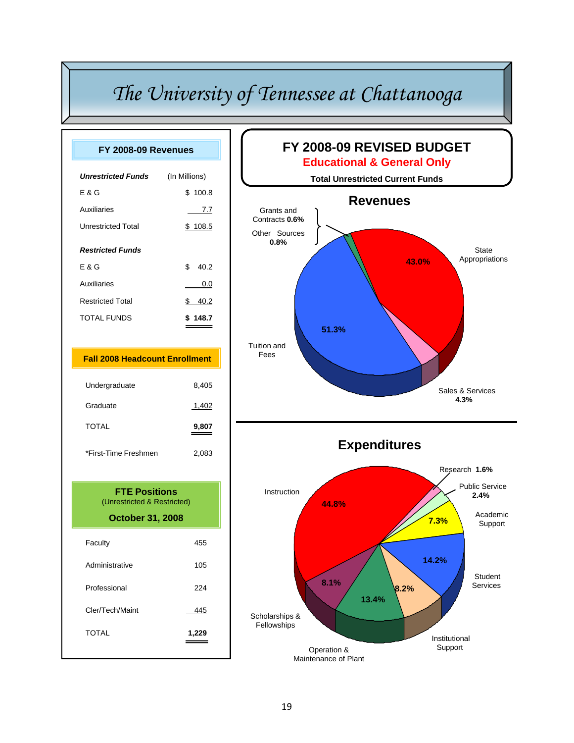# The University of Tennessee at Chattanooga

## FY 2008-09 Revenues

| *Unrestricted Funds* | (In Millions) |
|---|---|
| E & G | $ 100.8 |
| Auxiliaries | 7.7 |
| Unrestricted Total | $ 108.5 |
| ***Restricted Funds*** | |
| E & G | $ 40.2 |
| Auxiliaries | 0.0 |
| Restricted Total | $ 40.2 |
| TOTAL FUNDS | **$ 148.7** |

## Fall 2008 Headcount Enrollment

| | |
|---|---|
| Undergraduate | 8,405 |
| Graduate | 1,402 |
| TOTAL | **9,807** |
| *First-Time Freshmen | 2,083 |

## FTE Positions
(Unrestricted & Restricted)

**October 31, 2008**

| | |
|---|---|
| Faculty | 455 |
| Administrative | 105 |
| Professional | 224 |
| Cler/Tech/Maint | 445 |
| TOTAL | **1,229** |

## FY 2008-09 REVISED BUDGET

**Educational & General Only**

**Total Unrestricted Current Funds**

### Revenues

| Source | Percent |
|---|---|
| Tuition and Fees | 51.3% |
| State Appropriations | 43.0% |
| Sales & Services | 4.3% |
| Other Sources | 0.8% |
| Grants and Contracts | 0.6% |

### Expenditures

| Category | Percent |
|---|---|
| Instruction | 44.8% |
| Research | 1.6% |
| Public Service | 2.4% |
| Academic Support | 7.3% |
| Student Services | 14.2% |
| Institutional Support | 8.2% |
| Operation & Maintenance of Plant | 13.4% |
| Scholarships & Fellowships | 8.1% |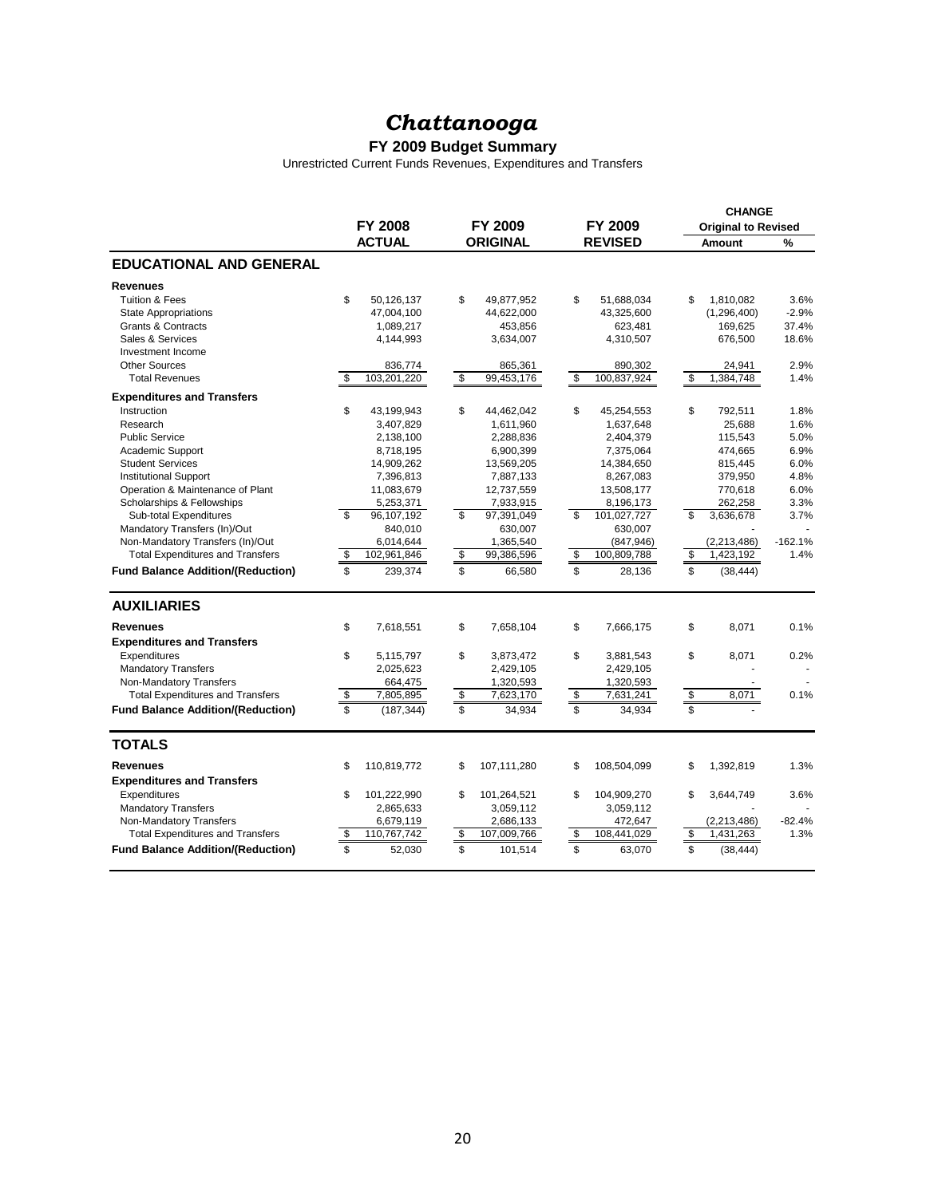# *Chattanooga*

**FY 2009 Budget Summary**

Unrestricted Current Funds Revenues, Expenditures and Transfers

| | FY 2008 ACTUAL | FY 2009 ORIGINAL | FY 2009 REVISED | CHANGE Original to Revised Amount | % |
|---|---|---|---|---|---|
| **EDUCATIONAL AND GENERAL** | | | | | |
| **Revenues** | | | | | |
| Tuition & Fees | $ 50,126,137 | $ 49,877,952 | $ 51,688,034 | $ 1,810,082 | 3.6% |
| State Appropriations | 47,004,100 | 44,622,000 | 43,325,600 | (1,296,400) | -2.9% |
| Grants & Contracts | 1,089,217 | 453,856 | 623,481 | 169,625 | 37.4% |
| Sales & Services | 4,144,993 | 3,634,007 | 4,310,507 | 676,500 | 18.6% |
| Investment Income | | | | | |
| Other Sources | 836,774 | 865,361 | 890,302 | 24,941 | 2.9% |
| Total Revenues | $ 103,201,220 | $ 99,453,176 | $ 100,837,924 | $ 1,384,748 | 1.4% |
| **Expenditures and Transfers** | | | | | |
| Instruction | $ 43,199,943 | $ 44,462,042 | $ 45,254,553 | $ 792,511 | 1.8% |
| Research | 3,407,829 | 1,611,960 | 1,637,648 | 25,688 | 1.6% |
| Public Service | 2,138,100 | 2,288,836 | 2,404,379 | 115,543 | 5.0% |
| Academic Support | 8,718,195 | 6,900,399 | 7,375,064 | 474,665 | 6.9% |
| Student Services | 14,909,262 | 13,569,205 | 14,384,650 | 815,445 | 6.0% |
| Institutional Support | 7,396,813 | 7,887,133 | 8,267,083 | 379,950 | 4.8% |
| Operation & Maintenance of Plant | 11,083,679 | 12,737,559 | 13,508,177 | 770,618 | 6.0% |
| Scholarships & Fellowships | 5,253,371 | 7,933,915 | 8,196,173 | 262,258 | 3.3% |
| Sub-total Expenditures | $ 96,107,192 | $ 97,391,049 | $ 101,027,727 | $ 3,636,678 | 3.7% |
| Mandatory Transfers (In)/Out | 840,010 | 630,007 | 630,007 | - | - |
| Non-Mandatory Transfers (In)/Out | 6,014,644 | 1,365,540 | (847,946) | (2,213,486) | -162.1% |
| Total Expenditures and Transfers | $ 102,961,846 | $ 99,386,596 | $ 100,809,788 | $ 1,423,192 | 1.4% |
| **Fund Balance Addition/(Reduction)** | $ 239,374 | $ 66,580 | $ 28,136 | $ (38,444) | |
| **AUXILIARIES** | | | | | |
| **Revenues** | $ 7,618,551 | $ 7,658,104 | $ 7,666,175 | $ 8,071 | 0.1% |
| **Expenditures and Transfers** | | | | | |
| Expenditures | $ 5,115,797 | $ 3,873,472 | $ 3,881,543 | $ 8,071 | 0.2% |
| Mandatory Transfers | 2,025,623 | 2,429,105 | 2,429,105 | - | - |
| Non-Mandatory Transfers | 664,475 | 1,320,593 | 1,320,593 | - | - |
| Total Expenditures and Transfers | $ 7,805,895 | $ 7,623,170 | $ 7,631,241 | $ 8,071 | 0.1% |
| **Fund Balance Addition/(Reduction)** | $ (187,344) | $ 34,934 | $ 34,934 | $ - | |
| **TOTALS** | | | | | |
| **Revenues** | $ 110,819,772 | $ 107,111,280 | $ 108,504,099 | $ 1,392,819 | 1.3% |
| **Expenditures and Transfers** | | | | | |
| Expenditures | $ 101,222,990 | $ 101,264,521 | $ 104,909,270 | $ 3,644,749 | 3.6% |
| Mandatory Transfers | 2,865,633 | 3,059,112 | 3,059,112 | - | - |
| Non-Mandatory Transfers | 6,679,119 | 2,686,133 | 472,647 | (2,213,486) | -82.4% |
| Total Expenditures and Transfers | $ 110,767,742 | $ 107,009,766 | $ 108,441,029 | $ 1,431,263 | 1.3% |
| **Fund Balance Addition/(Reduction)** | $ 52,030 | $ 101,514 | $ 63,070 | $ (38,444) | |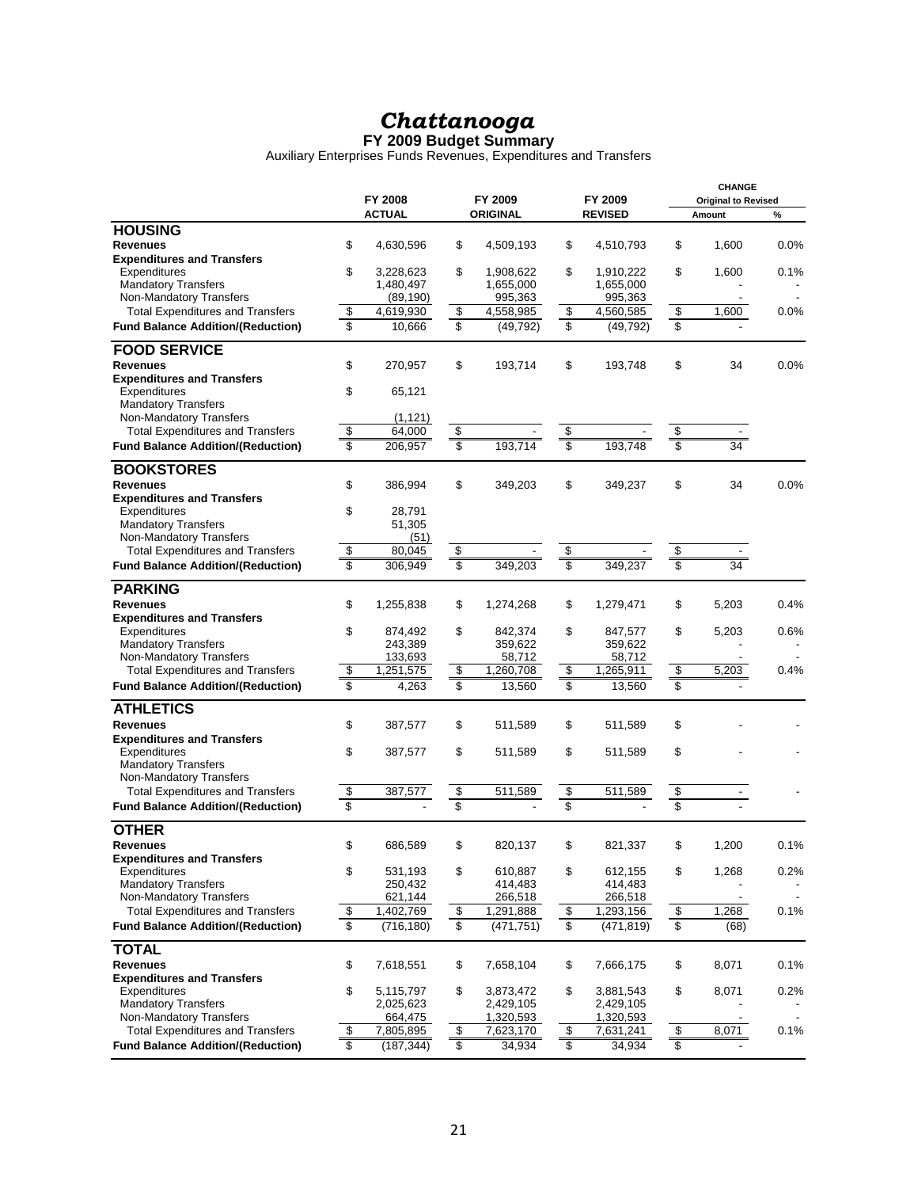# *Chattanooga*

**FY 2009 Budget Summary**

Auxiliary Enterprises Funds Revenues, Expenditures and Transfers

| | FY 2008 ACTUAL | FY 2009 ORIGINAL | FY 2009 REVISED | CHANGE Original to Revised Amount | % |
|---|---|---|---|---|---|
| **HOUSING** | | | | | |
| **Revenues** | $ 4,630,596 | $ 4,509,193 | $ 4,510,793 | $ 1,600 | 0.0% |
| **Expenditures and Transfers** | | | | | |
| Expenditures | $ 3,228,623 | $ 1,908,622 | $ 1,910,222 | $ 1,600 | 0.1% |
| Mandatory Transfers | 1,480,497 | 1,655,000 | 1,655,000 | - | - |
| Non-Mandatory Transfers | (89,190) | 995,363 | 995,363 | - | - |
| Total Expenditures and Transfers | $ 4,619,930 | $ 4,558,985 | $ 4,560,585 | $ 1,600 | 0.0% |
| **Fund Balance Addition/(Reduction)** | $ 10,666 | $ (49,792) | $ (49,792) | $ - | |
| **FOOD SERVICE** | | | | | |
| **Revenues** | $ 270,957 | $ 193,714 | $ 193,748 | $ 34 | 0.0% |
| **Expenditures and Transfers** | | | | | |
| Expenditures | $ 65,121 | | | | |
| Mandatory Transfers | | | | | |
| Non-Mandatory Transfers | (1,121) | | | | |
| Total Expenditures and Transfers | $ 64,000 | $ - | $ - | $ - | |
| **Fund Balance Addition/(Reduction)** | $ 206,957 | $ 193,714 | $ 193,748 | $ 34 | |
| **BOOKSTORES** | | | | | |
| **Revenues** | $ 386,994 | $ 349,203 | $ 349,237 | $ 34 | 0.0% |
| **Expenditures and Transfers** | | | | | |
| Expenditures | $ 28,791 | | | | |
| Mandatory Transfers | 51,305 | | | | |
| Non-Mandatory Transfers | (51) | | | | |
| Total Expenditures and Transfers | $ 80,045 | $ - | $ - | $ - | |
| **Fund Balance Addition/(Reduction)** | $ 306,949 | $ 349,203 | $ 349,237 | $ 34 | |
| **PARKING** | | | | | |
| **Revenues** | $ 1,255,838 | $ 1,274,268 | $ 1,279,471 | $ 5,203 | 0.4% |
| **Expenditures and Transfers** | | | | | |
| Expenditures | $ 874,492 | $ 842,374 | $ 847,577 | $ 5,203 | 0.6% |
| Mandatory Transfers | 243,389 | 359,622 | 359,622 | - | - |
| Non-Mandatory Transfers | 133,693 | 58,712 | 58,712 | - | - |
| Total Expenditures and Transfers | $ 1,251,575 | $ 1,260,708 | $ 1,265,911 | $ 5,203 | 0.4% |
| **Fund Balance Addition/(Reduction)** | $ 4,263 | $ 13,560 | $ 13,560 | $ - | |
| **ATHLETICS** | | | | | |
| **Revenues** | $ 387,577 | $ 511,589 | $ 511,589 | $ - | - |
| **Expenditures and Transfers** | | | | | |
| Expenditures | $ 387,577 | $ 511,589 | $ 511,589 | $ - | - |
| Mandatory Transfers | | | | | |
| Non-Mandatory Transfers | | | | | |
| Total Expenditures and Transfers | $ 387,577 | $ 511,589 | $ 511,589 | $ - | - |
| **Fund Balance Addition/(Reduction)** | $ - | $ - | $ - | $ - | |
| **OTHER** | | | | | |
| **Revenues** | $ 686,589 | $ 820,137 | $ 821,337 | $ 1,200 | 0.1% |
| **Expenditures and Transfers** | | | | | |
| Expenditures | $ 531,193 | $ 610,887 | $ 612,155 | $ 1,268 | 0.2% |
| Mandatory Transfers | 250,432 | 414,483 | 414,483 | - | - |
| Non-Mandatory Transfers | 621,144 | 266,518 | 266,518 | - | - |
| Total Expenditures and Transfers | $ 1,402,769 | $ 1,291,888 | $ 1,293,156 | $ 1,268 | 0.1% |
| **Fund Balance Addition/(Reduction)** | $ (716,180) | $ (471,751) | $ (471,819) | $ (68) | |
| **TOTAL** | | | | | |
| **Revenues** | $ 7,618,551 | $ 7,658,104 | $ 7,666,175 | $ 8,071 | 0.1% |
| **Expenditures and Transfers** | | | | | |
| Expenditures | $ 5,115,797 | $ 3,873,472 | $ 3,881,543 | $ 8,071 | 0.2% |
| Mandatory Transfers | 2,025,623 | 2,429,105 | 2,429,105 | - | - |
| Non-Mandatory Transfers | 664,475 | 1,320,593 | 1,320,593 | - | - |
| Total Expenditures and Transfers | $ 7,805,895 | $ 7,623,170 | $ 7,631,241 | $ 8,071 | 0.1% |
| **Fund Balance Addition/(Reduction)** | $ (187,344) | $ 34,934 | $ 34,934 | $ - | |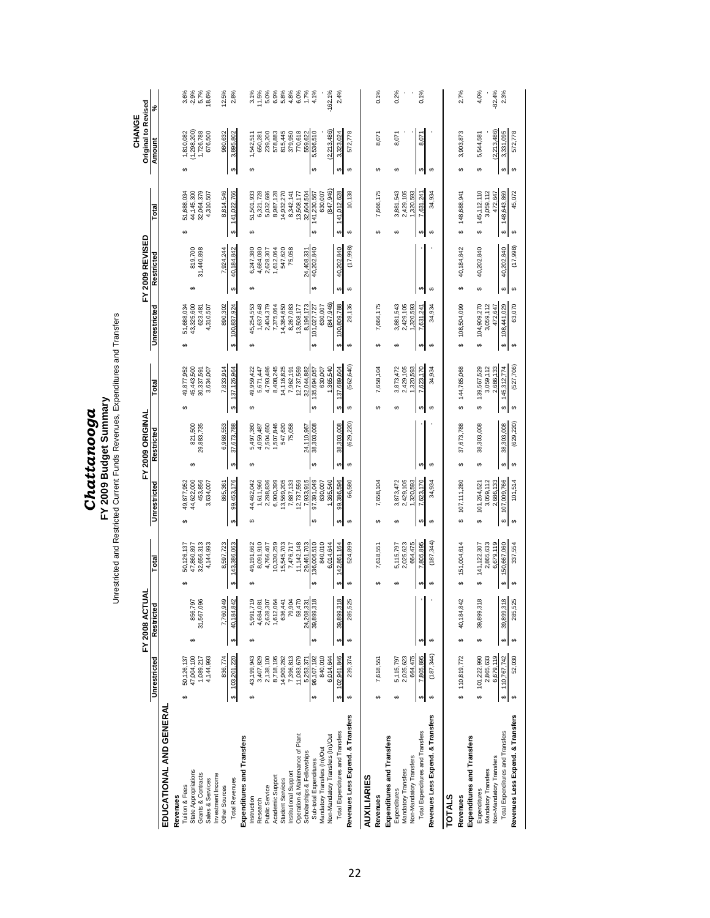# Chattanooga

## FY 2009 Budget Summary

### Unrestricted and Restricted Current Funds Revenues, Expenditures and Transfers

| | FY 2008 ACTUAL | | | FY 2009 ORIGINAL | | | FY 2009 REVISED | | | CHANGE Original to Revised | |
|---|---|---|---|---|---|---|---|---|---|---|---|
| | Unrestricted | Restricted | Total | Unrestricted | Restricted | Total | Unrestricted | Restricted | Total | Amount | % |
| **EDUCATIONAL AND GENERAL** | | | | | | | | | | | |
| **Revenues** | | | | | | | | | | | |
| Tuition & Fees | $ 50,126,137 | | $ 50,126,137 | $ 49,877,952 | | $ 49,877,952 | $ 51,688,034 | | $ 51,688,034 | $ 1,810,082 | 3.6% |
| State Appropriations | 47,004,100 | $ 856,797 | 47,860,897 | 44,622,000 | $ 821,500 | 45,443,500 | 43,325,600 | $ 819,700 | 44,145,300 | (1,298,200) | -2.9% |
| Grants & Contracts | 1,089,217 | 31,567,096 | 32,656,313 | 453,856 | 29,883,735 | 30,337,591 | 623,481 | 31,440,898 | 32,064,379 | 1,726,788 | 5.7% |
| Sales & Services | 4,144,993 | | 4,144,993 | 3,634,007 | | 3,634,007 | 4,310,507 | | 4,310,507 | 676,500 | 18.6% |
| Investment Income | | | | | | | | | | | |
| Other Sources | 836,774 | 7,760,949 | 8,597,723 | 865,361 | 6,968,553 | 7,833,914 | 890,302 | 7,924,244 | 8,814,546 | 980,632 | 12.5% |
| Total Revenues | $ 103,201,220 | $ 40,184,842 | $ 143,386,063 | $ 99,453,176 | $ 37,673,788 | $ 137,126,964 | $ 100,837,924 | $ 40,184,842 | $ 141,022,766 | $ 3,895,802 | 2.8% |
| **Expenditures and Transfers** | | | | | | | | | | | |
| Instruction | $ 43,199,943 | $ 5,991,719 | $ 49,191,662 | $ 44,462,042 | $ 5,497,380 | $ 49,959,422 | $ 45,254,553 | $ 6,247,380 | $ 51,501,933 | $ 1,542,511 | 3.1% |
| Research | 3,407,829 | 4,684,081 | 8,091,910 | 1,611,960 | 4,059,487 | 5,671,447 | 1,637,648 | 4,684,080 | 6,321,728 | 650,281 | 11.5% |
| Public Service | 2,138,100 | 2,628,307 | 4,766,407 | 2,288,836 | 2,504,650 | 4,793,486 | 2,404,379 | 2,628,307 | 5,032,686 | 239,200 | 5.0% |
| Academic Support | 8,718,195 | 1,612,064 | 10,330,259 | 6,900,399 | 1,507,846 | 8,408,245 | 7,375,064 | 1,612,064 | 8,987,128 | 578,883 | 6.9% |
| Student Services | 14,909,262 | 636,441 | 15,545,703 | 13,569,205 | 547,620 | 14,116,825 | 14,384,650 | 547,620 | 14,932,270 | 815,445 | 5.8% |
| Institutional Support | 7,396,813 | 79,904 | 7,476,717 | 7,887,133 | 75,058 | 7,962,191 | 8,267,083 | 75,058 | 8,342,141 | 379,950 | 4.8% |
| Operation & Maintenance of Plant | 11,083,679 | 58,470 | 11,142,148 | 12,737,559 | | 12,737,559 | 13,508,177 | | 13,508,177 | 770,618 | 6.0% |
| Scholarships & Fellowships | 5,253,371 | 24,208,331 | 29,461,703 | 7,933,915 | 24,110,967 | 32,044,882 | 8,196,173 | 24,408,331 | 32,604,504 | 559,622 | 1.7% |
| Sub-total Expenditures | $ 96,107,192 | $ 39,899,318 | $ 136,006,510 | $ 97,391,049 | $ 38,303,008 | $ 135,694,057 | $ 101,027,727 | $ 40,202,840 | $ 141,230,567 | $ 5,536,510 | 4.1% |
| Mandatory Transfers (In)/Out | 840,010 | | 840,010 | 630,007 | | 630,007 | 630,007 | | 630,007 | - | - |
| Non-Mandatory Transfers (In)/Out | 6,014,644 | | 6,014,644 | 1,365,540 | | 1,365,540 | (847,946) | | (847,946) | (2,213,486) | -162.1% |
| Total Expenditures and Transfers | $ 102,961,846 | $ 39,899,318 | $ 142,861,164 | $ 99,386,596 | $ 38,303,008 | $ 137,689,604 | $ 100,809,788 | $ 40,202,840 | $ 141,012,628 | $ 3,323,024 | 2.4% |
| **Revenues Less Expend. & Transfers** | $ 239,374 | $ 285,525 | $ 524,899 | $ 66,580 | $ (629,220) | $ (562,640) | $ 28,136 | $ (17,998) | $ 10,138 | $ 572,778 | |
| **AUXILIARIES** | | | | | | | | | | | |
| **Revenues** | $ 7,618,551 | | $ 7,618,551 | $ 7,658,104 | | $ 7,658,104 | $ 7,666,175 | | $ 7,666,175 | $ 8,071 | 0.1% |
| **Expenditures and Transfers** | | | | | | | | | | | |
| Expenditures | $ 5,115,797 | | $ 5,115,797 | $ 3,873,472 | | $ 3,873,472 | $ 3,881,543 | | $ 3,881,543 | $ 8,071 | 0.2% |
| Mandatory Transfers | 2,025,623 | | 2,025,623 | 2,429,105 | | 2,429,105 | 2,429,105 | | 2,429,105 | - | - |
| Non-Mandatory Transfers | 664,475 | | 664,475 | 1,320,593 | | 1,320,593 | 1,320,593 | | 1,320,593 | - | - |
| Total Expenditures and Transfers | $ 7,805,895 | $ - | $ 7,805,895 | $ 7,623,170 | $ - | $ 7,623,170 | $ 7,631,241 | $ - | $ 7,631,241 | $ 8,071 | 0.1% |
| **Revenues Less Expend. & Transfers** | $ (187,344) | $ - | $ (187,344) | $ 34,934 | $ - | $ 34,934 | $ 34,934 | $ - | $ 34,934 | $ - | |
| **TOTALS** | | | | | | | | | | | |
| **Revenues** | $ 110,819,772 | $ 40,184,842 | $ 151,004,614 | $ 107,111,280 | $ 37,673,788 | $ 144,785,068 | $ 108,504,099 | $ 40,184,842 | $ 148,688,941 | $ 3,903,873 | 2.7% |
| **Expenditures and Transfers** | | | | | | | | | | | |
| Expenditures | $ 101,222,990 | $ 39,899,318 | $ 141,122,307 | $ 101,264,521 | $ 38,303,008 | $ 139,567,529 | $ 104,909,270 | $ 40,202,840 | $ 145,112,110 | $ 5,544,581 | 4.0% |
| Mandatory Transfers | 2,865,633 | | 2,865,633 | 3,059,112 | | 3,059,112 | 3,059,112 | | 3,059,112 | - | - |
| Non-Mandatory Transfers | 6,679,119 | | 6,679,119 | 2,686,133 | | 2,686,133 | 472,647 | | 472,647 | (2,213,486) | -82.4% |
| Total Expenditures and Transfers | $ 110,767,742 | $ 39,899,318 | $ 150,667,060 | $ 107,009,766 | $ 38,303,008 | $ 145,312,774 | $ 108,441,029 | $ 40,202,840 | $ 148,643,869 | $ 3,331,095 | 2.3% |
| **Revenues Less Expend. & Transfers** | $ 52,030 | $ 285,525 | $ 337,554 | $ 101,514 | $ (629,220) | $ (527,706) | $ 63,070 | $ (17,998) | $ 45,072 | $ 572,778 | |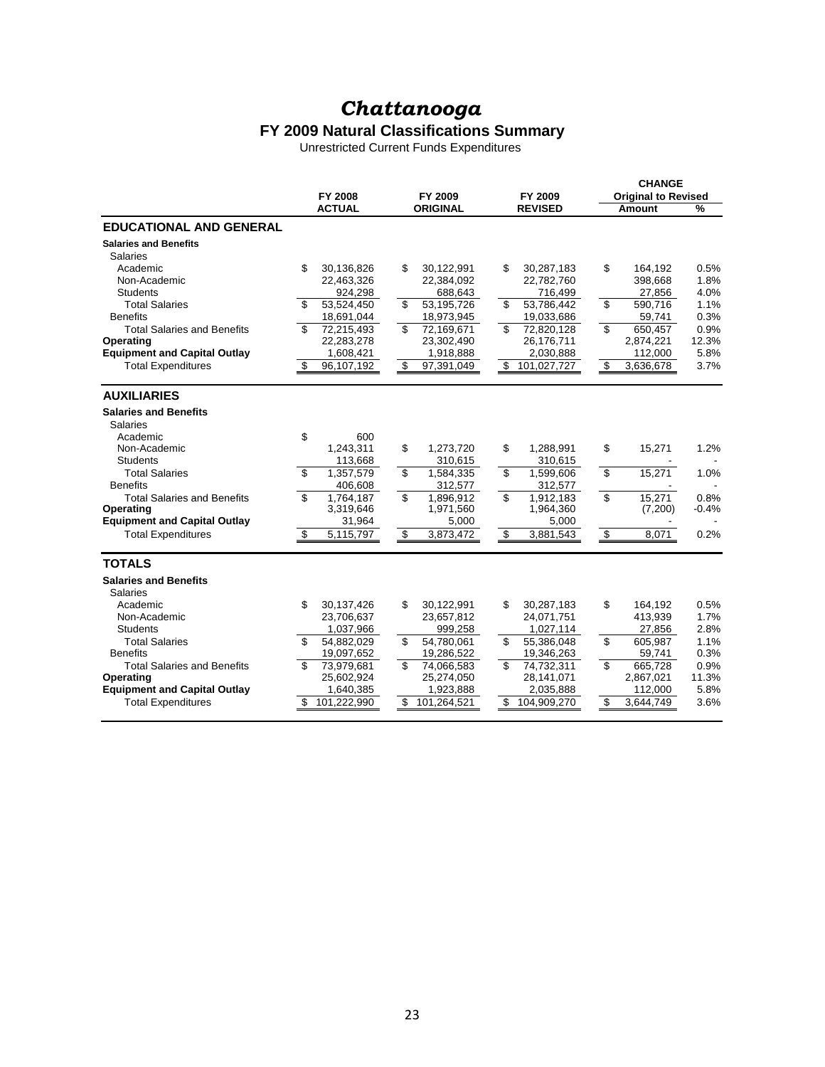# *Chattanooga*

## FY 2009 Natural Classifications Summary

Unrestricted Current Funds Expenditures

| | FY 2008 ACTUAL | FY 2009 ORIGINAL | FY 2009 REVISED | CHANGE Original to Revised Amount | % |
|---|---|---|---|---|---|
| **EDUCATIONAL AND GENERAL** | | | | | |
| **Salaries and Benefits** | | | | | |
| Salaries | | | | | |
| Academic | $ 30,136,826 | $ 30,122,991 | $ 30,287,183 | $ 164,192 | 0.5% |
| Non-Academic | 22,463,326 | 22,384,092 | 22,782,760 | 398,668 | 1.8% |
| Students | 924,298 | 688,643 | 716,499 | 27,856 | 4.0% |
| Total Salaries | $ 53,524,450 | $ 53,195,726 | $ 53,786,442 | $ 590,716 | 1.1% |
| Benefits | 18,691,044 | 18,973,945 | 19,033,686 | 59,741 | 0.3% |
| Total Salaries and Benefits | $ 72,215,493 | $ 72,169,671 | $ 72,820,128 | $ 650,457 | 0.9% |
| **Operating** | 22,283,278 | 23,302,490 | 26,176,711 | 2,874,221 | 12.3% |
| **Equipment and Capital Outlay** | 1,608,421 | 1,918,888 | 2,030,888 | 112,000 | 5.8% |
| Total Expenditures | $ 96,107,192 | $ 97,391,049 | $ 101,027,727 | $ 3,636,678 | 3.7% |
| **AUXILIARIES** | | | | | |
| **Salaries and Benefits** | | | | | |
| Salaries | | | | | |
| Academic | $ 600 | | | | |
| Non-Academic | 1,243,311 | $ 1,273,720 | $ 1,288,991 | $ 15,271 | 1.2% |
| Students | 113,668 | 310,615 | 310,615 | - | - |
| Total Salaries | $ 1,357,579 | $ 1,584,335 | $ 1,599,606 | $ 15,271 | 1.0% |
| Benefits | 406,608 | 312,577 | 312,577 | - | - |
| Total Salaries and Benefits | $ 1,764,187 | $ 1,896,912 | $ 1,912,183 | $ 15,271 | 0.8% |
| **Operating** | 3,319,646 | 1,971,560 | 1,964,360 | (7,200) | -0.4% |
| **Equipment and Capital Outlay** | 31,964 | 5,000 | 5,000 | - | - |
| Total Expenditures | $ 5,115,797 | $ 3,873,472 | $ 3,881,543 | $ 8,071 | 0.2% |
| **TOTALS** | | | | | |
| **Salaries and Benefits** | | | | | |
| Salaries | | | | | |
| Academic | $ 30,137,426 | $ 30,122,991 | $ 30,287,183 | $ 164,192 | 0.5% |
| Non-Academic | 23,706,637 | 23,657,812 | 24,071,751 | 413,939 | 1.7% |
| Students | 1,037,966 | 999,258 | 1,027,114 | 27,856 | 2.8% |
| Total Salaries | $ 54,882,029 | $ 54,780,061 | $ 55,386,048 | $ 605,987 | 1.1% |
| Benefits | 19,097,652 | 19,286,522 | 19,346,263 | 59,741 | 0.3% |
| Total Salaries and Benefits | $ 73,979,681 | $ 74,066,583 | $ 74,732,311 | $ 665,728 | 0.9% |
| **Operating** | 25,602,924 | 25,274,050 | 28,141,071 | 2,867,021 | 11.3% |
| **Equipment and Capital Outlay** | 1,640,385 | 1,923,888 | 2,035,888 | 112,000 | 5.8% |
| Total Expenditures | $ 101,222,990 | $ 101,264,521 | $ 104,909,270 | $ 3,644,749 | 3.6% |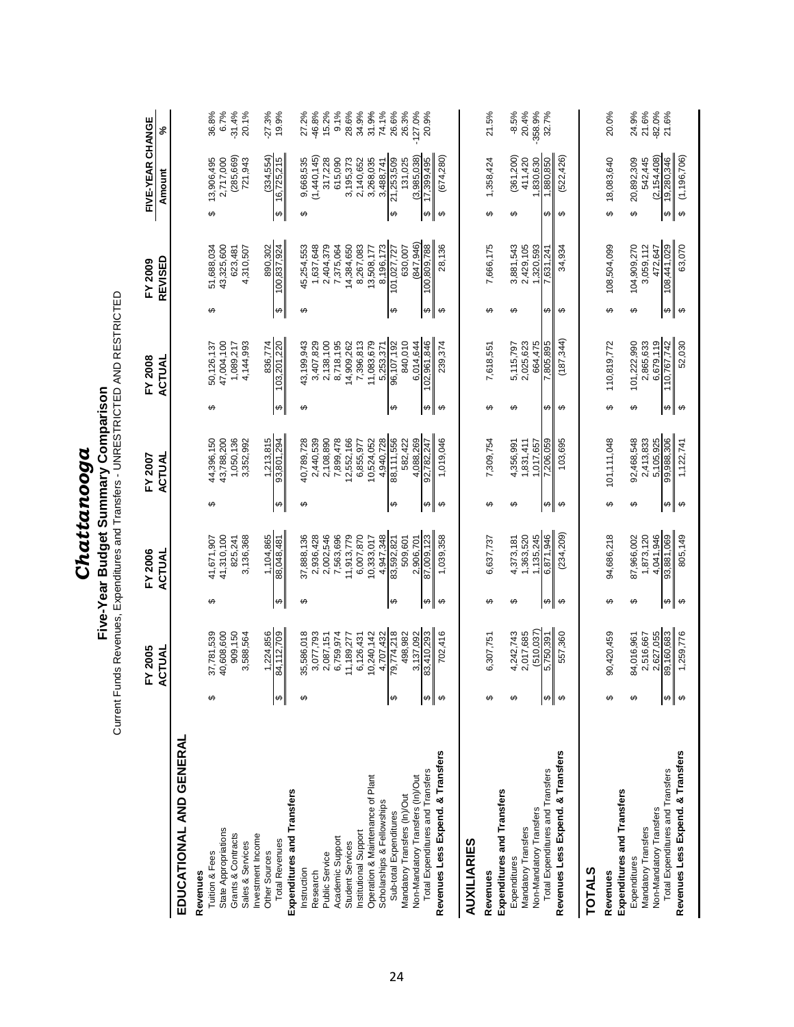# *Chattanooga*

## Five-Year Budget Summary Comparison

Current Funds Revenues, Expenditures and Transfers - UNRESTRICTED AND RESTRICTED

| | FY 2005 ACTUAL | FY 2006 ACTUAL | FY 2007 ACTUAL | FY 2008 ACTUAL | FY 2009 REVISED | FIVE-YEAR CHANGE Amount | % |
|---|---|---|---|---|---|---|---|
| **EDUCATIONAL AND GENERAL** | | | | | | | |
| **Revenues** | | | | | | | |
| Tuition & Fees | $ 37,781,539 | $ 41,671,907 | $ 44,396,150 | $ 50,126,137 | $ 51,688,034 | $ 13,906,495 | 36.8% |
| State Appropriations | 40,609,600 | 41,310,100 | 43,788,200 | 47,004,100 | 43,325,600 | 2,717,000 | 6.7% |
| Grants & Contracts | 909,150 | 825,241 | 1,050,136 | 1,089,217 | 623,481 | (285,669) | -31.4% |
| Sales & Services | 3,588,564 | 3,136,368 | 3,352,992 | 4,144,993 | 4,310,507 | 721,943 | 20.1% |
| Investment Income | | | | | | | |
| Other Sources | 1,224,856 | 1,104,865 | 1,213,815 | 836,774 | 890,302 | (334,554) | -27.3% |
| Total Revenues | $ 84,112,709 | $ 88,048,481 | $ 93,801,294 | $ 103,201,220 | $ 100,837,924 | $ 16,725,215 | 19.9% |
| **Expenditures and Transfers** | | | | | | | |
| Instruction | $ 35,586,018 | $ 37,888,136 | $ 40,789,728 | $ 43,199,943 | $ 45,254,553 | $ 9,668,535 | 27.2% |
| Research | 3,077,793 | 2,936,428 | 2,440,539 | 3,407,829 | 1,637,648 | (1,440,145) | -46.8% |
| Public Service | 2,087,151 | 2,002,546 | 2,108,890 | 2,138,100 | 2,404,379 | 317,228 | 15.2% |
| Academic Support | 6,759,974 | 7,563,696 | 7,899,478 | 8,718,195 | 7,375,064 | 615,090 | 9.1% |
| Student Services | 11,189,277 | 11,913,779 | 12,552,166 | 14,909,262 | 14,384,650 | 3,195,373 | 28.6% |
| Institutional Support | 6,126,431 | 6,007,870 | 6,855,977 | 7,396,813 | 8,267,083 | 2,140,652 | 34.9% |
| Operation & Maintenance of Plant | 10,240,142 | 10,333,017 | 10,524,052 | 11,083,679 | 13,508,177 | 3,268,035 | 31.9% |
| Scholarships & Fellowships | 4,707,432 | 4,947,348 | 4,940,728 | 5,253,371 | 8,196,173 | 3,488,741 | 74.1% |
| Sub-total Expenditures | $ 79,774,218 | $ 83,592,821 | $ 88,111,556 | $ 96,107,192 | $ 101,027,727 | $ 21,253,509 | 26.6% |
| Mandatory Transfers (In)/Out | 498,982 | 509,601 | 582,422 | 840,010 | 630,007 | 131,025 | 26.3% |
| Non-Mandatory Transfers (In)/Out | 3,137,092 | 2,906,701 | 4,088,269 | 6,014,644 | (847,946) | (3,985,038) | -127.0% |
| Total Expenditures and Transfers | $ 83,410,293 | $ 87,009,123 | $ 92,782,247 | $ 102,961,846 | $ 100,809,788 | $ 17,399,495 | 20.9% |
| **Revenues Less Expend. & Transfers** | $ 702,416 | $ 1,039,358 | $ 1,019,046 | $ 239,374 | $ 28,136 | $ (674,280) | |
| **AUXILIARIES** | | | | | | | |
| **Revenues** | $ 6,307,751 | $ 6,637,737 | $ 7,309,754 | $ 7,618,551 | $ 7,666,175 | $ 1,358,424 | 21.5% |
| **Expenditures and Transfers** | | | | | | | |
| Expenditures | $ 4,242,743 | $ 4,373,181 | $ 4,356,991 | $ 5,115,797 | $ 3,881,543 | $ (361,200) | -8.5% |
| Mandatory Transfers | 2,017,685 | 1,363,520 | 1,831,411 | 2,025,623 | 2,429,105 | 411,420 | 20.4% |
| Non-Mandatory Transfers | (510,037) | 1,135,245 | 1,017,657 | 664,475 | 1,320,593 | 1,830,630 | -358.9% |
| Total Expenditures and Transfers | $ 5,750,391 | $ 6,871,946 | $ 7,206,059 | $ 7,805,895 | $ 7,631,241 | $ 1,880,850 | 32.7% |
| **Revenues Less Expend. & Transfers** | $ 557,360 | $ (234,209) | $ 103,695 | $ (187,344) | $ 34,934 | $ (522,426) | |
| **TOTALS** | | | | | | | |
| **Revenues** | $ 90,420,459 | $ 94,686,218 | $ 101,111,048 | $ 110,819,772 | $ 108,504,099 | $ 18,083,640 | 20.0% |
| **Expenditures and Transfers** | | | | | | | |
| Expenditures | $ 84,016,961 | $ 87,966,002 | $ 92,468,548 | $ 101,222,990 | $ 104,909,270 | $ 20,892,309 | 24.9% |
| Mandatory Transfers | 2,516,667 | 1,873,120 | 2,413,833 | 2,865,633 | 3,059,112 | 542,445 | 21.6% |
| Non-Mandatory Transfers | 2,627,055 | 4,041,946 | 5,105,925 | 6,679,119 | 472,647 | (2,154,408) | -82.0% |
| Total Expenditures and Transfers | $ 89,160,683 | $ 93,881,069 | $ 99,988,306 | $ 110,767,742 | $ 108,441,029 | $ 19,280,346 | 21.6% |
| **Revenues Less Expend. & Transfers** | $ 1,259,776 | $ 805,149 | $ 1,122,741 | $ 52,030 | $ 63,070 | $ (1,196,706) | |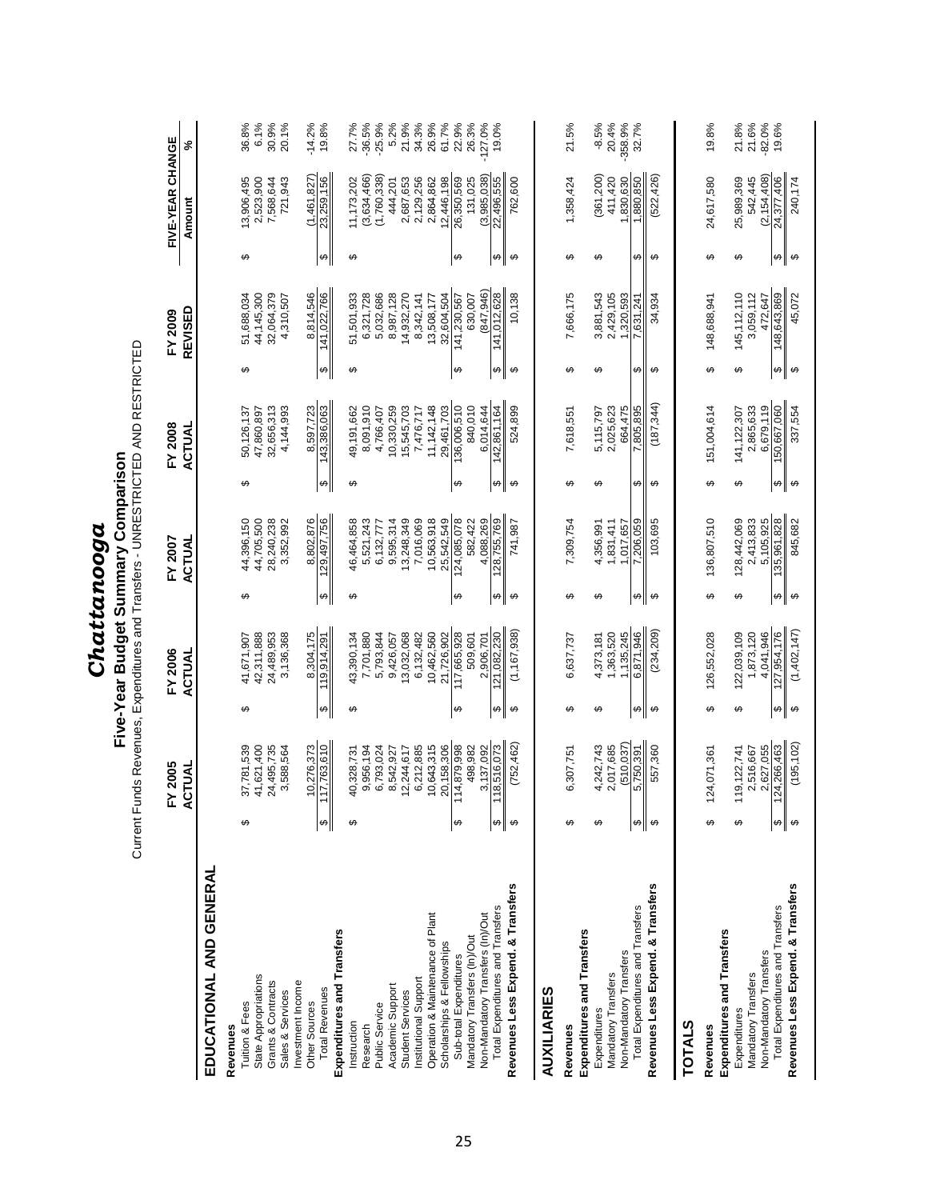# Chattanooga

## Five-Year Budget Summary Comparison

Current Funds Revenues, Expenditures and Transfers - UNRESTRICTED AND RESTRICTED

| | FY 2005 ACTUAL | FY 2006 ACTUAL | FY 2007 ACTUAL | FY 2008 ACTUAL | FY 2009 REVISED | FIVE-YEAR CHANGE Amount | % |
|---|---|---|---|---|---|---|---|
| **EDUCATIONAL AND GENERAL** | | | | | | | |
| **Revenues** | | | | | | | |
| Tuition & Fees | $ 37,781,539 | $ 41,671,907 | $ 44,396,150 | $ 50,126,137 | $ 51,688,034 | $ 13,906,495 | 36.8% |
| State Appropriations | 41,621,400 | 42,311,888 | 44,705,500 | 47,860,897 | 44,145,300 | 2,523,900 | 6.1% |
| Grants & Contracts | 24,495,735 | 24,489,953 | 28,240,238 | 32,656,313 | 32,064,379 | 7,568,644 | 30.9% |
| Sales & Services | 3,588,564 | 3,136,368 | 3,352,992 | 4,144,993 | 4,310,507 | 721,943 | 20.1% |
| Investment Income | | | | | | | |
| Other Sources | 10,276,373 | 8,304,175 | 8,802,876 | 8,597,723 | 8,814,546 | (1,461,827) | -14.2% |
| Total Revenues | $ 117,763,610 | $ 119,914,291 | $ 129,497,756 | $ 143,386,063 | $ 141,022,766 | $ 23,259,156 | 19.8% |
| **Expenditures and Transfers** | | | | | | | |
| Instruction | $ 40,328,731 | $ 43,390,134 | $ 46,464,858 | $ 49,191,662 | $ 51,501,933 | $ 11,173,202 | 27.7% |
| Research | 9,956,194 | 7,701,880 | 5,521,243 | 8,091,910 | 6,321,728 | (3,634,466) | -36.5% |
| Public Service | 6,793,024 | 5,793,844 | 6,132,777 | 4,766,407 | 5,032,686 | (1,760,338) | -25.9% |
| Academic Support | 8,542,927 | 9,426,057 | 9,595,314 | 10,330,259 | 8,987,128 | 444,201 | 5.2% |
| Student Services | 12,244,617 | 13,032,068 | 13,248,349 | 15,545,703 | 14,932,270 | 2,687,653 | 21.9% |
| Institutional Support | 6,212,885 | 6,132,482 | 7,016,069 | 7,476,717 | 8,342,141 | 2,129,256 | 34.3% |
| Operation & Maintenance of Plant | 10,643,315 | 10,462,560 | 10,563,918 | 11,142,148 | 13,508,177 | 2,864,862 | 26.9% |
| Scholarships & Fellowships | 20,158,306 | 21,726,902 | 25,542,549 | 29,461,703 | 32,604,504 | 12,446,198 | 61.7% |
| Sub-total Expenditures | $ 114,879,998 | $ 117,665,928 | $ 124,085,078 | $ 136,006,510 | $ 141,230,567 | $ 26,350,569 | 22.9% |
| Mandatory Transfers (In)/Out | 498,982 | 509,601 | 582,422 | 840,010 | 630,007 | 131,025 | 26.3% |
| Non-Mandatory Transfers (In)/Out | 3,137,092 | 2,906,701 | 4,088,269 | 6,014,644 | (847,946) | (3,985,038) | -127.0% |
| Total Expenditures and Transfers | $ 118,516,073 | $ 121,082,230 | $ 128,755,769 | $ 142,861,164 | $ 141,012,628 | $ 22,496,555 | 19.0% |
| **Revenues Less Expend. & Transfers** | $ (752,462) | $ (1,167,938) | $ 741,987 | $ 524,899 | $ 10,138 | $ 762,600 | |
| **AUXILIARIES** | | | | | | | |
| **Revenues** | $ 6,307,751 | $ 6,637,737 | $ 7,309,754 | $ 7,618,551 | $ 7,666,175 | $ 1,358,424 | 21.5% |
| **Expenditures and Transfers** | | | | | | | |
| Expenditures | $ 4,242,743 | $ 4,373,181 | $ 4,356,991 | $ 5,115,797 | $ 3,881,543 | $ (361,200) | -8.5% |
| Mandatory Transfers | 2,017,685 | 1,363,520 | 1,831,411 | 2,025,623 | 2,429,105 | 411,420 | 20.4% |
| Non-Mandatory Transfers | (510,037) | 1,135,245 | 1,017,657 | 664,475 | 1,320,593 | 1,830,630 | -358.9% |
| Total Expenditures and Transfers | $ 5,750,391 | $ 6,871,946 | $ 7,206,059 | $ 7,805,895 | $ 7,631,241 | $ 1,880,850 | 32.7% |
| **Revenues Less Expend. & Transfers** | $ 557,360 | $ (234,209) | $ 103,695 | $ (187,344) | $ 34,934 | $ (522,426) | |
| **TOTALS** | | | | | | | |
| **Revenues** | $ 124,071,361 | $ 126,552,028 | $ 136,807,510 | $ 151,004,614 | $ 148,688,941 | $ 24,617,580 | 19.8% |
| **Expenditures and Transfers** | | | | | | | |
| Expenditures | $ 119,122,741 | $ 122,039,109 | $ 128,442,069 | $ 141,122,307 | $ 145,112,110 | $ 25,989,369 | 21.8% |
| Mandatory Transfers | 2,516,667 | 1,873,120 | 2,413,833 | 2,865,633 | 3,059,112 | 542,445 | 21.6% |
| Non-Mandatory Transfers | 2,627,055 | 4,041,946 | 5,105,925 | 6,679,119 | 472,647 | (2,154,408) | -82.0% |
| Total Expenditures and Transfers | $ 124,266,463 | $ 127,954,176 | $ 135,961,828 | $ 150,667,060 | $ 148,643,869 | $ 24,377,406 | 19.6% |
| **Revenues Less Expend. & Transfers** | $ (195,102) | $ (1,402,147) | $ 845,682 | $ 337,554 | $ 45,072 | $ 240,174 | |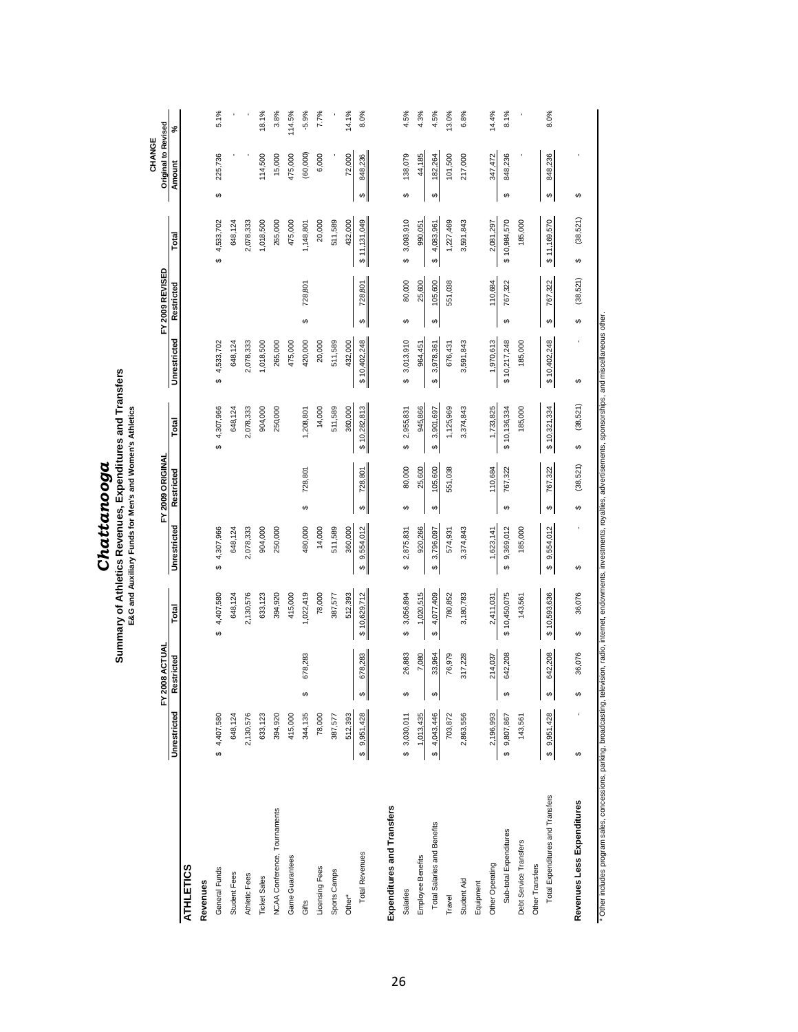# Chattanooga

## Summary of Athletics Revenues, Expenditures and Transfers

### E&G and Auxiliary Funds for Men's and Women's Athletics

| ATHLETICS | FY 2008 ACTUAL | | | FY 2009 ORIGINAL | | | FY 2009 REVISED | | | CHANGE Original to Revised | |
|---|---|---|---|---|---|---|---|---|---|---|---|
| | Unrestricted | Restricted | Total | Unrestricted | Restricted | Total | Unrestricted | Restricted | Total | Amount | % |
| **Revenues** | | | | | | | | | | | |
| General Funds | $ 4,407,580 | | $ 4,407,580 | $ 4,307,966 | | $ 4,307,966 | $ 4,533,702 | | $ 4,533,702 | $ 225,736 | 5.1% |
| Student Fees | 648,124 | | 648,124 | 648,124 | | 648,124 | 648,124 | | 648,124 | - | - |
| Athletic Fees | 2,130,576 | | 2,130,576 | 2,078,333 | | 2,078,333 | 2,078,333 | | 2,078,333 | - | - |
| Ticket Sales | 633,123 | | 633,123 | 904,000 | | 904,000 | 1,018,500 | | 1,018,500 | 114,500 | 18.1% |
| NCAA Conference, Tournaments | 394,920 | | 394,920 | 250,000 | | 250,000 | 265,000 | | 265,000 | 15,000 | 3.8% |
| Game Guarantees | 415,000 | | 415,000 | | | | 475,000 | | 475,000 | 475,000 | 114.5% |
| Gifts | 344,135 | $ 678,283 | 1,022,419 | 480,000 | $ 728,801 | 1,208,801 | 420,000 | $ 728,801 | 1,148,801 | (60,000) | -5.9% |
| Licensing Fees | 78,000 | | 78,000 | 14,000 | | 14,000 | 20,000 | | 20,000 | 6,000 | 7.7% |
| Sports Camps | 387,577 | | 387,577 | 511,589 | | 511,589 | 511,589 | | 511,589 | - | - |
| Other* | 512,393 | | 512,393 | 360,000 | | 360,000 | 432,000 | | 432,000 | 72,000 | 14.1% |
| Total Revenues | $ 9,951,428 | $ 678,283 | $ 10,629,712 | $ 9,554,012 | $ 728,801 | $ 10,282,813 | $ 10,402,248 | $ 728,801 | $ 11,131,049 | $ 848,236 | 8.0% |
| **Expenditures and Transfers** | | | | | | | | | | | |
| Salaries | $ 3,030,011 | $ 26,883 | $ 3,056,894 | $ 2,875,831 | $ 80,000 | $ 2,955,831 | $ 3,013,910 | $ 80,000 | $ 3,093,910 | $ 138,079 | 4.5% |
| Employee Benefits | 1,013,435 | 7,080 | 1,020,515 | 920,266 | 25,600 | 945,866 | 964,451 | 25,600 | 990,051 | 44,185 | 4.3% |
| Total Salaries and Benefits | $ 4,043,446 | $ 33,964 | $ 4,077,409 | $ 3,796,097 | $ 105,600 | $ 3,901,697 | $ 3,978,361 | $ 105,600 | $ 4,083,961 | $ 182,264 | 4.5% |
| Travel | 703,872 | 76,979 | 780,852 | 574,931 | 551,038 | 1,125,969 | 676,431 | 551,038 | 1,227,469 | 101,500 | 13.0% |
| Student Aid | 2,863,556 | 317,228 | 3,180,783 | 3,374,843 | | 3,374,843 | 3,591,843 | | 3,591,843 | 217,000 | 6.8% |
| Equipment | | | | | | | | | | | |
| Other Operating | 2,196,993 | 214,037 | 2,411,031 | 1,623,141 | 110,684 | 1,733,825 | 1,970,613 | 110,684 | 2,081,297 | 347,472 | 14.4% |
| Sub-total Expenditures | $ 9,807,867 | $ 642,208 | $ 10,450,075 | $ 9,369,012 | $ 767,322 | $ 10,136,334 | $ 10,217,248 | $ 767,322 | $ 10,984,570 | $ 848,236 | 8.1% |
| Debt Service Transfers | 143,561 | | 143,561 | 185,000 | | 185,000 | 185,000 | | 185,000 | - | - |
| Other Transfers | | | | | | | | | | | |
| Total Expenditures and Transfers | $ 9,951,428 | $ 642,208 | $ 10,593,636 | $ 9,554,012 | $ 767,322 | $ 10,321,334 | $ 10,402,248 | $ 767,322 | $ 11,169,570 | $ 848,236 | 8.0% |
| **Revenues Less Expenditures** | $ - | $ 36,076 | $ 36,076 | $ - | $ (38,521) | $ (38,521) | $ - | $ (38,521) | $ (38,521) | $ - | |

* Other includes program sales, concessions, parking, broadcasting, television, radio, internet, endowments, investments, royalties, advertisements, sponsorships, and miscellaneous other.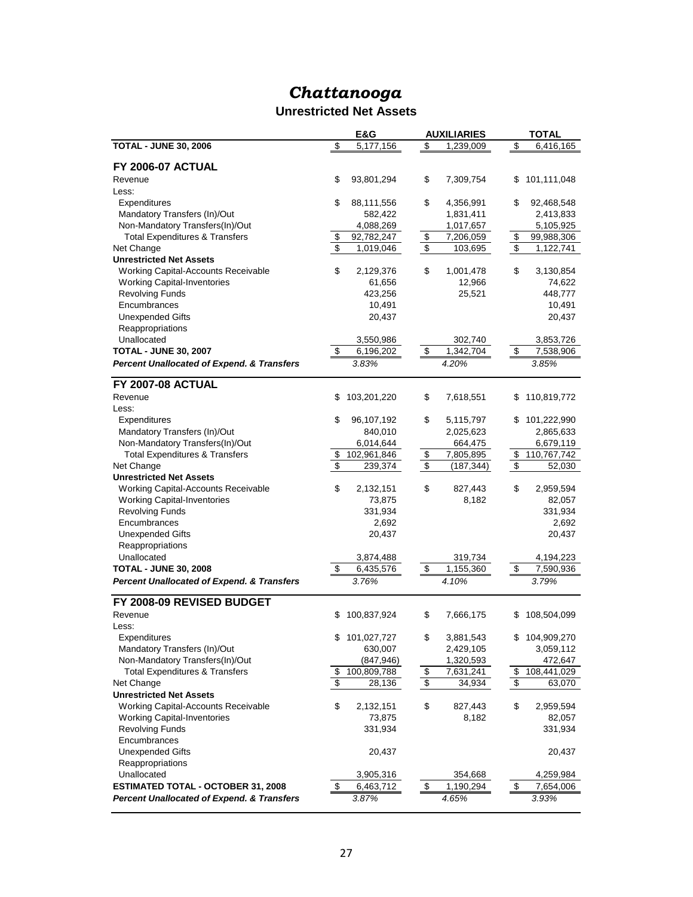# *Chattanooga*

## Unrestricted Net Assets

| | E&G | AUXILIARIES | TOTAL |
|---|---|---|---|
| **TOTAL - JUNE 30, 2006** | $ 5,177,156 | $ 1,239,009 | $ 6,416,165 |
| **FY 2006-07 ACTUAL** | | | |
| Revenue | $ 93,801,294 | $ 7,309,754 | $ 101,111,048 |
| Less: | | | |
| Expenditures | $ 88,111,556 | $ 4,356,991 | $ 92,468,548 |
| Mandatory Transfers (In)/Out | 582,422 | 1,831,411 | 2,413,833 |
| Non-Mandatory Transfers(In)/Out | 4,088,269 | 1,017,657 | 5,105,925 |
| Total Expenditures & Transfers | $ 92,782,247 | $ 7,206,059 | $ 99,988,306 |
| Net Change | $ 1,019,046 | $ 103,695 | $ 1,122,741 |
| **Unrestricted Net Assets** | | | |
| Working Capital-Accounts Receivable | $ 2,129,376 | $ 1,001,478 | $ 3,130,854 |
| Working Capital-Inventories | 61,656 | 12,966 | 74,622 |
| Revolving Funds | 423,256 | 25,521 | 448,777 |
| Encumbrances | 10,491 | | 10,491 |
| Unexpended Gifts | 20,437 | | 20,437 |
| Reappropriations | | | |
| Unallocated | 3,550,986 | 302,740 | 3,853,726 |
| **TOTAL - JUNE 30, 2007** | $ 6,196,202 | $ 1,342,704 | $ 7,538,906 |
| ***Percent Unallocated of Expend. & Transfers*** | *3.83%* | *4.20%* | *3.85%* |
| **FY 2007-08 ACTUAL** | | | |
| Revenue | $ 103,201,220 | $ 7,618,551 | $ 110,819,772 |
| Less: | | | |
| Expenditures | $ 96,107,192 | $ 5,115,797 | $ 101,222,990 |
| Mandatory Transfers (In)/Out | 840,010 | 2,025,623 | 2,865,633 |
| Non-Mandatory Transfers(In)/Out | 6,014,644 | 664,475 | 6,679,119 |
| Total Expenditures & Transfers | $ 102,961,846 | $ 7,805,895 | $ 110,767,742 |
| Net Change | $ 239,374 | $ (187,344) | $ 52,030 |
| **Unrestricted Net Assets** | | | |
| Working Capital-Accounts Receivable | $ 2,132,151 | $ 827,443 | $ 2,959,594 |
| Working Capital-Inventories | 73,875 | 8,182 | 82,057 |
| Revolving Funds | 331,934 | | 331,934 |
| Encumbrances | 2,692 | | 2,692 |
| Unexpended Gifts | 20,437 | | 20,437 |
| Reappropriations | | | |
| Unallocated | 3,874,488 | 319,734 | 4,194,223 |
| **TOTAL - JUNE 30, 2008** | $ 6,435,576 | $ 1,155,360 | $ 7,590,936 |
| ***Percent Unallocated of Expend. & Transfers*** | *3.76%* | *4.10%* | *3.79%* |
| **FY 2008-09 REVISED BUDGET** | | | |
| Revenue | $ 100,837,924 | $ 7,666,175 | $ 108,504,099 |
| Less: | | | |
| Expenditures | $ 101,027,727 | $ 3,881,543 | $ 104,909,270 |
| Mandatory Transfers (In)/Out | 630,007 | 2,429,105 | 3,059,112 |
| Non-Mandatory Transfers(In)/Out | (847,946) | 1,320,593 | 472,647 |
| Total Expenditures & Transfers | $ 100,809,788 | $ 7,631,241 | $ 108,441,029 |
| Net Change | $ 28,136 | $ 34,934 | $ 63,070 |
| **Unrestricted Net Assets** | | | |
| Working Capital-Accounts Receivable | $ 2,132,151 | $ 827,443 | $ 2,959,594 |
| Working Capital-Inventories | 73,875 | 8,182 | 82,057 |
| Revolving Funds | 331,934 | | 331,934 |
| Encumbrances | | | |
| Unexpended Gifts | 20,437 | | 20,437 |
| Reappropriations | | | |
| Unallocated | 3,905,316 | 354,668 | 4,259,984 |
| **ESTIMATED TOTAL - OCTOBER 31, 2008** | $ 6,463,712 | $ 1,190,294 | $ 7,654,006 |
| ***Percent Unallocated of Expend. & Transfers*** | *3.87%* | *4.65%* | *3.93%* |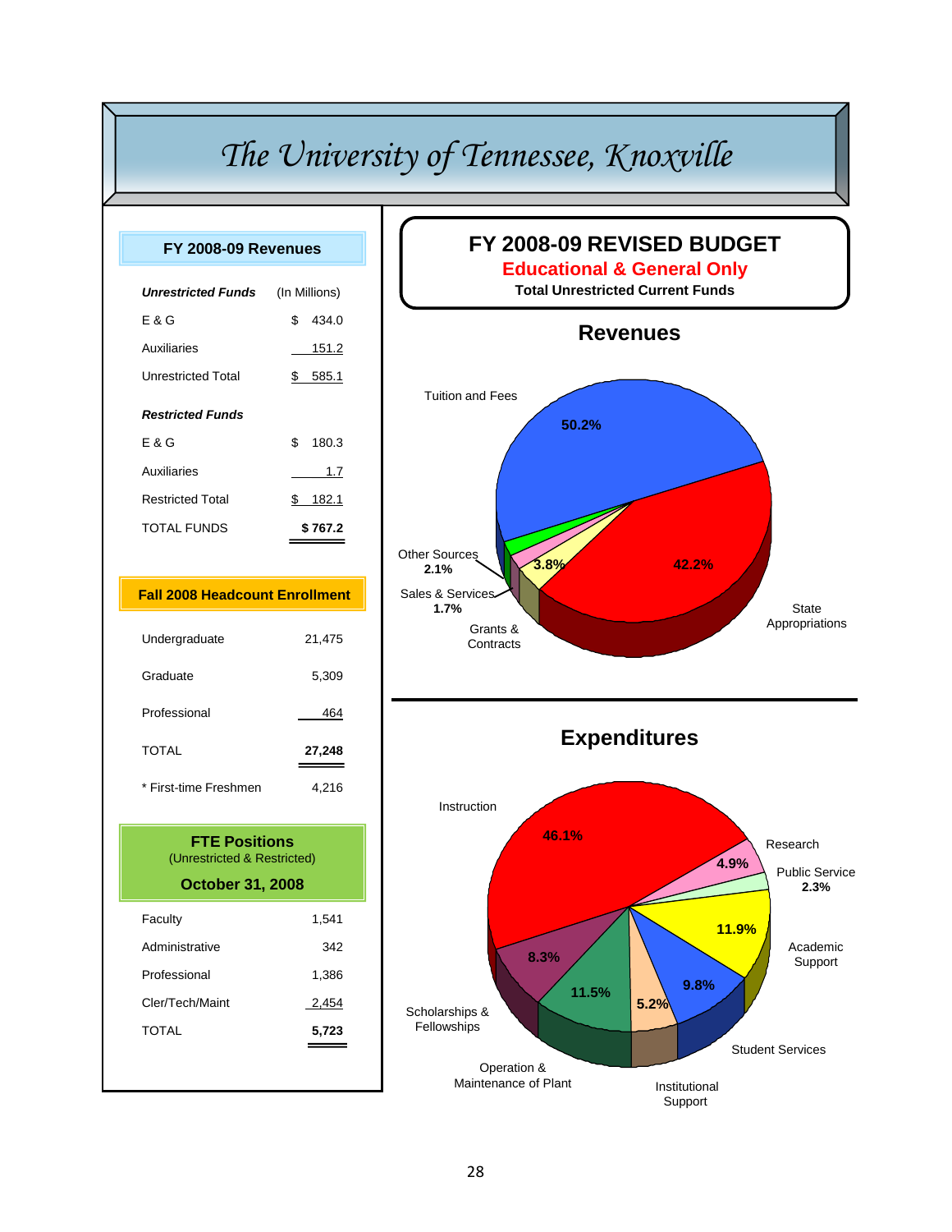# The University of Tennessee, Knoxville

## FY 2008-09 Revenues

| *Unrestricted Funds* | (In Millions) |
|---|---|
| E & G | $ 434.0 |
| Auxiliaries | 151.2 |
| Unrestricted Total | $ 585.1 |
| ***Restricted Funds*** | |
| E & G | $ 180.3 |
| Auxiliaries | 1.7 |
| Restricted Total | $ 182.1 |
| TOTAL FUNDS | **$ 767.2** |

## Fall 2008 Headcount Enrollment

| | |
|---|---|
| Undergraduate | 21,475 |
| Graduate | 5,309 |
| Professional | 464 |
| TOTAL | **27,248** |
| * First-time Freshmen | 4,216 |

## FTE Positions
(Unrestricted & Restricted)

**October 31, 2008**

| | |
|---|---|
| Faculty | 1,541 |
| Administrative | 342 |
| Professional | 1,386 |
| Cler/Tech/Maint | 2,454 |
| TOTAL | **5,723** |

## FY 2008-09 REVISED BUDGET

**Educational & General Only**

**Total Unrestricted Current Funds**

### Revenues

| Source | Percent |
|---|---|
| Tuition and Fees | 50.2% |
| State Appropriations | 42.2% |
| Grants & Contracts | 3.8% |
| Sales & Services | 1.7% |
| Other Sources | 2.1% |

### Expenditures

| Category | Percent |
|---|---|
| Instruction | 46.1% |
| Research | 4.9% |
| Public Service | 2.3% |
| Academic Support | 11.9% |
| Student Services | 9.8% |
| Institutional Support | 5.2% |
| Operation & Maintenance of Plant | 11.5% |
| Scholarships & Fellowships | 8.3% |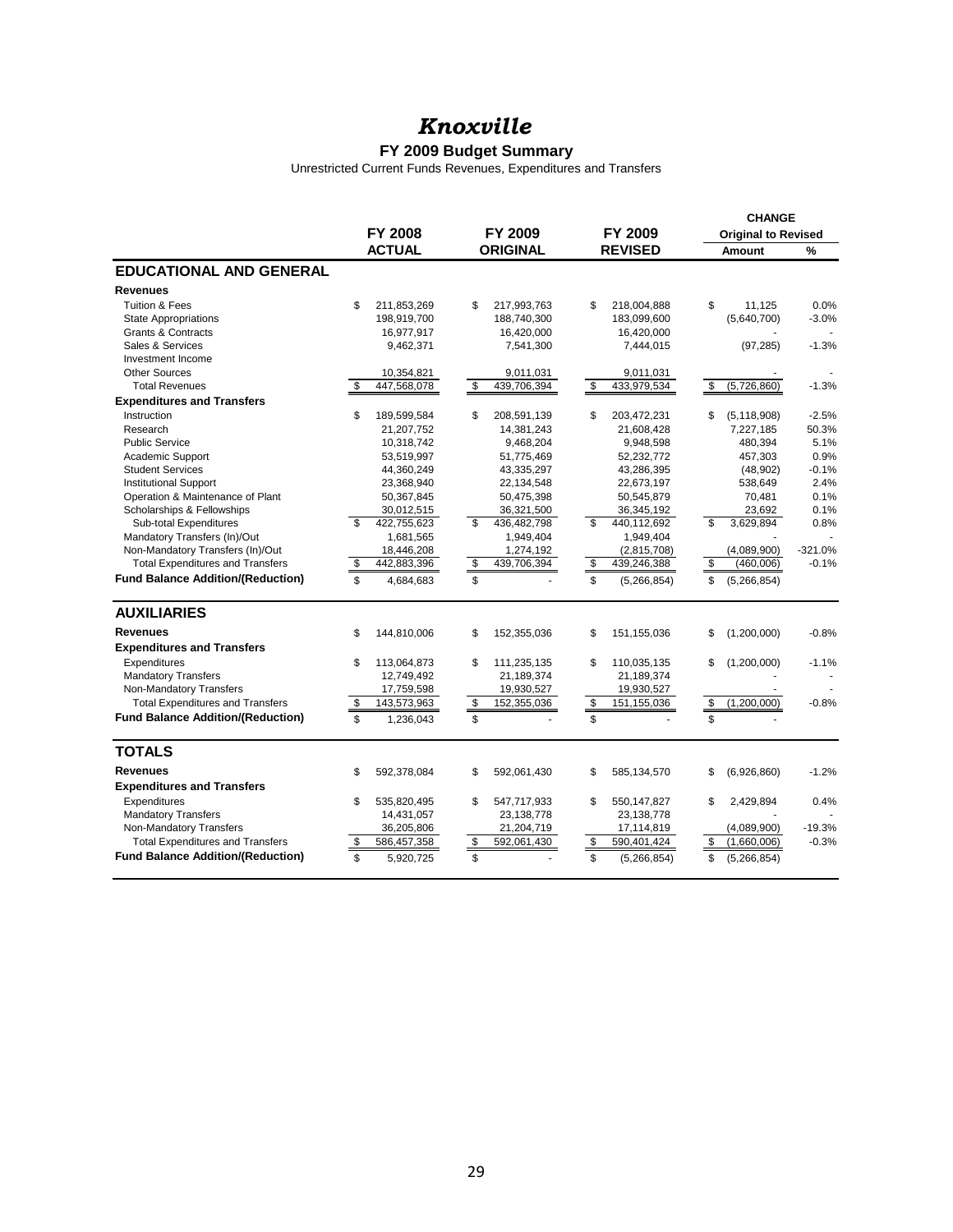# *Knoxville*

**FY 2009 Budget Summary**

Unrestricted Current Funds Revenues, Expenditures and Transfers

| | FY 2008 ACTUAL | FY 2009 ORIGINAL | FY 2009 REVISED | CHANGE Original to Revised Amount | % |
|---|---|---|---|---|---|
| **EDUCATIONAL AND GENERAL** | | | | | |
| **Revenues** | | | | | |
| Tuition & Fees | $ 211,853,269 | $ 217,993,763 | $ 218,004,888 | $ 11,125 | 0.0% |
| State Appropriations | 198,919,700 | 188,740,300 | 183,099,600 | (5,640,700) | -3.0% |
| Grants & Contracts | 16,977,917 | 16,420,000 | 16,420,000 | - | - |
| Sales & Services | 9,462,371 | 7,541,300 | 7,444,015 | (97,285) | -1.3% |
| Investment Income | | | | | |
| Other Sources | 10,354,821 | 9,011,031 | 9,011,031 | - | - |
| Total Revenues | $ 447,568,078 | $ 439,706,394 | $ 433,979,534 | $ (5,726,860) | -1.3% |
| **Expenditures and Transfers** | | | | | |
| Instruction | $ 189,599,584 | $ 208,591,139 | $ 203,472,231 | $ (5,118,908) | -2.5% |
| Research | 21,207,752 | 14,381,243 | 21,608,428 | 7,227,185 | 50.3% |
| Public Service | 10,318,742 | 9,468,204 | 9,948,598 | 480,394 | 5.1% |
| Academic Support | 53,519,997 | 51,775,469 | 52,232,772 | 457,303 | 0.9% |
| Student Services | 44,360,249 | 43,335,297 | 43,286,395 | (48,902) | -0.1% |
| Institutional Support | 23,368,940 | 22,134,548 | 22,673,197 | 538,649 | 2.4% |
| Operation & Maintenance of Plant | 50,367,845 | 50,475,398 | 50,545,879 | 70,481 | 0.1% |
| Scholarships & Fellowships | 30,012,515 | 36,321,500 | 36,345,192 | 23,692 | 0.1% |
| Sub-total Expenditures | $ 422,755,623 | $ 436,482,798 | $ 440,112,692 | $ 3,629,894 | 0.8% |
| Mandatory Transfers (In)/Out | 1,681,565 | 1,949,404 | 1,949,404 | - | - |
| Non-Mandatory Transfers (In)/Out | 18,446,208 | 1,274,192 | (2,815,708) | (4,089,900) | -321.0% |
| Total Expenditures and Transfers | $ 442,883,396 | $ 439,706,394 | $ 439,246,388 | $ (460,006) | -0.1% |
| **Fund Balance Addition/(Reduction)** | $ 4,684,683 | $ - | $ (5,266,854) | $ (5,266,854) | |
| **AUXILIARIES** | | | | | |
| **Revenues** | $ 144,810,006 | $ 152,355,036 | $ 151,155,036 | $ (1,200,000) | -0.8% |
| **Expenditures and Transfers** | | | | | |
| Expenditures | $ 113,064,873 | $ 111,235,135 | $ 110,035,135 | $ (1,200,000) | -1.1% |
| Mandatory Transfers | 12,749,492 | 21,189,374 | 21,189,374 | - | - |
| Non-Mandatory Transfers | 17,759,598 | 19,930,527 | 19,930,527 | - | - |
| Total Expenditures and Transfers | $ 143,573,963 | $ 152,355,036 | $ 151,155,036 | $ (1,200,000) | -0.8% |
| **Fund Balance Addition/(Reduction)** | $ 1,236,043 | $ - | $ - | $ - | |
| **TOTALS** | | | | | |
| **Revenues** | $ 592,378,084 | $ 592,061,430 | $ 585,134,570 | $ (6,926,860) | -1.2% |
| **Expenditures and Transfers** | | | | | |
| Expenditures | $ 535,820,495 | $ 547,717,933 | $ 550,147,827 | $ 2,429,894 | 0.4% |
| Mandatory Transfers | 14,431,057 | 23,138,778 | 23,138,778 | - | - |
| Non-Mandatory Transfers | 36,205,806 | 21,204,719 | 17,114,819 | (4,089,900) | -19.3% |
| Total Expenditures and Transfers | $ 586,457,358 | $ 592,061,430 | $ 590,401,424 | $ (1,660,006) | -0.3% |
| **Fund Balance Addition/(Reduction)** | $ 5,920,725 | $ - | $ (5,266,854) | $ (5,266,854) | |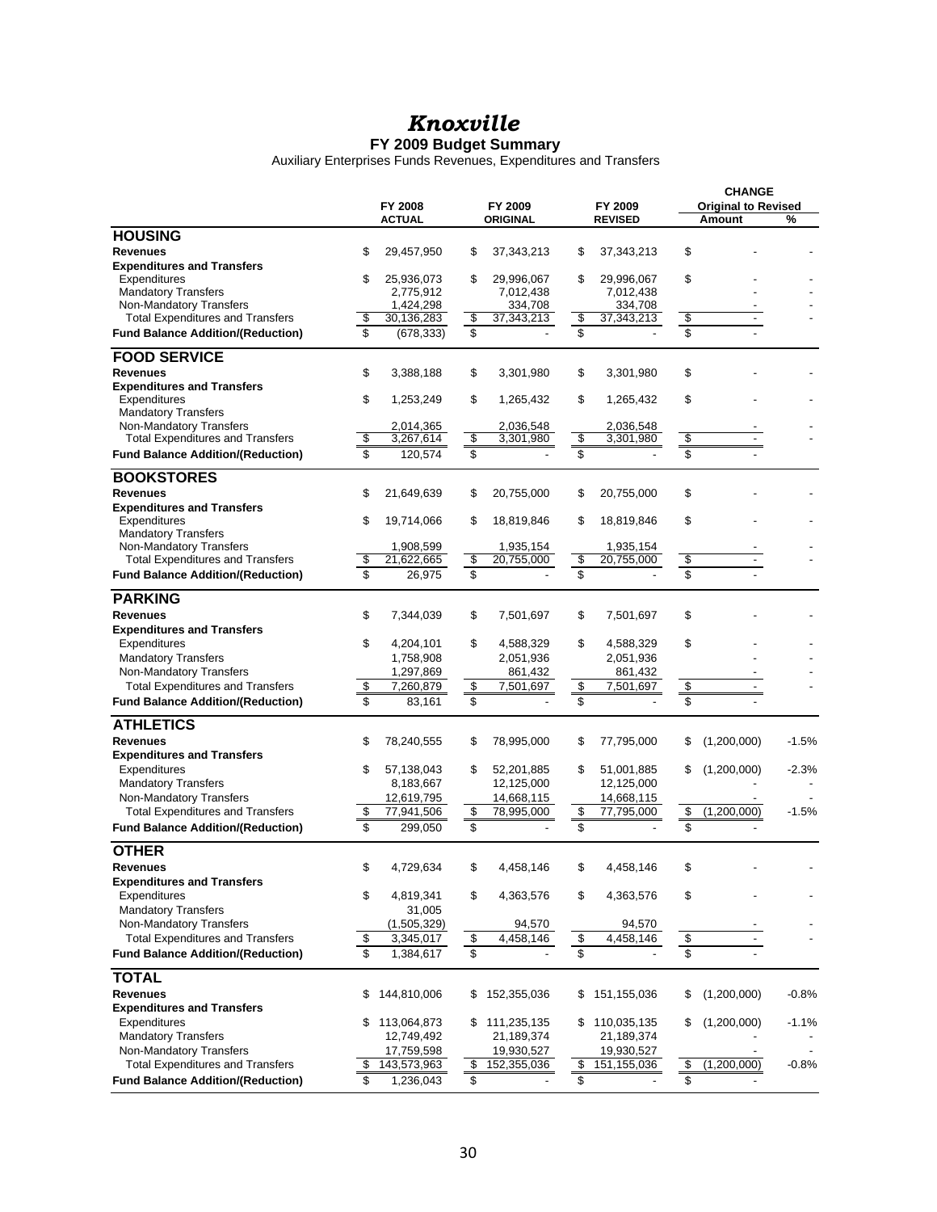# *Knoxville*

## FY 2009 Budget Summary

Auxiliary Enterprises Funds Revenues, Expenditures and Transfers

| | FY 2008 ACTUAL | FY 2009 ORIGINAL | FY 2009 REVISED | CHANGE Original to Revised Amount | % |
|---|---|---|---|---|---|
| **HOUSING** | | | | | |
| **Revenues** | $ 29,457,950 | $ 37,343,213 | $ 37,343,213 | $ - | - |
| **Expenditures and Transfers** | | | | | |
| Expenditures | $ 25,936,073 | $ 29,996,067 | $ 29,996,067 | $ - | - |
| Mandatory Transfers | 2,775,912 | 7,012,438 | 7,012,438 | - | - |
| Non-Mandatory Transfers | 1,424,298 | 334,708 | 334,708 | - | - |
| Total Expenditures and Transfers | $ 30,136,283 | $ 37,343,213 | $ 37,343,213 | $ - | - |
| **Fund Balance Addition/(Reduction)** | $ (678,333) | $ - | $ - | $ - | |
| **FOOD SERVICE** | | | | | |
| **Revenues** | $ 3,388,188 | $ 3,301,980 | $ 3,301,980 | $ - | - |
| **Expenditures and Transfers** | | | | | |
| Expenditures | $ 1,253,249 | $ 1,265,432 | $ 1,265,432 | $ - | - |
| Mandatory Transfers | | | | | |
| Non-Mandatory Transfers | 2,014,365 | 2,036,548 | 2,036,548 | - | - |
| Total Expenditures and Transfers | $ 3,267,614 | $ 3,301,980 | $ 3,301,980 | $ - | - |
| **Fund Balance Addition/(Reduction)** | $ 120,574 | $ - | $ - | $ - | |
| **BOOKSTORES** | | | | | |
| **Revenues** | $ 21,649,639 | $ 20,755,000 | $ 20,755,000 | $ - | - |
| **Expenditures and Transfers** | | | | | |
| Expenditures | $ 19,714,066 | $ 18,819,846 | $ 18,819,846 | $ - | - |
| Mandatory Transfers | | | | | |
| Non-Mandatory Transfers | 1,908,599 | 1,935,154 | 1,935,154 | - | - |
| Total Expenditures and Transfers | $ 21,622,665 | $ 20,755,000 | $ 20,755,000 | $ - | - |
| **Fund Balance Addition/(Reduction)** | $ 26,975 | $ - | $ - | $ - | |
| **PARKING** | | | | | |
| **Revenues** | $ 7,344,039 | $ 7,501,697 | $ 7,501,697 | $ - | - |
| **Expenditures and Transfers** | | | | | |
| Expenditures | $ 4,204,101 | $ 4,588,329 | $ 4,588,329 | $ - | - |
| Mandatory Transfers | 1,758,908 | 2,051,936 | 2,051,936 | - | - |
| Non-Mandatory Transfers | 1,297,869 | 861,432 | 861,432 | - | - |
| Total Expenditures and Transfers | $ 7,260,879 | $ 7,501,697 | $ 7,501,697 | $ - | - |
| **Fund Balance Addition/(Reduction)** | $ 83,161 | $ - | $ - | $ - | |
| **ATHLETICS** | | | | | |
| **Revenues** | $ 78,240,555 | $ 78,995,000 | $ 77,795,000 | $ (1,200,000) | -1.5% |
| **Expenditures and Transfers** | | | | | |
| Expenditures | $ 57,138,043 | $ 52,201,885 | $ 51,001,885 | $ (1,200,000) | -2.3% |
| Mandatory Transfers | 8,183,667 | 12,125,000 | 12,125,000 | - | - |
| Non-Mandatory Transfers | 12,619,795 | 14,668,115 | 14,668,115 | - | - |
| Total Expenditures and Transfers | $ 77,941,506 | $ 78,995,000 | $ 77,795,000 | $ (1,200,000) | -1.5% |
| **Fund Balance Addition/(Reduction)** | $ 299,050 | $ - | $ - | $ - | |
| **OTHER** | | | | | |
| **Revenues** | $ 4,729,634 | $ 4,458,146 | $ 4,458,146 | $ - | - |
| **Expenditures and Transfers** | | | | | |
| Expenditures | $ 4,819,341 | $ 4,363,576 | $ 4,363,576 | $ - | - |
| Mandatory Transfers | 31,005 | | | | |
| Non-Mandatory Transfers | (1,505,329) | 94,570 | 94,570 | - | - |
| Total Expenditures and Transfers | $ 3,345,017 | $ 4,458,146 | $ 4,458,146 | $ - | - |
| **Fund Balance Addition/(Reduction)** | $ 1,384,617 | $ - | $ - | $ - | |
| **TOTAL** | | | | | |
| **Revenues** | $ 144,810,006 | $ 152,355,036 | $ 151,155,036 | $ (1,200,000) | -0.8% |
| **Expenditures and Transfers** | | | | | |
| Expenditures | $ 113,064,873 | $ 111,235,135 | $ 110,035,135 | $ (1,200,000) | -1.1% |
| Mandatory Transfers | 12,749,492 | 21,189,374 | 21,189,374 | - | - |
| Non-Mandatory Transfers | 17,759,598 | 19,930,527 | 19,930,527 | - | - |
| Total Expenditures and Transfers | $ 143,573,963 | $ 152,355,036 | $ 151,155,036 | $ (1,200,000) | -0.8% |
| **Fund Balance Addition/(Reduction)** | $ 1,236,043 | $ - | $ - | $ - | |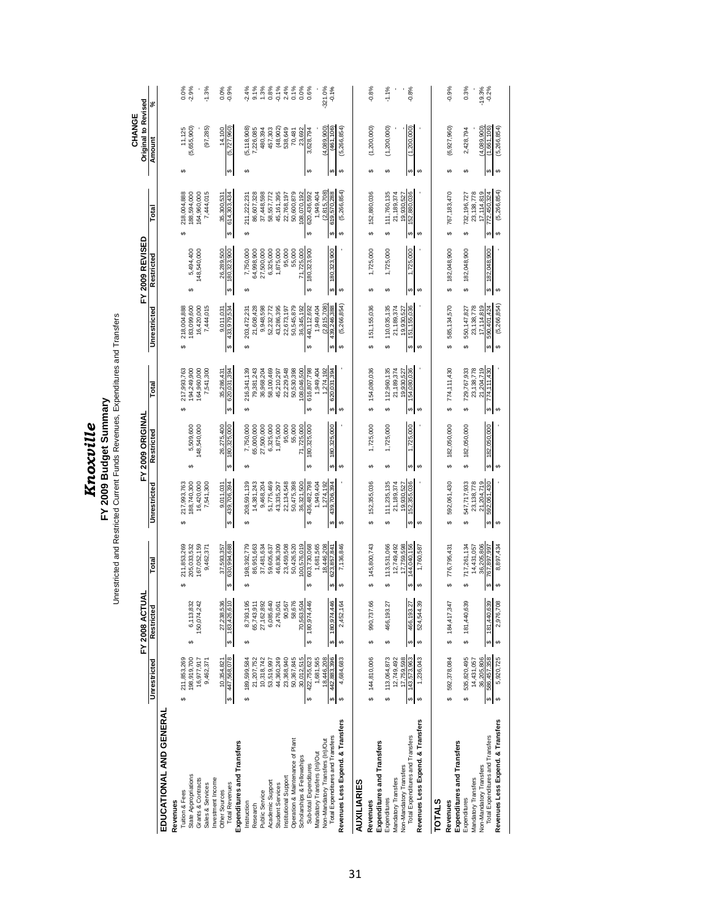# *Knoxville*

## FY 2009 Budget Summary

### Unrestricted and Restricted Current Funds Revenues, Expenditures and Transfers

| | FY 2008 ACTUAL | | | FY 2009 ORIGINAL | | | FY 2009 REVISED | | | CHANGE Original to Revised | |
|---|---|---|---|---|---|---|---|---|---|---|---|
| | Unrestricted | Restricted | Total | Unrestricted | Restricted | Total | Unrestricted | Restricted | Total | Amount | % |
| **EDUCATIONAL AND GENERAL** | | | | | | | | | | | |
| **Revenues** | | | | | | | | | | | |
| Tuition & Fees | $ 211,853,269 | | $ 211,853,269 | $ 217,993,763 | | $ 217,993,763 | $ 218,004,888 | | $ 218,004,888 | $ 11,125 | 0.0% |
| State Appropriations | 198,919,700 | $ 6,113,832 | 205,033,532 | 188,740,300 | $ 5,509,600 | 194,249,900 | 183,099,600 | $ 5,494,400 | 188,594,000 | (5,655,900) | -2.9% |
| Grants & Contracts | 16,977,917 | 150,074,242 | 167,052,159 | 16,420,000 | 148,540,000 | 164,960,000 | 16,420,000 | 148,540,000 | 164,960,000 | - | |
| Sales & Services | 9,462,371 | | 9,462,371 | 7,541,300 | | 7,541,300 | 7,444,015 | | 7,444,015 | (97,285) | -1.3% |
| Investment Income | | | | | | | | | | | |
| Other Sources | 10,354,821 | 27,238,536 | 37,593,357 | 9,011,031 | 26,275,400 | 35,286,431 | 9,011,031 | 26,289,500 | 35,300,531 | 14,100 | 0.0% |
| Total Revenues | $ 447,568,078 | $ 183,426,610 | $ 630,994,688 | $ 439,706,394 | $ 180,325,000 | $ 620,031,394 | $ 433,979,534 | $ 180,323,900 | $ 614,303,434 | $ (5,727,960) | -0.9% |
| **Expenditures and Transfers** | | | | | | | | | | | |
| Instruction | $ 189,599,584 | $ 8,793,195 | $ 198,392,779 | $ 208,591,139 | $ 7,750,000 | $ 216,341,139 | $ 203,472,231 | $ 7,750,000 | $ 211,222,231 | $ (5,118,908) | -2.4% |
| Research | 21,207,752 | 65,743,911 | 86,951,663 | 14,381,243 | 65,000,000 | 79,381,243 | 21,608,428 | 64,998,900 | 86,607,328 | 7,226,085 | 9.1% |
| Public Service | 10,318,742 | 27,162,892 | 37,481,634 | 9,468,204 | 27,500,000 | 36,968,204 | 9,948,598 | 27,500,000 | 37,448,598 | 480,394 | 1.3% |
| Academic Support | 53,519,997 | 6,085,640 | 59,605,637 | 51,775,469 | 6,325,000 | 58,100,469 | 52,232,772 | 6,325,000 | 58,557,772 | 457,303 | 0.8% |
| Student Services | 44,360,249 | 2,476,061 | 46,836,309 | 43,335,297 | 1,875,000 | 45,210,297 | 43,286,395 | 1,875,000 | 45,161,395 | (48,902) | -0.1% |
| Institutional Support | 23,368,940 | 90,567 | 23,459,508 | 22,134,548 | 95,000 | 22,229,548 | 22,673,197 | 95,000 | 22,768,197 | 538,649 | 2.4% |
| Operation & Maintenance of Plant | 50,367,845 | 58,676 | 50,426,520 | 50,475,398 | 55,000 | 50,530,398 | 50,545,879 | 55,000 | 50,600,879 | 70,481 | 0.1% |
| Scholarships & Fellowships | 30,012,515 | 70,563,504 | 100,576,019 | 36,321,500 | 71,725,000 | 108,046,500 | 36,345,192 | 71,725,000 | 108,070,192 | 23,692 | 0.0% |
| Sub-total Expenditures | $ 422,755,623 | $ 180,974,446 | $ 603,730,068 | $ 436,482,798 | $ 180,325,000 | $ 616,807,798 | $ 440,112,692 | $ 180,323,900 | $ 620,436,592 | $ 3,628,794 | 0.6% |
| Mandatory Transfers (In)/Out | 1,681,565 | | 1,681,565 | 1,949,404 | | 1,949,404 | 1,949,404 | | 1,949,404 | - | |
| Non-Mandatory Transfers (In)/Out | 18,446,208 | | 18,446,208 | 1,274,192 | | 1,274,192 | (2,815,708) | | (2,815,708) | (4,089,900) | -321.0% |
| Total Expenditures and Transfers | $ 442,883,396 | $ 180,974,446 | $ 623,857,841 | $ 439,706,394 | $ 180,325,000 | $ 620,031,394 | $ 439,246,388 | $ 180,323,900 | $ 619,570,288 | $ (461,106) | -0.1% |
| **Revenues Less Expend. & Transfers** | $ 4,684,683 | $ 2,452,164 | $ 7,136,846 | $ - | $ - | $ - | $ (5,266,854) | $ - | $ (5,266,854) | $ (5,266,854) | |
| **AUXILIARIES** | | | | | | | | | | | |
| **Revenues** | $ 144,810,006 | $ 990,737.66 | $ 145,800,743 | $ 152,355,036 | $ 1,725,000 | $ 154,080,036 | $ 151,155,036 | $ 1,725,000 | $ 152,880,036 | $ (1,200,000) | -0.8% |
| **Expenditures and Transfers** | | | | | | | | | | | |
| Expenditures | $ 113,064,873 | $ 466,193.27 | $ 113,531,066 | $ 111,235,135 | $ 1,725,000 | $ 112,960,135 | $ 110,035,135 | $ 1,725,000 | $ 111,760,135 | $ (1,200,000) | -1.1% |
| Mandatory Transfers | 12,749,492 | | 12,749,492 | 21,189,374 | | 21,189,374 | 21,189,374 | | 21,189,374 | - | |
| Non-Mandatory Transfers | 17,759,598 | | 17,759,598 | 19,930,527 | | 19,930,527 | 19,930,527 | | 19,930,527 | - | |
| Total Expenditures and Transfers | $ 143,573,963 | $ 466,193.27 | $ 144,040,156 | $ 152,355,036 | $ 1,725,000 | $ 154,080,036 | $ 151,155,036 | $ 1,725,000 | $ 152,880,036 | $ (1,200,000) | -0.8% |
| **Revenues Less Expend. & Transfers** | $ 1,236,043 | $ 524,544.39 | $ 1,760,587 | $ - | $ - | $ - | $ - | $ - | $ - | $ - | |
| **TOTALS** | | | | | | | | | | | |
| **Revenues** | $ 592,378,084 | $ 184,417,347 | $ 776,795,431 | $ 592,061,430 | $ 182,050,000 | $ 774,111,430 | $ 585,134,570 | $ 182,048,900 | $ 767,183,470 | $ (6,927,960) | -0.9% |
| **Expenditures and Transfers** | | | | | | | | | | | |
| Expenditures | $ 535,820,495 | $ 181,440,639 | $ 717,261,134 | $ 547,717,933 | $ 182,050,000 | $ 729,767,933 | $ 550,147,827 | $ 182,048,900 | $ 732,196,727 | $ 2,428,794 | 0.3% |
| Mandatory Transfers | 14,431,057 | | 14,431,057 | 23,138,778 | | 23,138,778 | 23,138,778 | | 23,138,778 | - | |
| Non-Mandatory Transfers | 36,205,806 | | 36,205,806 | 21,204,719 | | 21,204,719 | 17,114,819 | | 17,114,819 | (4,089,900) | -19.3% |
| Total Expenditures and Transfers | $ 586,457,358 | $ 181,440,639 | $ 767,897,997 | $ 592,061,430 | $ 182,050,000 | $ 774,111,430 | $ 590,401,424 | $ 182,048,900 | $ 772,450,324 | $ (1,661,106) | -0.2% |
| **Revenues Less Expend. & Transfers** | $ 5,920,725 | $ 2,976,708 | $ 8,897,434 | $ - | $ - | $ - | $ (5,266,854) | $ - | $ (5,266,854) | $ (5,266,854) | |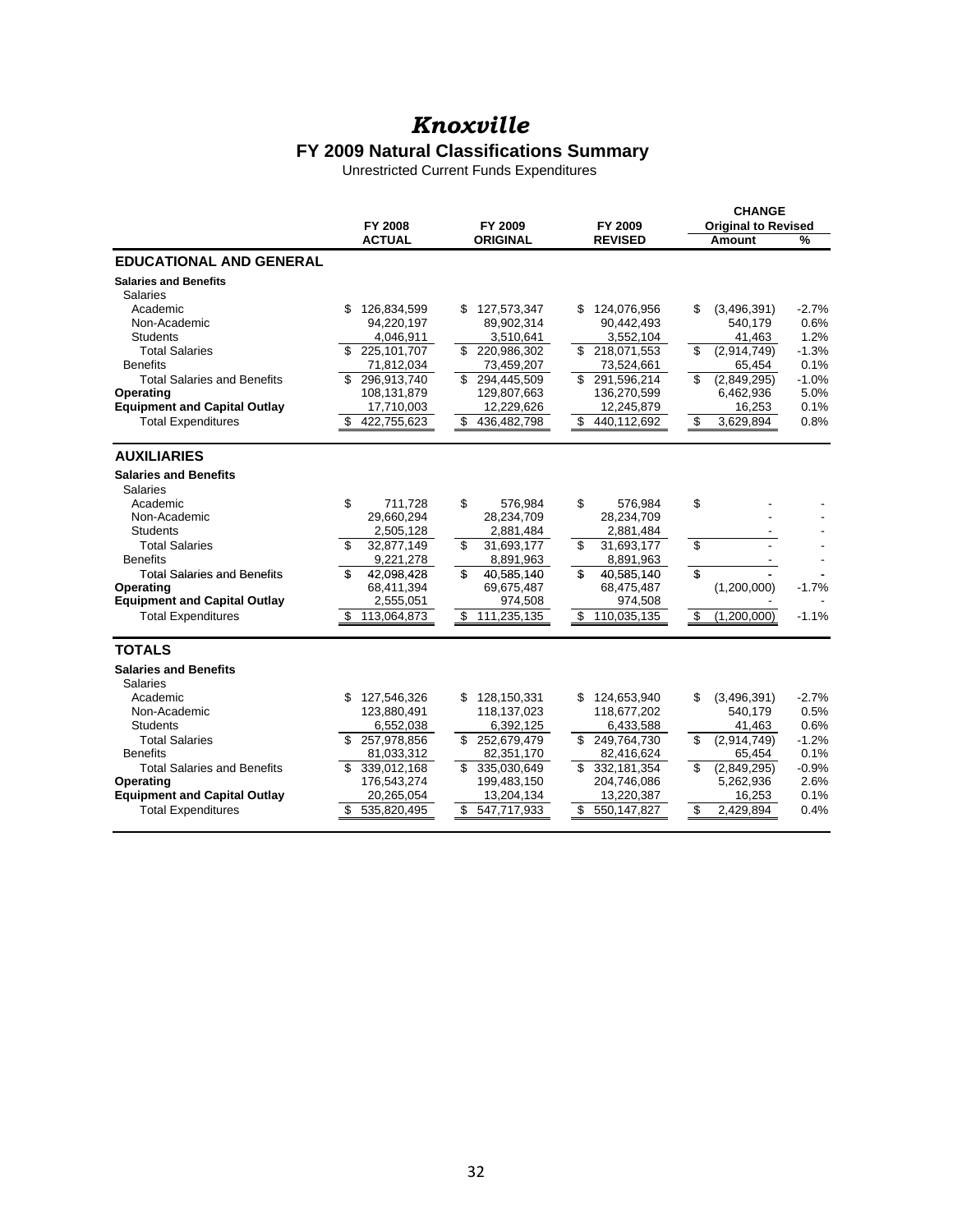# *Knoxville*

## FY 2009 Natural Classifications Summary

Unrestricted Current Funds Expenditures

| | FY 2008 ACTUAL | FY 2009 ORIGINAL | FY 2009 REVISED | CHANGE Original to Revised Amount | % |
|---|---|---|---|---|---|
| **EDUCATIONAL AND GENERAL** | | | | | |
| **Salaries and Benefits** | | | | | |
| Salaries | | | | | |
| Academic | $ 126,834,599 | $ 127,573,347 | $ 124,076,956 | $ (3,496,391) | -2.7% |
| Non-Academic | 94,220,197 | 89,902,314 | 90,442,493 | 540,179 | 0.6% |
| Students | 4,046,911 | 3,510,641 | 3,552,104 | 41,463 | 1.2% |
| Total Salaries | $ 225,101,707 | $ 220,986,302 | $ 218,071,553 | $ (2,914,749) | -1.3% |
| Benefits | 71,812,034 | 73,459,207 | 73,524,661 | 65,454 | 0.1% |
| Total Salaries and Benefits | $ 296,913,740 | $ 294,445,509 | $ 291,596,214 | $ (2,849,295) | -1.0% |
| **Operating** | 108,131,879 | 129,807,663 | 136,270,599 | 6,462,936 | 5.0% |
| **Equipment and Capital Outlay** | 17,710,003 | 12,229,626 | 12,245,879 | 16,253 | 0.1% |
| Total Expenditures | $ 422,755,623 | $ 436,482,798 | $ 440,112,692 | $ 3,629,894 | 0.8% |
| **AUXILIARIES** | | | | | |
| **Salaries and Benefits** | | | | | |
| Salaries | | | | | |
| Academic | $ 711,728 | $ 576,984 | $ 576,984 | $ - | - |
| Non-Academic | 29,660,294 | 28,234,709 | 28,234,709 | - | - |
| Students | 2,505,128 | 2,881,484 | 2,881,484 | - | - |
| Total Salaries | $ 32,877,149 | $ 31,693,177 | $ 31,693,177 | $ - | - |
| Benefits | 9,221,278 | 8,891,963 | 8,891,963 | - | - |
| Total Salaries and Benefits | $ 42,098,428 | $ 40,585,140 | $ 40,585,140 | $ - | - |
| **Operating** | 68,411,394 | 69,675,487 | 68,475,487 | (1,200,000) | -1.7% |
| **Equipment and Capital Outlay** | 2,555,051 | 974,508 | 974,508 | - | - |
| Total Expenditures | $ 113,064,873 | $ 111,235,135 | $ 110,035,135 | $ (1,200,000) | -1.1% |
| **TOTALS** | | | | | |
| **Salaries and Benefits** | | | | | |
| Salaries | | | | | |
| Academic | $ 127,546,326 | $ 128,150,331 | $ 124,653,940 | $ (3,496,391) | -2.7% |
| Non-Academic | 123,880,491 | 118,137,023 | 118,677,202 | 540,179 | 0.5% |
| Students | 6,552,038 | 6,392,125 | 6,433,588 | 41,463 | 0.6% |
| Total Salaries | $ 257,978,856 | $ 252,679,479 | $ 249,764,730 | $ (2,914,749) | -1.2% |
| Benefits | 81,033,312 | 82,351,170 | 82,416,624 | 65,454 | 0.1% |
| Total Salaries and Benefits | $ 339,012,168 | $ 335,030,649 | $ 332,181,354 | $ (2,849,295) | -0.9% |
| **Operating** | 176,543,274 | 199,483,150 | 204,746,086 | 5,262,936 | 2.6% |
| **Equipment and Capital Outlay** | 20,265,054 | 13,204,134 | 13,220,387 | 16,253 | 0.1% |
| Total Expenditures | $ 535,820,495 | $ 547,717,933 | $ 550,147,827 | $ 2,429,894 | 0.4% |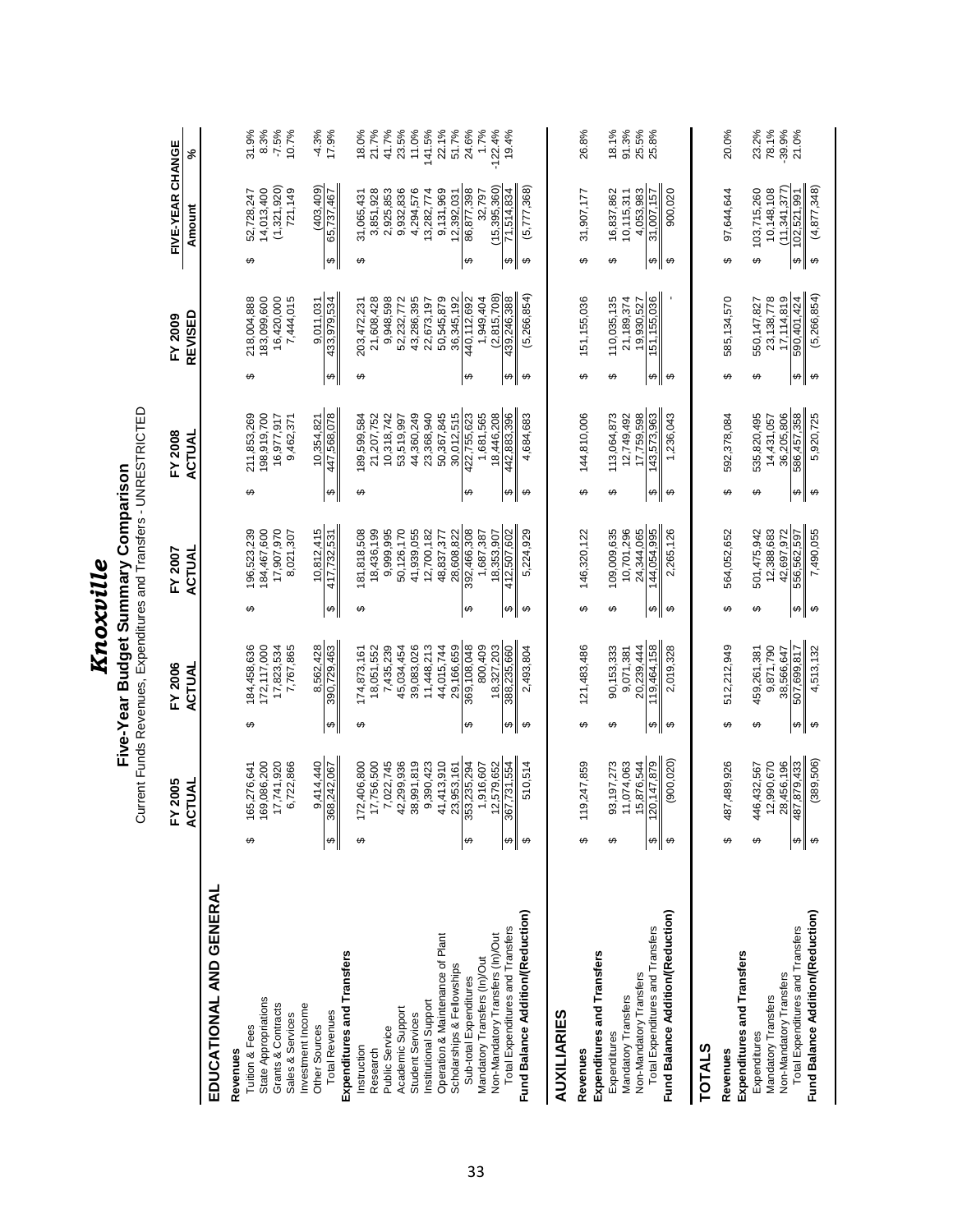# *Knoxville*

## Five-Year Budget Summary Comparison

Current Funds Revenues, Expenditures and Transfers - UNRESTRICTED

| | FY 2005 ACTUAL | FY 2006 ACTUAL | FY 2007 ACTUAL | FY 2008 ACTUAL | FY 2009 REVISED | FIVE-YEAR CHANGE Amount | % |
|---|---|---|---|---|---|---|---|
| **EDUCATIONAL AND GENERAL** | | | | | | | |
| **Revenues** | | | | | | | |
| Tuition & Fees | $ 165,276,641 | $ 184,458,636 | $ 196,523,239 | $ 211,853,269 | $ 218,004,888 | $ 52,728,247 | 31.9% |
| State Appropriations | 169,086,200 | 172,117,000 | 184,467,600 | 198,919,700 | 183,099,600 | 14,013,400 | 8.3% |
| Grants & Contracts | 17,741,920 | 17,823,534 | 17,907,970 | 16,977,917 | 16,420,000 | (1,321,920) | -7.5% |
| Sales & Services | 6,722,866 | 7,767,865 | 8,021,307 | 9,462,371 | 7,444,015 | 721,149 | 10.7% |
| Investment Income | | | | | | | |
| Other Sources | 9,414,440 | 8,562,428 | 10,812,415 | 10,354,821 | 9,011,031 | (403,409) | -4.3% |
| Total Revenues | $ 368,242,067 | $ 390,729,463 | $ 417,732,531 | $ 447,568,078 | $ 433,979,534 | $ 65,737,467 | 17.9% |
| **Expenditures and Transfers** | | | | | | | |
| Instruction | $ 172,406,800 | $ 174,873,161 | $ 181,818,508 | $ 189,599,584 | $ 203,472,231 | $ 31,065,431 | 18.0% |
| Research | 17,756,500 | 18,051,552 | 18,436,199 | 21,207,752 | 21,608,428 | 3,851,928 | 21.7% |
| Public Service | 7,022,745 | 7,435,239 | 9,999,995 | 10,318,742 | 9,948,598 | 2,925,853 | 41.7% |
| Academic Support | 42,299,936 | 45,034,454 | 50,126,170 | 53,519,997 | 52,232,772 | 9,932,836 | 23.5% |
| Student Services | 38,991,819 | 39,083,026 | 41,939,055 | 44,360,249 | 43,286,395 | 4,294,576 | 11.0% |
| Institutional Support | 9,390,423 | 11,448,213 | 12,700,182 | 23,368,940 | 22,673,197 | 13,282,774 | 141.5% |
| Operation & Maintenance of Plant | 41,413,910 | 44,015,744 | 48,837,377 | 50,367,845 | 50,545,879 | 9,131,969 | 22.1% |
| Scholarships & Fellowships | 23,953,161 | 29,166,659 | 28,608,822 | 30,012,515 | 36,345,192 | 12,392,031 | 51.7% |
| Sub-total Expenditures | $ 353,235,294 | $ 369,108,048 | $ 392,466,308 | $ 422,755,623 | $ 440,112,692 | $ 86,877,398 | 24.6% |
| Mandatory Transfers (In)/Out | 1,916,607 | 800,409 | 1,687,387 | 1,681,565 | 1,949,404 | 32,797 | 1.7% |
| Non-Mandatory Transfers (In)/Out | 12,579,652 | 18,327,203 | 18,353,907 | 18,446,208 | (2,815,708) | (15,395,360) | -122.4% |
| Total Expenditures and Transfers | $ 367,731,554 | $ 388,235,660 | $ 412,507,602 | $ 442,883,396 | $ 439,246,388 | $ 71,514,834 | 19.4% |
| **Fund Balance Addition/(Reduction)** | $ 510,514 | $ 2,493,804 | $ 5,224,929 | $ 4,684,683 | $ (5,266,854) | $ (5,777,368) | |
| **AUXILIARIES** | | | | | | | |
| **Revenues** | $ 119,247,859 | $ 121,483,486 | $ 146,320,122 | $ 144,810,006 | $ 151,155,036 | $ 31,907,177 | 26.8% |
| **Expenditures and Transfers** | | | | | | | |
| Expenditures | $ 93,197,273 | $ 90,153,333 | $ 109,009,635 | $ 113,064,873 | $ 110,035,135 | $ 16,837,862 | 18.1% |
| Mandatory Transfers | 11,074,063 | 9,071,381 | 10,701,296 | 12,749,492 | 21,189,374 | 10,115,311 | 91.3% |
| Non-Mandatory Transfers | 15,876,544 | 20,239,444 | 24,344,065 | 17,759,598 | 19,930,527 | 4,053,983 | 25.5% |
| Total Expenditures and Transfers | $ 120,147,879 | $ 119,464,158 | $ 144,054,995 | $ 143,573,963 | $ 151,155,036 | $ 31,007,157 | 25.8% |
| **Fund Balance Addition/(Reduction)** | $ (900,020) | $ 2,019,328 | $ 2,265,126 | $ 1,236,043 | $ - | $ 900,020 | |
| **TOTALS** | | | | | | | |
| **Revenues** | $ 487,489,926 | $ 512,212,949 | $ 564,052,652 | $ 592,378,084 | $ 585,134,570 | $ 97,644,644 | 20.0% |
| **Expenditures and Transfers** | | | | | | | |
| Expenditures | $ 446,432,567 | $ 459,261,381 | $ 501,475,942 | $ 535,820,495 | $ 550,147,827 | $ 103,715,260 | 23.2% |
| Mandatory Transfers | 12,990,670 | 9,871,790 | 12,388,683 | 14,431,057 | 23,138,778 | 10,148,108 | 78.1% |
| Non-Mandatory Transfers | 28,456,196 | 38,566,647 | 42,697,972 | 36,205,806 | 17,114,819 | (11,341,377) | -39.9% |
| Total Expenditures and Transfers | $ 487,879,433 | $ 507,699,817 | $ 556,562,597 | $ 586,457,358 | $ 590,401,424 | $ 102,521,991 | 21.0% |
| **Fund Balance Addition/(Reduction)** | $ (389,506) | $ 4,513,132 | $ 7,490,055 | $ 5,920,725 | $ (5,266,854) | $ (4,877,348) | |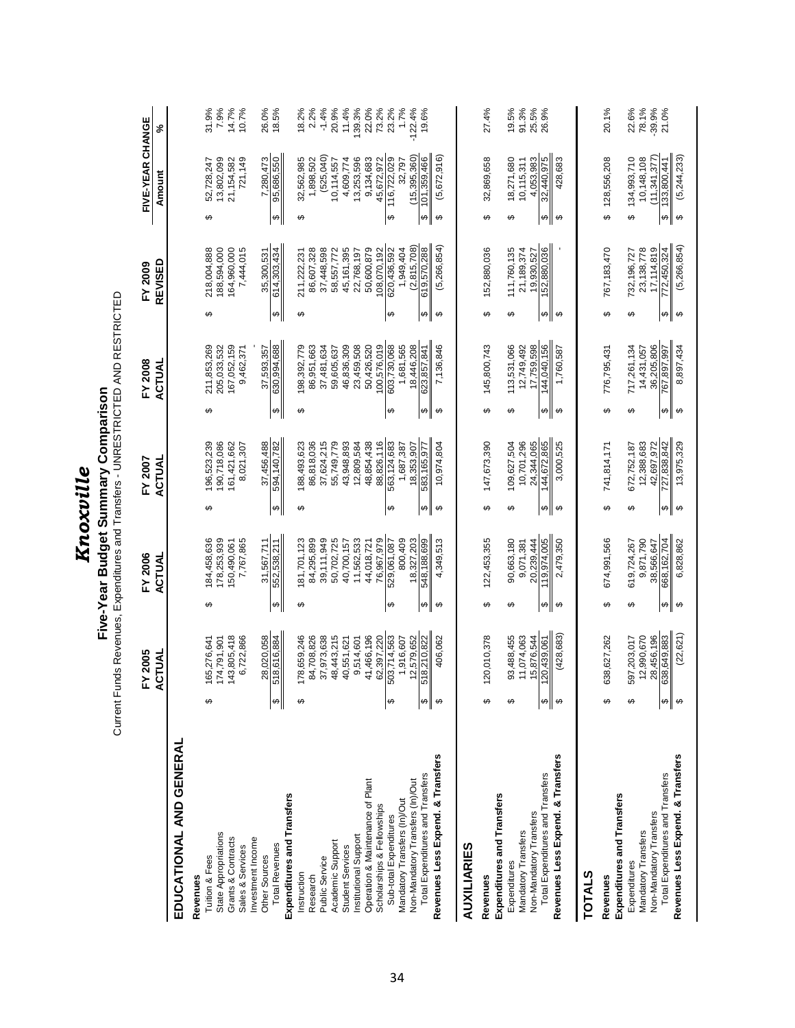# Knoxville

## Five-Year Budget Summary Comparison

Current Funds Revenues, Expenditures and Transfers - UNRESTRICTED AND RESTRICTED

| | FY 2005 ACTUAL | FY 2006 ACTUAL | FY 2007 ACTUAL | FY 2008 ACTUAL | FY 2009 REVISED | FIVE-YEAR CHANGE Amount | % |
|---|---|---|---|---|---|---|---|
| **EDUCATIONAL AND GENERAL** | | | | | | | |
| **Revenues** | | | | | | | |
| Tuition & Fees | $ 165,276,641 | $ 184,458,636 | $ 196,523,239 | $ 211,853,269 | $ 218,004,888 | $ 52,728,247 | 31.9% |
| State Appropriations | 174,791,901 | 178,253,939 | 190,718,086 | 205,033,532 | 188,594,000 | 13,802,099 | 7.9% |
| Grants & Contracts | 143,805,418 | 150,490,061 | 161,421,662 | 167,052,159 | 164,960,000 | 21,154,582 | 14.7% |
| Sales & Services | 6,722,866 | 7,767,865 | 8,021,307 | 9,462,371 | 7,444,015 | 721,149 | 10.7% |
| Investment Income | | | | - | | | |
| Other Sources | 28,020,058 | 31,567,711 | 37,456,488 | 37,593,357 | 35,300,531 | 7,280,473 | 26.0% |
| Total Revenues | $ 518,616,884 | $ 552,538,211 | $ 594,140,782 | $ 630,994,688 | $ 614,303,434 | $ 95,686,550 | 18.5% |
| **Expenditures and Transfers** | | | | | | | |
| Instruction | $ 178,659,246 | $ 181,701,123 | $ 188,493,623 | $ 198,392,779 | $ 211,222,231 | $ 32,562,985 | 18.2% |
| Research | 84,708,826 | 84,295,899 | 86,818,036 | 86,951,663 | 86,607,328 | 1,898,502 | 2.2% |
| Public Service | 37,973,638 | 39,111,949 | 37,624,215 | 37,481,634 | 37,448,598 | (525,040) | -1.4% |
| Academic Support | 48,443,215 | 50,702,725 | 55,749,779 | 59,605,637 | 58,557,772 | 10,114,557 | 20.9% |
| Student Services | 40,551,621 | 40,700,157 | 43,948,893 | 46,836,309 | 45,161,395 | 4,609,774 | 11.4% |
| Institutional Support | 9,514,601 | 11,562,533 | 12,809,584 | 23,459,508 | 22,768,197 | 13,253,596 | 139.3% |
| Operation & Maintenance of Plant | 41,466,196 | 44,018,721 | 48,854,438 | 50,426,520 | 50,600,879 | 9,134,683 | 22.0% |
| Scholarships & Fellowships | 62,397,220 | 76,967,979 | 88,826,116 | 100,576,019 | 108,070,192 | 45,672,972 | 73.2% |
| Sub-total Expenditures | $ 503,714,563 | $ 529,061,087 | $ 563,124,683 | $ 603,730,068 | $ 620,436,592 | $ 116,722,029 | 23.2% |
| Mandatory Transfers (In)/Out | 1,916,607 | 800,409 | 1,687,387 | 1,681,565 | 1,949,404 | 32,797 | 1.7% |
| Non-Mandatory Transfers (In)/Out | 12,579,652 | 18,327,203 | 18,353,907 | 18,446,208 | (2,815,708) | (15,395,360) | -122.4% |
| Total Expenditures and Transfers | $ 518,210,822 | $ 548,188,699 | $ 583,165,977 | $ 623,857,841 | $ 619,570,288 | $ 101,359,466 | 19.6% |
| **Revenues Less Expend. & Transfers** | $ 406,062 | $ 4,349,513 | $ 10,974,804 | $ 7,136,846 | $ (5,266,854) | $ (5,672,916) | |
| **AUXILIARIES** | | | | | | | |
| **Revenues** | $ 120,010,378 | $ 122,453,355 | $ 147,673,390 | $ 145,800,743 | $ 152,880,036 | $ 32,869,658 | 27.4% |
| **Expenditures and Transfers** | | | | | | | |
| Expenditures | $ 93,488,455 | $ 90,663,180 | $ 109,627,504 | $ 113,531,066 | $ 111,760,135 | $ 18,271,680 | 19.5% |
| Mandatory Transfers | 11,074,063 | 9,071,381 | 10,701,296 | 12,749,492 | 21,189,374 | 10,115,311 | 91.3% |
| Non-Mandatory Transfers | 15,876,544 | 20,239,444 | 24,344,065 | 17,759,598 | 19,930,527 | 4,053,983 | 25.5% |
| Total Expenditures and Transfers | $ 120,439,061 | $ 119,974,005 | $ 144,672,865 | $ 144,040,156 | $ 152,880,036 | $ 32,440,975 | 26.9% |
| **Revenues Less Expend. & Transfers** | $ (428,683) | $ 2,479,350 | $ 3,000,525 | $ 1,760,587 | $ - | $ 428,683 | |
| **TOTALS** | | | | | | | |
| **Revenues** | $ 638,627,262 | $ 674,991,566 | $ 741,814,171 | $ 776,795,431 | $ 767,183,470 | $ 128,556,208 | 20.1% |
| **Expenditures and Transfers** | | | | | | | |
| Expenditures | $ 597,203,017 | $ 619,724,267 | $ 672,752,187 | $ 717,261,134 | $ 732,196,727 | $ 134,993,710 | 22.6% |
| Mandatory Transfers | 12,990,670 | 9,871,790 | 12,388,683 | 14,431,057 | 23,138,778 | 10,148,108 | 78.1% |
| Non-Mandatory Transfers | 28,456,196 | 38,566,647 | 42,697,972 | 36,205,806 | 17,114,819 | (11,341,377) | -39.9% |
| Total Expenditures and Transfers | $ 638,649,883 | $ 668,162,704 | $ 727,838,842 | $ 767,897,997 | $ 772,450,324 | $ 133,800,441 | 21.0% |
| **Revenues Less Expend. & Transfers** | $ (22,621) | $ 6,828,862 | $ 13,975,329 | $ 8,897,434 | $ (5,266,854) | $ (5,244,233) | |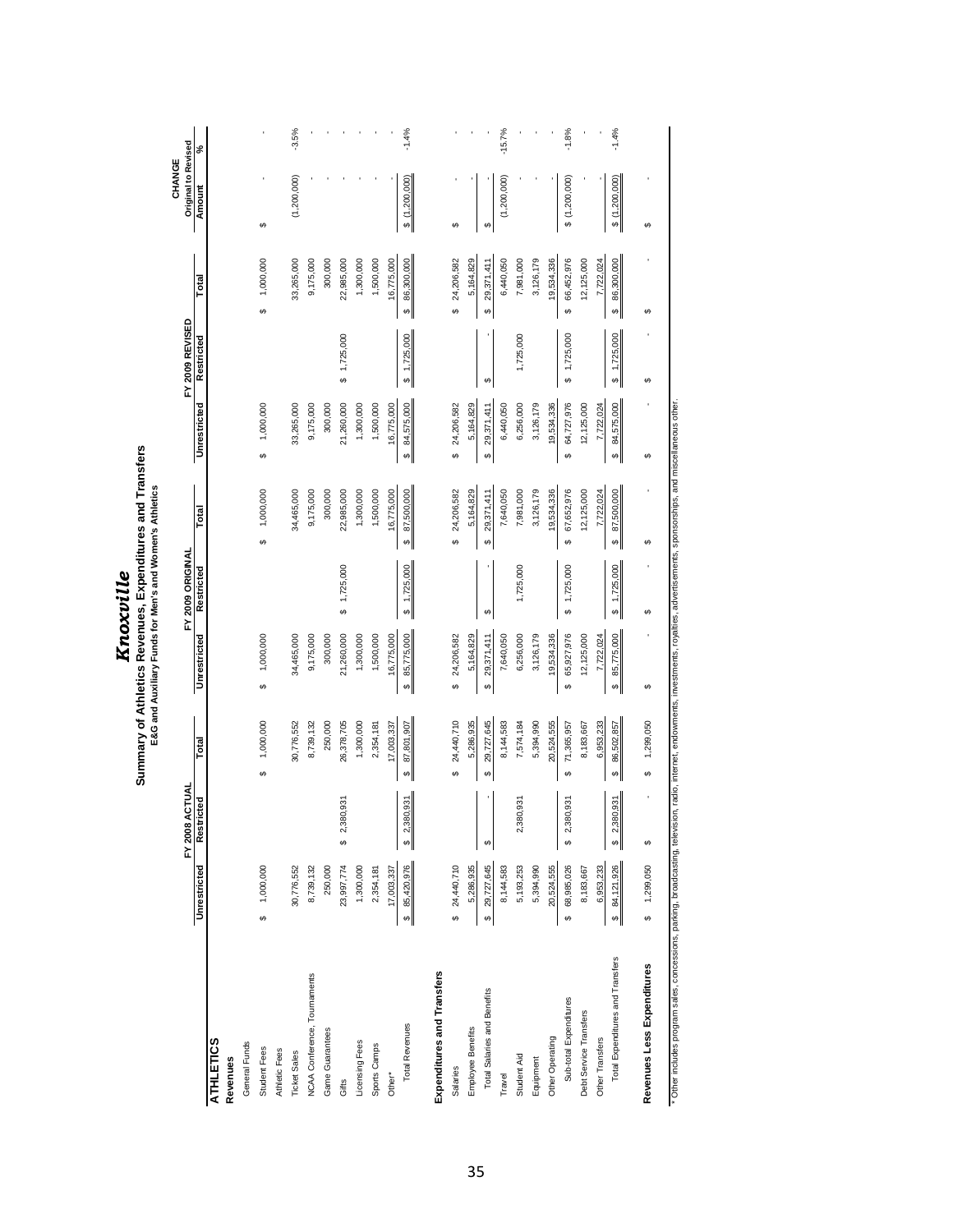# *Knoxville*

## Summary of Athletics Revenues, Expenditures and Transfers

**E&G and Auxiliary Funds for Men's and Women's Athletics**

| | FY 2008 ACTUAL | | | FY 2009 ORIGINAL | | | FY 2009 REVISED | | | CHANGE Original to Revised | |
|---|---|---|---|---|---|---|---|---|---|---|---|
| | Unrestricted | Restricted | Total | Unrestricted | Restricted | Total | Unrestricted | Restricted | Total | Amount | % |
| **ATHLETICS** | | | | | | | | | | | |
| **Revenues** | | | | | | | | | | | |
| General Funds | | | | | | | | | | | |
| Student Fees | $ 1,000,000 | | $ 1,000,000 | $ 1,000,000 | | $ 1,000,000 | $ 1,000,000 | | $ 1,000,000 | $ - | - |
| Athletic Fees | | | | | | | | | | | |
| Ticket Sales | 30,776,552 | | 30,776,552 | 34,465,000 | | 34,465,000 | 33,265,000 | | 33,265,000 | (1,200,000) | -3.5% |
| NCAA Conference, Tournaments | 8,739,132 | | 8,739,132 | 9,175,000 | | 9,175,000 | 9,175,000 | | 9,175,000 | - | - |
| Game Guarantees | 250,000 | | 250,000 | 300,000 | | 300,000 | 300,000 | | 300,000 | - | - |
| Gifts | 23,997,774 | $ 2,380,931 | 26,378,705 | 21,260,000 | $ 1,725,000 | 22,985,000 | 21,260,000 | $ 1,725,000 | 22,985,000 | - | - |
| Licensing Fees | 1,300,000 | | 1,300,000 | 1,300,000 | | 1,300,000 | 1,300,000 | | 1,300,000 | - | - |
| Sports Camps | 2,354,181 | | 2,354,181 | 1,500,000 | | 1,500,000 | 1,500,000 | | 1,500,000 | - | - |
| Other* | 17,003,337 | | 17,003,337 | 16,775,000 | | 16,775,000 | 16,775,000 | | 16,775,000 | - | - |
| Total Revenues | $ 85,420,976 | $ 2,380,931 | $ 87,801,907 | $ 85,775,000 | $ 1,725,000 | $ 87,500,000 | $ 84,575,000 | $ 1,725,000 | $ 86,300,000 | $ (1,200,000) | -1.4% |
| **Expenditures and Transfers** | | | | | | | | | | | |
| Salaries | $ 24,440,710 | | $ 24,440,710 | $ 24,206,582 | | $ 24,206,582 | $ 24,206,582 | | $ 24,206,582 | $ - | - |
| Employee Benefits | 5,286,935 | | 5,286,935 | 5,164,829 | | 5,164,829 | 5,164,829 | | 5,164,829 | - | - |
| Total Salaries and Benefits | $ 29,727,645 | $ - | $ 29,727,645 | $ 29,371,411 | $ - | $ 29,371,411 | $ 29,371,411 | $ - | $ 29,371,411 | $ - | - |
| Travel | 8,144,583 | | 8,144,583 | 7,640,050 | | 7,640,050 | 6,440,050 | | 6,440,050 | (1,200,000) | -15.7% |
| Student Aid | 5,193,253 | 2,380,931 | 7,574,184 | 6,256,000 | 1,725,000 | 7,981,000 | 6,256,000 | 1,725,000 | 7,981,000 | - | - |
| Equipment | 5,394,990 | | 5,394,990 | 3,126,179 | | 3,126,179 | 3,126,179 | | 3,126,179 | - | - |
| Other Operating | 20,524,555 | | 20,524,555 | 19,534,336 | | 19,534,336 | 19,534,336 | | 19,534,336 | - | - |
| Sub-total Expenditures | $ 68,985,026 | $ 2,380,931 | $ 71,365,957 | $ 65,927,976 | $ 1,725,000 | $ 67,652,976 | $ 64,727,976 | $ 1,725,000 | $ 66,452,976 | $ (1,200,000) | -1.8% |
| Debt Service Transfers | 8,183,667 | | 8,183,667 | 12,125,000 | | 12,125,000 | 12,125,000 | | 12,125,000 | - | - |
| Other Transfers | 6,953,233 | | 6,953,233 | 7,722,024 | | 7,722,024 | 7,722,024 | | 7,722,024 | - | - |
| Total Expenditures and Transfers | $ 84,121,926 | $ 2,380,931 | $ 86,502,857 | $ 85,775,000 | $ 1,725,000 | $ 87,500,000 | $ 84,575,000 | $ 1,725,000 | $ 86,300,000 | $ (1,200,000) | -1.4% |
| **Revenues Less Expenditures** | $ 1,299,050 | $ - | $ 1,299,050 | $ - | $ - | $ - | $ - | $ - | $ - | $ - | |

* Other includes program sales, concessions, parking, broadcasting, television, radio, internet, endowments, investments, royalties, advertisements, sponsorships, and miscellaneous other.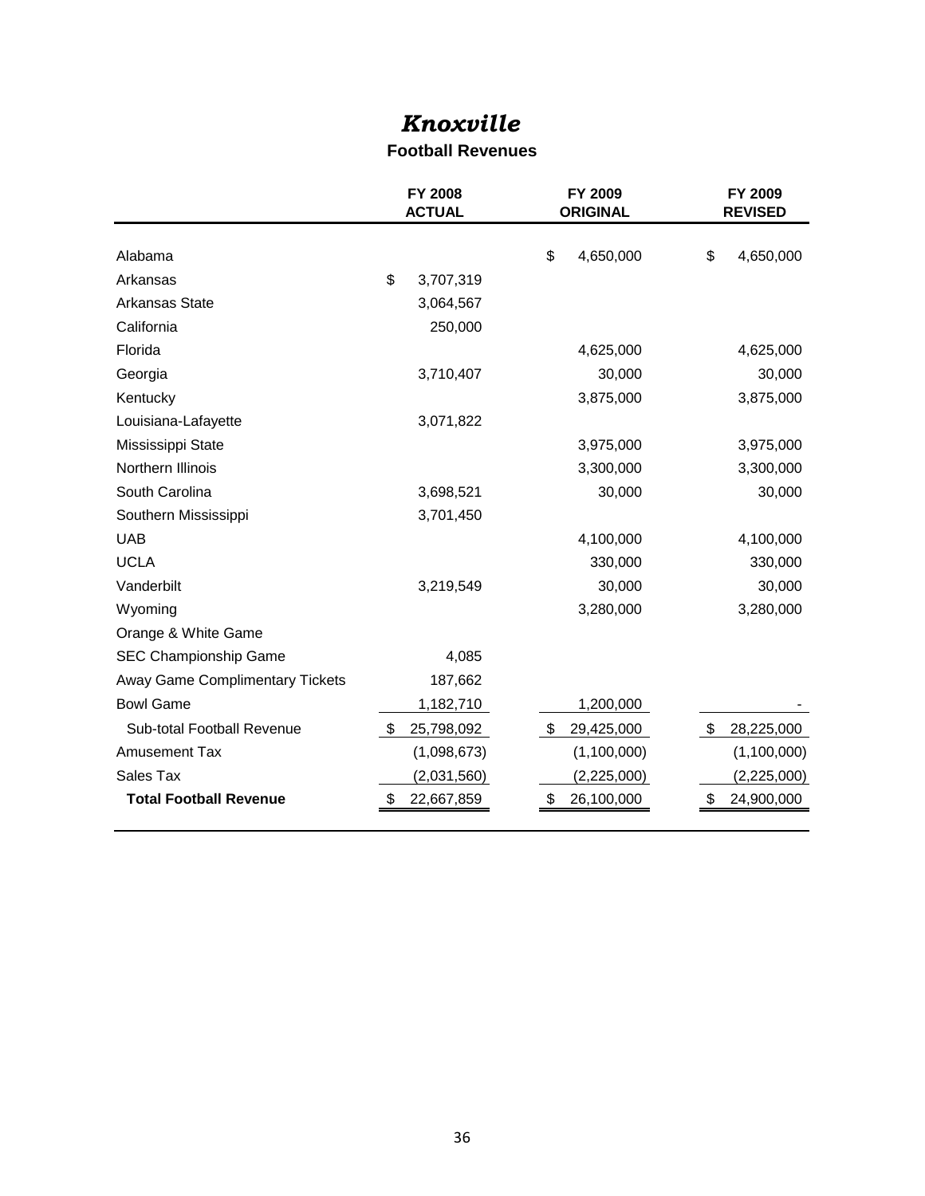# *Knoxville*

## Football Revenues

| | FY 2008 ACTUAL | FY 2009 ORIGINAL | FY 2009 REVISED |
|---|---|---|---|
| Alabama | | $ 4,650,000 | $ 4,650,000 |
| Arkansas | $ 3,707,319 | | |
| Arkansas State | 3,064,567 | | |
| California | 250,000 | | |
| Florida | | 4,625,000 | 4,625,000 |
| Georgia | 3,710,407 | 30,000 | 30,000 |
| Kentucky | | 3,875,000 | 3,875,000 |
| Louisiana-Lafayette | 3,071,822 | | |
| Mississippi State | | 3,975,000 | 3,975,000 |
| Northern Illinois | | 3,300,000 | 3,300,000 |
| South Carolina | 3,698,521 | 30,000 | 30,000 |
| Southern Mississippi | 3,701,450 | | |
| UAB | | 4,100,000 | 4,100,000 |
| UCLA | | 330,000 | 330,000 |
| Vanderbilt | 3,219,549 | 30,000 | 30,000 |
| Wyoming | | 3,280,000 | 3,280,000 |
| Orange & White Game | | | |
| SEC Championship Game | 4,085 | | |
| Away Game Complimentary Tickets | 187,662 | | |
| Bowl Game | 1,182,710 | 1,200,000 | - |
| Sub-total Football Revenue | $ 25,798,092 | $ 29,425,000 | $ 28,225,000 |
| Amusement Tax | (1,098,673) | (1,100,000) | (1,100,000) |
| Sales Tax | (2,031,560) | (2,225,000) | (2,225,000) |
| **Total Football Revenue** | $ 22,667,859 | $ 26,100,000 | $ 24,900,000 |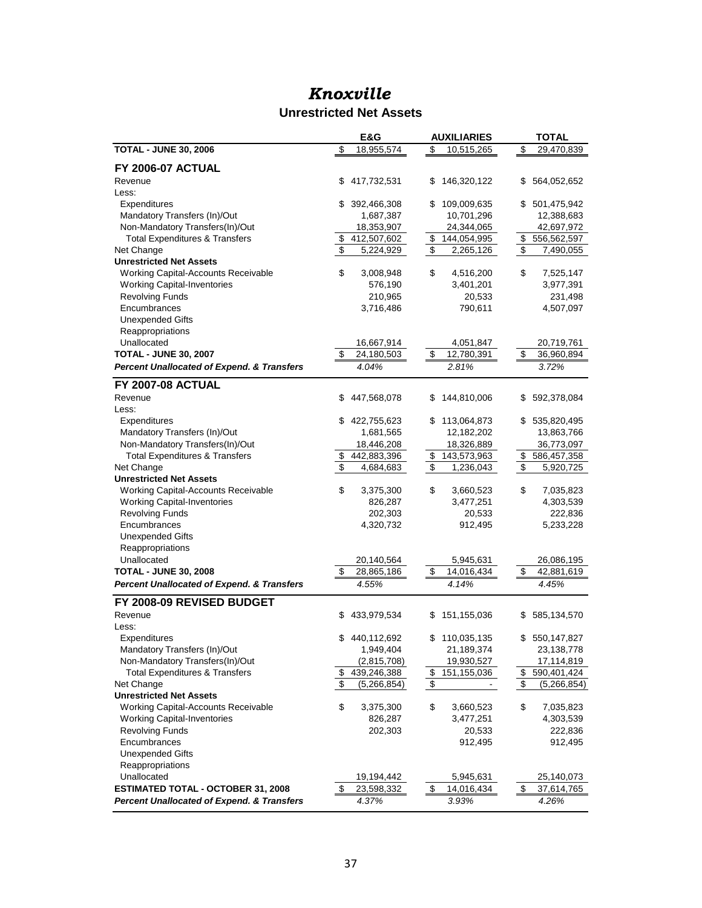# *Knoxville*

## Unrestricted Net Assets

| | E&G | AUXILIARIES | TOTAL |
|---|---|---|---|
| **TOTAL - JUNE 30, 2006** | $ 18,955,574 | $ 10,515,265 | $ 29,470,839 |
| **FY 2006-07 ACTUAL** | | | |
| Revenue | $ 417,732,531 | $ 146,320,122 | $ 564,052,652 |
| Less: | | | |
| Expenditures | $ 392,466,308 | $ 109,009,635 | $ 501,475,942 |
| Mandatory Transfers (In)/Out | 1,687,387 | 10,701,296 | 12,388,683 |
| Non-Mandatory Transfers(In)/Out | 18,353,907 | 24,344,065 | 42,697,972 |
| Total Expenditures & Transfers | $ 412,507,602 | $ 144,054,995 | $ 556,562,597 |
| Net Change | $ 5,224,929 | $ 2,265,126 | $ 7,490,055 |
| **Unrestricted Net Assets** | | | |
| Working Capital-Accounts Receivable | $ 3,008,948 | $ 4,516,200 | $ 7,525,147 |
| Working Capital-Inventories | 576,190 | 3,401,201 | 3,977,391 |
| Revolving Funds | 210,965 | 20,533 | 231,498 |
| Encumbrances | 3,716,486 | 790,611 | 4,507,097 |
| Unexpended Gifts | | | |
| Reappropriations | | | |
| Unallocated | 16,667,914 | 4,051,847 | 20,719,761 |
| **TOTAL - JUNE 30, 2007** | $ 24,180,503 | $ 12,780,391 | $ 36,960,894 |
| ***Percent Unallocated of Expend. & Transfers*** | *4.04%* | *2.81%* | *3.72%* |
| **FY 2007-08 ACTUAL** | | | |
| Revenue | $ 447,568,078 | $ 144,810,006 | $ 592,378,084 |
| Less: | | | |
| Expenditures | $ 422,755,623 | $ 113,064,873 | $ 535,820,495 |
| Mandatory Transfers (In)/Out | 1,681,565 | 12,182,202 | 13,863,766 |
| Non-Mandatory Transfers(In)/Out | 18,446,208 | 18,326,889 | 36,773,097 |
| Total Expenditures & Transfers | $ 442,883,396 | $ 143,573,963 | $ 586,457,358 |
| Net Change | $ 4,684,683 | $ 1,236,043 | $ 5,920,725 |
| **Unrestricted Net Assets** | | | |
| Working Capital-Accounts Receivable | $ 3,375,300 | $ 3,660,523 | $ 7,035,823 |
| Working Capital-Inventories | 826,287 | 3,477,251 | 4,303,539 |
| Revolving Funds | 202,303 | 20,533 | 222,836 |
| Encumbrances | 4,320,732 | 912,495 | 5,233,228 |
| Unexpended Gifts | | | |
| Reappropriations | | | |
| Unallocated | 20,140,564 | 5,945,631 | 26,086,195 |
| **TOTAL - JUNE 30, 2008** | $ 28,865,186 | $ 14,016,434 | $ 42,881,619 |
| ***Percent Unallocated of Expend. & Transfers*** | *4.55%* | *4.14%* | *4.45%* |
| **FY 2008-09 REVISED BUDGET** | | | |
| Revenue | $ 433,979,534 | $ 151,155,036 | $ 585,134,570 |
| Less: | | | |
| Expenditures | $ 440,112,692 | $ 110,035,135 | $ 550,147,827 |
| Mandatory Transfers (In)/Out | 1,949,404 | 21,189,374 | 23,138,778 |
| Non-Mandatory Transfers(In)/Out | (2,815,708) | 19,930,527 | 17,114,819 |
| Total Expenditures & Transfers | $ 439,246,388 | $ 151,155,036 | $ 590,401,424 |
| Net Change | $ (5,266,854) | $ - | $ (5,266,854) |
| **Unrestricted Net Assets** | | | |
| Working Capital-Accounts Receivable | $ 3,375,300 | $ 3,660,523 | $ 7,035,823 |
| Working Capital-Inventories | 826,287 | 3,477,251 | 4,303,539 |
| Revolving Funds | 202,303 | 20,533 | 222,836 |
| Encumbrances | | 912,495 | 912,495 |
| Unexpended Gifts | | | |
| Reappropriations | | | |
| Unallocated | 19,194,442 | 5,945,631 | 25,140,073 |
| **ESTIMATED TOTAL - OCTOBER 31, 2008** | $ 23,598,332 | $ 14,016,434 | $ 37,614,765 |
| ***Percent Unallocated of Expend. & Transfers*** | *4.37%* | *3.93%* | *4.26%* |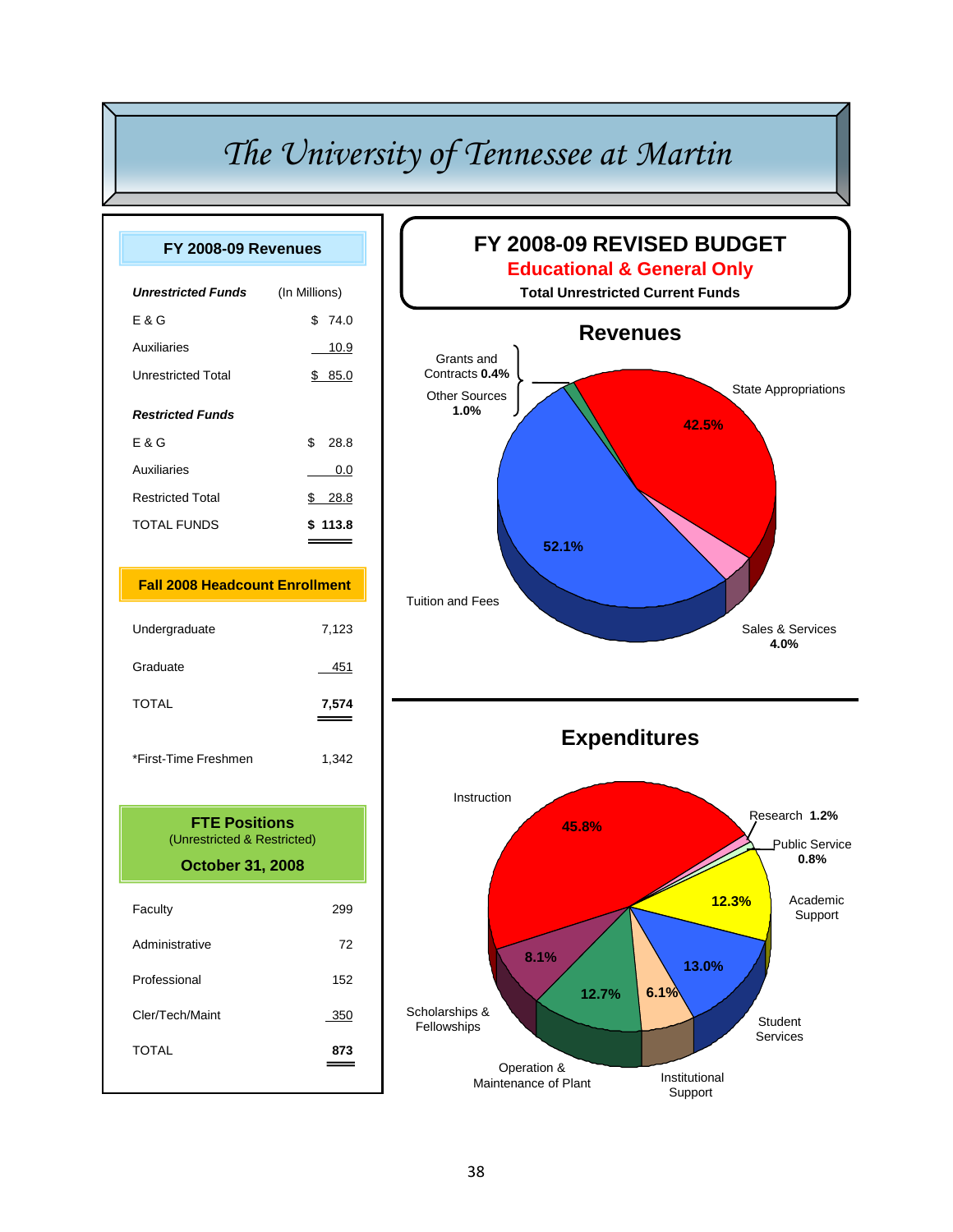# The University of Tennessee at Martin

## FY 2008-09 Revenues

| *Unrestricted Funds* | (In Millions) |
|---|---|
| E & G | $ 74.0 |
| Auxiliaries | 10.9 |
| Unrestricted Total | $ 85.0 |
| ***Restricted Funds*** | |
| E & G | $ 28.8 |
| Auxiliaries | 0.0 |
| Restricted Total | $ 28.8 |
| TOTAL FUNDS | **$ 113.8** |

## Fall 2008 Headcount Enrollment

| | |
|---|---|
| Undergraduate | 7,123 |
| Graduate | 451 |
| TOTAL | **7,574** |
| *First-Time Freshmen | 1,342 |

## FTE Positions
(Unrestricted & Restricted)

**October 31, 2008**

| | |
|---|---|
| Faculty | 299 |
| Administrative | 72 |
| Professional | 152 |
| Cler/Tech/Maint | 350 |
| TOTAL | **873** |

## FY 2008-09 REVISED BUDGET

**Educational & General Only**

**Total Unrestricted Current Funds**

### Revenues

| Source | Percent |
|---|---|
| State Appropriations | 42.5% |
| Tuition and Fees | 52.1% |
| Sales & Services | 4.0% |
| Other Sources | 1.0% |
| Grants and Contracts | 0.4% |

### Expenditures

| Category | Percent |
|---|---|
| Instruction | 45.8% |
| Research | 1.2% |
| Public Service | 0.8% |
| Academic Support | 12.3% |
| Student Services | 13.0% |
| Institutional Support | 6.1% |
| Operation & Maintenance of Plant | 12.7% |
| Scholarships & Fellowships | 8.1% |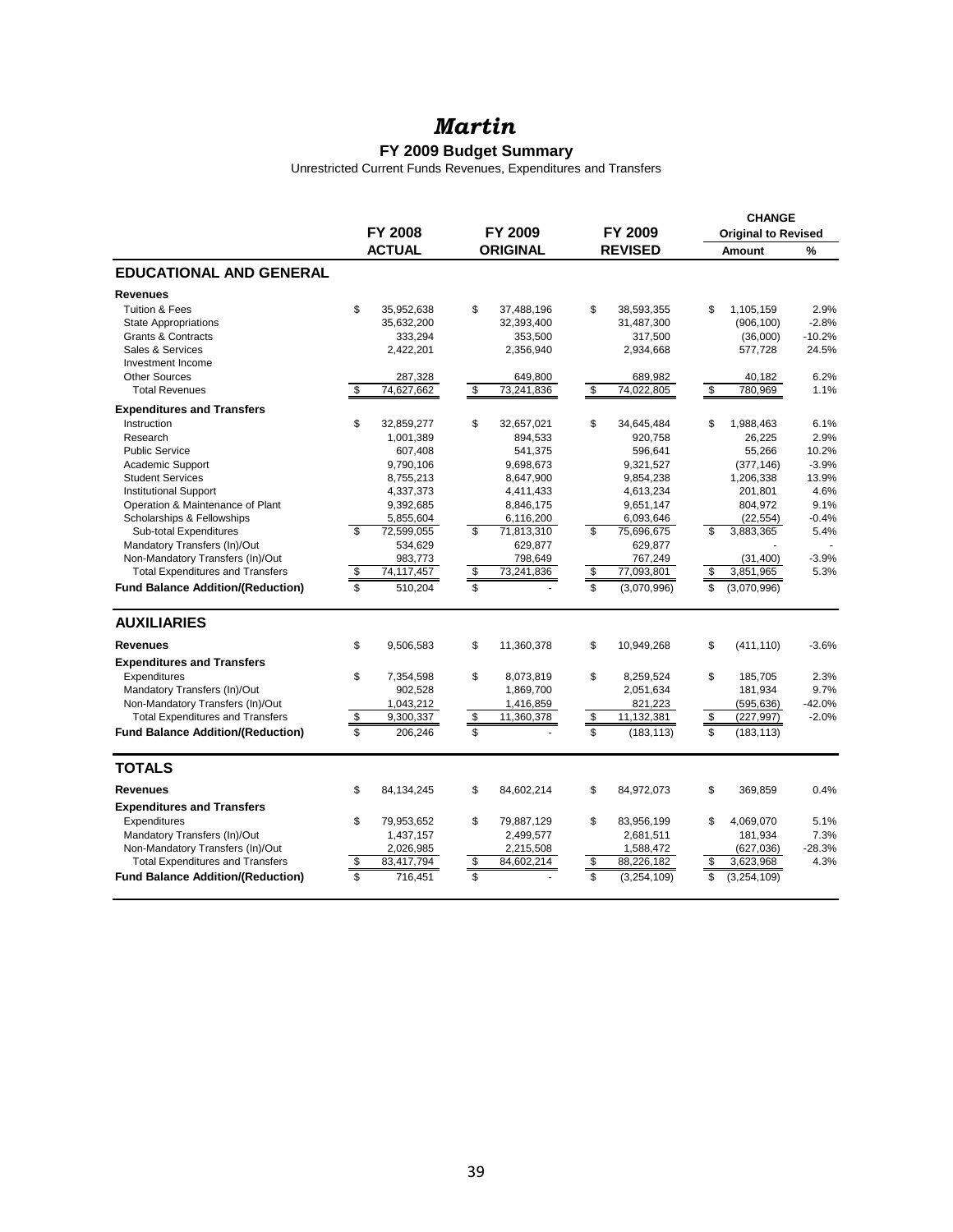# *Martin*

## FY 2009 Budget Summary

Unrestricted Current Funds Revenues, Expenditures and Transfers

| | FY 2008 ACTUAL | FY 2009 ORIGINAL | FY 2009 REVISED | CHANGE Original to Revised Amount | % |
|---|---|---|---|---|---|
| **EDUCATIONAL AND GENERAL** | | | | | |
| **Revenues** | | | | | |
| Tuition & Fees | $ 35,952,638 | $ 37,488,196 | $ 38,593,355 | $ 1,105,159 | 2.9% |
| State Appropriations | 35,632,200 | 32,393,400 | 31,487,300 | (906,100) | -2.8% |
| Grants & Contracts | 333,294 | 353,500 | 317,500 | (36,000) | -10.2% |
| Sales & Services | 2,422,201 | 2,356,940 | 2,934,668 | 577,728 | 24.5% |
| Investment Income | | | | | |
| Other Sources | 287,328 | 649,800 | 689,982 | 40,182 | 6.2% |
| Total Revenues | $ 74,627,662 | $ 73,241,836 | $ 74,022,805 | $ 780,969 | 1.1% |
| **Expenditures and Transfers** | | | | | |
| Instruction | $ 32,859,277 | $ 32,657,021 | $ 34,645,484 | $ 1,988,463 | 6.1% |
| Research | 1,001,389 | 894,533 | 920,758 | 26,225 | 2.9% |
| Public Service | 607,408 | 541,375 | 596,641 | 55,266 | 10.2% |
| Academic Support | 9,790,106 | 9,698,673 | 9,321,527 | (377,146) | -3.9% |
| Student Services | 8,755,213 | 8,647,900 | 9,854,238 | 1,206,338 | 13.9% |
| Institutional Support | 4,337,373 | 4,411,433 | 4,613,234 | 201,801 | 4.6% |
| Operation & Maintenance of Plant | 9,392,685 | 8,846,175 | 9,651,147 | 804,972 | 9.1% |
| Scholarships & Fellowships | 5,855,604 | 6,116,200 | 6,093,646 | (22,554) | -0.4% |
| Sub-total Expenditures | $ 72,599,055 | $ 71,813,310 | $ 75,696,675 | $ 3,883,365 | 5.4% |
| Mandatory Transfers (In)/Out | 534,629 | 629,877 | 629,877 | - | - |
| Non-Mandatory Transfers (In)/Out | 983,773 | 798,649 | 767,249 | (31,400) | -3.9% |
| Total Expenditures and Transfers | $ 74,117,457 | $ 73,241,836 | $ 77,093,801 | $ 3,851,965 | 5.3% |
| **Fund Balance Addition/(Reduction)** | $ 510,204 | $ - | $ (3,070,996) | $ (3,070,996) | |
| **AUXILIARIES** | | | | | |
| **Revenues** | $ 9,506,583 | $ 11,360,378 | $ 10,949,268 | $ (411,110) | -3.6% |
| **Expenditures and Transfers** | | | | | |
| Expenditures | $ 7,354,598 | $ 8,073,819 | $ 8,259,524 | $ 185,705 | 2.3% |
| Mandatory Transfers (In)/Out | 902,528 | 1,869,700 | 2,051,634 | 181,934 | 9.7% |
| Non-Mandatory Transfers (In)/Out | 1,043,212 | 1,416,859 | 821,223 | (595,636) | -42.0% |
| Total Expenditures and Transfers | $ 9,300,337 | $ 11,360,378 | $ 11,132,381 | $ (227,997) | -2.0% |
| **Fund Balance Addition/(Reduction)** | $ 206,246 | $ - | $ (183,113) | $ (183,113) | |
| **TOTALS** | | | | | |
| **Revenues** | $ 84,134,245 | $ 84,602,214 | $ 84,972,073 | $ 369,859 | 0.4% |
| **Expenditures and Transfers** | | | | | |
| Expenditures | $ 79,953,652 | $ 79,887,129 | $ 83,956,199 | $ 4,069,070 | 5.1% |
| Mandatory Transfers (In)/Out | 1,437,157 | 2,499,577 | 2,681,511 | 181,934 | 7.3% |
| Non-Mandatory Transfers (In)/Out | 2,026,985 | 2,215,508 | 1,588,472 | (627,036) | -28.3% |
| Total Expenditures and Transfers | $ 83,417,794 | $ 84,602,214 | $ 88,226,182 | $ 3,623,968 | 4.3% |
| **Fund Balance Addition/(Reduction)** | $ 716,451 | $ - | $ (3,254,109) | $ (3,254,109) | |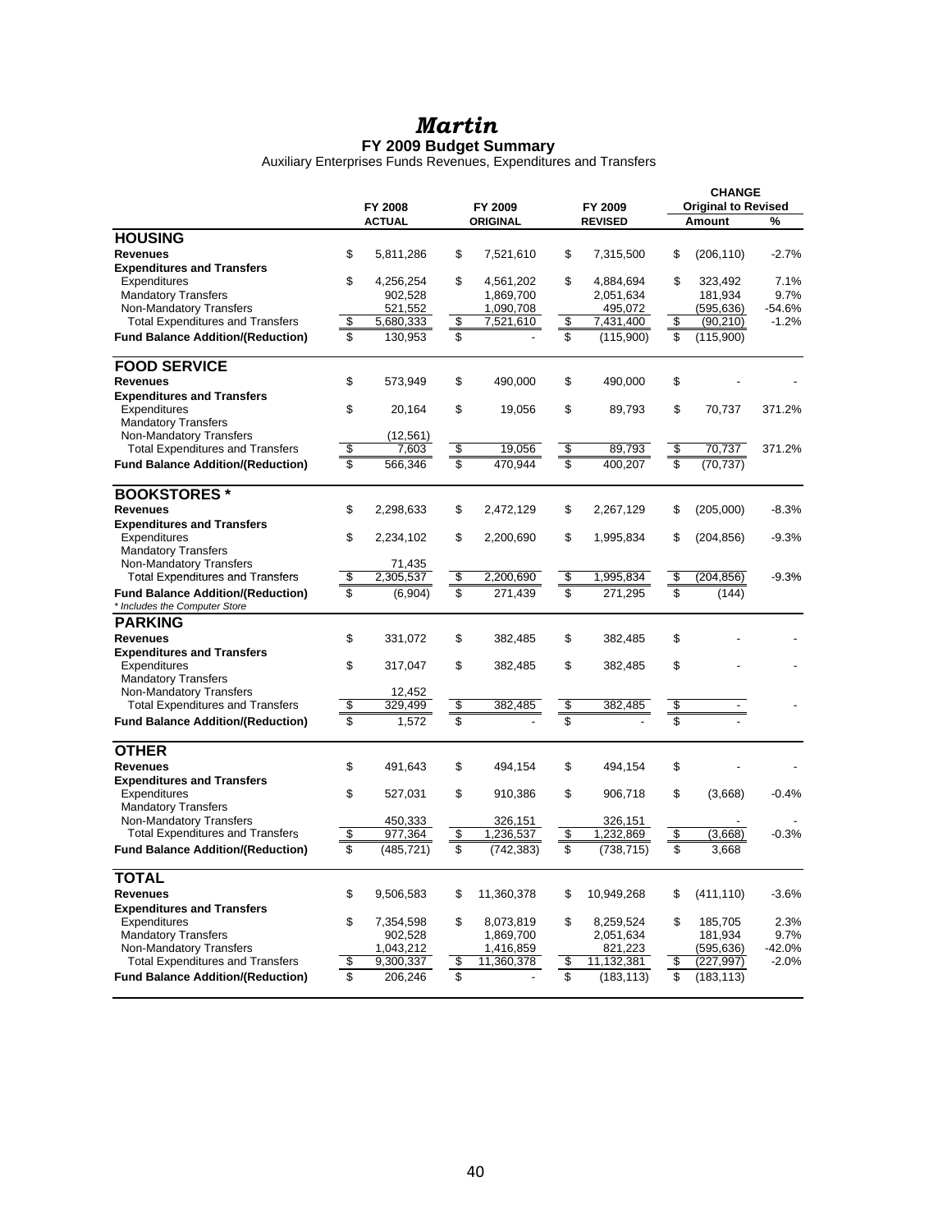# Martin

## FY 2009 Budget Summary

Auxiliary Enterprises Funds Revenues, Expenditures and Transfers

| | FY 2008 ACTUAL | FY 2009 ORIGINAL | FY 2009 REVISED | CHANGE Original to Revised Amount | % |
|---|---|---|---|---|---|
| **HOUSING** | | | | | |
| **Revenues** | $ 5,811,286 | $ 7,521,610 | $ 7,315,500 | $ (206,110) | -2.7% |
| **Expenditures and Transfers** | | | | | |
| Expenditures | $ 4,256,254 | $ 4,561,202 | $ 4,884,694 | $ 323,492 | 7.1% |
| Mandatory Transfers | 902,528 | 1,869,700 | 2,051,634 | 181,934 | 9.7% |
| Non-Mandatory Transfers | 521,552 | 1,090,708 | 495,072 | (595,636) | -54.6% |
| Total Expenditures and Transfers | $ 5,680,333 | $ 7,521,610 | $ 7,431,400 | $ (90,210) | -1.2% |
| **Fund Balance Addition/(Reduction)** | $ 130,953 | $ - | $ (115,900) | $ (115,900) | |
| **FOOD SERVICE** | | | | | |
| **Revenues** | $ 573,949 | $ 490,000 | $ 490,000 | $ - | - |
| **Expenditures and Transfers** | | | | | |
| Expenditures | $ 20,164 | $ 19,056 | $ 89,793 | $ 70,737 | 371.2% |
| Mandatory Transfers | | | | | |
| Non-Mandatory Transfers | (12,561) | | | | |
| Total Expenditures and Transfers | $ 7,603 | $ 19,056 | $ 89,793 | $ 70,737 | 371.2% |
| **Fund Balance Addition/(Reduction)** | $ 566,346 | $ 470,944 | $ 400,207 | $ (70,737) | |
| **BOOKSTORES *** | | | | | |
| **Revenues** | $ 2,298,633 | $ 2,472,129 | $ 2,267,129 | $ (205,000) | -8.3% |
| **Expenditures and Transfers** | | | | | |
| Expenditures | $ 2,234,102 | $ 2,200,690 | $ 1,995,834 | $ (204,856) | -9.3% |
| Mandatory Transfers | | | | | |
| Non-Mandatory Transfers | 71,435 | | | | |
| Total Expenditures and Transfers | $ 2,305,537 | $ 2,200,690 | $ 1,995,834 | $ (204,856) | -9.3% |
| **Fund Balance Addition/(Reduction)** | $ (6,904) | $ 271,439 | $ 271,295 | $ (144) | |
| *\* Includes the Computer Store* | | | | | |
| **PARKING** | | | | | |
| **Revenues** | $ 331,072 | $ 382,485 | $ 382,485 | $ - | - |
| **Expenditures and Transfers** | | | | | |
| Expenditures | $ 317,047 | $ 382,485 | $ 382,485 | $ - | - |
| Mandatory Transfers | | | | | |
| Non-Mandatory Transfers | 12,452 | | | | |
| Total Expenditures and Transfers | $ 329,499 | $ 382,485 | $ 382,485 | $ - | - |
| **Fund Balance Addition/(Reduction)** | $ 1,572 | $ - | $ - | $ - | |
| **OTHER** | | | | | |
| **Revenues** | $ 491,643 | $ 494,154 | $ 494,154 | $ - | - |
| **Expenditures and Transfers** | | | | | |
| Expenditures | $ 527,031 | $ 910,386 | $ 906,718 | $ (3,668) | -0.4% |
| Mandatory Transfers | | | | | |
| Non-Mandatory Transfers | 450,333 | 326,151 | 326,151 | - | - |
| Total Expenditures and Transfers | $ 977,364 | $ 1,236,537 | $ 1,232,869 | $ (3,668) | -0.3% |
| **Fund Balance Addition/(Reduction)** | $ (485,721) | $ (742,383) | $ (738,715) | $ 3,668 | |
| **TOTAL** | | | | | |
| **Revenues** | $ 9,506,583 | $ 11,360,378 | $ 10,949,268 | $ (411,110) | -3.6% |
| **Expenditures and Transfers** | | | | | |
| Expenditures | $ 7,354,598 | $ 8,073,819 | $ 8,259,524 | $ 185,705 | 2.3% |
| Mandatory Transfers | 902,528 | 1,869,700 | 2,051,634 | 181,934 | 9.7% |
| Non-Mandatory Transfers | 1,043,212 | 1,416,859 | 821,223 | (595,636) | -42.0% |
| Total Expenditures and Transfers | $ 9,300,337 | $ 11,360,378 | $ 11,132,381 | $ (227,997) | -2.0% |
| **Fund Balance Addition/(Reduction)** | $ 206,246 | $ - | $ (183,113) | $ (183,113) | |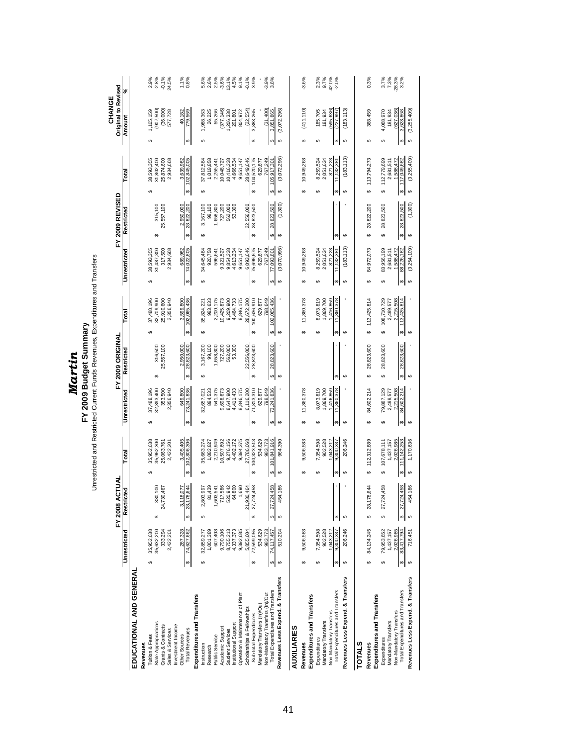# *Martin*

## FY 2009 Budget Summary

Unrestricted and Restricted Current Funds Revenues, Expenditures and Transfers

| | FY 2008 ACTUAL | | | FY 2009 ORIGINAL | | | FY 2009 REVISED | | | CHANGE Original to Revised | |
|---|---|---|---|---|---|---|---|---|---|---|---|
| | Unrestricted | Restricted | Total | Unrestricted | Restricted | Total | Unrestricted | Restricted | Total | Amount | % |
| **EDUCATIONAL AND GENERAL** | | | | | | | | | | | |
| **Revenues** | | | | | | | | | | | |
| Tuition & Fees | $ 35,952,638 | | $ 35,952,638 | $ 37,488,196 | | $ 37,488,196 | $ 38,593,355 | | $ 38,593,355 | $ 1,105,159 | 2.9% |
| State Appropriations | 35,632,200 | $ 330,100 | 35,962,300 | 32,393,400 | $ 316,500 | 32,709,900 | 31,487,300 | $ 315,100 | 31,802,400 | (907,500) | -2.8% |
| Grants & Contracts | 333,294 | 24,730,467 | 25,063,761 | 353,500 | 25,557,100 | 25,910,600 | 317,500 | 25,557,100 | 25,874,600 | (36,000) | -0.1% |
| Sales & Services | 2,422,201 | | 2,422,201 | 2,356,940 | | 2,356,940 | 2,934,668 | | 2,934,668 | 577,728 | 24.5% |
| Investment Income | | | | | | | | | | | |
| Other Sources | 287,328 | 3,118,077 | 3,405,405 | 649,800 | 2,950,000 | 3,599,800 | 689,982 | 2,950,000 | 3,639,982 | 40,182 | 1.1% |
| Total Revenues | $ 74,627,662 | $ 28,178,644 | $ 102,806,306 | $ 73,241,836 | $ 28,823,600 | $ 102,065,436 | $ 74,022,805 | $ 28,822,200 | $ 102,845,005 | $ 779,569 | 0.8% |
| **Expenditures and Transfers** | | | | | | | | | | | |
| Instruction | $ 32,859,277 | $ 2,803,997 | $ 35,663,274 | $ 32,657,021 | $ 3,167,200 | $ 35,824,221 | $ 34,645,484 | $ 3,167,100 | $ 37,812,584 | $ 1,988,363 | 5.6% |
| Research | 1,001,388 | 81,439 | 1,082,827 | 894,533 | 99,100 | 993,633 | 920,758 | 99,100 | 1,019,858 | 26,225 | 2.6% |
| Public Service | 607,408 | 1,603,541 | 2,210,949 | 541,375 | 1,658,800 | 2,200,175 | 596,641 | 1,658,800 | 2,255,441 | 55,266 | 2.5% |
| Academic Support | 9,790,106 | 717,586 | 10,507,692 | 9,698,673 | 727,200 | 10,425,873 | 9,321,527 | 727,200 | 10,048,727 | (377,146) | -3.6% |
| Student Services | 8,755,213 | 520,942 | 9,276,156 | 8,647,900 | 562,000 | 9,209,900 | 9,854,238 | 562,000 | 10,416,238 | 1,206,338 | 13.1% |
| Institutional Support | 4,337,373 | 64,800 | 4,402,172 | 4,411,433 | 53,300 | 4,464,733 | 4,613,234 | 53,300 | 4,666,534 | 201,801 | 4.5% |
| Operation & Maintenance of Plant | 9,392,685 | 1,690 | 9,394,375 | 8,846,175 | | 8,846,175 | 9,651,147 | | 9,651,147 | 804,972 | 9.1% |
| Scholarships & Fellowships | 5,855,604 | 21,930,464 | 27,786,068 | 6,116,200 | 22,556,000 | 28,672,200 | 6,093,646 | 22,556,000 | 28,649,646 | (22,554) | -0.1% |
| Sub-total Expenditures | $ 72,599,055 | $ 27,724,458 | $ 100,323,513 | $ 71,813,310 | $ 28,823,600 | $ 100,636,910 | $ 75,696,675 | $ 28,823,500 | $ 104,520,175 | $ 3,883,265 | 3.9% |
| Mandatory Transfers (In)/Out | 534,629 | | 534,629 | 629,877 | | 629,877 | 629,877 | | 629,877 | - | - |
| Non-Mandatory Transfers (In)/Out | 983,773 | | 983,773 | 798,649 | | 798,649 | 767,249 | | 767,249 | (31,400) | -3.9% |
| Total Expenditures and Transfers | $ 74,117,457 | $ 27,724,458 | $ 101,841,916 | $ 73,241,836 | $ 28,823,600 | $ 102,065,436 | $ 77,093,801 | $ 28,823,500 | $ 105,917,301 | $ 3,851,865 | 3.8% |
| **Revenues Less Expend. & Transfers** | $ 510,204 | $ 454,186 | $ 964,390 | $ - | $ - | $ - | $ (3,070,996) | $ (1,300) | $ (3,072,296) | $ (3,072,296) | |
| **AUXILIARIES** | | | | | | | | | | | |
| **Revenues** | $ 9,506,583 | | $ 9,506,583 | $ 11,360,378 | | $ 11,360,378 | $ 10,949,268 | | $ 10,949,268 | $ (411,110) | -3.6% |
| **Expenditures and Transfers** | | | | | | | | | | | |
| Expenditures | $ 7,354,598 | | $ 7,354,598 | $ 8,073,819 | | $ 8,073,819 | $ 8,259,524 | | $ 8,259,524 | $ 185,705 | 2.3% |
| Mandatory Transfers | 902,528 | | 902,528 | 1,869,700 | | 1,869,700 | 2,051,634 | | 2,051,634 | 181,934 | 9.7% |
| Non-Mandatory Transfers | 1,043,212 | | 1,043,212 | 1,416,859 | | 1,416,859 | 821,223 | | 821,223 | (595,636) | -42.0% |
| Total Expenditures and Transfers | $ 9,300,337 | $ - | $ 9,300,337 | $ 11,360,378 | $ - | $ 11,360,378 | $ 11,132,381 | $ - | $ 11,132,381 | $ (227,997) | -2.0% |
| **Revenues Less Expend. & Transfers** | $ 206,246 | $ - | $ 206,246 | $ - | $ - | $ - | $ (183,113) | $ - | $ (183,113) | $ (183,113) | |
| **TOTALS** | | | | | | | | | | | |
| **Revenues** | $ 84,134,245 | $ 28,178,644 | $ 112,312,889 | $ 84,602,214 | $ 28,823,600 | $ 113,425,814 | $ 84,972,073 | $ 28,822,200 | $ 113,794,273 | $ 368,459 | 0.3% |
| **Expenditures and Transfers** | | | | | | | | | | | |
| Expenditures | $ 79,953,652 | $ 27,724,458 | $ 107,678,111 | $ 79,887,129 | $ 28,823,600 | $ 108,710,729 | $ 83,956,199 | $ 28,823,500 | $ 112,779,699 | $ 4,068,970 | 3.7% |
| Mandatory Transfers | 1,437,157 | | 1,437,157 | 2,499,577 | | 2,499,577 | 2,681,511 | | 2,681,511 | 181,934 | 7.3% |
| Non-Mandatory Transfers | 2,026,985 | | 2,026,985 | 2,215,508 | | 2,215,508 | 1,588,472 | | 1,588,472 | (627,036) | -28.3% |
| Total Expenditures and Transfers | $ 83,417,794 | $ 27,724,458 | $ 111,142,253 | $ 84,602,214 | $ 28,823,600 | $ 113,425,814 | $ 88,226,182 | $ 28,823,500 | $ 117,049,682 | $ 3,623,868 | 3.2% |
| **Revenues Less Expend. & Transfers** | $ 716,451 | $ 454,186 | $ 1,170,636 | $ - | $ - | $ - | $ (3,254,109) | $ (1,300) | $ (3,255,409) | $ (3,255,409) | |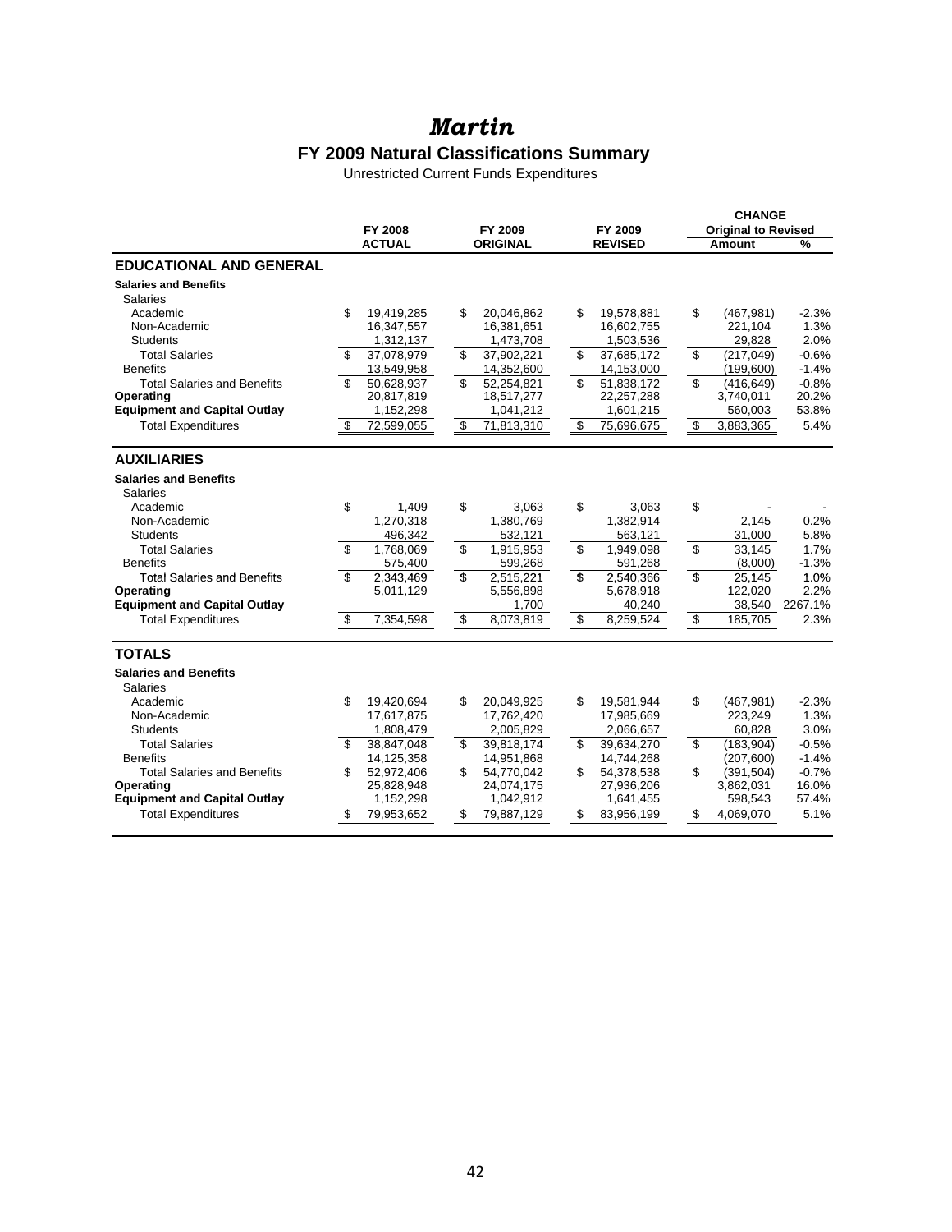# *Martin*

## FY 2009 Natural Classifications Summary

Unrestricted Current Funds Expenditures

| | FY 2008 ACTUAL | FY 2009 ORIGINAL | FY 2009 REVISED | CHANGE Original to Revised Amount | % |
|---|---|---|---|---|---|
| **EDUCATIONAL AND GENERAL** | | | | | |
| **Salaries and Benefits** | | | | | |
| Salaries | | | | | |
| Academic | $ 19,419,285 | $ 20,046,862 | $ 19,578,881 | $ (467,981) | -2.3% |
| Non-Academic | 16,347,557 | 16,381,651 | 16,602,755 | 221,104 | 1.3% |
| Students | 1,312,137 | 1,473,708 | 1,503,536 | 29,828 | 2.0% |
| Total Salaries | $ 37,078,979 | $ 37,902,221 | $ 37,685,172 | $ (217,049) | -0.6% |
| Benefits | 13,549,958 | 14,352,600 | 14,153,000 | (199,600) | -1.4% |
| Total Salaries and Benefits | $ 50,628,937 | $ 52,254,821 | $ 51,838,172 | $ (416,649) | -0.8% |
| **Operating** | 20,817,819 | 18,517,277 | 22,257,288 | 3,740,011 | 20.2% |
| **Equipment and Capital Outlay** | 1,152,298 | 1,041,212 | 1,601,215 | 560,003 | 53.8% |
| Total Expenditures | $ 72,599,055 | $ 71,813,310 | $ 75,696,675 | $ 3,883,365 | 5.4% |
| **AUXILIARIES** | | | | | |
| **Salaries and Benefits** | | | | | |
| Salaries | | | | | |
| Academic | $ 1,409 | $ 3,063 | $ 3,063 | $ - | - |
| Non-Academic | 1,270,318 | 1,380,769 | 1,382,914 | 2,145 | 0.2% |
| Students | 496,342 | 532,121 | 563,121 | 31,000 | 5.8% |
| Total Salaries | $ 1,768,069 | $ 1,915,953 | $ 1,949,098 | $ 33,145 | 1.7% |
| Benefits | 575,400 | 599,268 | 591,268 | (8,000) | -1.3% |
| Total Salaries and Benefits | $ 2,343,469 | $ 2,515,221 | $ 2,540,366 | $ 25,145 | 1.0% |
| **Operating** | 5,011,129 | 5,556,898 | 5,678,918 | 122,020 | 2.2% |
| **Equipment and Capital Outlay** | | 1,700 | 40,240 | 38,540 | 2267.1% |
| Total Expenditures | $ 7,354,598 | $ 8,073,819 | $ 8,259,524 | $ 185,705 | 2.3% |
| **TOTALS** | | | | | |
| **Salaries and Benefits** | | | | | |
| Salaries | | | | | |
| Academic | $ 19,420,694 | $ 20,049,925 | $ 19,581,944 | $ (467,981) | -2.3% |
| Non-Academic | 17,617,875 | 17,762,420 | 17,985,669 | 223,249 | 1.3% |
| Students | 1,808,479 | 2,005,829 | 2,066,657 | 60,828 | 3.0% |
| Total Salaries | $ 38,847,048 | $ 39,818,174 | $ 39,634,270 | $ (183,904) | -0.5% |
| Benefits | 14,125,358 | 14,951,868 | 14,744,268 | (207,600) | -1.4% |
| Total Salaries and Benefits | $ 52,972,406 | $ 54,770,042 | $ 54,378,538 | $ (391,504) | -0.7% |
| **Operating** | 25,828,948 | 24,074,175 | 27,936,206 | 3,862,031 | 16.0% |
| **Equipment and Capital Outlay** | 1,152,298 | 1,042,912 | 1,641,455 | 598,543 | 57.4% |
| Total Expenditures | $ 79,953,652 | $ 79,887,129 | $ 83,956,199 | $ 4,069,070 | 5.1% |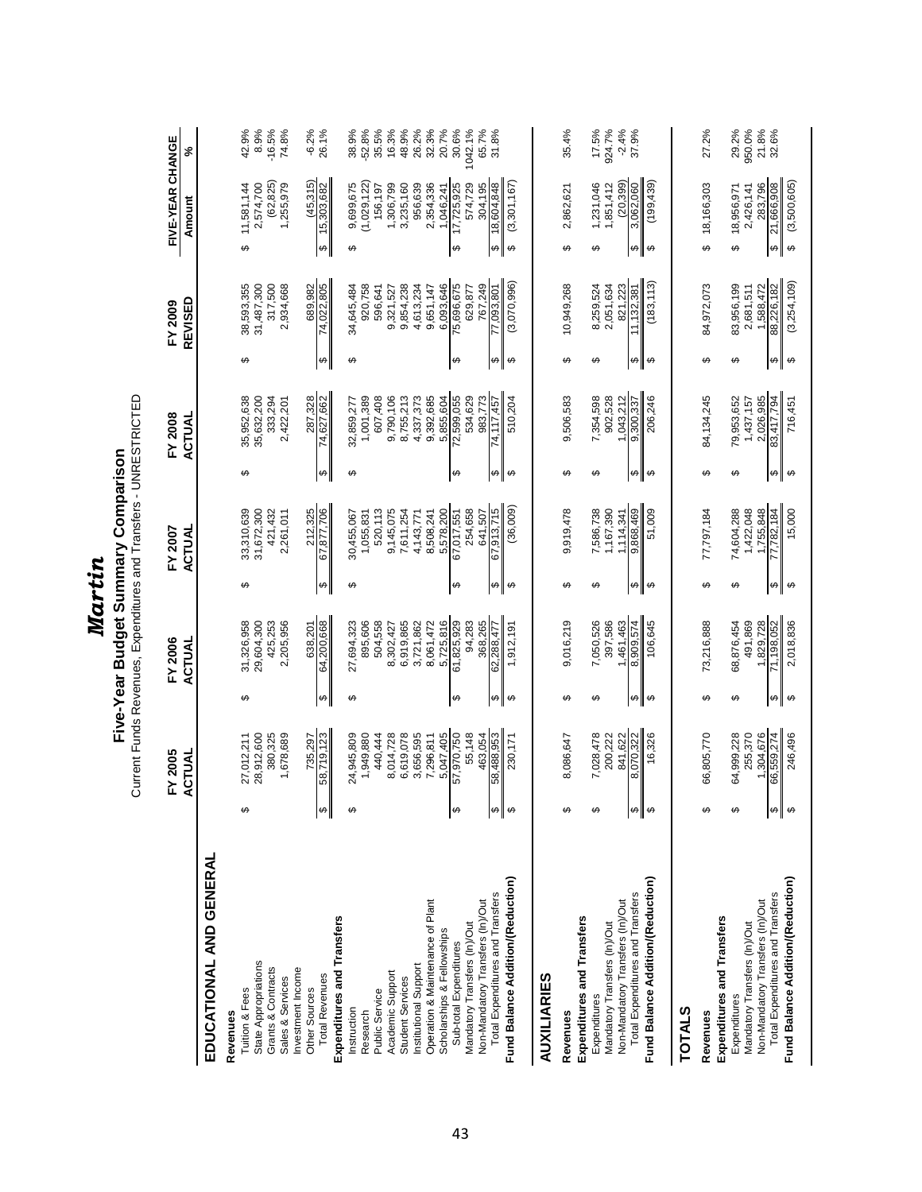# Martin

## Five-Year Budget Summary Comparison

Current Funds Revenues, Expenditures and Transfers - UNRESTRICTED

| | FY 2005 ACTUAL | FY 2006 ACTUAL | FY 2007 ACTUAL | FY 2008 ACTUAL | FY 2009 REVISED | FIVE-YEAR CHANGE Amount | % |
|---|---|---|---|---|---|---|---|
| **EDUCATIONAL AND GENERAL** | | | | | | | |
| **Revenues** | | | | | | | |
| Tuition & Fees | $ 27,012,211 | $ 31,326,958 | $ 33,310,639 | $ 35,952,638 | $ 38,593,355 | $ 11,581,144 | 42.9% |
| State Appropriations | 28,912,600 | 29,604,300 | 31,672,300 | 35,632,200 | 31,487,300 | 2,574,700 | 8.9% |
| Grants & Contracts | 380,325 | 425,253 | 421,432 | 333,294 | 317,500 | (62,825) | -16.5% |
| Sales & Services | 1,678,689 | 2,205,956 | 2,261,011 | 2,422,201 | 2,934,668 | 1,255,979 | 74.8% |
| Investment Income | | | | | | | |
| Other Sources | 735,297 | 638,201 | 212,325 | 287,328 | 689,982 | (45,315) | -6.2% |
| Total Revenues | $ 58,719,123 | $ 64,200,668 | $ 67,877,706 | $ 74,627,662 | $ 74,022,805 | $ 15,303,682 | 26.1% |
| **Expenditures and Transfers** | | | | | | | |
| Instruction | $ 24,945,809 | $ 27,694,323 | $ 30,455,067 | $ 32,859,277 | $ 34,645,484 | $ 9,699,675 | 38.9% |
| Research | 1,949,880 | 895,606 | 1,055,831 | 1,001,389 | 920,758 | (1,029,122) | -52.8% |
| Public Service | 440,444 | 504,558 | 520,113 | 607,408 | 596,641 | 156,197 | 35.5% |
| Academic Support | 8,014,728 | 8,302,427 | 9,145,075 | 9,790,106 | 9,321,527 | 1,306,799 | 16.3% |
| Student Services | 6,619,078 | 6,919,865 | 7,611,254 | 8,755,213 | 9,854,238 | 3,235,160 | 48.9% |
| Institutional Support | 3,656,595 | 3,721,862 | 4,143,771 | 4,337,373 | 4,613,234 | 956,639 | 26.2% |
| Operation & Maintenance of Plant | 7,296,811 | 8,061,472 | 8,508,241 | 9,392,685 | 9,651,147 | 2,354,336 | 32.3% |
| Scholarships & Fellowships | 5,047,405 | 5,725,816 | 5,578,200 | 5,855,604 | 6,093,646 | 1,046,241 | 20.7% |
| Sub-total Expenditures | $ 57,970,750 | $ 61,825,929 | $ 67,017,551 | $ 72,599,055 | $ 75,696,675 | $ 17,725,925 | 30.6% |
| Mandatory Transfers (In)/Out | 55,148 | 94,283 | 254,658 | 534,629 | 629,877 | 574,729 | 1042.1% |
| Non-Mandatory Transfers (In)/Out | 463,054 | 368,265 | 641,507 | 983,773 | 767,249 | 304,195 | 65.7% |
| Total Expenditures and Transfers | $ 58,488,953 | $ 62,288,477 | $ 67,913,715 | $ 74,117,457 | $ 77,093,801 | $ 18,604,848 | 31.8% |
| **Fund Balance Addition/(Reduction)** | $ 230,171 | $ 1,912,191 | $ (36,009) | $ 510,204 | $ (3,070,996) | $ (3,301,167) | |
| **AUXILIARIES** | | | | | | | |
| **Revenues** | $ 8,086,647 | $ 9,016,219 | $ 9,919,478 | $ 9,506,583 | $ 10,949,268 | $ 2,862,621 | 35.4% |
| **Expenditures and Transfers** | | | | | | | |
| Expenditures | $ 7,028,478 | $ 7,050,526 | $ 7,586,738 | $ 7,354,598 | $ 8,259,524 | $ 1,231,046 | 17.5% |
| Mandatory Transfers (In)/Out | 200,222 | 397,586 | 1,167,390 | 902,528 | 2,051,634 | 1,851,412 | 924.7% |
| Non-Mandatory Transfers (In)/Out | 841,622 | 1,461,463 | 1,114,341 | 1,043,212 | 821,223 | (20,399) | -2.4% |
| Total Expenditures and Transfers | $ 8,070,322 | $ 8,909,574 | $ 9,868,469 | $ 9,300,337 | $ 11,132,381 | $ 3,062,060 | 37.9% |
| **Fund Balance Addition/(Reduction)** | $ 16,326 | $ 106,645 | $ 51,009 | $ 206,246 | $ (183,113) | $ (199,439) | |
| **TOTALS** | | | | | | | |
| **Revenues** | $ 66,805,770 | $ 73,216,888 | $ 77,797,184 | $ 84,134,245 | $ 84,972,073 | $ 18,166,303 | 27.2% |
| **Expenditures and Transfers** | | | | | | | |
| Expenditures | $ 64,999,228 | $ 68,876,454 | $ 74,604,288 | $ 79,953,652 | $ 83,956,199 | $ 18,956,971 | 29.2% |
| Mandatory Transfers (In)/Out | 255,370 | 491,869 | 1,422,048 | 1,437,157 | 2,681,511 | 2,426,141 | 950.0% |
| Non-Mandatory Transfers (In)/Out | 1,304,676 | 1,829,728 | 1,755,848 | 2,026,985 | 1,588,472 | 283,796 | 21.8% |
| Total Expenditures and Transfers | $ 66,559,274 | $ 71,198,052 | $ 77,782,184 | $ 83,417,794 | $ 88,226,182 | $ 21,666,908 | 32.6% |
| **Fund Balance Addition/(Reduction)** | $ 246,496 | $ 2,018,836 | $ 15,000 | $ 716,451 | $ (3,254,109) | $ (3,500,605) | |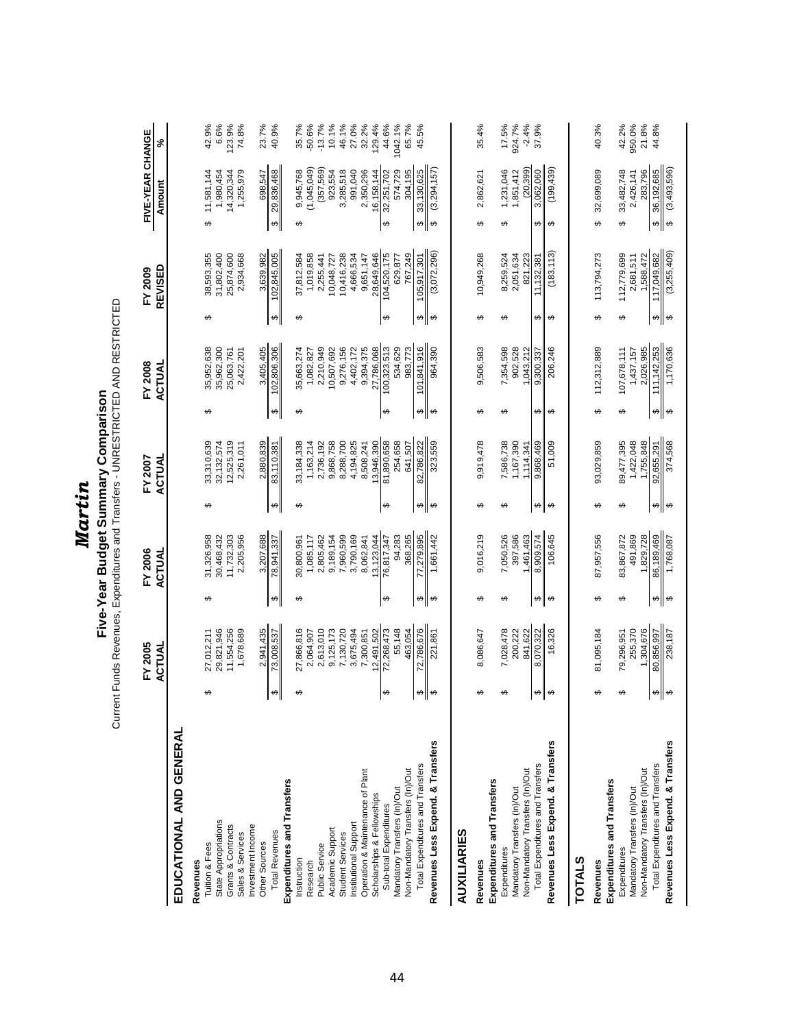# Martin

## Five-Year Budget Summary Comparison

Current Funds Revenues, Expenditures and Transfers - UNRESTRICTED AND RESTRICTED

| | FY 2005 ACTUAL | FY 2006 ACTUAL | FY 2007 ACTUAL | FY 2008 ACTUAL | FY 2009 REVISED | FIVE-YEAR CHANGE Amount | % |
|---|---|---|---|---|---|---|---|
| **EDUCATIONAL AND GENERAL** | | | | | | | |
| **Revenues** | | | | | | | |
| Tuition & Fees | $ 27,012,211 | $ 31,326,958 | $ 33,310,639 | $ 35,952,638 | $ 38,593,355 | $ 11,581,144 | 42.9% |
| State Appropriations | 29,821,946 | 30,468,432 | 32,132,574 | 35,962,300 | 31,802,400 | 1,980,454 | 6.6% |
| Grants & Contracts | 11,554,256 | 11,732,303 | 12,525,319 | 25,063,761 | 25,874,600 | 14,320,344 | 123.9% |
| Sales & Services | 1,678,689 | 2,205,956 | 2,261,011 | 2,422,201 | 2,934,668 | 1,255,979 | 74.8% |
| Investment Income | | | | | | | |
| Other Sources | 2,941,435 | 3,207,688 | 2,880,839 | 3,405,405 | 3,639,982 | 698,547 | 23.7% |
| Total Revenues | $ 73,008,537 | $ 78,941,337 | $ 83,110,381 | $ 102,806,306 | $ 102,845,005 | $ 29,836,468 | 40.9% |
| **Expenditures and Transfers** | | | | | | | |
| Instruction | $ 27,866,816 | $ 30,800,961 | $ 33,184,338 | $ 35,663,274 | $ 37,812,584 | $ 9,945,768 | 35.7% |
| Research | 2,064,907 | 1,085,117 | 1,163,214 | 1,082,827 | 1,019,858 | (1,045,049) | -50.6% |
| Public Service | 2,613,010 | 2,805,462 | 2,736,192 | 2,210,949 | 2,255,441 | (357,569) | -13.7% |
| Academic Support | 9,125,173 | 9,189,154 | 9,868,758 | 10,507,692 | 10,048,727 | 923,554 | 10.1% |
| Student Services | 7,130,720 | 7,960,599 | 8,288,700 | 9,276,156 | 10,416,238 | 3,285,518 | 46.1% |
| Institutional Support | 3,675,494 | 3,790,169 | 4,194,825 | 4,402,172 | 4,666,534 | 991,040 | 27.0% |
| Operation & Maintenance of Plant | 7,300,851 | 8,062,841 | 8,509,241 | 9,394,375 | 9,651,147 | 2,350,296 | 32.2% |
| Scholarships & Fellowships | 12,491,502 | 13,123,044 | 13,946,390 | 27,786,068 | 28,649,646 | 16,158,144 | 129.4% |
| Sub-total Expenditures | $ 72,268,473 | $ 76,817,347 | $ 81,890,658 | $ 100,323,513 | $ 104,520,175 | $ 32,251,702 | 44.6% |
| Mandatory Transfers (In)/Out | 55,148 | 94,283 | 254,658 | 534,629 | 629,877 | 574,729 | 1042.1% |
| Non-Mandatory Transfers (In)/Out | 463,054 | 368,265 | 641,507 | 983,773 | 767,249 | 304,195 | 65.7% |
| Total Expenditures and Transfers | $ 72,786,676 | $ 77,279,895 | $ 82,786,822 | $ 101,841,916 | $ 105,917,301 | $ 33,130,625 | 45.5% |
| **Revenues Less Expend. & Transfers** | $ 221,861 | $ 1,661,442 | $ 323,559 | $ 964,390 | $ (3,072,296) | $ (3,294,157) | |
| **AUXILIARIES** | | | | | | | |
| **Revenues** | $ 8,086,647 | $ 9,016,219 | $ 9,919,478 | $ 9,506,583 | $ 10,949,268 | $ 2,862,621 | 35.4% |
| **Expenditures and Transfers** | | | | | | | |
| Expenditures | $ 7,028,478 | $ 7,050,526 | $ 7,586,738 | $ 7,354,598 | $ 8,259,524 | $ 1,231,046 | 17.5% |
| Mandatory Transfers (In)/Out | 200,222 | 397,586 | 1,167,390 | 902,528 | 2,051,634 | 1,851,412 | 924.7% |
| Non-Mandatory Transfers (In)/Out | 841,622 | 1,461,463 | 1,114,341 | 1,043,212 | 821,223 | (20,399) | -2.4% |
| Total Expenditures and Transfers | $ 8,070,322 | $ 8,909,574 | $ 9,868,469 | $ 9,300,337 | $ 11,132,381 | $ 3,062,060 | 37.9% |
| **Revenues Less Expend. & Transfers** | $ 16,326 | $ 106,645 | $ 51,009 | $ 206,246 | $ (183,113) | $ (199,439) | |
| **TOTALS** | | | | | | | |
| **Revenues** | $ 81,095,184 | $ 87,957,556 | $ 93,029,859 | $ 112,312,889 | $ 113,794,273 | $ 32,699,089 | 40.3% |
| **Expenditures and Transfers** | | | | | | | |
| Expenditures | $ 79,296,951 | $ 83,867,872 | $ 89,477,395 | $ 107,678,111 | $ 112,779,699 | $ 33,482,748 | 42.2% |
| Mandatory Transfers (In)/Out | 255,370 | 491,869 | 1,422,048 | 1,437,157 | 2,681,511 | 2,426,141 | 950.0% |
| Non-Mandatory Transfers (In)/Out | 1,304,676 | 1,829,728 | 1,755,848 | 2,026,985 | 1,588,472 | 283,796 | 21.8% |
| Total Expenditures and Transfers | $ 80,856,997 | $ 86,189,469 | $ 92,655,291 | $ 111,142,253 | $ 117,049,682 | $ 36,192,685 | 44.8% |
| **Revenues Less Expend. & Transfers** | $ 238,187 | $ 1,768,087 | $ 374,568 | $ 1,170,636 | $ (3,255,409) | $ (3,493,596) | |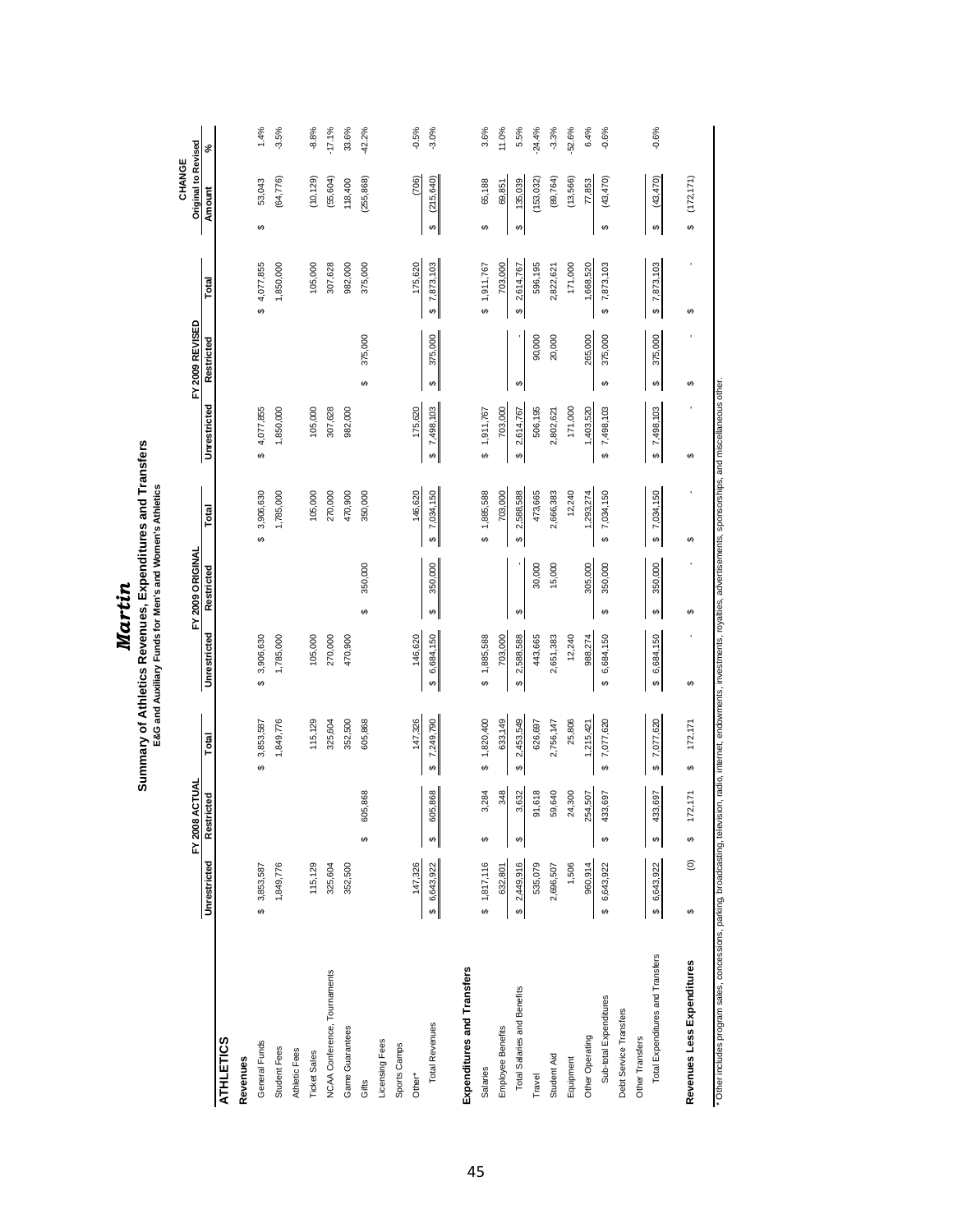# Martin

## Summary of Athletics Revenues, Expenditures and Transfers

### E&G and Auxiliary Funds for Men's and Women's Athletics

| | FY 2008 ACTUAL | | | FY 2009 ORIGINAL | | | FY 2009 REVISED | | | CHANGE Original to Revised | |
|---|---|---|---|---|---|---|---|---|---|---|---|
| | Unrestricted | Restricted | Total | Unrestricted | Restricted | Total | Unrestricted | Restricted | Total | Amount | % |
| **ATHLETICS** | | | | | | | | | | | |
| **Revenues** | | | | | | | | | | | |
| General Funds | $ 3,853,587 | | $ 3,853,587 | $ 3,906,630 | | $ 3,906,630 | $ 4,077,855 | | $ 4,077,855 | $ 53,043 | 1.4% |
| Student Fees | 1,849,776 | | 1,849,776 | 1,785,000 | | 1,785,000 | 1,850,000 | | 1,850,000 | (64,776) | -3.5% |
| Athletic Fees | | | | | | | | | | | |
| Ticket Sales | 115,129 | | 115,129 | 105,000 | | 105,000 | 105,000 | | 105,000 | (10,129) | -8.8% |
| NCAA Conference, Tournaments | 325,604 | | 325,604 | 270,000 | | 270,000 | 307,628 | | 307,628 | (55,604) | -17.1% |
| Game Guarantees | 352,500 | | 352,500 | 470,900 | | 470,900 | 982,000 | | 982,000 | 118,400 | 33.6% |
| Gifts | | $ 605,868 | 605,868 | | $ 350,000 | 350,000 | | $ 375,000 | 375,000 | (255,868) | -42.2% |
| Licensing Fees | | | | | | | | | | | |
| Sports Camps | | | | | | | | | | | |
| Other* | 147,326 | | 147,326 | 146,620 | | 146,620 | 175,620 | | 175,620 | (706) | -0.5% |
| Total Revenues | $ 6,643,922 | $ 605,868 | $ 7,249,790 | $ 6,684,150 | $ 350,000 | $ 7,034,150 | $ 7,498,103 | $ 375,000 | $ 7,873,103 | $ (215,640) | -3.0% |
| **Expenditures and Transfers** | | | | | | | | | | | |
| Salaries | $ 1,817,116 | $ 3,284 | $ 1,820,400 | $ 1,885,588 | | $ 1,885,588 | $ 1,911,767 | | $ 1,911,767 | $ 65,188 | 3.6% |
| Employee Benefits | 632,801 | 348 | 633,149 | 703,000 | | 703,000 | 703,000 | | 703,000 | 69,851 | 11.0% |
| Total Salaries and Benefits | $ 2,449,916 | $ 3,632 | $ 2,453,549 | $ 2,588,588 | $ - | $ 2,588,588 | $ 2,614,767 | $ - | $ 2,614,767 | $ 135,039 | 5.5% |
| Travel | 535,079 | 91,618 | 626,697 | 443,665 | 30,000 | 473,665 | 506,195 | 90,000 | 596,195 | (153,032) | -24.4% |
| Student Aid | 2,696,507 | 59,640 | 2,756,147 | 2,651,383 | 15,000 | 2,666,383 | 2,802,621 | 20,000 | 2,822,621 | (89,764) | -3.3% |
| Equipment | 1,506 | 24,300 | 25,806 | 12,240 | | 12,240 | 171,000 | | 171,000 | (13,566) | -52.6% |
| Other Operating | 960,914 | 254,507 | 1,215,421 | 988,274 | 305,000 | 1,293,274 | 1,403,520 | 265,000 | 1,668,520 | 77,853 | 6.4% |
| Sub-total Expenditures | $ 6,643,922 | $ 433,697 | $ 7,077,620 | $ 6,684,150 | $ 350,000 | $ 7,034,150 | $ 7,498,103 | $ 375,000 | $ 7,873,103 | $ (43,470) | -0.6% |
| Debt Service Transfers | | | | | | | | | | | |
| Other Transfers | | | | | | | | | | | |
| Total Expenditures and Transfers | $ 6,643,922 | $ 433,697 | $ 7,077,620 | $ 6,684,150 | $ 350,000 | $ 7,034,150 | $ 7,498,103 | $ 375,000 | $ 7,873,103 | $ (43,470) | -0.6% |
| **Revenues Less Expenditures** | $ (0) | $ 172,171 | $ 172,171 | $ - | $ - | $ - | $ - | $ - | $ - | $ (172,171) | |

* Other includes program sales, concessions, parking, broadcasting, television, radio, internet, endowments, investments, royalties, advertisements, sponsorships, and miscellaneous other.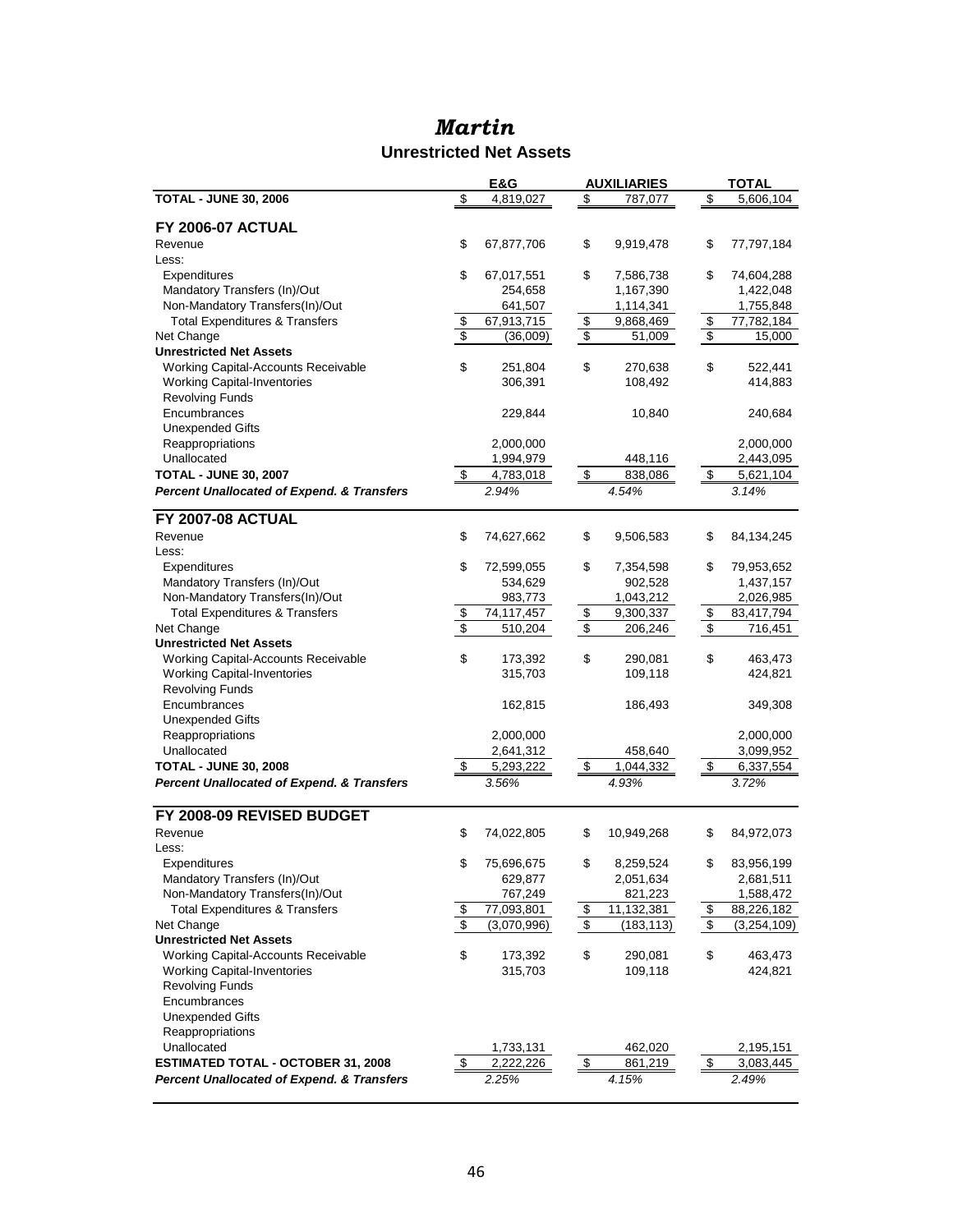# Martin

## Unrestricted Net Assets

| | E&G | AUXILIARIES | TOTAL |
|---|---|---|---|
| **TOTAL - JUNE 30, 2006** | $ 4,819,027 | $ 787,077 | $ 5,606,104 |
| **FY 2006-07 ACTUAL** | | | |
| Revenue | $ 67,877,706 | $ 9,919,478 | $ 77,797,184 |
| Less: | | | |
| Expenditures | $ 67,017,551 | $ 7,586,738 | $ 74,604,288 |
| Mandatory Transfers (In)/Out | 254,658 | 1,167,390 | 1,422,048 |
| Non-Mandatory Transfers(In)/Out | 641,507 | 1,114,341 | 1,755,848 |
| Total Expenditures & Transfers | $ 67,913,715 | $ 9,868,469 | $ 77,782,184 |
| Net Change | $ (36,009) | $ 51,009 | $ 15,000 |
| **Unrestricted Net Assets** | | | |
| Working Capital-Accounts Receivable | $ 251,804 | $ 270,638 | $ 522,441 |
| Working Capital-Inventories | 306,391 | 108,492 | 414,883 |
| Revolving Funds | | | |
| Encumbrances | 229,844 | 10,840 | 240,684 |
| Unexpended Gifts | | | |
| Reappropriations | 2,000,000 | | 2,000,000 |
| Unallocated | 1,994,979 | 448,116 | 2,443,095 |
| **TOTAL - JUNE 30, 2007** | $ 4,783,018 | $ 838,086 | $ 5,621,104 |
| ***Percent Unallocated of Expend. & Transfers*** | *2.94%* | *4.54%* | *3.14%* |
| **FY 2007-08 ACTUAL** | | | |
| Revenue | $ 74,627,662 | $ 9,506,583 | $ 84,134,245 |
| Less: | | | |
| Expenditures | $ 72,599,055 | $ 7,354,598 | $ 79,953,652 |
| Mandatory Transfers (In)/Out | 534,629 | 902,528 | 1,437,157 |
| Non-Mandatory Transfers(In)/Out | 983,773 | 1,043,212 | 2,026,985 |
| Total Expenditures & Transfers | $ 74,117,457 | $ 9,300,337 | $ 83,417,794 |
| Net Change | $ 510,204 | $ 206,246 | $ 716,451 |
| **Unrestricted Net Assets** | | | |
| Working Capital-Accounts Receivable | $ 173,392 | $ 290,081 | $ 463,473 |
| Working Capital-Inventories | 315,703 | 109,118 | 424,821 |
| Revolving Funds | | | |
| Encumbrances | 162,815 | 186,493 | 349,308 |
| Unexpended Gifts | | | |
| Reappropriations | 2,000,000 | | 2,000,000 |
| Unallocated | 2,641,312 | 458,640 | 3,099,952 |
| **TOTAL - JUNE 30, 2008** | $ 5,293,222 | $ 1,044,332 | $ 6,337,554 |
| ***Percent Unallocated of Expend. & Transfers*** | *3.56%* | *4.93%* | *3.72%* |
| **FY 2008-09 REVISED BUDGET** | | | |
| Revenue | $ 74,022,805 | $ 10,949,268 | $ 84,972,073 |
| Less: | | | |
| Expenditures | $ 75,696,675 | $ 8,259,524 | $ 83,956,199 |
| Mandatory Transfers (In)/Out | 629,877 | 2,051,634 | 2,681,511 |
| Non-Mandatory Transfers(In)/Out | 767,249 | 821,223 | 1,588,472 |
| Total Expenditures & Transfers | $ 77,093,801 | $ 11,132,381 | $ 88,226,182 |
| Net Change | $ (3,070,996) | $ (183,113) | $ (3,254,109) |
| **Unrestricted Net Assets** | | | |
| Working Capital-Accounts Receivable | $ 173,392 | $ 290,081 | $ 463,473 |
| Working Capital-Inventories | 315,703 | 109,118 | 424,821 |
| Revolving Funds | | | |
| Encumbrances | | | |
| Unexpended Gifts | | | |
| Reappropriations | | | |
| Unallocated | 1,733,131 | 462,020 | 2,195,151 |
| **ESTIMATED TOTAL - OCTOBER 31, 2008** | $ 2,222,226 | $ 861,219 | $ 3,083,445 |
| ***Percent Unallocated of Expend. & Transfers*** | *2.25%* | *4.15%* | *2.49%* |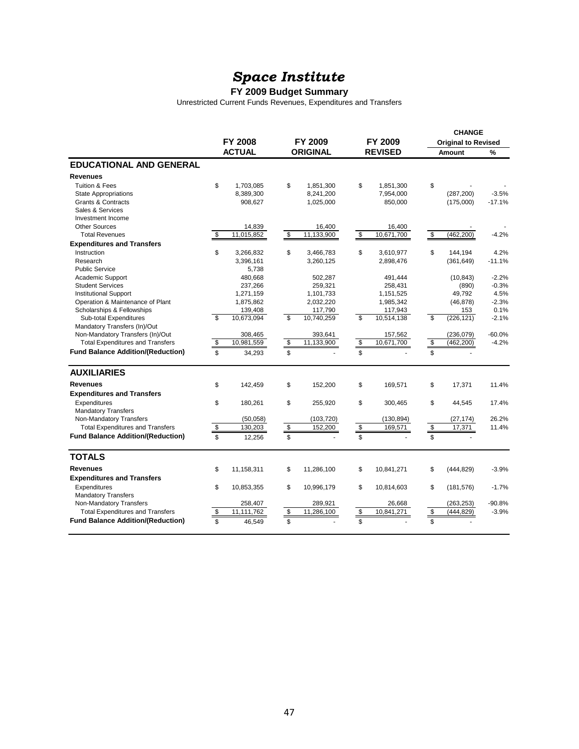# *Space Institute*

**FY 2009 Budget Summary**

Unrestricted Current Funds Revenues, Expenditures and Transfers

| | FY 2008 ACTUAL | FY 2009 ORIGINAL | FY 2009 REVISED | CHANGE Original to Revised Amount | % |
|---|---|---|---|---|---|
| **EDUCATIONAL AND GENERAL** | | | | | |
| **Revenues** | | | | | |
| Tuition & Fees | $ 1,703,085 | $ 1,851,300 | $ 1,851,300 | $ - | - |
| State Appropriations | 8,389,300 | 8,241,200 | 7,954,000 | (287,200) | -3.5% |
| Grants & Contracts | 908,627 | 1,025,000 | 850,000 | (175,000) | -17.1% |
| Sales & Services | | | | | |
| Investment Income | | | | | |
| Other Sources | 14,839 | 16,400 | 16,400 | - | - |
| Total Revenues | $ 11,015,852 | $ 11,133,900 | $ 10,671,700 | $ (462,200) | -4.2% |
| **Expenditures and Transfers** | | | | | |
| Instruction | $ 3,266,832 | $ 3,466,783 | $ 3,610,977 | $ 144,194 | 4.2% |
| Research | 3,396,161 | 3,260,125 | 2,898,476 | (361,649) | -11.1% |
| Public Service | 5,738 | | | | |
| Academic Support | 480,668 | 502,287 | 491,444 | (10,843) | -2.2% |
| Student Services | 237,266 | 259,321 | 258,431 | (890) | -0.3% |
| Institutional Support | 1,271,159 | 1,101,733 | 1,151,525 | 49,792 | 4.5% |
| Operation & Maintenance of Plant | 1,875,862 | 2,032,220 | 1,985,342 | (46,878) | -2.3% |
| Scholarships & Fellowships | 139,408 | 117,790 | 117,943 | 153 | 0.1% |
| Sub-total Expenditures | $ 10,673,094 | $ 10,740,259 | $ 10,514,138 | $ (226,121) | -2.1% |
| Mandatory Transfers (In)/Out | | | | | |
| Non-Mandatory Transfers (In)/Out | 308,465 | 393,641 | 157,562 | (236,079) | -60.0% |
| Total Expenditures and Transfers | $ 10,981,559 | $ 11,133,900 | $ 10,671,700 | $ (462,200) | -4.2% |
| **Fund Balance Addition/(Reduction)** | $ 34,293 | $ - | $ - | $ - | |
| **AUXILIARIES** | | | | | |
| **Revenues** | $ 142,459 | $ 152,200 | $ 169,571 | $ 17,371 | 11.4% |
| **Expenditures and Transfers** | | | | | |
| Expenditures | $ 180,261 | $ 255,920 | $ 300,465 | $ 44,545 | 17.4% |
| Mandatory Transfers | | | | | |
| Non-Mandatory Transfers | (50,058) | (103,720) | (130,894) | (27,174) | 26.2% |
| Total Expenditures and Transfers | $ 130,203 | $ 152,200 | $ 169,571 | $ 17,371 | 11.4% |
| **Fund Balance Addition/(Reduction)** | $ 12,256 | $ - | $ - | $ - | |
| **TOTALS** | | | | | |
| **Revenues** | $ 11,158,311 | $ 11,286,100 | $ 10,841,271 | $ (444,829) | -3.9% |
| **Expenditures and Transfers** | | | | | |
| Expenditures | $ 10,853,355 | $ 10,996,179 | $ 10,814,603 | $ (181,576) | -1.7% |
| Mandatory Transfers | | | | | |
| Non-Mandatory Transfers | 258,407 | 289,921 | 26,668 | (263,253) | -90.8% |
| Total Expenditures and Transfers | $ 11,111,762 | $ 11,286,100 | $ 10,841,271 | $ (444,829) | -3.9% |
| **Fund Balance Addition/(Reduction)** | $ 46,549 | $ - | $ - | $ - | |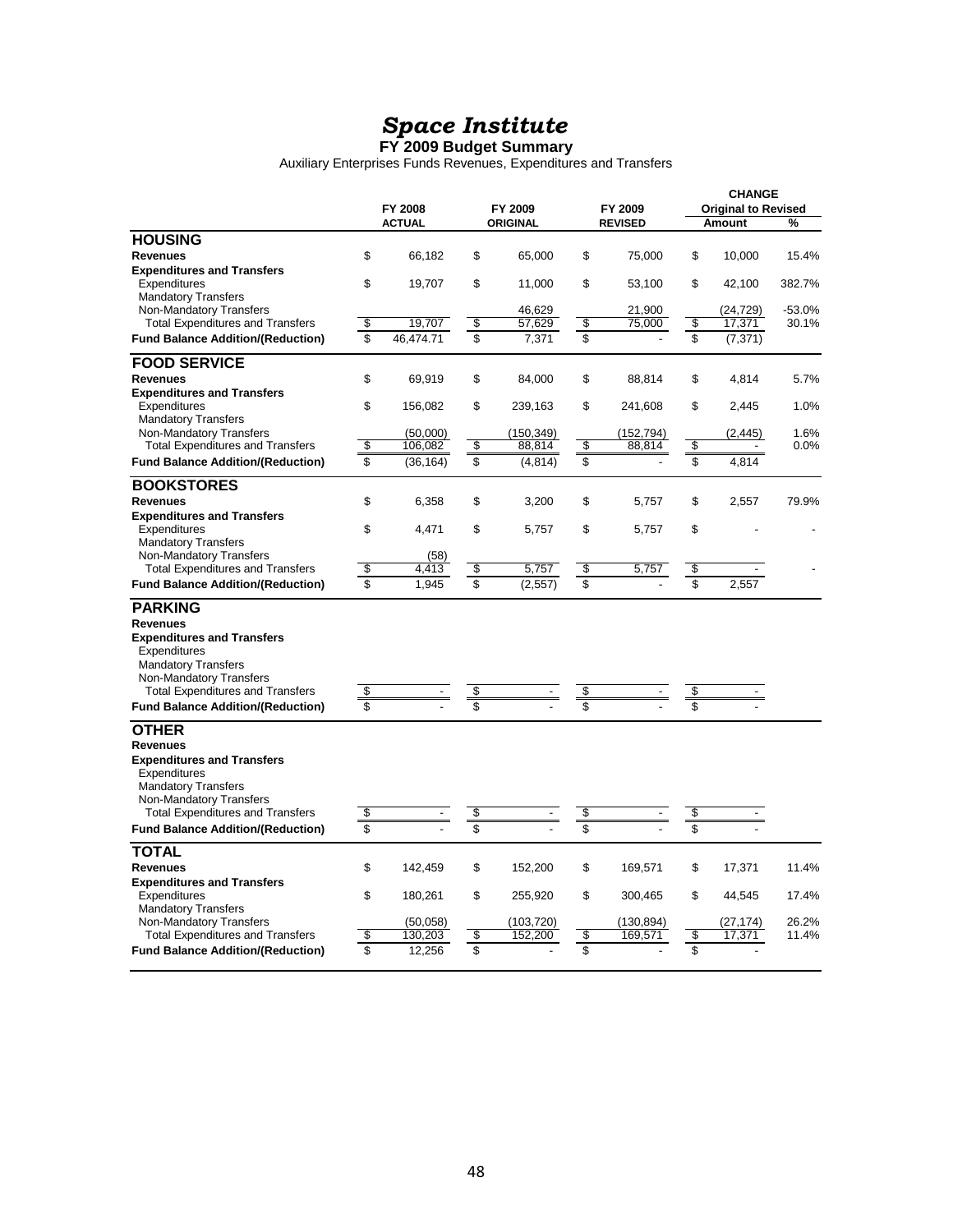# *Space Institute*

**FY 2009 Budget Summary**

Auxiliary Enterprises Funds Revenues, Expenditures and Transfers

| | FY 2008 ACTUAL | FY 2009 ORIGINAL | FY 2009 REVISED | CHANGE Original to Revised Amount | % |
|---|---|---|---|---|---|
| **HOUSING** | | | | | |
| **Revenues** | $ 66,182 | $ 65,000 | $ 75,000 | $ 10,000 | 15.4% |
| **Expenditures and Transfers** | | | | | |
| Expenditures | $ 19,707 | $ 11,000 | $ 53,100 | $ 42,100 | 382.7% |
| Mandatory Transfers | | | | | |
| Non-Mandatory Transfers | | 46,629 | 21,900 | (24,729) | -53.0% |
| Total Expenditures and Transfers | $ 19,707 | $ 57,629 | $ 75,000 | $ 17,371 | 30.1% |
| **Fund Balance Addition/(Reduction)** | $ 46,474.71 | $ 7,371 | $ - | $ (7,371) | |
| **FOOD SERVICE** | | | | | |
| **Revenues** | $ 69,919 | $ 84,000 | $ 88,814 | $ 4,814 | 5.7% |
| **Expenditures and Transfers** | | | | | |
| Expenditures | $ 156,082 | $ 239,163 | $ 241,608 | $ 2,445 | 1.0% |
| Mandatory Transfers | | | | | |
| Non-Mandatory Transfers | (50,000) | (150,349) | (152,794) | (2,445) | 1.6% |
| Total Expenditures and Transfers | $ 106,082 | $ 88,814 | $ 88,814 | $ - | 0.0% |
| **Fund Balance Addition/(Reduction)** | $ (36,164) | $ (4,814) | $ - | $ 4,814 | |
| **BOOKSTORES** | | | | | |
| **Revenues** | $ 6,358 | $ 3,200 | $ 5,757 | $ 2,557 | 79.9% |
| **Expenditures and Transfers** | | | | | |
| Expenditures | $ 4,471 | $ 5,757 | $ 5,757 | $ - | - |
| Mandatory Transfers | | | | | |
| Non-Mandatory Transfers | (58) | | | | |
| Total Expenditures and Transfers | $ 4,413 | $ 5,757 | $ 5,757 | $ - | - |
| **Fund Balance Addition/(Reduction)** | $ 1,945 | $ (2,557) | $ - | $ 2,557 | |
| **PARKING** | | | | | |
| **Revenues** | | | | | |
| **Expenditures and Transfers** | | | | | |
| Expenditures | | | | | |
| Mandatory Transfers | | | | | |
| Non-Mandatory Transfers | | | | | |
| Total Expenditures and Transfers | $ - | $ - | $ - | $ - | |
| **Fund Balance Addition/(Reduction)** | $ - | $ - | $ - | $ - | |
| **OTHER** | | | | | |
| **Revenues** | | | | | |
| **Expenditures and Transfers** | | | | | |
| Expenditures | | | | | |
| Mandatory Transfers | | | | | |
| Non-Mandatory Transfers | | | | | |
| Total Expenditures and Transfers | $ - | $ - | $ - | $ - | |
| **Fund Balance Addition/(Reduction)** | $ - | $ - | $ - | $ - | |
| **TOTAL** | | | | | |
| **Revenues** | $ 142,459 | $ 152,200 | $ 169,571 | $ 17,371 | 11.4% |
| **Expenditures and Transfers** | | | | | |
| Expenditures | $ 180,261 | $ 255,920 | $ 300,465 | $ 44,545 | 17.4% |
| Mandatory Transfers | | | | | |
| Non-Mandatory Transfers | (50,058) | (103,720) | (130,894) | (27,174) | 26.2% |
| Total Expenditures and Transfers | $ 130,203 | $ 152,200 | $ 169,571 | $ 17,371 | 11.4% |
| **Fund Balance Addition/(Reduction)** | $ 12,256 | $ - | $ - | $ - | |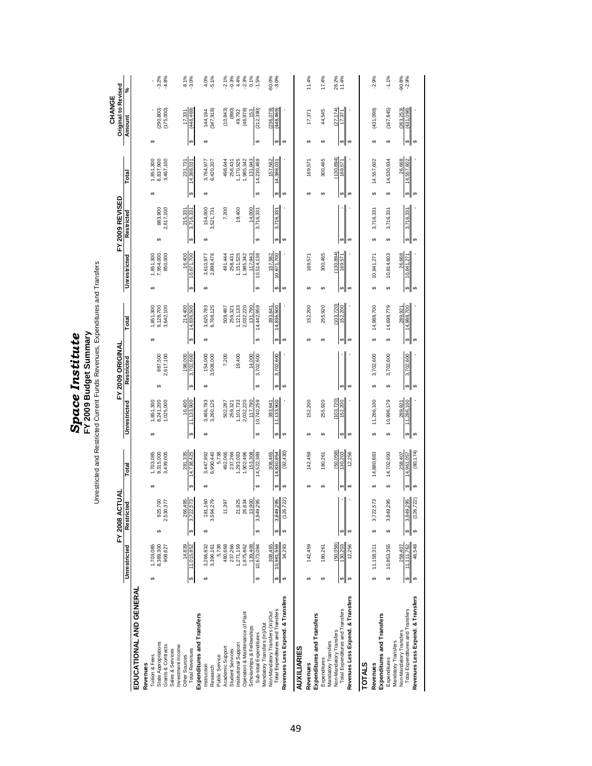# Space Institute

## FY 2009 Budget Summary

Unrestricted and Restricted Current Funds Revenues, Expenditures and Transfers

| | FY 2008 ACTUAL | | | FY 2009 ORIGINAL | | | FY 2009 REVISED | | | CHANGE Original to Revised | |
|---|---|---|---|---|---|---|---|---|---|---|---|
| | Unrestricted | Restricted | Total | Unrestricted | Restricted | Total | Unrestricted | Restricted | Total | Amount | % |
| **EDUCATIONAL AND GENERAL** | | | | | | | | | | | |
| **Revenues** | | | | | | | | | | | |
| Tuition & Fees | $ 1,703,085 | | $ 1,703,085 | $ 1,851,300 | | $ 1,851,300 | $ 1,851,300 | | $ 1,851,300 | $ - | - |
| State Appropriations | 8,389,300 | $ 925,700 | 9,315,000 | 8,241,200 | $ 887,500 | 9,128,700 | 7,954,000 | $ 883,900 | 8,837,900 | (290,800) | -3.2% |
| Grants & Contracts | 908,627 | 2,530,377 | 3,439,005 | 1,025,000 | 2,617,100 | 3,642,100 | 850,000 | 2,617,100 | 3,467,100 | (175,000) | -4.8% |
| Sales & Services | | | | | | | | | | | |
| Investment Income | | | | | | | | | | | |
| Other Sources | 14,839 | 266,495 | 281,335 | 16,400 | 198,000 | 214,400 | 16,400 | 215,331 | 231,731 | 17,331 | 8.1% |
| Total Revenues | $ 11,015,852 | $ 3,722,573 | $ 14,738,425 | $ 11,133,900 | $ 3,702,600 | $ 14,836,500 | $ 10,671,700 | $ 3,716,331 | $ 14,388,031 | $ (448,469) | -3.0% |
| **Expenditures and Transfers** | | | | | | | | | | | |
| Instruction | $ 3,266,832 | $ 181,160 | $ 3,447,992 | $ 3,466,783 | $ 154,000 | $ 3,620,783 | $ 3,610,977 | $ 154,000 | $ 3,764,977 | $ 144,194 | 4.0% |
| Research | 3,396,161 | 3,594,279 | 6,990,440 | 3,260,125 | 3,508,000 | 6,768,125 | 2,898,476 | 3,521,731 | 6,420,207 | (347,918) | -5.1% |
| Public Service | 5,738 | | 5,738 | | | | | | | | |
| Academic Support | 480,668 | 11,397 | 492,066 | 502,287 | 7,200 | 509,487 | 491,444 | 7,200 | 498,644 | (10,843) | -2.1% |
| Student Services | 237,266 | | 237,266 | 259,321 | | 259,321 | 258,431 | | 258,431 | (890) | -0.3% |
| Institutional Support | 1,271,159 | 21,925 | 1,293,083 | 1,101,733 | 19,400 | 1,121,133 | 1,151,525 | 19,400 | 1,170,925 | 49,792 | 4.4% |
| Operation & Maintenance of Plant | 1,875,862 | 26,634 | 1,902,496 | 2,032,220 | | 2,032,220 | 1,985,342 | | 1,985,342 | (46,878) | -2.3% |
| Scholarships & Fellowships | 139,408 | 13,900 | 153,308 | 117,790 | 14,000 | 131,790 | 117,943 | 14,000 | 131,943 | 153 | 0.1% |
| Sub-total Expenditures | $ 10,673,094 | $ 3,849,295 | $ 14,522,389 | $ 10,740,259 | $ 3,702,600 | $ 14,442,859 | $ 10,514,138 | $ 3,716,331 | $ 14,230,469 | $ (212,390) | -1.5% |
| Mandatory Transfers (In)/Out | | | | | | | | | | | |
| Non-Mandatory Transfers (In)/Out | 308,465 | | 308,465 | 393,641 | | 393,641 | 157,562 | | 157,562 | (236,079) | -60.0% |
| Total Expenditures and Transfers | $ 10,981,559 | $ 3,849,295 | $ 14,830,854 | $ 11,133,900 | $ 3,702,600 | $ 14,836,500 | $ 10,671,700 | $ 3,716,331 | $ 14,388,031 | $ (448,469) | -3.0% |
| **Revenues Less Expend. & Transfers** | $ 34,293 | $ (126,722) | $ (92,430) | $ - | $ - | $ - | $ - | $ - | $ - | $ - | |
| **AUXILIARIES** | | | | | | | | | | | |
| **Revenues** | $ 142,459 | | $ 142,459 | $ 152,200 | | $ 152,200 | $ 169,571 | | $ 169,571 | $ 17,371 | 11.4% |
| **Expenditures and Transfers** | | | | | | | | | | | |
| Expenditures | $ 180,261 | | $ 180,261 | $ 255,920 | | $ 255,920 | $ 300,465 | | $ 300,465 | $ 44,545 | 17.4% |
| Mandatory Transfers | | | | | | | | | | | |
| Non-Mandatory Transfers | (50,058) | | (50,058) | (103,720) | | (103,720) | (130,894) | | (130,894) | (27,174) | 26.2% |
| Total Expenditures and Transfers | $ 130,203 | $ - | $ 130,203 | $ 152,200 | $ - | $ 152,200 | $ 169,571 | $ - | $ 169,571 | $ 17,371 | 11.4% |
| **Revenues Less Expend. & Transfers** | $ 12,256 | $ - | $ 12,256 | $ - | $ - | $ - | $ - | $ - | $ - | $ - | |
| **TOTALS** | | | | | | | | | | | |
| **Revenues** | $ 11,158,311 | $ 3,722,573 | $ 14,880,883 | $ 11,286,100 | $ 3,702,600 | $ 14,988,700 | $ 10,841,271 | $ 3,716,331 | $ 14,557,602 | $ (431,098) | -2.9% |
| **Expenditures and Transfers** | | | | | | | | | | | |
| Expenditures | $ 10,853,355 | $ 3,849,295 | $ 14,702,650 | $ 10,996,179 | $ 3,702,600 | $ 14,698,779 | $ 10,814,603 | $ 3,716,331 | $ 14,530,934 | $ (167,845) | -1.1% |
| Mandatory Transfers | | | | | | | | | | | |
| Non-Mandatory Transfers | 258,407 | | 258,407 | 289,921 | | 289,921 | 26,668 | | 26,668 | (263,253) | -90.8% |
| Total Expenditures and Transfers | $ 11,111,762 | $ 3,849,295 | $ 14,961,057 | $ 11,286,100 | $ 3,702,600 | $ 14,988,700 | $ 10,841,271 | $ 3,716,331 | $ 14,557,602 | $ (431,098) | -2.9% |
| **Revenues Less Expend. & Transfers** | $ 46,549 | $ (126,722) | $ (80,174) | $ - | $ - | $ - | $ - | $ - | $ - | $ - | |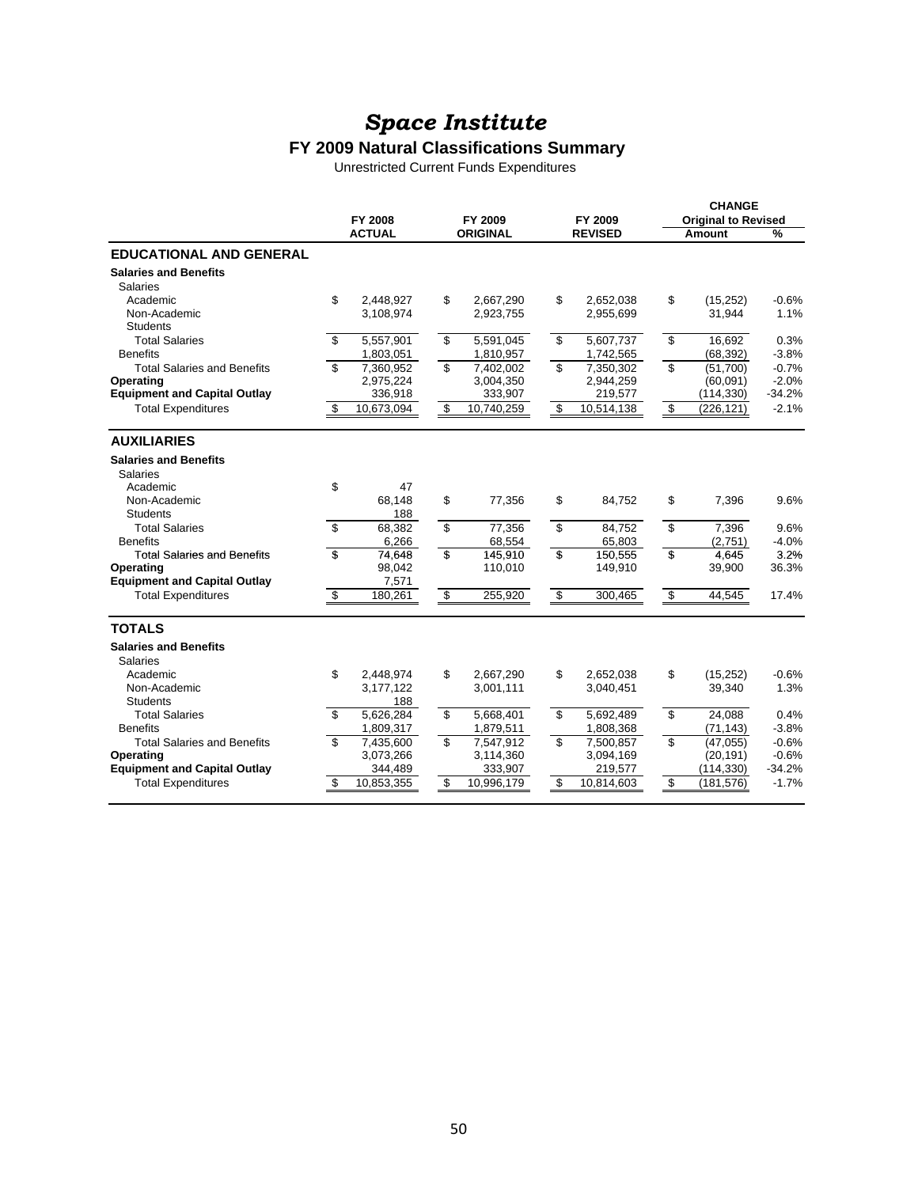# *Space Institute*

## FY 2009 Natural Classifications Summary

Unrestricted Current Funds Expenditures

| | FY 2008 ACTUAL | FY 2009 ORIGINAL | FY 2009 REVISED | CHANGE Original to Revised Amount | % |
|---|---|---|---|---|---|
| **EDUCATIONAL AND GENERAL** | | | | | |
| **Salaries and Benefits** | | | | | |
| Salaries | | | | | |
| Academic | $ 2,448,927 | $ 2,667,290 | $ 2,652,038 | $ (15,252) | -0.6% |
| Non-Academic | 3,108,974 | 2,923,755 | 2,955,699 | 31,944 | 1.1% |
| Students | | | | | |
| Total Salaries | $ 5,557,901 | $ 5,591,045 | $ 5,607,737 | $ 16,692 | 0.3% |
| Benefits | 1,803,051 | 1,810,957 | 1,742,565 | (68,392) | -3.8% |
| Total Salaries and Benefits | $ 7,360,952 | $ 7,402,002 | $ 7,350,302 | $ (51,700) | -0.7% |
| **Operating** | 2,975,224 | 3,004,350 | 2,944,259 | (60,091) | -2.0% |
| **Equipment and Capital Outlay** | 336,918 | 333,907 | 219,577 | (114,330) | -34.2% |
| Total Expenditures | $ 10,673,094 | $ 10,740,259 | $ 10,514,138 | $ (226,121) | -2.1% |
| **AUXILIARIES** | | | | | |
| **Salaries and Benefits** | | | | | |
| Salaries | | | | | |
| Academic | $ 47 | | | | |
| Non-Academic | 68,148 | $ 77,356 | $ 84,752 | $ 7,396 | 9.6% |
| Students | 188 | | | | |
| Total Salaries | $ 68,382 | $ 77,356 | $ 84,752 | $ 7,396 | 9.6% |
| Benefits | 6,266 | 68,554 | 65,803 | (2,751) | -4.0% |
| Total Salaries and Benefits | $ 74,648 | $ 145,910 | $ 150,555 | $ 4,645 | 3.2% |
| **Operating** | 98,042 | 110,010 | 149,910 | 39,900 | 36.3% |
| **Equipment and Capital Outlay** | 7,571 | | | | |
| Total Expenditures | $ 180,261 | $ 255,920 | $ 300,465 | $ 44,545 | 17.4% |
| **TOTALS** | | | | | |
| **Salaries and Benefits** | | | | | |
| Salaries | | | | | |
| Academic | $ 2,448,974 | $ 2,667,290 | $ 2,652,038 | $ (15,252) | -0.6% |
| Non-Academic | 3,177,122 | 3,001,111 | 3,040,451 | 39,340 | 1.3% |
| Students | 188 | | | | |
| Total Salaries | $ 5,626,284 | $ 5,668,401 | $ 5,692,489 | $ 24,088 | 0.4% |
| Benefits | 1,809,317 | 1,879,511 | 1,808,368 | (71,143) | -3.8% |
| Total Salaries and Benefits | $ 7,435,600 | $ 7,547,912 | $ 7,500,857 | $ (47,055) | -0.6% |
| **Operating** | 3,073,266 | 3,114,360 | 3,094,169 | (20,191) | -0.6% |
| **Equipment and Capital Outlay** | 344,489 | 333,907 | 219,577 | (114,330) | -34.2% |
| Total Expenditures | $ 10,853,355 | $ 10,996,179 | $ 10,814,603 | $ (181,576) | -1.7% |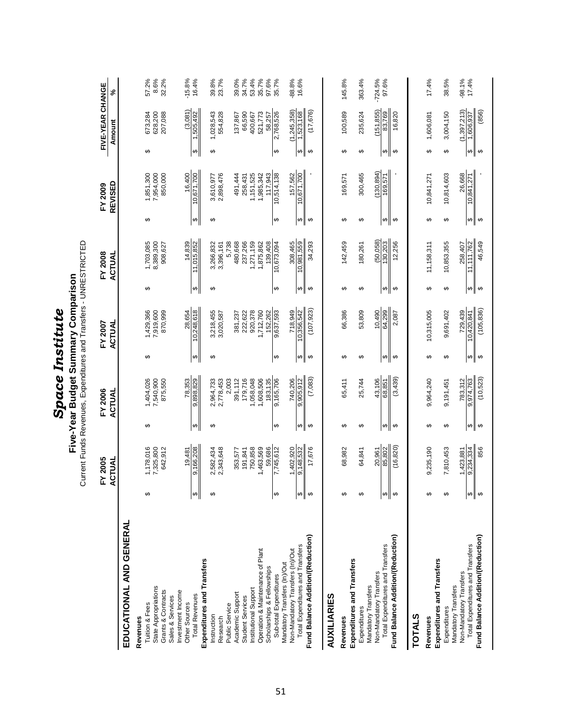# *Space Institute*

## Five-Year Budget Summary Comparison

Current Funds Revenues, Expenditures and Transfers - UNRESTRICTED

| | FY 2005 ACTUAL | FY 2006 ACTUAL | FY 2007 ACTUAL | FY 2008 ACTUAL | FY 2009 REVISED | FIVE-YEAR CHANGE Amount | % |
|---|---|---|---|---|---|---|---|
| **EDUCATIONAL AND GENERAL** | | | | | | | |
| **Revenues** | | | | | | | |
| Tuition & Fees | $ 1,178,016 | $ 1,404,026 | $ 1,429,366 | $ 1,703,085 | $ 1,851,300 | $ 673,284 | 57.2% |
| State Appropriations | 7,325,800 | 7,540,900 | 7,919,600 | 8,389,300 | 7,954,000 | 628,200 | 8.6% |
| Grants & Contracts | 642,912 | 875,550 | 870,999 | 908,627 | 850,000 | 207,088 | 32.2% |
| Sales & Services | | | | | | | |
| Investment Income | | | | | | | |
| Other Sources | 19,481 | 78,353 | 28,654 | 14,839 | 16,400 | (3,081) | -15.8% |
| Total Revenues | $ 9,166,208 | $ 9,898,829 | $ 10,248,618 | $ 11,015,852 | $ 10,671,700 | $ 1,505,492 | 16.4% |
| **Expenditures and Transfers** | | | | | | | |
| Instruction | $ 2,582,434 | $ 2,964,733 | $ 3,218,455 | $ 3,266,832 | $ 3,610,977 | $ 1,028,543 | 39.8% |
| Research | 2,343,648 | 2,778,453 | 3,020,587 | 3,396,161 | 2,898,476 | 554,828 | 23.7% |
| Public Service | | 2,003 | | 5,738 | | | |
| Academic Support | 353,577 | 391,112 | 381,237 | 480,668 | 491,444 | 137,867 | 39.0% |
| Student Services | 191,841 | 179,716 | 222,622 | 237,266 | 258,431 | 66,590 | 34.7% |
| Institutional Support | 750,858 | 1,058,048 | 920,378 | 1,271,159 | 1,151,525 | 400,667 | 53.4% |
| Operation & Maintenance of Plant | 1,463,569 | 1,608,506 | 1,712,760 | 1,875,862 | 1,985,342 | 521,773 | 35.7% |
| Scholarships & Fellowships | 59,686 | 183,135 | 152,262 | 139,408 | 117,943 | 58,257 | 97.6% |
| Sub-total Expenditures | $ 7,745,612 | $ 9,165,706 | $ 9,637,593 | $ 10,673,094 | $ 10,514,138 | $ 2,768,526 | 35.7% |
| Mandatory Transfers (In)/Out | | | | | | | |
| Non-Mandatory Transfers (In)/Out | 1,402,920 | 740,206 | 718,949 | 308,465 | 157,562 | (1,245,358) | -88.8% |
| Total Expenditures and Transfers | $ 9,148,532 | $ 9,905,912 | $ 10,356,542 | $ 10,981,559 | $ 10,671,700 | $ 1,523,168 | 16.6% |
| **Fund Balance Addition/(Reduction)** | $ 17,676 | $ (7,083) | $ (107,923) | $ 34,293 | $ - | $ (17,676) | |
| **AUXILIARIES** | | | | | | | |
| **Revenues** | $ 68,982 | $ 65,411 | $ 66,386 | $ 142,459 | $ 169,571 | $ 100,589 | 145.8% |
| **Expenditures and Transfers** | | | | | | | |
| Expenditures | $ 64,841 | $ 25,744 | $ 53,809 | $ 180,261 | $ 300,465 | $ 235,624 | 363.4% |
| Mandatory Transfers | | | | | | | |
| Non-Mandatory Transfers | 20,961 | 43,106 | 10,490 | (50,058) | (130,894) | (151,855) | -724.5% |
| Total Expenditures and Transfers | $ 85,802 | $ 68,851 | $ 64,299 | $ 130,203 | $ 169,571 | $ 83,769 | 97.6% |
| **Fund Balance Addition/(Reduction)** | $ (16,820) | $ (3,439) | $ 2,087 | $ 12,256 | $ - | $ 16,820 | |
| **TOTALS** | | | | | | | |
| **Revenues** | $ 9,235,190 | $ 9,964,240 | $ 10,315,005 | $ 11,158,311 | $ 10,841,271 | $ 1,606,081 | 17.4% |
| **Expenditures and Transfers** | | | | | | | |
| Expenditures | $ 7,810,453 | $ 9,191,451 | $ 9,691,402 | $ 10,853,355 | $ 10,814,603 | $ 3,004,150 | 38.5% |
| Mandatory Transfers | | | | | | | |
| Non-Mandatory Transfers | 1,423,881 | 783,312 | 729,439 | 258,407 | 26,668 | (1,397,213) | -98.1% |
| Total Expenditures and Transfers | $ 9,234,334 | $ 9,974,763 | $ 10,420,841 | $ 11,111,762 | $ 10,841,271 | $ 1,606,937 | 17.4% |
| **Fund Balance Addition/(Reduction)** | $ 856 | $ (10,523) | $ (105,836) | $ 46,549 | $ - | $ (856) | |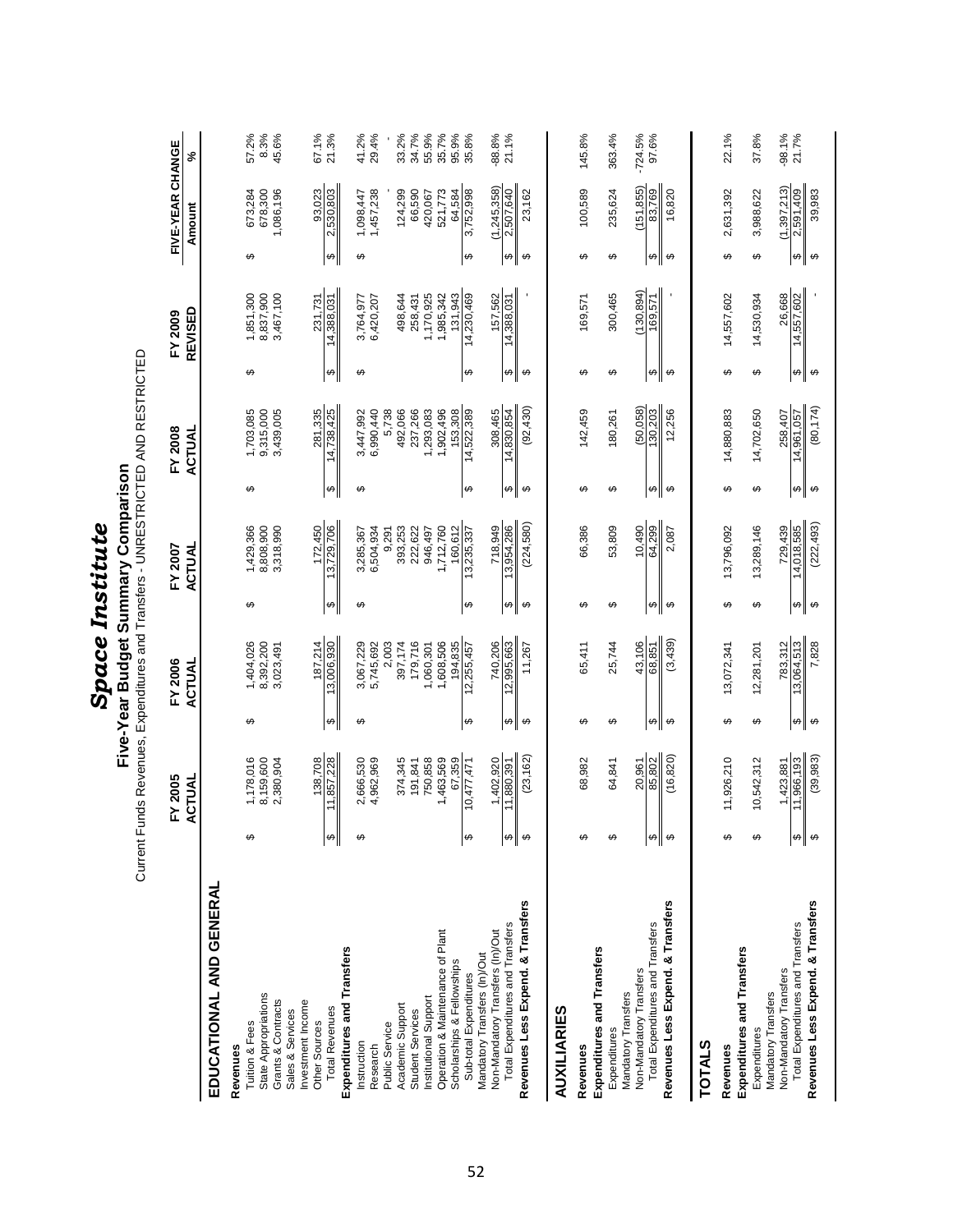# *Space Institute*

## Five-Year Budget Summary Comparison

Current Funds Revenues, Expenditures and Transfers - UNRESTRICTED AND RESTRICTED

| | FY 2005 ACTUAL | FY 2006 ACTUAL | FY 2007 ACTUAL | FY 2008 ACTUAL | FY 2009 REVISED | FIVE-YEAR CHANGE Amount | % |
|---|---|---|---|---|---|---|---|
| **EDUCATIONAL AND GENERAL** | | | | | | | |
| **Revenues** | | | | | | | |
| Tuition & Fees | $ 1,178,016 | $ 1,404,026 | $ 1,429,366 | $ 1,703,085 | $ 1,851,300 | $ 673,284 | 57.2% |
| State Appropriations | 8,159,600 | 8,392,200 | 8,808,900 | 9,315,000 | 8,837,900 | 678,300 | 8.3% |
| Grants & Contracts | 2,380,904 | 3,023,491 | 3,318,990 | 3,439,005 | 3,467,100 | 1,086,196 | 45.6% |
| Sales & Services | | | | | | | |
| Investment Income | | | | | | | |
| Other Sources | 138,708 | 187,214 | 172,450 | 281,335 | 231,731 | 93,023 | 67.1% |
| Total Revenues | $ 11,857,228 | $ 13,006,930 | $ 13,729,706 | $ 14,738,425 | $ 14,388,031 | $ 2,530,803 | 21.3% |
| **Expenditures and Transfers** | | | | | | | |
| Instruction | $ 2,666,530 | $ 3,067,229 | $ 3,285,367 | $ 3,447,992 | $ 3,764,977 | $ 1,098,447 | 41.2% |
| Research | 4,962,969 | 5,745,692 | 6,504,934 | 6,990,440 | 6,420,207 | 1,457,238 | 29.4% |
| Public Service | | 2,003 | 9,291 | 5,738 | | - | - |
| Academic Support | 374,345 | 397,174 | 393,253 | 492,066 | 498,644 | 124,299 | 33.2% |
| Student Services | 191,841 | 179,716 | 222,622 | 237,266 | 258,431 | 66,590 | 34.7% |
| Institutional Support | 750,858 | 1,060,301 | 946,497 | 1,293,083 | 1,170,925 | 420,067 | 55.9% |
| Operation & Maintenance of Plant | 1,463,569 | 1,608,506 | 1,712,760 | 1,902,496 | 1,985,342 | 521,773 | 35.7% |
| Scholarships & Fellowships | 67,359 | 194,835 | 160,612 | 153,308 | 131,943 | 64,584 | 95.9% |
| Sub-total Expenditures | $ 10,477,471 | $ 12,255,457 | $ 13,235,337 | $ 14,522,389 | $ 14,230,469 | $ 3,752,998 | 35.8% |
| Mandatory Transfers (In)/Out | | | | | | | |
| Non-Mandatory Transfers (In)/Out | 1,402,920 | 740,206 | 718,949 | 308,465 | 157,562 | (1,245,358) | -88.8% |
| Total Expenditures and Transfers | $ 11,880,391 | $ 12,995,663 | $ 13,954,286 | $ 14,830,854 | $ 14,388,031 | $ 2,507,640 | 21.1% |
| **Revenues Less Expend. & Transfers** | $ (23,162) | $ 11,267 | $ (224,580) | $ (92,430) | $ - | $ 23,162 | |
| **AUXILIARIES** | | | | | | | |
| **Revenues** | $ 68,982 | $ 65,411 | $ 66,386 | $ 142,459 | $ 169,571 | $ 100,589 | 145.8% |
| **Expenditures and Transfers** | | | | | | | |
| Expenditures | $ 64,841 | $ 25,744 | $ 53,809 | $ 180,261 | $ 300,465 | $ 235,624 | 363.4% |
| Mandatory Transfers | | | | | | | |
| Non-Mandatory Transfers | 20,961 | 43,106 | 10,490 | (50,058) | (130,894) | (151,855) | -724.5% |
| Total Expenditures and Transfers | $ 85,802 | $ 68,851 | $ 64,299 | $ 130,203 | $ 169,571 | $ 83,769 | 97.6% |
| **Revenues Less Expend. & Transfers** | $ (16,820) | $ (3,439) | $ 2,087 | $ 12,256 | $ - | $ 16,820 | |
| **TOTALS** | | | | | | | |
| **Revenues** | $ 11,926,210 | $ 13,072,341 | $ 13,796,092 | $ 14,880,883 | $ 14,557,602 | $ 2,631,392 | 22.1% |
| **Expenditures and Transfers** | | | | | | | |
| Expenditures | $ 10,542,312 | $ 12,281,201 | $ 13,289,146 | $ 14,702,650 | $ 14,530,934 | $ 3,988,622 | 37.8% |
| Mandatory Transfers | | | | | | | |
| Non-Mandatory Transfers | 1,423,881 | 783,312 | 729,439 | 258,407 | 26,668 | (1,397,213) | -98.1% |
| Total Expenditures and Transfers | $ 11,966,193 | $ 13,064,513 | $ 14,018,585 | $ 14,961,057 | $ 14,557,602 | $ 2,591,409 | 21.7% |
| **Revenues Less Expend. & Transfers** | $ (39,983) | $ 7,828 | $ (222,493) | $ (80,174) | $ - | $ 39,983 | |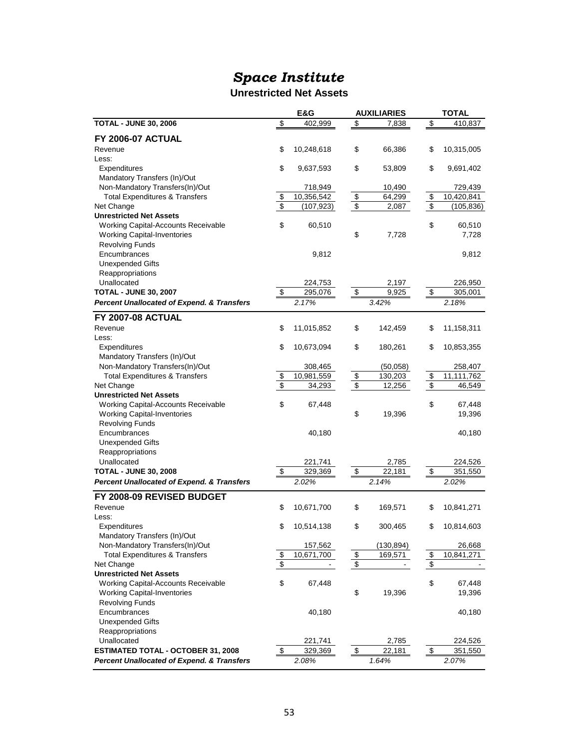# *Space Institute*

## Unrestricted Net Assets

| | E&G | AUXILIARIES | TOTAL |
|---|---|---|---|
| **TOTAL - JUNE 30, 2006** | $ 402,999 | $ 7,838 | $ 410,837 |
| **FY 2006-07 ACTUAL** | | | |
| Revenue | $ 10,248,618 | $ 66,386 | $ 10,315,005 |
| Less: | | | |
| Expenditures | $ 9,637,593 | $ 53,809 | $ 9,691,402 |
| Mandatory Transfers (In)/Out | | | |
| Non-Mandatory Transfers(In)/Out | 718,949 | 10,490 | 729,439 |
| Total Expenditures & Transfers | $ 10,356,542 | $ 64,299 | $ 10,420,841 |
| Net Change | $ (107,923) | $ 2,087 | $ (105,836) |
| **Unrestricted Net Assets** | | | |
| Working Capital-Accounts Receivable | $ 60,510 | | $ 60,510 |
| Working Capital-Inventories | | $ 7,728 | 7,728 |
| Revolving Funds | | | |
| Encumbrances | 9,812 | | 9,812 |
| Unexpended Gifts | | | |
| Reappropriations | | | |
| Unallocated | 224,753 | 2,197 | 226,950 |
| **TOTAL - JUNE 30, 2007** | $ 295,076 | $ 9,925 | $ 305,001 |
| ***Percent Unallocated of Expend. & Transfers*** | *2.17%* | *3.42%* | *2.18%* |
| **FY 2007-08 ACTUAL** | | | |
| Revenue | $ 11,015,852 | $ 142,459 | $ 11,158,311 |
| Less: | | | |
| Expenditures | $ 10,673,094 | $ 180,261 | $ 10,853,355 |
| Mandatory Transfers (In)/Out | | | |
| Non-Mandatory Transfers(In)/Out | 308,465 | (50,058) | 258,407 |
| Total Expenditures & Transfers | $ 10,981,559 | $ 130,203 | $ 11,111,762 |
| Net Change | $ 34,293 | $ 12,256 | $ 46,549 |
| **Unrestricted Net Assets** | | | |
| Working Capital-Accounts Receivable | $ 67,448 | | $ 67,448 |
| Working Capital-Inventories | | $ 19,396 | 19,396 |
| Revolving Funds | | | |
| Encumbrances | 40,180 | | 40,180 |
| Unexpended Gifts | | | |
| Reappropriations | | | |
| Unallocated | 221,741 | 2,785 | 224,526 |
| **TOTAL - JUNE 30, 2008** | $ 329,369 | $ 22,181 | $ 351,550 |
| ***Percent Unallocated of Expend. & Transfers*** | *2.02%* | *2.14%* | *2.02%* |
| **FY 2008-09 REVISED BUDGET** | | | |
| Revenue | $ 10,671,700 | $ 169,571 | $ 10,841,271 |
| Less: | | | |
| Expenditures | $ 10,514,138 | $ 300,465 | $ 10,814,603 |
| Mandatory Transfers (In)/Out | | | |
| Non-Mandatory Transfers(In)/Out | 157,562 | (130,894) | 26,668 |
| Total Expenditures & Transfers | $ 10,671,700 | $ 169,571 | $ 10,841,271 |
| Net Change | $ - | $ - | $ - |
| **Unrestricted Net Assets** | | | |
| Working Capital-Accounts Receivable | $ 67,448 | | $ 67,448 |
| Working Capital-Inventories | | $ 19,396 | 19,396 |
| Revolving Funds | | | |
| Encumbrances | 40,180 | | 40,180 |
| Unexpended Gifts | | | |
| Reappropriations | | | |
| Unallocated | 221,741 | 2,785 | 224,526 |
| **ESTIMATED TOTAL - OCTOBER 31, 2008** | $ 329,369 | $ 22,181 | $ 351,550 |
| ***Percent Unallocated of Expend. & Transfers*** | *2.08%* | *1.64%* | *2.07%* |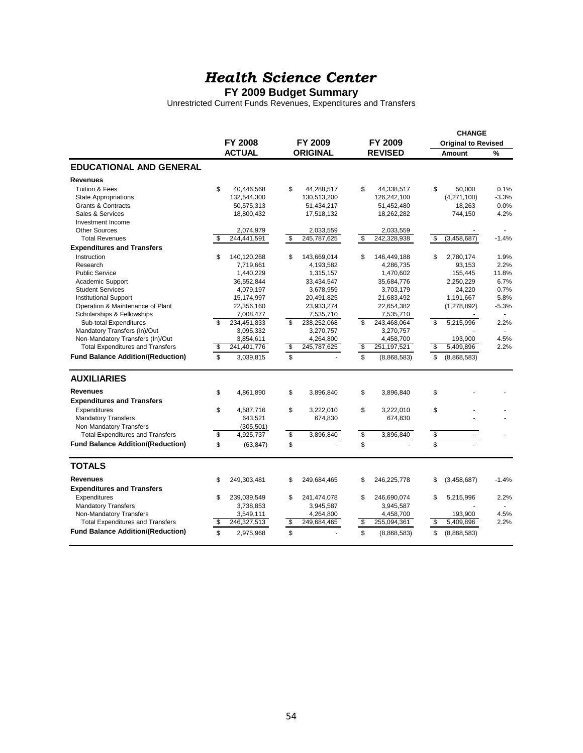# *Health Science Center*

**FY 2009 Budget Summary**

Unrestricted Current Funds Revenues, Expenditures and Transfers

| | FY 2008 ACTUAL | FY 2009 ORIGINAL | FY 2009 REVISED | CHANGE Original to Revised Amount | % |
|---|---|---|---|---|---|
| **EDUCATIONAL AND GENERAL** | | | | | |
| **Revenues** | | | | | |
| Tuition & Fees | $ 40,446,568 | $ 44,288,517 | $ 44,338,517 | $ 50,000 | 0.1% |
| State Appropriations | 132,544,300 | 130,513,200 | 126,242,100 | (4,271,100) | -3.3% |
| Grants & Contracts | 50,575,313 | 51,434,217 | 51,452,480 | 18,263 | 0.0% |
| Sales & Services | 18,800,432 | 17,518,132 | 18,262,282 | 744,150 | 4.2% |
| Investment Income | | | | | |
| Other Sources | 2,074,979 | 2,033,559 | 2,033,559 | - | - |
| Total Revenues | $ 244,441,591 | $ 245,787,625 | $ 242,328,938 | $ (3,458,687) | -1.4% |
| **Expenditures and Transfers** | | | | | |
| Instruction | $ 140,120,268 | $ 143,669,014 | $ 146,449,188 | $ 2,780,174 | 1.9% |
| Research | 7,719,661 | 4,193,582 | 4,286,735 | 93,153 | 2.2% |
| Public Service | 1,440,229 | 1,315,157 | 1,470,602 | 155,445 | 11.8% |
| Academic Support | 36,552,844 | 33,434,547 | 35,684,776 | 2,250,229 | 6.7% |
| Student Services | 4,079,197 | 3,678,959 | 3,703,179 | 24,220 | 0.7% |
| Institutional Support | 15,174,997 | 20,491,825 | 21,683,492 | 1,191,667 | 5.8% |
| Operation & Maintenance of Plant | 22,356,160 | 23,933,274 | 22,654,382 | (1,278,892) | -5.3% |
| Scholarships & Fellowships | 7,008,477 | 7,535,710 | 7,535,710 | - | - |
| Sub-total Expenditures | $ 234,451,833 | $ 238,252,068 | $ 243,468,064 | $ 5,215,996 | 2.2% |
| Mandatory Transfers (In)/Out | 3,095,332 | 3,270,757 | 3,270,757 | - | - |
| Non-Mandatory Transfers (In)/Out | 3,854,611 | 4,264,800 | 4,458,700 | 193,900 | 4.5% |
| Total Expenditures and Transfers | $ 241,401,776 | $ 245,787,625 | $ 251,197,521 | $ 5,409,896 | 2.2% |
| **Fund Balance Addition/(Reduction)** | $ 3,039,815 | $ - | $ (8,868,583) | $ (8,868,583) | |
| **AUXILIARIES** | | | | | |
| **Revenues** | $ 4,861,890 | $ 3,896,840 | $ 3,896,840 | $ - | - |
| **Expenditures and Transfers** | | | | | |
| Expenditures | $ 4,587,716 | $ 3,222,010 | $ 3,222,010 | $ - | - |
| Mandatory Transfers | 643,521 | 674,830 | 674,830 | - | - |
| Non-Mandatory Transfers | (305,501) | | | | |
| Total Expenditures and Transfers | $ 4,925,737 | $ 3,896,840 | $ 3,896,840 | $ - | - |
| **Fund Balance Addition/(Reduction)** | $ (63,847) | $ - | $ - | $ - | |
| **TOTALS** | | | | | |
| **Revenues** | $ 249,303,481 | $ 249,684,465 | $ 246,225,778 | $ (3,458,687) | -1.4% |
| **Expenditures and Transfers** | | | | | |
| Expenditures | $ 239,039,549 | $ 241,474,078 | $ 246,690,074 | $ 5,215,996 | 2.2% |
| Mandatory Transfers | 3,738,853 | 3,945,587 | 3,945,587 | - | - |
| Non-Mandatory Transfers | 3,549,111 | 4,264,800 | 4,458,700 | 193,900 | 4.5% |
| Total Expenditures and Transfers | $ 246,327,513 | $ 249,684,465 | $ 255,094,361 | $ 5,409,896 | 2.2% |
| **Fund Balance Addition/(Reduction)** | $ 2,975,968 | $ - | $ (8,868,583) | $ (8,868,583) | |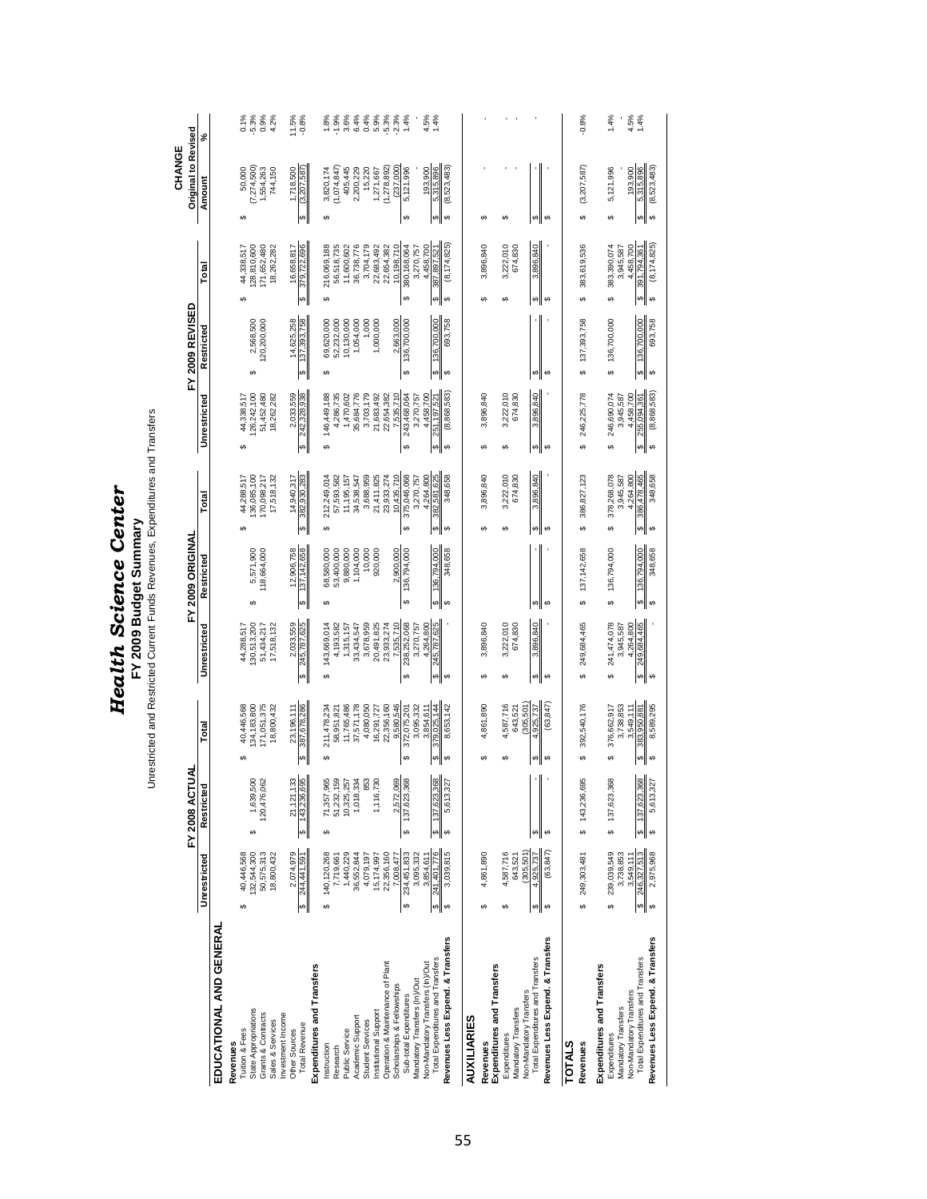# Health Science Center

## FY 2009 Budget Summary

Unrestricted and Restricted Current Funds Revenues, Expenditures and Transfers

| | FY 2008 ACTUAL | | | FY 2009 ORIGINAL | | | FY 2009 REVISED | | | CHANGE Original to Revised | |
|---|---|---|---|---|---|---|---|---|---|---|---|
| | Unrestricted | Restricted | Total | Unrestricted | Restricted | Total | Unrestricted | Restricted | Total | Amount | % |
| **EDUCATIONAL AND GENERAL** | | | | | | | | | | | |
| **Revenues** | | | | | | | | | | | |
| Tuition & Fees | $ 40,446,568 | | $ 40,446,568 | 44,288,517 | | $ 44,288,517 | $ 44,338,517 | | $ 44,338,517 | $ 50,000 | 0.1% |
| State Appropriations | 132,544,300 | $ 1,639,500 | 134,183,800 | 130,513,200 | $ 5,571,900 | 136,085,100 | 126,242,100 | $ 2,568,500 | 128,810,600 | (7,274,500) | -5.3% |
| Grants & Contracts | 50,575,313 | 120,476,062 | 171,051,375 | 51,434,217 | 118,664,000 | 170,098,217 | 51,452,480 | 120,200,000 | 171,652,480 | 1,554,263 | 0.9% |
| Sales & Services | 18,800,432 | | 18,800,432 | 17,518,132 | | 17,518,132 | 18,262,282 | | 18,262,282 | 744,150 | 4.2% |
| Investment Income | | | | | | | | | | | |
| Other Sources | 2,074,979 | 21,121,133 | 23,196,111 | 2,033,559 | 12,906,758 | 14,940,317 | 2,033,559 | 14,625,258 | 16,658,817 | 1,718,500 | 11.5% |
| Total Revenue | $ 244,441,591 | $ 143,236,695 | $ 387,678,286 | $ 245,787,625 | $ 137,142,658 | $ 382,930,283 | $ 242,328,938 | $ 137,393,758 | $ 379,722,696 | $ (3,207,587) | -0.8% |
| **Expenditures and Transfers** | | | | | | | | | | | |
| Instruction | $ 140,120,268 | $ 71,357,965 | $ 211,478,234 | $ 143,669,014 | $ 68,580,000 | $ 212,249,014 | $ 146,449,188 | $ 69,620,000 | $ 216,069,188 | $ 3,820,174 | 1.8% |
| Research | 7,719,661 | 51,232,159 | 58,951,821 | 4,193,582 | 53,400,000 | 57,593,582 | 4,286,735 | 52,232,000 | 56,518,735 | (1,074,847) | -1.9% |
| Public Service | 1,440,229 | 10,325,257 | 11,765,486 | 1,315,157 | 9,880,000 | 11,195,157 | 1,470,602 | 10,130,000 | 11,600,602 | 405,445 | 3.6% |
| Academic Support | 36,552,844 | 1,018,334 | 37,571,178 | 33,434,547 | 1,104,000 | 34,538,547 | 35,684,776 | 1,054,000 | 36,738,776 | 2,200,229 | 6.4% |
| Student Services | 4,079,197 | 853 | 4,080,050 | 3,678,959 | 10,000 | 3,688,959 | 3,703,179 | 1,000 | 3,704,179 | 15,220 | 0.4% |
| Institutional Support | 15,174,997 | 1,116,730 | 16,291,727 | 20,491,825 | 920,000 | 21,411,825 | 21,683,492 | 1,000,000 | 22,683,492 | 1,271,667 | 5.9% |
| Operation & Maintenance of Plant | 22,356,160 | | 22,356,160 | 23,933,274 | | 23,933,274 | 22,654,382 | | 22,654,382 | (1,278,892) | -5.3% |
| Scholarships & Fellowships | 7,008,477 | 2,572,069 | 9,580,546 | 7,535,710 | 2,900,000 | 10,435,710 | 7,535,710 | 2,663,000 | 10,198,710 | (237,000) | -2.3% |
| Sub-total Expenditures | $ 234,451,833 | $ 137,623,368 | $ 372,075,201 | $ 238,252,068 | $ 136,794,000 | $ 375,046,068 | $ 243,468,064 | $ 136,700,000 | $ 380,168,064 | $ 5,121,996 | 1.4% |
| Mandatory Transfers (In)/Out | 3,095,332 | | 3,095,332 | 3,270,757 | | 3,270,757 | 3,270,757 | | 3,270,757 | - | - |
| Non-Mandatory Transfers (In)/Out | 3,854,611 | | 3,854,611 | 4,264,800 | | 4,264,800 | 4,458,700 | | 4,458,700 | 193,900 | 4.5% |
| Total Expenditures and Transfers | $ 241,401,776 | $ 137,623,368 | $ 379,025,144 | $ 245,787,625 | $ 136,794,000 | $ 382,581,625 | $ 251,197,521 | $ 136,700,000 | $ 387,897,521 | $ 5,315,896 | 1.4% |
| **Revenues Less Expend. & Transfers** | $ 3,039,815 | $ 5,613,327 | $ 8,653,142 | $ - | $ 348,658 | $ 348,658 | $ (8,868,583) | $ 693,758 | $ (8,174,825) | $ (8,523,483) | |
| **AUXILIARIES** | | | | | | | | | | | |
| **Revenues** | $ 4,861,890 | | $ 4,861,890 | $ 3,896,840 | | $ 3,896,840 | $ 3,896,840 | | $ 3,896,840 | $ - | - |
| **Expenditures and Transfers** | | | | | | | | | | | |
| Expenditures | $ 4,587,716 | | $ 4,587,716 | $ 3,222,010 | | $ 3,222,010 | $ 3,222,010 | | $ 3,222,010 | $ - | - |
| Mandatory Transfers | 643,521 | | 643,521 | 674,830 | | 674,830 | 674,830 | | 674,830 | - | - |
| Non-Mandatory Transfers | (305,501) | | (305,501) | | | | | | | | |
| Total Expenditures and Transfers | $ 4,925,737 | $ - | $ 4,925,737 | $ 3,896,840 | $ - | $ 3,896,840 | $ 3,896,840 | $ - | $ 3,896,840 | $ - | - |
| **Revenues Less Expend. & Transfers** | $ (63,847) | $ - | $ (63,847) | $ - | $ - | $ - | $ - | $ - | $ - | $ - | |
| **TOTALS** | | | | | | | | | | | |
| **Revenues** | $ 249,303,481 | $ 143,236,695 | $ 392,540,176 | $ 249,684,465 | $ 137,142,658 | $ 386,827,123 | $ 246,225,778 | $ 137,393,758 | $ 383,619,536 | $ (3,207,587) | -0.8% |
| **Expenditures and Transfers** | | | | | | | | | | | |
| Expenditures | $ 239,039,549 | $ 137,623,368 | $ 376,662,917 | $ 241,474,078 | $ 136,794,000 | $ 378,268,078 | $ 246,690,074 | $ 136,700,000 | $ 383,390,074 | $ 5,121,996 | 1.4% |
| Mandatory Transfers | 3,738,853 | | 3,738,853 | 3,945,587 | | 3,945,587 | 3,945,587 | | 3,945,587 | - | - |
| Non-Mandatory Transfers | 3,549,111 | | 3,549,111 | 4,264,800 | | 4,264,800 | 4,458,700 | | 4,458,700 | 193,900 | 4.5% |
| Total Expenditures and Transfers | $ 246,327,513 | $ 137,623,368 | $ 383,950,881 | $ 249,684,465 | $ 136,794,000 | $ 386,478,465 | $ 255,094,361 | $ 136,700,000 | $ 391,794,361 | $ 5,315,896 | 1.4% |
| **Revenues Less Expend. & Transfers** | $ 2,975,968 | $ 5,613,327 | $ 8,589,295 | $ - | $ 348,658 | $ 348,658 | $ (8,868,583) | $ 693,758 | $ (8,174,825) | $ (8,523,483) | |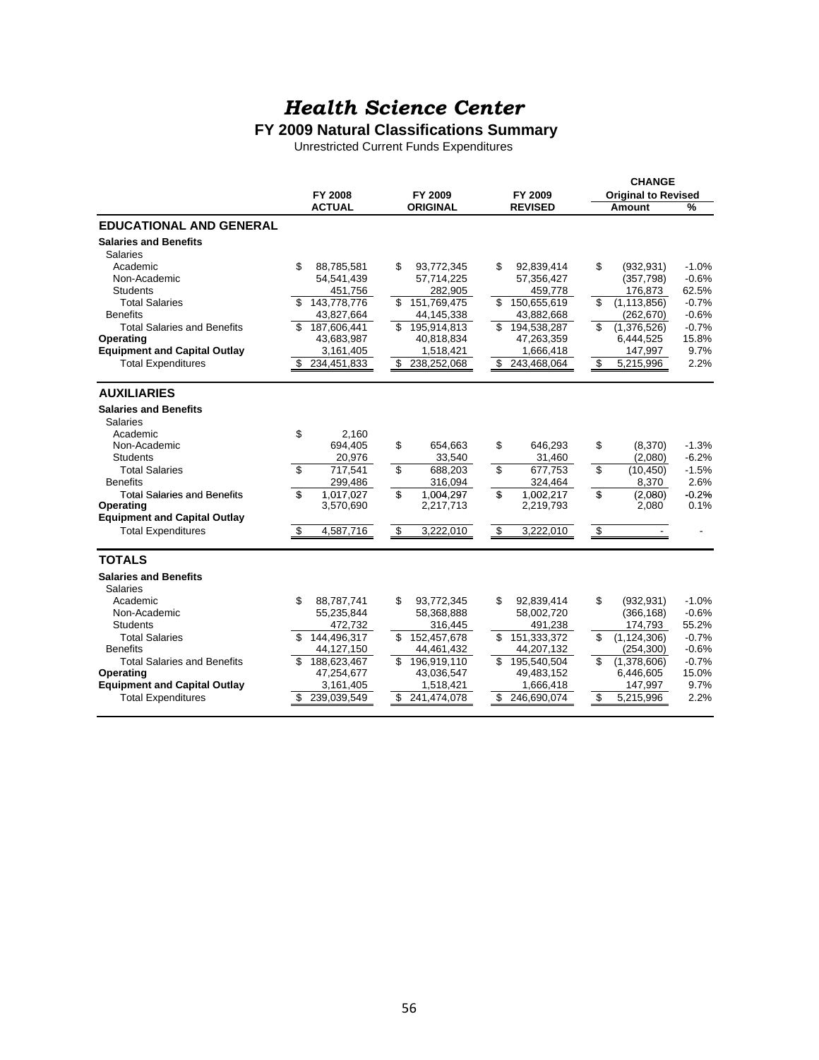# *Health Science Center*

## FY 2009 Natural Classifications Summary

Unrestricted Current Funds Expenditures

| | FY 2008 ACTUAL | FY 2009 ORIGINAL | FY 2009 REVISED | CHANGE Original to Revised Amount | % |
|---|---|---|---|---|---|
| **EDUCATIONAL AND GENERAL** | | | | | |
| **Salaries and Benefits** | | | | | |
| Salaries | | | | | |
| Academic | $ 88,785,581 | $ 93,772,345 | $ 92,839,414 | $ (932,931) | -1.0% |
| Non-Academic | 54,541,439 | 57,714,225 | 57,356,427 | (357,798) | -0.6% |
| Students | 451,756 | 282,905 | 459,778 | 176,873 | 62.5% |
| Total Salaries | $ 143,778,776 | $ 151,769,475 | $ 150,655,619 | $ (1,113,856) | -0.7% |
| Benefits | 43,827,664 | 44,145,338 | 43,882,668 | (262,670) | -0.6% |
| Total Salaries and Benefits | $ 187,606,441 | $ 195,914,813 | $ 194,538,287 | $ (1,376,526) | -0.7% |
| **Operating** | 43,683,987 | 40,818,834 | 47,263,359 | 6,444,525 | 15.8% |
| **Equipment and Capital Outlay** | 3,161,405 | 1,518,421 | 1,666,418 | 147,997 | 9.7% |
| Total Expenditures | $ 234,451,833 | $ 238,252,068 | $ 243,468,064 | $ 5,215,996 | 2.2% |
| **AUXILIARIES** | | | | | |
| **Salaries and Benefits** | | | | | |
| Salaries | | | | | |
| Academic | $ 2,160 | | | | |
| Non-Academic | 694,405 | $ 654,663 | $ 646,293 | $ (8,370) | -1.3% |
| Students | 20,976 | 33,540 | 31,460 | (2,080) | -6.2% |
| Total Salaries | $ 717,541 | $ 688,203 | $ 677,753 | $ (10,450) | -1.5% |
| Benefits | 299,486 | 316,094 | 324,464 | 8,370 | 2.6% |
| Total Salaries and Benefits | $ 1,017,027 | $ 1,004,297 | $ 1,002,217 | $ (2,080) | -0.2% |
| **Operating** | 3,570,690 | 2,217,713 | 2,219,793 | 2,080 | 0.1% |
| **Equipment and Capital Outlay** | | | | | |
| Total Expenditures | $ 4,587,716 | $ 3,222,010 | $ 3,222,010 | $ - | - |
| **TOTALS** | | | | | |
| **Salaries and Benefits** | | | | | |
| Salaries | | | | | |
| Academic | $ 88,787,741 | $ 93,772,345 | $ 92,839,414 | $ (932,931) | -1.0% |
| Non-Academic | 55,235,844 | 58,368,888 | 58,002,720 | (366,168) | -0.6% |
| Students | 472,732 | 316,445 | 491,238 | 174,793 | 55.2% |
| Total Salaries | $ 144,496,317 | $ 152,457,678 | $ 151,333,372 | $ (1,124,306) | -0.7% |
| Benefits | 44,127,150 | 44,461,432 | 44,207,132 | (254,300) | -0.6% |
| Total Salaries and Benefits | $ 188,623,467 | $ 196,919,110 | $ 195,540,504 | $ (1,378,606) | -0.7% |
| **Operating** | 47,254,677 | 43,036,547 | 49,483,152 | 6,446,605 | 15.0% |
| **Equipment and Capital Outlay** | 3,161,405 | 1,518,421 | 1,666,418 | 147,997 | 9.7% |
| Total Expenditures | $ 239,039,549 | $ 241,474,078 | $ 246,690,074 | $ 5,215,996 | 2.2% |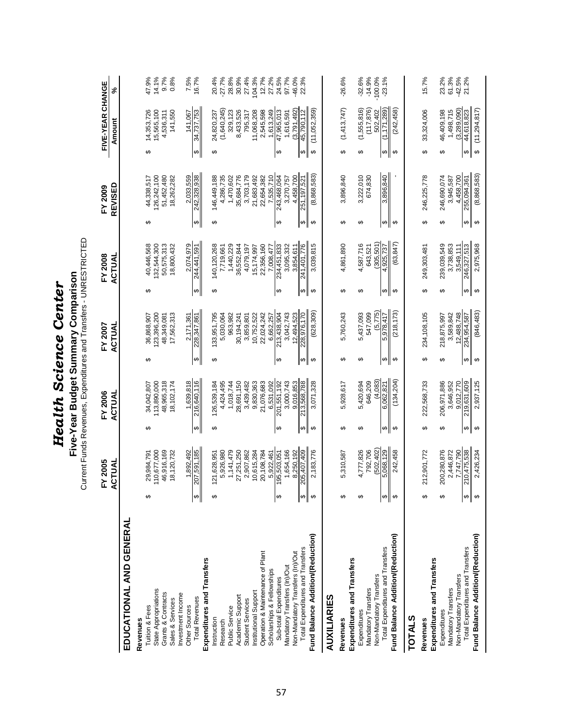# Health Science Center

## Five-Year Budget Summary Comparison

Current Funds Revenues, Expenditures and Transfers - UNRESTRICTED

| | FY 2005 ACTUAL | FY 2006 ACTUAL | FY 2007 ACTUAL | FY 2008 ACTUAL | FY 2009 REVISED | FIVE-YEAR CHANGE Amount | % |
|---|---|---|---|---|---|---|---|
| **EDUCATIONAL AND GENERAL** | | | | | | | |
| **Revenues** | | | | | | | |
| Tuition & Fees | $ 29,984,791 | $ 34,042,807 | $ 36,868,907 | $ 40,446,568 | $ 44,338,517 | $ 14,353,726 | 47.9% |
| State Appropriations | 110,677,000 | 113,890,000 | 123,396,200 | 132,544,300 | 126,242,100 | 15,565,100 | 14.1% |
| Grants & Contracts | 46,916,169 | 48,965,318 | 48,349,081 | 50,575,313 | 51,452,480 | 4,536,311 | 9.7% |
| Sales & Services | 18,120,732 | 18,102,174 | 17,562,313 | 18,800,432 | 18,262,282 | 141,550 | 0.8% |
| Investment Income | | | | | | | |
| Other Sources | 1,892,492 | 1,639,818 | 2,171,361 | 2,074,979 | 2,033,559 | 141,067 | 7.5% |
| Total Revenues | $ 207,591,185 | $ 216,640,116 | $ 228,347,861 | $ 244,441,591 | $ 242,328,938 | $ 34,737,753 | 16.7% |
| **Expenditures and Transfers** | | | | | | | |
| Instruction | $ 121,628,951 | $ 126,539,184 | $ 133,951,795 | $ 140,120,268 | $ 146,449,188 | $ 24,820,237 | 20.4% |
| Research | 5,926,980 | 4,424,495 | 5,030,064 | 7,719,661 | 4,286,735 | (1,640,245) | -27.7% |
| Public Service | 1,141,479 | 1,018,744 | 963,982 | 1,440,229 | 1,470,602 | 329,123 | 28.8% |
| Academic Support | 27,251,250 | 28,691,150 | 30,194,241 | 36,552,844 | 35,684,776 | 8,433,526 | 30.9% |
| Student Services | 2,907,862 | 3,439,482 | 3,859,801 | 4,079,197 | 3,703,179 | 795,317 | 27.4% |
| Institutional Support | 10,615,284 | 9,830,363 | 10,752,522 | 15,174,997 | 21,683,492 | 11,068,208 | 104.3% |
| Operation & Maintenance of Plant | 20,108,784 | 21,076,683 | 22,024,242 | 22,356,160 | 22,654,382 | 2,545,598 | 12.7% |
| Scholarships & Fellowships | 5,922,461 | 6,531,092 | 6,662,257 | 7,008,477 | 7,535,710 | 1,613,249 | 27.2% |
| Sub-total Expenditures | $ 195,503,051 | $ 201,551,192 | $ 213,438,904 | $ 234,451,833 | $ 243,468,064 | $ 47,965,013 | 24.5% |
| Mandatory Transfers (In)/Out | 1,654,166 | 3,000,743 | 3,042,743 | 3,095,332 | 3,270,757 | 1,616,591 | 97.7% |
| Non-Mandatory Transfers (In)/Out | 8,250,192 | 9,016,853 | 12,494,523 | 3,854,611 | 4,458,700 | (3,791,492) | -46.0% |
| Total Expenditures and Transfers | $ 205,407,409 | $ 213,568,788 | $ 228,976,170 | $ 241,401,776 | $ 251,197,521 | $ 45,790,112 | 22.3% |
| **Fund Balance Addition/(Reduction)** | $ 2,183,776 | $ 3,071,328 | $ (628,309) | $ 3,039,815 | $ (8,868,583) | $ (11,052,359) | |
| **AUXILIARIES** | | | | | | | |
| **Revenues** | $ 5,310,587 | $ 5,928,617 | $ 5,760,243 | $ 4,861,890 | $ 3,896,840 | $ (1,413,747) | -26.6% |
| **Expenditures and Transfers** | | | | | | | |
| Expenditures | $ 4,777,826 | $ 5,420,694 | $ 5,437,093 | $ 4,587,716 | $ 3,222,010 | $ (1,555,816) | -32.6% |
| Mandatory Transfers | 792,706 | 646,209 | 547,099 | 643,521 | 674,830 | (117,876) | -14.9% |
| Non-Mandatory Transfers | (502,402) | (4,083) | (5,775) | (305,501) | | 502,402 | -100.0% |
| Total Expenditures and Transfers | $ 5,068,129 | $ 6,062,821 | $ 5,978,417 | $ 4,925,737 | $ 3,896,840 | $ (1,171,289) | -23.1% |
| **Fund Balance Addition/(Reduction)** | $ 242,458 | $ (134,204) | $ (218,173) | $ (63,847) | $ - | $ (242,458) | |
| **TOTALS** | | | | | | | |
| **Revenues** | $ 212,901,772 | $ 222,568,733 | $ 234,108,105 | $ 249,303,481 | $ 246,225,778 | $ 33,324,006 | 15.7% |
| **Expenditures and Transfers** | | | | | | | |
| Expenditures | $ 200,280,876 | $ 206,971,886 | $ 218,875,997 | $ 239,039,549 | $ 246,690,074 | $ 46,409,198 | 23.2% |
| Mandatory Transfers | 2,446,872 | 3,646,952 | 3,589,842 | 3,738,853 | 3,945,587 | 1,498,715 | 61.3% |
| Non-Mandatory Transfers | 7,747,790 | 9,012,770 | 12,488,748 | 3,549,111 | 4,458,700 | (3,289,090) | -42.5% |
| Total Expenditures and Transfers | $ 210,475,538 | $ 219,631,609 | $ 234,954,587 | $ 246,327,513 | $ 255,094,361 | $ 44,618,823 | 21.2% |
| **Fund Balance Addition/(Reduction)** | $ 2,426,234 | $ 2,937,125 | $ (846,483) | $ 2,975,968 | $ (8,868,583) | $ (11,294,817) | |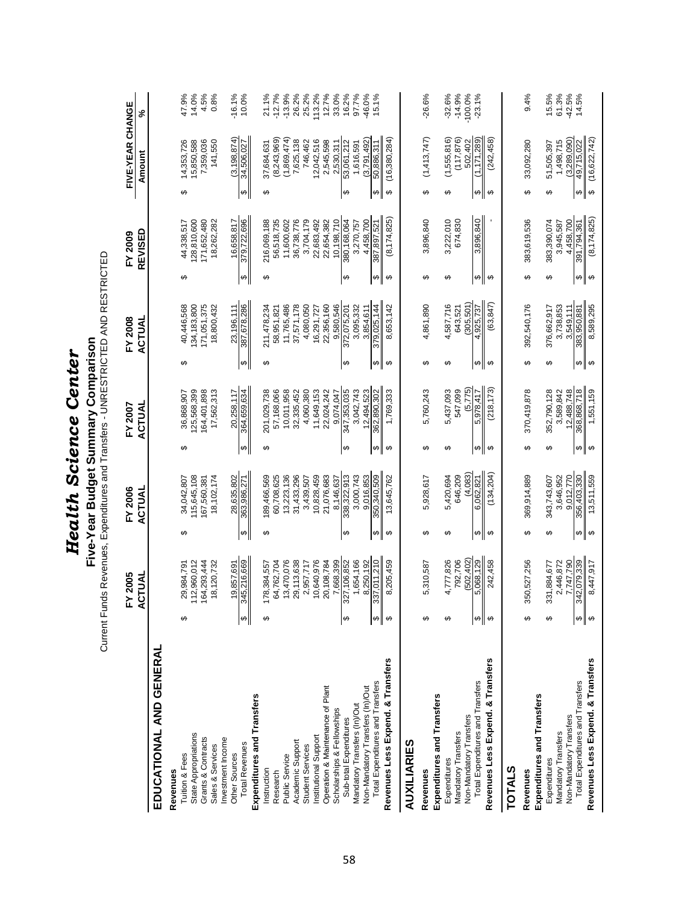# *Health Science Center*

## Five-Year Budget Summary Comparison

Current Funds Revenues, Expenditures and Transfers - UNRESTRICTED AND RESTRICTED

| | FY 2005 ACTUAL | FY 2006 ACTUAL | FY 2007 ACTUAL | FY 2008 ACTUAL | FY 2009 REVISED | FIVE-YEAR CHANGE Amount | % |
|---|---|---|---|---|---|---|---|
| **EDUCATIONAL AND GENERAL** | | | | | | | |
| **Revenues** | | | | | | | |
| Tuition & Fees | $ 29,984,791 | $ 34,042,807 | $ 36,868,907 | $ 40,446,568 | $ 44,338,517 | $ 14,353,726 | 47.9% |
| State Appropriations | 112,960,012 | 115,645,108 | 125,568,399 | 134,183,800 | 128,810,600 | 15,850,588 | 14.0% |
| Grants & Contracts | 164,293,444 | 167,560,381 | 164,401,898 | 171,051,375 | 171,652,480 | 7,359,036 | 4.5% |
| Sales & Services | 18,120,732 | 18,102,174 | 17,562,313 | 18,800,432 | 18,262,282 | 141,550 | 0.8% |
| Investment Income | | | | | | | |
| Other Sources | 19,857,691 | 28,635,802 | 20,258,117 | 23,196,111 | 16,658,817 | (3,198,874) | -16.1% |
| Total Revenues | $ 345,216,669 | $ 363,986,271 | $ 364,659,634 | $ 387,678,286 | $ 379,722,696 | $ 34,506,027 | 10.0% |
| **Expenditures and Transfers** | | | | | | | |
| Instruction | $ 178,384,557 | $ 189,466,569 | $ 201,029,738 | $ 211,478,234 | $ 216,069,188 | $ 37,684,631 | 21.1% |
| Research | 64,762,704 | 60,708,625 | 57,168,066 | 58,951,821 | 56,518,735 | (8,243,969) | -12.7% |
| Public Service | 13,470,076 | 13,223,136 | 10,011,958 | 11,765,486 | 11,600,602 | (1,869,474) | -13.9% |
| Academic Support | 29,113,638 | 31,433,296 | 32,335,452 | 37,571,178 | 36,738,776 | 7,625,138 | 26.2% |
| Student Services | 2,957,717 | 3,439,507 | 4,060,380 | 4,080,050 | 3,704,179 | 746,462 | 25.2% |
| Institutional Support | 10,640,976 | 10,828,459 | 11,649,153 | 16,291,727 | 22,683,492 | 12,042,516 | 113.2% |
| Operation & Maintenance of Plant | 20,108,784 | 21,076,683 | 22,024,242 | 22,356,160 | 22,654,382 | 2,545,598 | 12.7% |
| Scholarships & Fellowships | 7,668,399 | 8,146,637 | 9,074,047 | 9,580,546 | 10,198,710 | 2,530,311 | 33.0% |
| Sub-total Expenditures | $ 327,106,852 | $ 338,322,913 | $ 347,353,035 | $ 372,075,201 | $ 380,168,064 | $ 53,061,212 | 16.2% |
| Mandatory Transfers (In)/Out | 1,654,166 | 3,000,743 | 3,042,743 | 3,095,332 | 3,270,757 | 1,616,591 | 97.7% |
| Non-Mandatory Transfers (In)/Out | 8,250,192 | 9,016,853 | 12,494,523 | 3,854,611 | 4,458,700 | (3,791,492) | -46.0% |
| Total Expenditures and Transfers | $ 337,011,210 | $ 350,340,509 | $ 362,890,302 | $ 379,025,144 | $ 387,897,521 | $ 50,886,311 | 15.1% |
| **Revenues Less Expend. & Transfers** | $ 8,205,459 | $ 13,645,762 | $ 1,769,333 | $ 8,653,142 | $ (8,174,825) | $ (16,380,284) | |
| **AUXILIARIES** | | | | | | | |
| **Revenues** | $ 5,310,587 | $ 5,928,617 | $ 5,760,243 | $ 4,861,890 | $ 3,896,840 | $ (1,413,747) | -26.6% |
| **Expenditures and Transfers** | | | | | | | |
| Expenditures | $ 4,777,826 | $ 5,420,694 | $ 5,437,093 | $ 4,587,716 | $ 3,222,010 | $ (1,555,816) | -32.6% |
| Mandatory Transfers | 792,706 | 646,209 | 547,099 | 643,521 | 674,830 | (117,876) | -14.9% |
| Non-Mandatory Transfers | (502,402) | (4,083) | (5,775) | (305,501) | | 502,402 | -100.0% |
| Total Expenditures and Transfers | $ 5,068,129 | $ 6,062,821 | $ 5,978,417 | $ 4,925,737 | $ 3,896,840 | $ (1,171,289) | -23.1% |
| **Revenues Less Expend. & Transfers** | $ 242,458 | $ (134,204) | $ (218,173) | $ (63,847) | $ - | $ (242,458) | |
| **TOTALS** | | | | | | | |
| **Revenues** | $ 350,527,256 | $ 369,914,889 | $ 370,419,878 | $ 392,540,176 | $ 383,619,536 | $ 33,092,280 | 9.4% |
| **Expenditures and Transfers** | | | | | | | |
| Expenditures | $ 331,884,677 | $ 343,743,607 | $ 352,790,128 | $ 376,662,917 | $ 383,390,074 | $ 51,505,397 | 15.5% |
| Mandatory Transfers | 2,446,872 | 3,646,952 | 3,589,842 | 3,738,853 | 3,945,587 | 1,498,715 | 61.3% |
| Non-Mandatory Transfers | 7,747,790 | 9,012,770 | 12,488,748 | 3,549,111 | 4,458,700 | (3,289,090) | -42.5% |
| Total Expenditures and Transfers | $ 342,079,339 | $ 356,403,330 | $ 368,868,718 | $ 383,950,881 | $ 391,794,361 | $ 49,715,022 | 14.5% |
| **Revenues Less Expend. & Transfers** | $ 8,447,917 | $ 13,511,559 | $ 1,551,159 | $ 8,589,295 | $ (8,174,825) | $ (16,622,742) | |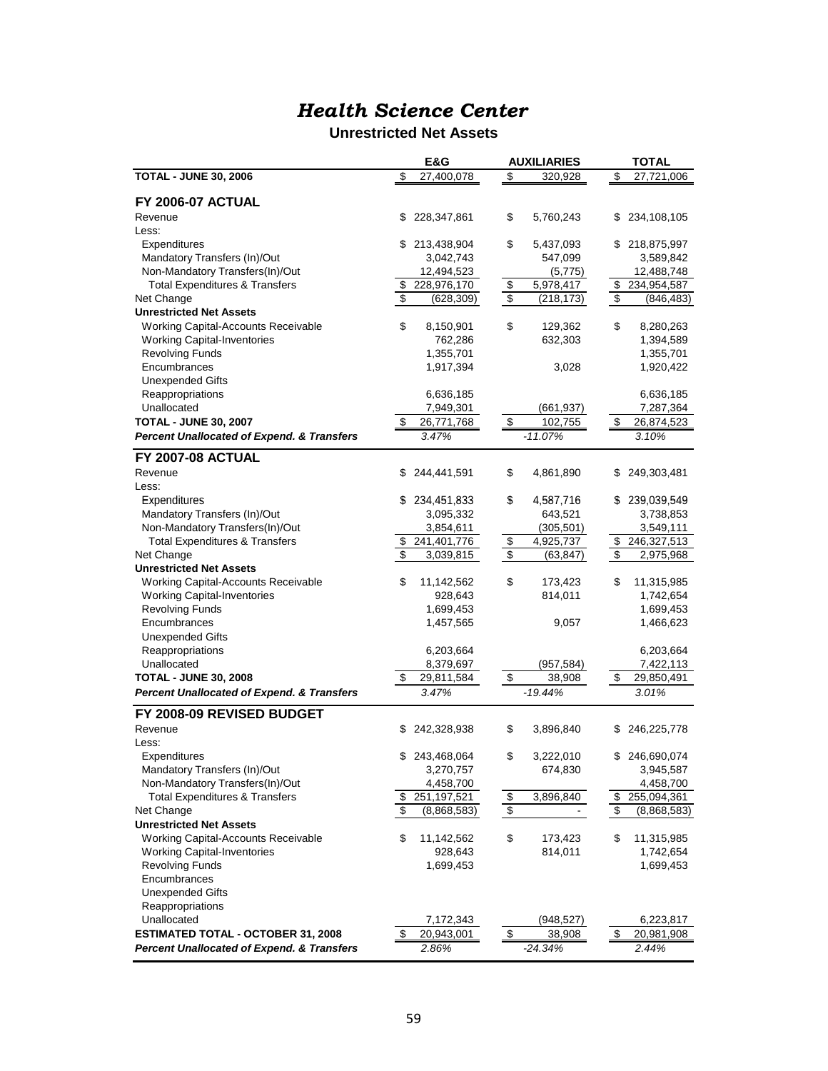# *Health Science Center*

## Unrestricted Net Assets

| | E&G | AUXILIARIES | TOTAL |
|---|---|---|---|
| **TOTAL - JUNE 30, 2006** | $ 27,400,078 | $ 320,928 | $ 27,721,006 |
| **FY 2006-07 ACTUAL** | | | |
| Revenue | $ 228,347,861 | $ 5,760,243 | $ 234,108,105 |
| Less: | | | |
| Expenditures | $ 213,438,904 | $ 5,437,093 | $ 218,875,997 |
| Mandatory Transfers (In)/Out | 3,042,743 | 547,099 | 3,589,842 |
| Non-Mandatory Transfers(In)/Out | 12,494,523 | (5,775) | 12,488,748 |
| Total Expenditures & Transfers | $ 228,976,170 | $ 5,978,417 | $ 234,954,587 |
| Net Change | $ (628,309) | $ (218,173) | $ (846,483) |
| **Unrestricted Net Assets** | | | |
| Working Capital-Accounts Receivable | $ 8,150,901 | $ 129,362 | $ 8,280,263 |
| Working Capital-Inventories | 762,286 | 632,303 | 1,394,589 |
| Revolving Funds | 1,355,701 | | 1,355,701 |
| Encumbrances | 1,917,394 | 3,028 | 1,920,422 |
| Unexpended Gifts | | | |
| Reappropriations | 6,636,185 | | 6,636,185 |
| Unallocated | 7,949,301 | (661,937) | 7,287,364 |
| **TOTAL - JUNE 30, 2007** | $ 26,771,768 | $ 102,755 | $ 26,874,523 |
| ***Percent Unallocated of Expend. & Transfers*** | *3.47%* | *-11.07%* | *3.10%* |
| **FY 2007-08 ACTUAL** | | | |
| Revenue | $ 244,441,591 | $ 4,861,890 | $ 249,303,481 |
| Less: | | | |
| Expenditures | $ 234,451,833 | $ 4,587,716 | $ 239,039,549 |
| Mandatory Transfers (In)/Out | 3,095,332 | 643,521 | 3,738,853 |
| Non-Mandatory Transfers(In)/Out | 3,854,611 | (305,501) | 3,549,111 |
| Total Expenditures & Transfers | $ 241,401,776 | $ 4,925,737 | $ 246,327,513 |
| Net Change | $ 3,039,815 | $ (63,847) | $ 2,975,968 |
| **Unrestricted Net Assets** | | | |
| Working Capital-Accounts Receivable | $ 11,142,562 | $ 173,423 | $ 11,315,985 |
| Working Capital-Inventories | 928,643 | 814,011 | 1,742,654 |
| Revolving Funds | 1,699,453 | | 1,699,453 |
| Encumbrances | 1,457,565 | 9,057 | 1,466,623 |
| Unexpended Gifts | | | |
| Reappropriations | 6,203,664 | | 6,203,664 |
| Unallocated | 8,379,697 | (957,584) | 7,422,113 |
| **TOTAL - JUNE 30, 2008** | $ 29,811,584 | $ 38,908 | $ 29,850,491 |
| ***Percent Unallocated of Expend. & Transfers*** | *3.47%* | *-19.44%* | *3.01%* |
| **FY 2008-09 REVISED BUDGET** | | | |
| Revenue | $ 242,328,938 | $ 3,896,840 | $ 246,225,778 |
| Less: | | | |
| Expenditures | $ 243,468,064 | $ 3,222,010 | $ 246,690,074 |
| Mandatory Transfers (In)/Out | 3,270,757 | 674,830 | 3,945,587 |
| Non-Mandatory Transfers(In)/Out | 4,458,700 | | 4,458,700 |
| Total Expenditures & Transfers | $ 251,197,521 | $ 3,896,840 | $ 255,094,361 |
| Net Change | $ (8,868,583) | $ - | $ (8,868,583) |
| **Unrestricted Net Assets** | | | |
| Working Capital-Accounts Receivable | $ 11,142,562 | $ 173,423 | $ 11,315,985 |
| Working Capital-Inventories | 928,643 | 814,011 | 1,742,654 |
| Revolving Funds | 1,699,453 | | 1,699,453 |
| Encumbrances | | | |
| Unexpended Gifts | | | |
| Reappropriations | | | |
| Unallocated | 7,172,343 | (948,527) | 6,223,817 |
| **ESTIMATED TOTAL - OCTOBER 31, 2008** | $ 20,943,001 | $ 38,908 | $ 20,981,908 |
| ***Percent Unallocated of Expend. & Transfers*** | *2.86%* | *-24.34%* | *2.44%* |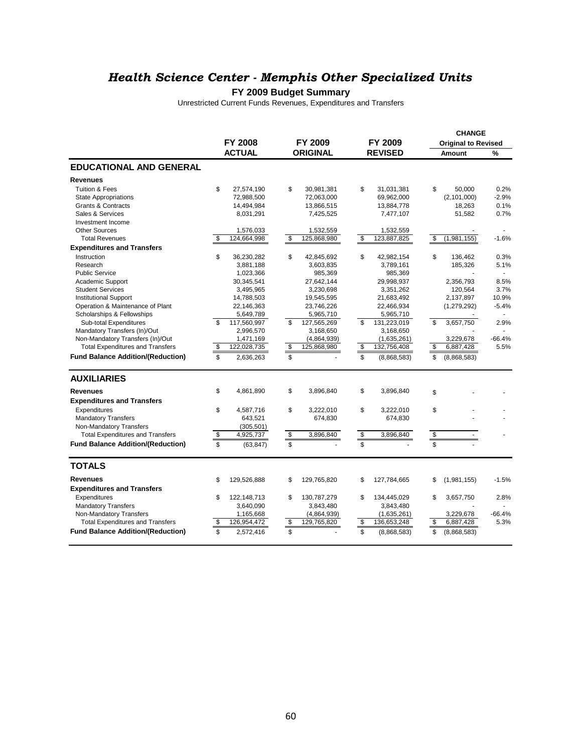# *Health Science Center - Memphis Other Specialized Units*

**FY 2009 Budget Summary**

Unrestricted Current Funds Revenues, Expenditures and Transfers

| | FY 2008 ACTUAL | FY 2009 ORIGINAL | FY 2009 REVISED | CHANGE Original to Revised Amount | % |
|---|---|---|---|---|---|
| **EDUCATIONAL AND GENERAL** | | | | | |
| **Revenues** | | | | | |
| Tuition & Fees | $ 27,574,190 | $ 30,981,381 | $ 31,031,381 | $ 50,000 | 0.2% |
| State Appropriations | 72,988,500 | 72,063,000 | 69,962,000 | (2,101,000) | -2.9% |
| Grants & Contracts | 14,494,984 | 13,866,515 | 13,884,778 | 18,263 | 0.1% |
| Sales & Services | 8,031,291 | 7,425,525 | 7,477,107 | 51,582 | 0.7% |
| Investment Income | | | | | |
| Other Sources | 1,576,033 | 1,532,559 | 1,532,559 | - | - |
| Total Revenues | $ 124,664,998 | $ 125,868,980 | $ 123,887,825 | $ (1,981,155) | -1.6% |
| **Expenditures and Transfers** | | | | | |
| Instruction | $ 36,230,282 | $ 42,845,692 | $ 42,982,154 | $ 136,462 | 0.3% |
| Research | 3,881,188 | 3,603,835 | 3,789,161 | 185,326 | 5.1% |
| Public Service | 1,023,366 | 985,369 | 985,369 | - | - |
| Academic Support | 30,345,541 | 27,642,144 | 29,998,937 | 2,356,793 | 8.5% |
| Student Services | 3,495,965 | 3,230,698 | 3,351,262 | 120,564 | 3.7% |
| Institutional Support | 14,788,503 | 19,545,595 | 21,683,492 | 2,137,897 | 10.9% |
| Operation & Maintenance of Plant | 22,146,363 | 23,746,226 | 22,466,934 | (1,279,292) | -5.4% |
| Scholarships & Fellowships | 5,649,789 | 5,965,710 | 5,965,710 | - | - |
| Sub-total Expenditures | $ 117,560,997 | $ 127,565,269 | $ 131,223,019 | $ 3,657,750 | 2.9% |
| Mandatory Transfers (In)/Out | 2,996,570 | 3,168,650 | 3,168,650 | - | - |
| Non-Mandatory Transfers (In)/Out | 1,471,169 | (4,864,939) | (1,635,261) | 3,229,678 | -66.4% |
| Total Expenditures and Transfers | $ 122,028,735 | $ 125,868,980 | $ 132,756,408 | $ 6,887,428 | 5.5% |
| **Fund Balance Addition/(Reduction)** | $ 2,636,263 | $ - | $ (8,868,583) | $ (8,868,583) | |
| **AUXILIARIES** | | | | | |
| **Revenues** | $ 4,861,890 | $ 3,896,840 | $ 3,896,840 | $ - | - |
| **Expenditures and Transfers** | | | | | |
| Expenditures | $ 4,587,716 | $ 3,222,010 | $ 3,222,010 | $ - | - |
| Mandatory Transfers | 643,521 | 674,830 | 674,830 | - | - |
| Non-Mandatory Transfers | (305,501) | | | | |
| Total Expenditures and Transfers | $ 4,925,737 | $ 3,896,840 | $ 3,896,840 | $ - | - |
| **Fund Balance Addition/(Reduction)** | $ (63,847) | $ - | $ - | $ - | |
| **TOTALS** | | | | | |
| **Revenues** | $ 129,526,888 | $ 129,765,820 | $ 127,784,665 | $ (1,981,155) | -1.5% |
| **Expenditures and Transfers** | | | | | |
| Expenditures | $ 122,148,713 | $ 130,787,279 | $ 134,445,029 | $ 3,657,750 | 2.8% |
| Mandatory Transfers | 3,640,090 | 3,843,480 | 3,843,480 | - | - |
| Non-Mandatory Transfers | 1,165,668 | (4,864,939) | (1,635,261) | 3,229,678 | -66.4% |
| Total Expenditures and Transfers | $ 126,954,472 | $ 129,765,820 | $ 136,653,248 | $ 6,887,428 | 5.3% |
| **Fund Balance Addition/(Reduction)** | $ 2,572,416 | $ - | $ (8,868,583) | $ (8,868,583) | |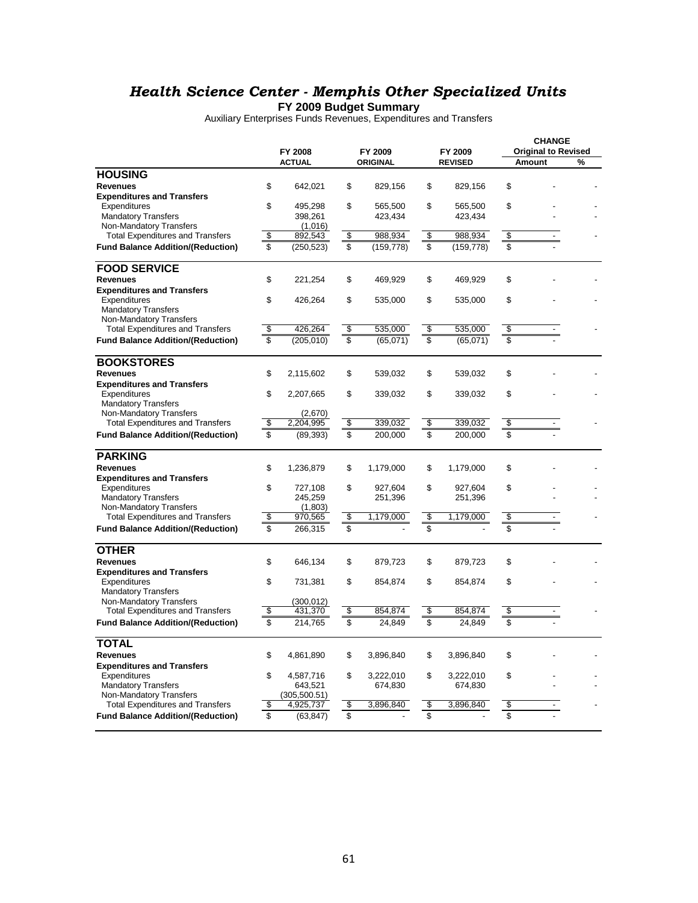# *Health Science Center - Memphis Other Specialized Units*

**FY 2009 Budget Summary**

Auxiliary Enterprises Funds Revenues, Expenditures and Transfers

| | FY 2008 ACTUAL | FY 2009 ORIGINAL | FY 2009 REVISED | CHANGE Original to Revised Amount | % |
|---|---|---|---|---|---|
| **HOUSING** | | | | | |
| **Revenues** | $ 642,021 | $ 829,156 | $ 829,156 | $ - | - |
| **Expenditures and Transfers** | | | | | |
| Expenditures | $ 495,298 | $ 565,500 | $ 565,500 | $ - | - |
| Mandatory Transfers | 398,261 | 423,434 | 423,434 | - | - |
| Non-Mandatory Transfers | (1,016) | | | | |
| Total Expenditures and Transfers | $ 892,543 | $ 988,934 | $ 988,934 | $ - | - |
| **Fund Balance Addition/(Reduction)** | $ (250,523) | $ (159,778) | $ (159,778) | $ - | |
| **FOOD SERVICE** | | | | | |
| **Revenues** | $ 221,254 | $ 469,929 | $ 469,929 | $ - | - |
| **Expenditures and Transfers** | | | | | |
| Expenditures | $ 426,264 | $ 535,000 | $ 535,000 | $ - | - |
| Mandatory Transfers | | | | | |
| Non-Mandatory Transfers | | | | | |
| Total Expenditures and Transfers | $ 426,264 | $ 535,000 | $ 535,000 | $ - | - |
| **Fund Balance Addition/(Reduction)** | $ (205,010) | $ (65,071) | $ (65,071) | $ - | |
| **BOOKSTORES** | | | | | |
| **Revenues** | $ 2,115,602 | $ 539,032 | $ 539,032 | $ - | - |
| **Expenditures and Transfers** | | | | | |
| Expenditures | $ 2,207,665 | $ 339,032 | $ 339,032 | $ - | - |
| Mandatory Transfers | | | | | |
| Non-Mandatory Transfers | (2,670) | | | | |
| Total Expenditures and Transfers | $ 2,204,995 | $ 339,032 | $ 339,032 | $ - | - |
| **Fund Balance Addition/(Reduction)** | $ (89,393) | $ 200,000 | $ 200,000 | $ - | |
| **PARKING** | | | | | |
| **Revenues** | $ 1,236,879 | $ 1,179,000 | $ 1,179,000 | $ - | - |
| **Expenditures and Transfers** | | | | | |
| Expenditures | $ 727,108 | $ 927,604 | $ 927,604 | $ - | - |
| Mandatory Transfers | 245,259 | 251,396 | 251,396 | - | - |
| Non-Mandatory Transfers | (1,803) | | | | |
| Total Expenditures and Transfers | $ 970,565 | $ 1,179,000 | $ 1,179,000 | $ - | - |
| **Fund Balance Addition/(Reduction)** | $ 266,315 | $ - | $ - | $ - | |
| **OTHER** | | | | | |
| **Revenues** | $ 646,134 | $ 879,723 | $ 879,723 | $ - | - |
| **Expenditures and Transfers** | | | | | |
| Expenditures | $ 731,381 | $ 854,874 | $ 854,874 | $ - | - |
| Mandatory Transfers | | | | | |
| Non-Mandatory Transfers | (300,012) | | | | |
| Total Expenditures and Transfers | $ 431,370 | $ 854,874 | $ 854,874 | $ - | - |
| **Fund Balance Addition/(Reduction)** | $ 214,765 | $ 24,849 | $ 24,849 | $ - | |
| **TOTAL** | | | | | |
| **Revenues** | $ 4,861,890 | $ 3,896,840 | $ 3,896,840 | $ - | - |
| **Expenditures and Transfers** | | | | | |
| Expenditures | $ 4,587,716 | $ 3,222,010 | $ 3,222,010 | $ - | - |
| Mandatory Transfers | 643,521 | 674,830 | 674,830 | - | - |
| Non-Mandatory Transfers | (305,500.51) | | | | |
| Total Expenditures and Transfers | $ 4,925,737 | $ 3,896,840 | $ 3,896,840 | $ - | - |
| **Fund Balance Addition/(Reduction)** | $ (63,847) | $ - | $ - | $ - | |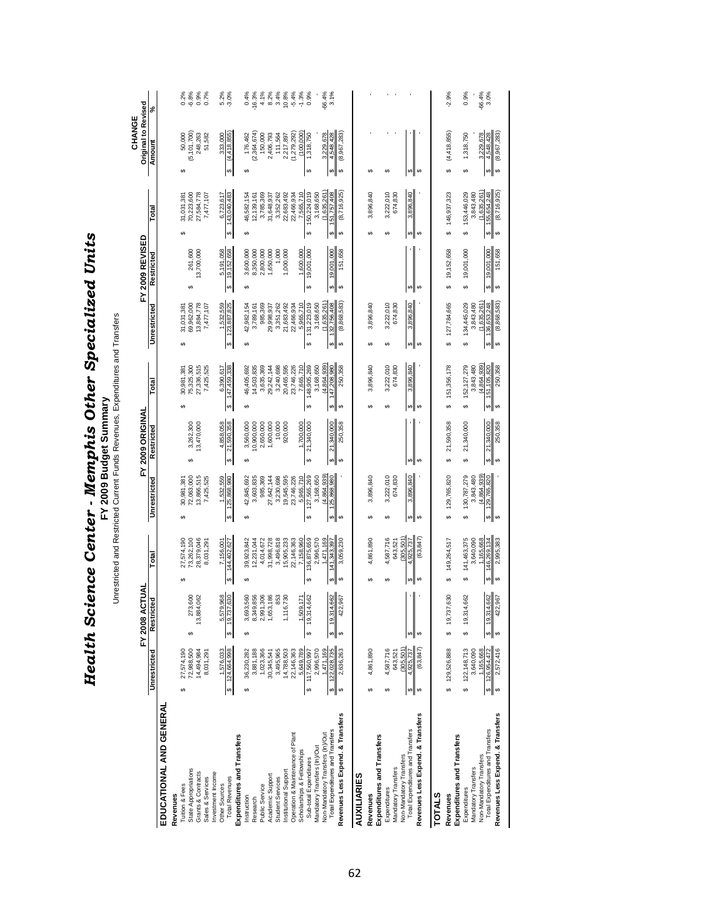# Health Science Center - Memphis Other Specialized Units

## FY 2009 Budget Summary

Unrestricted and Restricted Current Funds Revenues, Expenditures and Transfers

| | FY 2008 ACTUAL | | | FY 2009 ORIGINAL | | | FY 2009 REVISED | | | CHANGE Original to Revised | |
|---|---|---|---|---|---|---|---|---|---|---|---|
| | Unrestricted | Restricted | Total | Unrestricted | Restricted | Total | Unrestricted | Restricted | Total | Amount | % |
| **EDUCATIONAL AND GENERAL** | | | | | | | | | | | |
| **Revenues** | | | | | | | | | | | |
| Tuition & Fees | $ 27,574,190 | | $ 27,574,190 | $ 30,981,381 | | $ 30,981,381 | $ 31,031,381 | | $ 31,031,381 | $ 50,000 | 0.2% |
| State Appropriations | 72,988,500 | $ 273,600 | 73,262,100 | 72,063,000 | $ 3,262,300 | 75,325,300 | 69,962,000 | $ 261,600 | 70,223,600 | (5,101,700) | -6.8% |
| Grants & Contracts | 14,494,984 | 13,884,062 | 28,379,046 | 13,866,515 | 13,470,000 | 27,336,515 | 13,884,778 | 13,700,000 | 27,584,778 | 248,263 | 0.9% |
| Sales & Services | 8,031,291 | | 8,031,291 | 7,425,525 | | 7,425,525 | 7,477,107 | | 7,477,107 | 51,582 | 0.7% |
| Investment Income | | | | | | | | | | | |
| Other Sources | 1,576,033 | 5,579,968 | 7,156,001 | 1,532,559 | 4,858,058 | 6,390,617 | 1,532,559 | 5,191,058 | 6,723,617 | 333,000 | 5.2% |
| Total Revenues | $ 124,664,998 | $ 19,737,630 | $ 144,402,627 | $ 125,868,980 | $ 21,590,358 | $ 147,459,338 | $ 123,887,825 | $ 19,152,658 | $ 143,040,483 | $ (4,418,855) | -3.0% |
| **Expenditures and Transfers** | | | | | | | | | | | |
| Instruction | $ 36,230,282 | $ 3,693,560 | $ 39,923,842 | $ 42,845,692 | $ 3,560,000 | $ 46,405,692 | $ 42,982,154 | $ 3,600,000 | $ 46,582,154 | $ 176,462 | 0.4% |
| Research | 3,881,188 | 8,349,856 | 12,231,044 | 3,603,835 | 10,900,000 | 14,503,835 | 3,789,161 | 8,350,000 | 12,139,161 | (2,364,674) | -16.3% |
| Public Service | 1,023,366 | 2,991,306 | 4,014,672 | 985,369 | 2,650,000 | 3,635,369 | 985,369 | 2,800,000 | 3,785,369 | 150,000 | 4.1% |
| Academic Support | 30,345,541 | 1,653,186 | 31,998,728 | 27,642,144 | 1,600,000 | 29,242,144 | 29,998,937 | 1,650,000 | 31,648,937 | 2,406,793 | 8.2% |
| Student Services | 3,495,965 | 853 | 3,496,818 | 3,230,698 | 10,000 | 3,240,698 | 3,351,262 | 1,000 | 3,352,262 | 111,564 | 3.4% |
| Institutional Support | 14,788,503 | 1,116,730 | 15,905,233 | 19,545,595 | 920,000 | 20,465,595 | 21,683,492 | 1,000,000 | 22,683,492 | 2,217,897 | 10.8% |
| Operation & Maintenance of Plant | 22,146,363 | | 22,146,363 | 23,746,226 | | 23,746,226 | 22,466,934 | | 22,466,934 | (1,279,292) | -5.4% |
| Scholarships & Fellowships | 5,649,789 | 1,509,171 | 7,158,960 | 5,965,710 | 1,700,000 | 7,665,710 | 5,965,710 | 1,600,000 | 7,565,710 | (100,000) | -1.3% |
| Sub-total Expenditures | $ 117,560,997 | $ 19,314,662 | $ 136,875,659 | $ 127,565,269 | $ 21,340,000 | $ 148,905,269 | $ 131,223,019 | $ 19,001,000 | $ 150,224,019 | $ 1,318,750 | 0.9% |
| Mandatory Transfers (In)/Out | 2,996,570 | | 2,996,570 | 3,168,650 | | 3,168,650 | 3,168,650 | | 3,168,650 | - | |
| Non-Mandatory Transfers (In)/Out | 1,471,169 | | 1,471,169 | (4,864,939) | | (4,864,939) | (1,635,261) | | (1,635,261) | 3,229,678 | -66.4% |
| Total Expenditures and Transfers | $ 122,028,735 | $ 19,314,662 | $ 141,343,397 | $ 125,868,980 | $ 21,340,000 | $ 147,208,980 | $ 132,756,408 | $ 19,001,000 | $ 151,757,408 | $ 4,548,428 | 3.1% |
| **Revenues Less Expend. & Transfers** | $ 2,636,263 | $ 422,967 | $ 3,059,230 | $ - | $ 250,358 | $ 250,358 | $ (8,868,583) | $ 151,658 | $ (8,716,925) | $ (8,967,283) | |
| **AUXILIARIES** | | | | | | | | | | | |
| **Revenues** | $ 4,861,890 | | $ 4,861,890 | $ 3,896,840 | | $ 3,896,840 | $ 3,896,840 | | $ 3,896,840 | $ - | - |
| **Expenditures and Transfers** | | | | | | | | | | | |
| Expenditures | $ 4,587,716 | | $ 4,587,716 | $ 3,222,010 | | $ 3,222,010 | $ 3,222,010 | | $ 3,222,010 | $ - | - |
| Mandatory Transfers | 643,521 | | 643,521 | 674,830 | | 674,830 | 674,830 | | 674,830 | - | - |
| Non-Mandatory Transfers | (305,501) | | (305,501) | | | | | | | | |
| Total Expenditures and Transfers | $ 4,925,737 | $ - | $ 4,925,737 | $ 3,896,840 | $ - | $ 3,896,840 | $ 3,896,840 | $ - | $ 3,896,840 | $ - | - |
| **Revenues Less Expend. & Transfers** | $ (63,847) | $ - | $ (63,847) | $ - | $ - | $ - | $ - | $ - | $ - | $ - | |
| **TOTALS** | | | | | | | | | | | |
| **Revenues** | $ 129,526,888 | $ 19,737,630 | $ 149,264,517 | $ 129,765,820 | $ 21,590,358 | $ 151,356,178 | $ 127,784,665 | $ 19,152,658 | $ 146,937,323 | $ (4,418,855) | -2.9% |
| **Expenditures and Transfers** | | | | | | | | | | | |
| Expenditures | $ 122,148,713 | $ 19,314,662 | $ 141,463,375 | $ 130,787,279 | $ 21,340,000 | $ 152,127,279 | $ 134,445,029 | $ 19,001,000 | $ 153,446,029 | $ 1,318,750 | 0.9% |
| Mandatory Transfers | 3,640,090 | | 3,640,090 | 3,843,480 | | 3,843,480 | 3,843,480 | | 3,843,480 | - | - |
| Non-Mandatory Transfers | 1,165,668 | | 1,165,668 | (4,864,939) | | (4,864,939) | (1,635,261) | | (1,635,261) | 3,229,678 | -66.4% |
| Total Expenditures and Transfers | $ 126,954,472 | $ 19,314,662 | $ 146,269,134 | $ 129,765,820 | $ 21,340,000 | $ 151,105,820 | $ 136,653,248 | $ 19,001,000 | $ 155,654,248 | $ 4,548,428 | 3.0% |
| **Revenues Less Expend. & Transfers** | $ 2,572,416 | $ 422,967 | $ 2,995,383 | $ - | $ 250,358 | $ 250,358 | $ (8,868,583) | $ 151,658 | $ (8,716,925) | $ (8,967,283) | |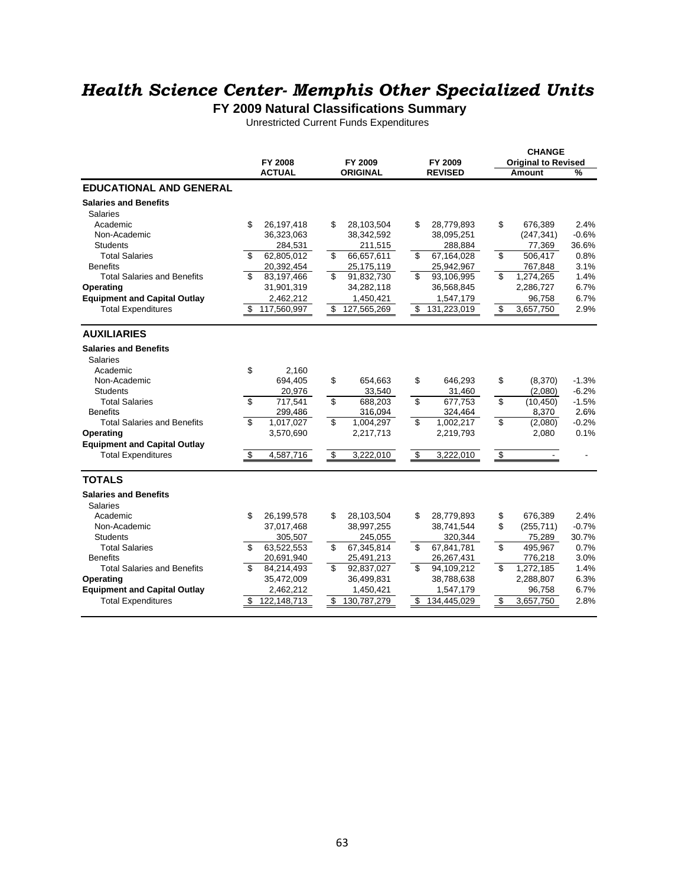# *Health Science Center- Memphis Other Specialized Units*

**FY 2009 Natural Classifications Summary**

Unrestricted Current Funds Expenditures

| | FY 2008 ACTUAL | FY 2009 ORIGINAL | FY 2009 REVISED | CHANGE Original to Revised Amount | % |
|---|---|---|---|---|---|
| **EDUCATIONAL AND GENERAL** | | | | | |
| **Salaries and Benefits** | | | | | |
| Salaries | | | | | |
| Academic | $ 26,197,418 | $ 28,103,504 | $ 28,779,893 | $ 676,389 | 2.4% |
| Non-Academic | 36,323,063 | 38,342,592 | 38,095,251 | (247,341) | -0.6% |
| Students | 284,531 | 211,515 | 288,884 | 77,369 | 36.6% |
| Total Salaries | $ 62,805,012 | $ 66,657,611 | $ 67,164,028 | $ 506,417 | 0.8% |
| Benefits | 20,392,454 | 25,175,119 | 25,942,967 | 767,848 | 3.1% |
| Total Salaries and Benefits | $ 83,197,466 | $ 91,832,730 | $ 93,106,995 | $ 1,274,265 | 1.4% |
| **Operating** | 31,901,319 | 34,282,118 | 36,568,845 | 2,286,727 | 6.7% |
| **Equipment and Capital Outlay** | 2,462,212 | 1,450,421 | 1,547,179 | 96,758 | 6.7% |
| Total Expenditures | $ 117,560,997 | $ 127,565,269 | $ 131,223,019 | $ 3,657,750 | 2.9% |
| **AUXILIARIES** | | | | | |
| **Salaries and Benefits** | | | | | |
| Salaries | | | | | |
| Academic | $ 2,160 | | | | |
| Non-Academic | 694,405 | $ 654,663 | $ 646,293 | $ (8,370) | -1.3% |
| Students | 20,976 | 33,540 | 31,460 | (2,080) | -6.2% |
| Total Salaries | $ 717,541 | $ 688,203 | $ 677,753 | $ (10,450) | -1.5% |
| Benefits | 299,486 | 316,094 | 324,464 | 8,370 | 2.6% |
| Total Salaries and Benefits | $ 1,017,027 | $ 1,004,297 | $ 1,002,217 | $ (2,080) | -0.2% |
| **Operating** | 3,570,690 | 2,217,713 | 2,219,793 | 2,080 | 0.1% |
| **Equipment and Capital Outlay** | | | | | |
| Total Expenditures | $ 4,587,716 | $ 3,222,010 | $ 3,222,010 | $ - | - |
| **TOTALS** | | | | | |
| **Salaries and Benefits** | | | | | |
| Salaries | | | | | |
| Academic | $ 26,199,578 | $ 28,103,504 | $ 28,779,893 | $ 676,389 | 2.4% |
| Non-Academic | 37,017,468 | 38,997,255 | 38,741,544 | $ (255,711) | -0.7% |
| Students | 305,507 | 245,055 | 320,344 | 75,289 | 30.7% |
| Total Salaries | $ 63,522,553 | $ 67,345,814 | $ 67,841,781 | $ 495,967 | 0.7% |
| Benefits | 20,691,940 | 25,491,213 | 26,267,431 | 776,218 | 3.0% |
| Total Salaries and Benefits | $ 84,214,493 | $ 92,837,027 | $ 94,109,212 | $ 1,272,185 | 1.4% |
| **Operating** | 35,472,009 | 36,499,831 | 38,788,638 | 2,288,807 | 6.3% |
| **Equipment and Capital Outlay** | 2,462,212 | 1,450,421 | 1,547,179 | 96,758 | 6.7% |
| Total Expenditures | $ 122,148,713 | $ 130,787,279 | $ 134,445,029 | $ 3,657,750 | 2.8% |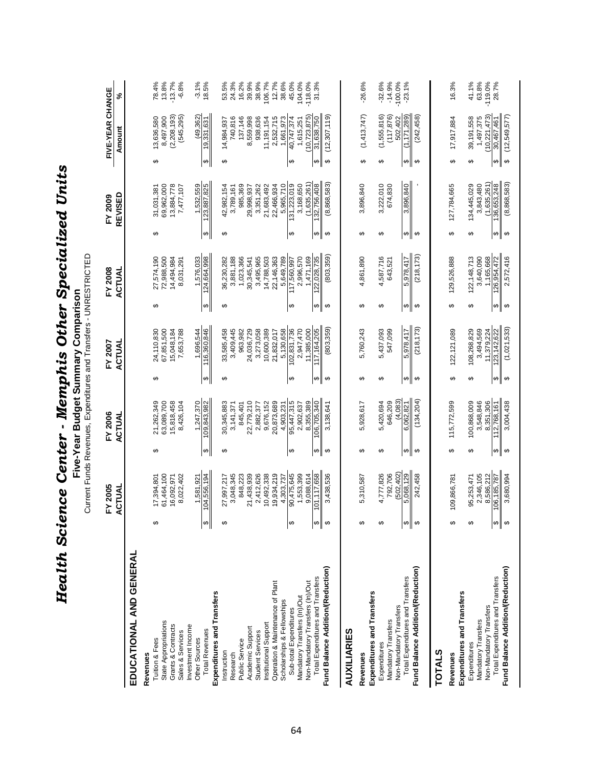# Health Science Center - Memphis Other Specialized Units

## Five-Year Budget Summary Comparison

Current Funds Revenues, Expenditures and Transfers - UNRESTRICTED

| | FY 2005 ACTUAL | FY 2006 ACTUAL | FY 2007 ACTUAL | FY 2008 ACTUAL | FY 2009 REVISED | FIVE-YEAR CHANGE Amount | % |
|---|---|---|---|---|---|---|---|
| **EDUCATIONAL AND GENERAL** | | | | | | | |
| **Revenues** | | | | | | | |
| Tuition & Fees | $ 17,394,801 | $ 21,262,349 | $ 24,110,830 | $ 27,574,190 | $ 31,031,381 | $ 13,636,580 | 78.4% |
| State Appropriations | 61,464,100 | 63,089,700 | 67,851,500 | 72,988,500 | 69,962,000 | 8,497,900 | 13.8% |
| Grants & Contracts | 16,092,971 | 15,818,458 | 15,048,184 | 14,494,984 | 13,884,778 | (2,208,193) | -13.7% |
| Sales & Services | 8,022,402 | 8,426,104 | 7,653,788 | 8,031,291 | 7,477,107 | (545,295) | -6.8% |
| Investment Income | | | | | | | |
| Other Sources | 1,581,921 | 1,247,370 | 1,696,544 | 1,576,033 | 1,532,559 | (49,362) | -3.1% |
| Total Revenues | $ 104,556,194 | $ 109,843,982 | $ 116,360,846 | $ 124,664,998 | $ 123,887,825 | $ 19,331,631 | 18.5% |
| **Expenditures and Transfers** | | | | | | | |
| Instruction | $ 27,997,217 | $ 30,345,883 | $ 33,585,458 | $ 36,230,282 | $ 42,982,154 | $ 14,984,937 | 53.5% |
| Research | 3,048,345 | 3,141,371 | 3,409,445 | 3,881,188 | 3,789,161 | 740,816 | 24.3% |
| Public Service | 848,223 | 845,401 | 963,982 | 1,023,366 | 985,369 | 137,146 | 16.2% |
| Academic Support | 21,438,939 | 22,779,210 | 24,036,729 | 30,345,541 | 29,998,937 | 8,559,998 | 39.9% |
| Student Services | 2,412,626 | 2,882,377 | 3,273,058 | 3,495,965 | 3,351,262 | 938,636 | 38.9% |
| Institutional Support | 10,492,338 | 9,676,152 | 10,600,389 | 14,788,503 | 21,683,492 | 11,191,154 | 106.7% |
| Operation & Maintenance of Plant | 19,934,219 | 20,873,689 | 21,832,017 | 22,146,363 | 22,466,934 | 2,532,715 | 12.7% |
| Scholarships & Fellowships | 4,303,737 | 4,903,231 | 5,130,658 | 5,649,789 | 5,965,710 | 1,661,973 | 38.6% |
| Sub-total Expenditures | $ 90,475,645 | $ 95,447,315 | $ 102,831,736 | $ 117,560,997 | $ 131,223,019 | $ 40,747,374 | 45.0% |
| Mandatory Transfers (In)/Out | 1,553,399 | 2,902,637 | 2,947,470 | 2,996,570 | 3,168,650 | 1,615,251 | 104.0% |
| Non-Mandatory Transfers (In)/Out | 9,088,614 | 8,355,389 | 11,385,000 | 1,471,169 | (1,635,261) | (10,723,875) | -118.0% |
| Total Expenditures and Transfers | $ 101,117,658 | $ 106,705,340 | $ 117,164,205 | $ 122,028,735 | $ 132,756,408 | $ 31,638,750 | 31.3% |
| **Fund Balance Addition/(Reduction)** | $ 3,438,536 | $ 3,138,641 | $ (803,359) | $ (803,359) | $ (8,868,583) | $ (12,307,119) | |
| **AUXILIARIES** | | | | | | | |
| **Revenues** | $ 5,310,587 | $ 5,928,617 | $ 5,760,243 | $ 4,861,890 | $ 3,896,840 | $ (1,413,747) | -26.6% |
| **Expenditures and Transfers** | | | | | | | |
| Expenditures | $ 4,777,826 | $ 5,420,694 | $ 5,437,093 | $ 4,587,716 | $ 3,222,010 | $ (1,555,816) | -32.6% |
| Mandatory Transfers | 792,706 | 646,209 | 547,099 | 643,521 | 674,830 | (117,876) | -14.9% |
| Non-Mandatory Transfers | (502,402) | (4,083) | | | | 502,402 | -100.0% |
| Total Expenditures and Transfers | $ 5,068,129 | $ 6,062,821 | $ 5,978,417 | $ 5,978,417 | $ 3,896,840 | $ (1,171,289) | -23.1% |
| **Fund Balance Addition/(Reduction)** | $ 242,458 | $ (134,204) | $ (218,173) | $ (218,173) | $ - | $ (242,458) | |
| **TOTALS** | | | | | | | |
| **Revenues** | $ 109,866,781 | $ 115,772,599 | $ 122,121,089 | $ 129,526,888 | $ 127,784,665 | $ 17,917,884 | 16.3% |
| **Expenditures and Transfers** | | | | | | | |
| Expenditures | $ 95,253,471 | $ 100,868,009 | $ 108,268,829 | $ 122,148,713 | $ 134,445,029 | $ 39,191,558 | 41.1% |
| Mandatory Transfers | 2,346,105 | 3,548,846 | 3,494,569 | 3,640,090 | 3,843,480 | 1,497,375 | 63.8% |
| Non-Mandatory Transfers | 8,586,212 | 8,351,306 | 11,379,224 | 1,165,668 | (1,635,261) | (10,221,473) | -119.0% |
| Total Expenditures and Transfers | $ 106,185,787 | $ 112,768,161 | $ 123,142,622 | $ 126,954,472 | $ 136,653,248 | $ 30,467,461 | 28.7% |
| **Fund Balance Addition/(Reduction)** | $ 3,680,994 | $ 3,004,438 | $ (1,021,533) | $ 2,572,416 | $ (8,868,583) | $ (12,549,577) | |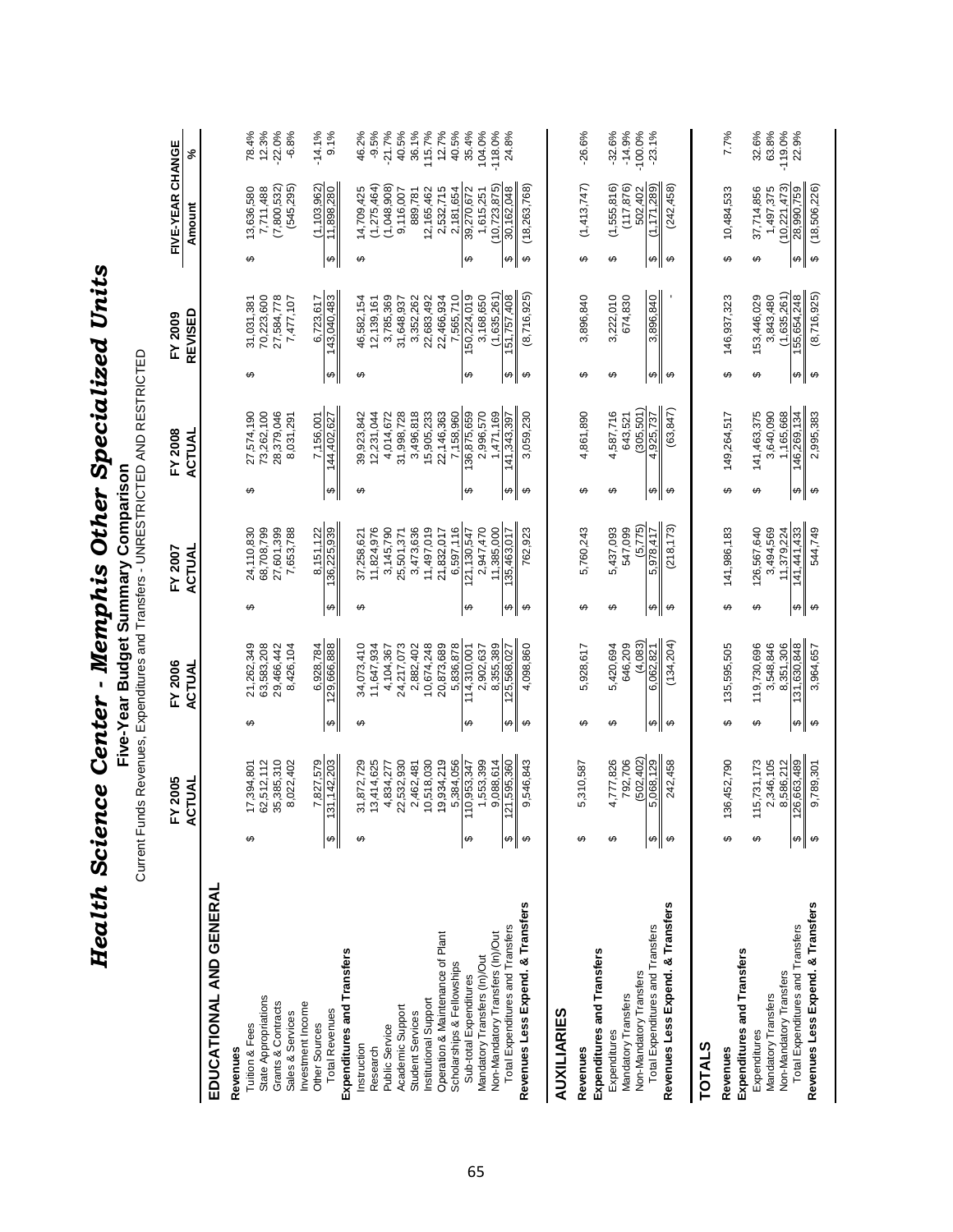# *Health Science Center - Memphis Other Specialized Units*

## Five-Year Budget Summary Comparison

Current Funds Revenues, Expenditures and Transfers - UNRESTRICTED AND RESTRICTED

| | FY 2005 ACTUAL | FY 2006 ACTUAL | FY 2007 ACTUAL | FY 2008 ACTUAL | FY 2009 REVISED | FIVE-YEAR CHANGE Amount | % |
|---|---|---|---|---|---|---|---|
| **EDUCATIONAL AND GENERAL** | | | | | | | |
| **Revenues** | | | | | | | |
| Tuition & Fees | $ 17,394,801 | $ 21,262,349 | $ 24,110,830 | $ 27,574,190 | $ 31,031,381 | $ 13,636,580 | 78.4% |
| State Appropriations | 62,512,112 | 63,583,208 | 68,708,799 | 73,262,100 | 70,223,600 | 7,711,488 | 12.3% |
| Grants & Contracts | 35,385,310 | 29,466,442 | 27,601,399 | 28,379,046 | 27,584,778 | (7,800,532) | -22.0% |
| Sales & Services | 8,022,402 | 8,426,104 | 7,653,788 | 8,031,291 | 7,477,107 | (545,295) | -6.8% |
| Investment Income | | | | | | | |
| Other Sources | 7,827,579 | 6,928,784 | 8,151,122 | 7,156,001 | 6,723,617 | (1,103,962) | -14.1% |
| Total Revenues | $ 131,142,203 | $ 129,666,888 | $ 136,225,939 | $ 144,402,627 | $ 143,040,483 | $ 11,898,280 | 9.1% |
| **Expenditures and Transfers** | | | | | | | |
| Instruction | $ 31,872,729 | $ 34,073,410 | $ 37,258,621 | $ 39,923,842 | $ 46,582,154 | $ 14,709,425 | 46.2% |
| Research | 13,414,625 | 11,647,934 | 11,824,976 | 12,231,044 | 12,139,161 | (1,275,464) | -9.5% |
| Public Service | 4,834,277 | 4,104,367 | 3,145,790 | 4,014,672 | 3,785,369 | (1,048,908) | -21.7% |
| Academic Support | 22,532,930 | 24,217,073 | 25,501,371 | 31,998,728 | 31,648,937 | 9,116,007 | 40.5% |
| Student Services | 2,462,481 | 2,882,402 | 3,473,636 | 3,496,818 | 3,352,262 | 889,781 | 36.1% |
| Institutional Support | 10,518,030 | 10,674,248 | 11,497,019 | 15,905,233 | 22,683,492 | 12,165,462 | 115.7% |
| Operation & Maintenance of Plant | 19,934,219 | 20,873,689 | 21,832,017 | 22,146,363 | 22,466,934 | 2,532,715 | 12.7% |
| Scholarships & Fellowships | 5,384,056 | 5,836,878 | 6,597,116 | 7,158,960 | 7,565,710 | 2,181,654 | 40.5% |
| Sub-total Expenditures | $ 110,953,347 | $ 114,310,001 | $ 121,130,547 | $ 136,875,659 | $ 150,224,019 | $ 39,270,672 | 35.4% |
| Mandatory Transfers (In)/Out | 1,553,399 | 2,902,637 | 2,947,470 | 2,996,570 | 3,168,650 | 1,615,251 | 104.0% |
| Non-Mandatory Transfers (In)/Out | 9,088,614 | 8,355,389 | 11,385,000 | 1,471,169 | (1,635,261) | (10,723,875) | -118.0% |
| Total Expenditures and Transfers | $ 121,595,360 | $ 125,568,027 | $ 135,463,017 | $ 141,343,397 | $ 151,757,408 | $ 30,162,048 | 24.8% |
| **Revenues Less Expend. & Transfers** | $ 9,546,843 | $ 4,098,860 | $ 762,923 | $ 3,059,230 | $ (8,716,925) | $ (18,263,768) | |
| **AUXILIARIES** | | | | | | | |
| **Revenues** | $ 5,310,587 | $ 5,928,617 | $ 5,760,243 | $ 4,861,890 | $ 3,896,840 | $ (1,413,747) | -26.6% |
| **Expenditures and Transfers** | | | | | | | |
| Expenditures | $ 4,777,826 | $ 5,420,694 | $ 5,437,093 | $ 4,587,716 | $ 3,222,010 | $ (1,555,816) | -32.6% |
| Mandatory Transfers | 792,706 | 646,209 | 547,099 | 643,521 | 674,830 | (117,876) | -14.9% |
| Non-Mandatory Transfers | (502,402) | (4,083) | (5,775) | (305,501) | | 502,402 | -100.0% |
| Total Expenditures and Transfers | $ 5,068,129 | $ 6,062,821 | $ 5,978,417 | $ 4,925,737 | $ 3,896,840 | $ (1,171,289) | -23.1% |
| **Revenues Less Expend. & Transfers** | $ 242,458 | $ (134,204) | $ (218,173) | $ (63,847) | $ - | $ (242,458) | |
| **TOTALS** | | | | | | | |
| **Revenues** | $ 136,452,790 | $ 135,595,505 | $ 141,986,183 | $ 149,264,517 | $ 146,937,323 | $ 10,484,533 | 7.7% |
| **Expenditures and Transfers** | | | | | | | |
| Expenditures | $ 115,731,173 | $ 119,730,696 | $ 126,567,640 | $ 141,463,375 | $ 153,446,029 | $ 37,714,856 | 32.6% |
| Mandatory Transfers | 2,346,105 | 3,548,846 | 3,494,569 | 3,640,090 | 3,843,480 | 1,497,375 | 63.8% |
| Non-Mandatory Transfers | 8,586,212 | 8,351,306 | 11,379,224 | 1,165,668 | (1,635,261) | (10,221,473) | -119.0% |
| Total Expenditures and Transfers | $ 126,663,489 | $ 131,630,848 | $ 141,441,433 | $ 146,269,134 | $ 155,654,248 | $ 28,990,759 | 22.9% |
| **Revenues Less Expend. & Transfers** | $ 9,789,301 | $ 3,964,657 | $ 544,749 | $ 2,995,383 | $ (8,716,925) | $ (18,506,226) | |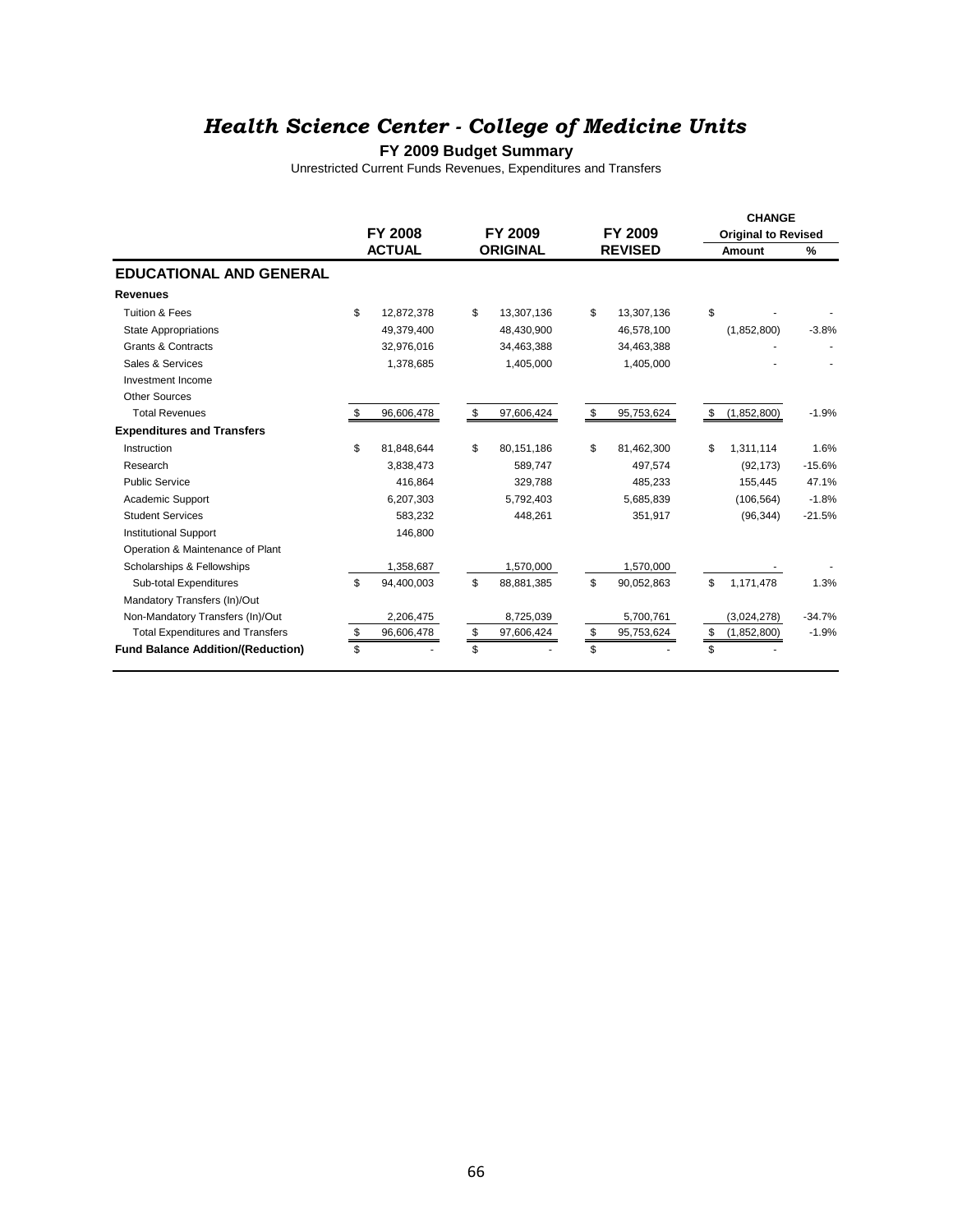# *Health Science Center - College of Medicine Units*

**FY 2009 Budget Summary**

Unrestricted Current Funds Revenues, Expenditures and Transfers

| | FY 2008 ACTUAL | FY 2009 ORIGINAL | FY 2009 REVISED | CHANGE Original to Revised Amount | % |
|---|---|---|---|---|---|
| **EDUCATIONAL AND GENERAL** | | | | | |
| **Revenues** | | | | | |
| Tuition & Fees | $ 12,872,378 | $ 13,307,136 | $ 13,307,136 | $ - | - |
| State Appropriations | 49,379,400 | 48,430,900 | 46,578,100 | (1,852,800) | -3.8% |
| Grants & Contracts | 32,976,016 | 34,463,388 | 34,463,388 | - | - |
| Sales & Services | 1,378,685 | 1,405,000 | 1,405,000 | - | - |
| Investment Income | | | | | |
| Other Sources | | | | | |
| Total Revenues | $ 96,606,478 | $ 97,606,424 | $ 95,753,624 | $ (1,852,800) | -1.9% |
| **Expenditures and Transfers** | | | | | |
| Instruction | $ 81,848,644 | $ 80,151,186 | $ 81,462,300 | $ 1,311,114 | 1.6% |
| Research | 3,838,473 | 589,747 | 497,574 | (92,173) | -15.6% |
| Public Service | 416,864 | 329,788 | 485,233 | 155,445 | 47.1% |
| Academic Support | 6,207,303 | 5,792,403 | 5,685,839 | (106,564) | -1.8% |
| Student Services | 583,232 | 448,261 | 351,917 | (96,344) | -21.5% |
| Institutional Support | 146,800 | | | | |
| Operation & Maintenance of Plant | | | | | |
| Scholarships & Fellowships | 1,358,687 | 1,570,000 | 1,570,000 | - | - |
| Sub-total Expenditures | $ 94,400,003 | $ 88,881,385 | $ 90,052,863 | $ 1,171,478 | 1.3% |
| Mandatory Transfers (In)/Out | | | | | |
| Non-Mandatory Transfers (In)/Out | 2,206,475 | 8,725,039 | 5,700,761 | (3,024,278) | -34.7% |
| Total Expenditures and Transfers | $ 96,606,478 | $ 97,606,424 | $ 95,753,624 | $ (1,852,800) | -1.9% |
| **Fund Balance Addition/(Reduction)** | $ - | $ - | $ - | $ - | |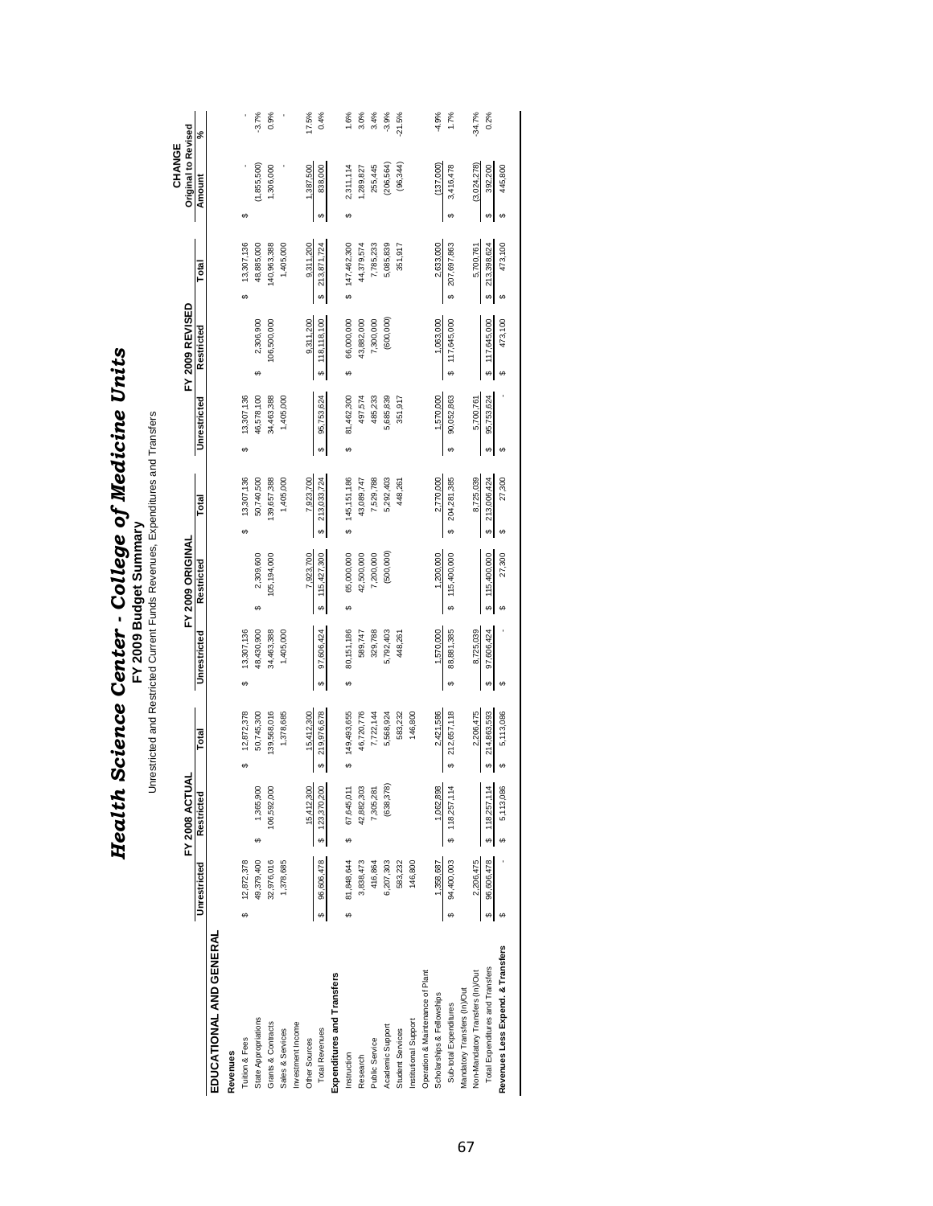# *Health Science Center - College of Medicine Units*

## FY 2009 Budget Summary

Unrestricted and Restricted Current Funds Revenues, Expenditures and Transfers

| | FY 2008 ACTUAL | | | FY 2009 ORIGINAL | | | FY 2009 REVISED | | | CHANGE Original to Revised | |
|---|---|---|---|---|---|---|---|---|---|---|---|
| | Unrestricted | Restricted | Total | Unrestricted | Restricted | Total | Unrestricted | Restricted | Total | Amount | % |
| **EDUCATIONAL AND GENERAL** | | | | | | | | | | | |
| **Revenues** | | | | | | | | | | | |
| Tuition & Fees | $ 12,872,378 | | $ 12,872,378 | $ 13,307,136 | | $ 13,307,136 | $ 13,307,136 | | $ 13,307,136 | $ - | - |
| State Appropriations | 49,379,400 | $ 1,365,900 | 50,745,300 | 48,430,900 | $ 2,309,600 | 50,740,500 | 46,578,100 | $ 2,306,900 | 48,885,000 | (1,855,500) | -3.7% |
| Grants & Contracts | 32,976,016 | 106,592,000 | 139,568,016 | 34,463,388 | 105,194,000 | 139,657,388 | 34,463,388 | 106,500,000 | 140,963,388 | 1,306,000 | 0.9% |
| Sales & Services | 1,378,685 | | 1,378,685 | 1,405,000 | | 1,405,000 | 1,405,000 | | 1,405,000 | - | - |
| Investment Income | | | | | | | | | | | |
| Other Sources | | 15,412,300 | 15,412,300 | | 7,923,700 | 7,923,700 | | 9,311,200 | 9,311,200 | 1,387,500 | 17.5% |
| Total Revenues | $ 96,606,478 | $ 123,370,200 | $ 219,976,678 | $ 97,606,424 | $ 115,427,300 | $ 213,033,724 | $ 95,753,624 | $ 118,118,100 | $ 213,871,724 | $ 838,000 | 0.4% |
| **Expenditures and Transfers** | | | | | | | | | | | |
| Instruction | $ 81,848,644 | $ 67,645,011 | $ 149,493,655 | $ 80,151,186 | $ 65,000,000 | $ 145,151,186 | $ 81,462,300 | $ 66,000,000 | $ 147,462,300 | $ 2,311,114 | 1.6% |
| Research | 3,838,473 | 42,882,303 | 46,720,776 | 589,747 | 42,500,000 | 43,089,747 | 497,574 | 43,882,000 | 44,379,574 | 1,289,827 | 3.0% |
| Public Service | 416,864 | 7,305,281 | 7,722,144 | 329,788 | 7,200,000 | 7,529,788 | 485,233 | 7,300,000 | 7,785,233 | 255,445 | 3.4% |
| Academic Support | 6,207,303 | (638,378) | 5,568,924 | 5,792,403 | (500,000) | 5,292,403 | 5,685,839 | (600,000) | 5,085,839 | (206,564) | -3.9% |
| Student Services | 583,232 | | 583,232 | 448,261 | | 448,261 | 351,917 | | 351,917 | (96,344) | -21.5% |
| Institutional Support | 146,800 | | 146,800 | | | | | | | | |
| Operation & Maintenance of Plant | | | | | | | | | | | |
| Scholarships & Fellowships | 1,358,687 | 1,062,898 | 2,421,586 | 1,570,000 | 1,200,000 | 2,770,000 | 1,570,000 | 1,063,000 | 2,633,000 | (137,000) | -4.9% |
| Sub-total Expenditures | $ 94,400,003 | $ 118,257,114 | $ 212,657,118 | $ 88,881,385 | $ 115,400,000 | $ 204,281,385 | $ 90,052,863 | $ 117,645,000 | $ 207,697,863 | $ 3,416,478 | 1.7% |
| Mandatory Transfers (In)/Out | | | | | | | | | | | |
| Non-Mandatory Transfers (In)/Out | 2,206,475 | | 2,206,475 | 8,725,039 | | 8,725,039 | 5,700,761 | | 5,700,761 | (3,024,278) | -34.7% |
| Total Expenditures and Transfers | $ 96,606,478 | $ 118,257,114 | $ 214,863,593 | $ 97,606,424 | $ 115,400,000 | $ 213,006,424 | $ 95,753,624 | $ 117,645,000 | $ 213,398,624 | $ 392,200 | 0.2% |
| **Revenues Less Expend. & Transfers** | $ - | $ 5,113,086 | $ 5,113,086 | $ - | $ 27,300 | $ 27,300 | $ - | $ 473,100 | $ 473,100 | $ 445,800 | |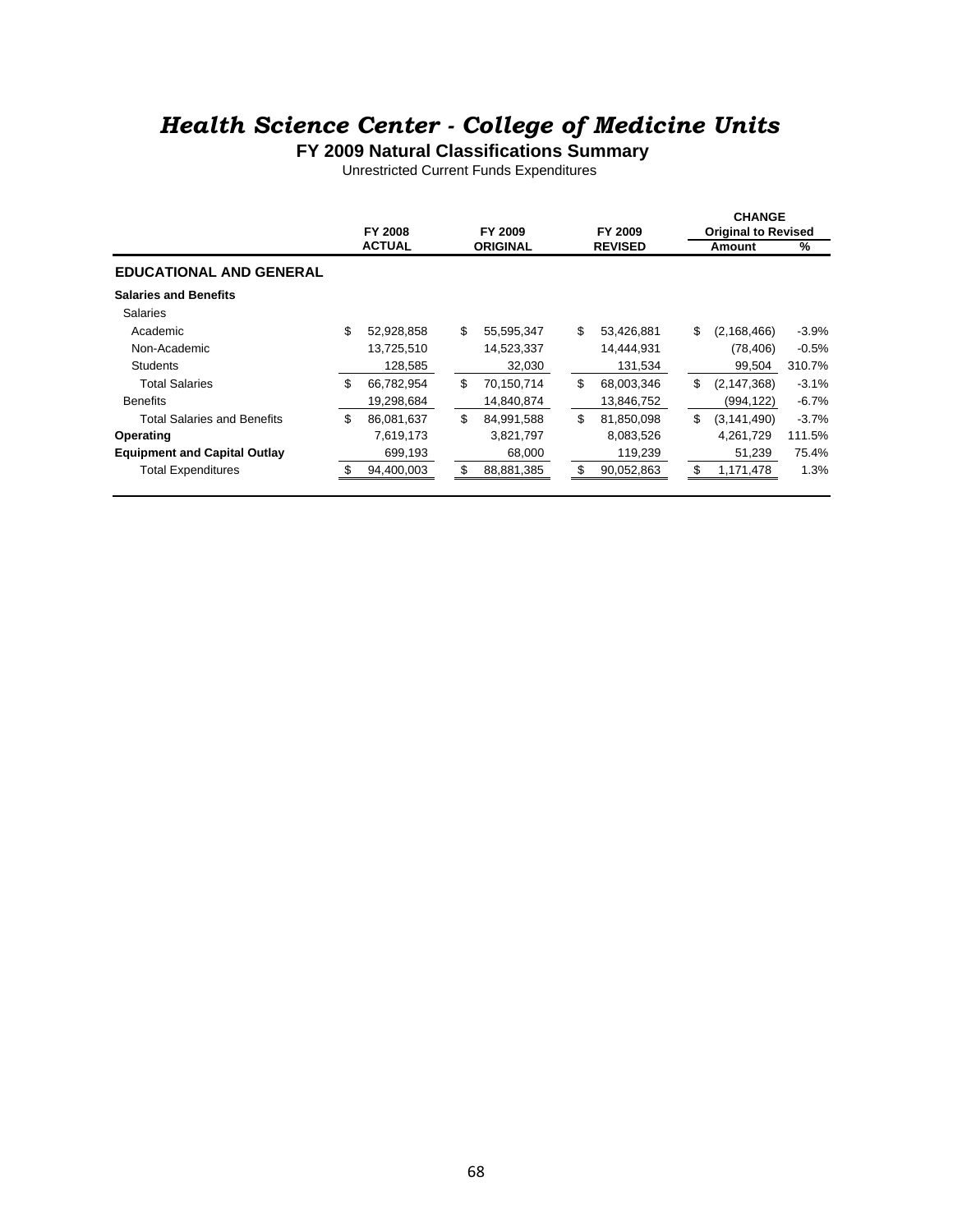# *Health Science Center - College of Medicine Units*

## FY 2009 Natural Classifications Summary

Unrestricted Current Funds Expenditures

| | FY 2008 ACTUAL | FY 2009 ORIGINAL | FY 2009 REVISED | CHANGE Original to Revised Amount | % |
|---|---|---|---|---|---|
| **EDUCATIONAL AND GENERAL** | | | | | |
| **Salaries and Benefits** | | | | | |
| Salaries | | | | | |
| Academic | $ 52,928,858 | $ 55,595,347 | $ 53,426,881 | $ (2,168,466) | -3.9% |
| Non-Academic | 13,725,510 | 14,523,337 | 14,444,931 | (78,406) | -0.5% |
| Students | 128,585 | 32,030 | 131,534 | 99,504 | 310.7% |
| Total Salaries | $ 66,782,954 | $ 70,150,714 | $ 68,003,346 | $ (2,147,368) | -3.1% |
| Benefits | 19,298,684 | 14,840,874 | 13,846,752 | (994,122) | -6.7% |
| Total Salaries and Benefits | $ 86,081,637 | $ 84,991,588 | $ 81,850,098 | $ (3,141,490) | -3.7% |
| **Operating** | 7,619,173 | 3,821,797 | 8,083,526 | 4,261,729 | 111.5% |
| **Equipment and Capital Outlay** | 699,193 | 68,000 | 119,239 | 51,239 | 75.4% |
| Total Expenditures | $ 94,400,003 | $ 88,881,385 | $ 90,052,863 | $ 1,171,478 | 1.3% |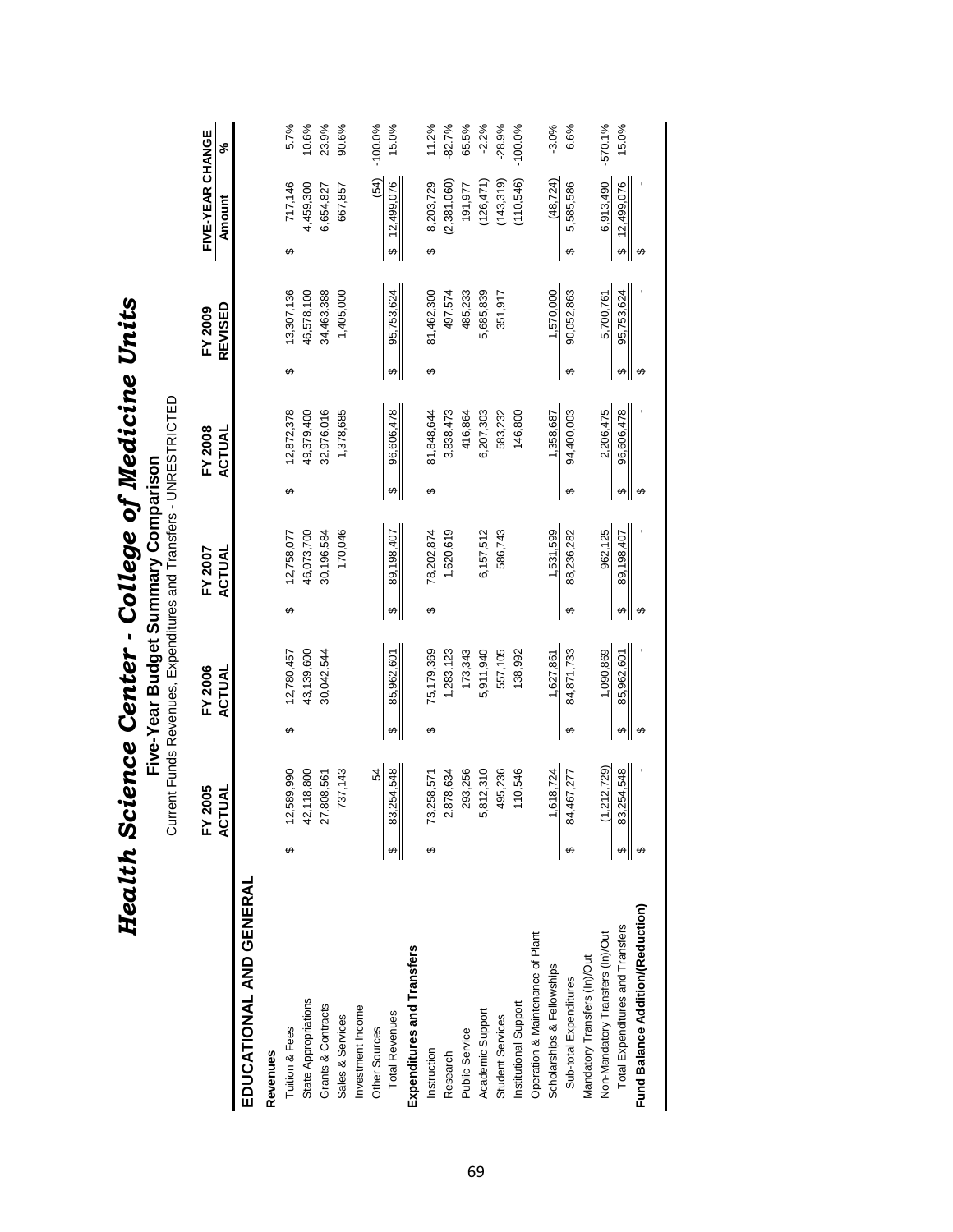# *Health Science Center - College of Medicine Units*

## Five-Year Budget Summary Comparison

Current Funds Revenues, Expenditures and Transfers - UNRESTRICTED

| | FY 2005 ACTUAL | FY 2006 ACTUAL | FY 2007 ACTUAL | FY 2008 ACTUAL | FY 2009 REVISED | FIVE-YEAR CHANGE Amount | % |
|---|---|---|---|---|---|---|---|
| **EDUCATIONAL AND GENERAL** | | | | | | | |
| **Revenues** | | | | | | | |
| Tuition & Fees | $ 12,589,990 | $ 12,780,457 | $ 12,758,077 | $ 12,872,378 | $ 13,307,136 | $ 717,146 | 5.7% |
| State Appropriations | 42,118,800 | 43,139,600 | 46,073,700 | 49,379,400 | 46,578,100 | 4,459,300 | 10.6% |
| Grants & Contracts | 27,808,561 | 30,042,544 | 30,196,584 | 32,976,016 | 34,463,388 | 6,654,827 | 23.9% |
| Sales & Services | 737,143 | | 170,046 | 1,378,685 | 1,405,000 | 667,857 | 90.6% |
| Investment Income | | | | | | | |
| Other Sources | 54 | | | | | (54) | -100.0% |
| Total Revenues | $ 83,254,548 | $ 85,962,601 | $ 89,198,407 | $ 96,606,478 | $ 95,753,624 | $ 12,499,076 | 15.0% |
| **Expenditures and Transfers** | | | | | | | |
| Instruction | $ 73,258,571 | $ 75,179,369 | $ 78,202,874 | $ 81,848,644 | $ 81,462,300 | $ 8,203,729 | 11.2% |
| Research | 2,878,634 | 1,283,123 | 1,620,619 | 3,838,473 | 497,574 | (2,381,060) | -82.7% |
| Public Service | 293,256 | 173,343 | | 416,864 | 485,233 | 191,977 | 65.5% |
| Academic Support | 5,812,310 | 5,911,940 | 6,157,512 | 6,207,303 | 5,685,839 | (126,471) | -2.2% |
| Student Services | 495,236 | 557,105 | 586,743 | 583,232 | 351,917 | (143,319) | -28.9% |
| Institutional Support | 110,546 | 138,992 | | 146,800 | | (110,546) | -100.0% |
| Operation & Maintenance of Plant | | | | | | | |
| Scholarships & Fellowships | 1,618,724 | 1,627,861 | 1,531,599 | 1,358,687 | 1,570,000 | (48,724) | -3.0% |
| Sub-total Expenditures | $ 84,467,277 | $ 84,871,733 | $ 88,236,282 | $ 94,400,003 | $ 90,052,863 | $ 5,585,586 | 6.6% |
| Mandatory Transfers (In)/Out | | | | | | | |
| Non-Mandatory Transfers (In)/Out | (1,212,729) | 1,090,869 | 962,125 | 2,206,475 | 5,700,761 | 6,913,490 | -570.1% |
| Total Expenditures and Transfers | $ 83,254,548 | $ 85,962,601 | $ 89,198,407 | $ 96,606,478 | $ 95,753,624 | $ 12,499,076 | 15.0% |
| **Fund Balance Addition/(Reduction)** | $ - | $ - | $ - | $ - | $ - | $ - | |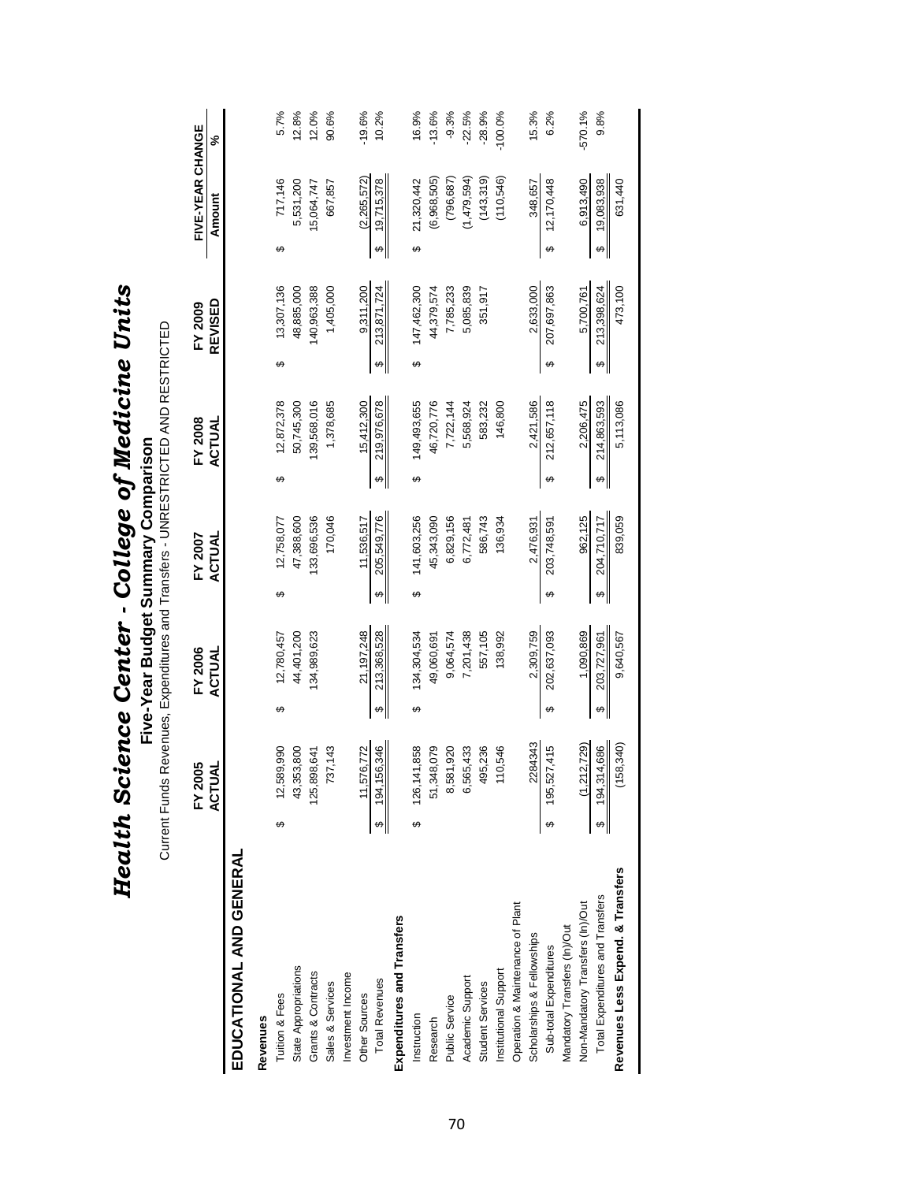# *Health Science Center - College of Medicine Units*

## Five-Year Budget Summary Comparison

Current Funds Revenues, Expenditures and Transfers - UNRESTRICTED AND RESTRICTED

| | FY 2005 ACTUAL | FY 2006 ACTUAL | FY 2007 ACTUAL | FY 2008 ACTUAL | FY 2009 REVISED | FIVE-YEAR CHANGE Amount | % |
|---|---|---|---|---|---|---|---|
| **EDUCATIONAL AND GENERAL** | | | | | | | |
| **Revenues** | | | | | | | |
| Tuition & Fees | $ 12,589,990 | $ 12,780,457 | $ 12,758,077 | $ 12,872,378 | $ 13,307,136 | $ 717,146 | 5.7% |
| State Appropriations | 43,353,800 | 44,401,200 | 47,388,600 | 50,745,300 | 48,885,000 | 5,531,200 | 12.8% |
| Grants & Contracts | 125,898,641 | 134,989,623 | 133,696,536 | 139,568,016 | 140,963,388 | 15,064,747 | 12.0% |
| Sales & Services | 737,143 | | 170,046 | 1,378,685 | 1,405,000 | 667,857 | 90.6% |
| Investment Income | | | | | | | |
| Other Sources | 11,576,772 | 21,197,248 | 11,536,517 | 15,412,300 | 9,311,200 | (2,265,572) | -19.6% |
| Total Revenues | $ 194,156,346 | $ 213,368,528 | $ 205,549,776 | $ 219,976,678 | $ 213,871,724 | $ 19,715,378 | 10.2% |
| **Expenditures and Transfers** | | | | | | | |
| Instruction | $ 126,141,858 | $ 134,304,534 | $ 141,603,256 | $ 149,493,655 | $ 147,462,300 | $ 21,320,442 | 16.9% |
| Research | 51,348,079 | 49,060,691 | 45,343,090 | 46,720,776 | 44,379,574 | (6,968,505) | -13.6% |
| Public Service | 8,581,920 | 9,064,574 | 6,829,156 | 7,722,144 | 7,785,233 | (796,687) | -9.3% |
| Academic Support | 6,565,433 | 7,201,438 | 6,772,481 | 5,568,924 | 5,085,839 | (1,479,594) | -22.5% |
| Student Services | 495,236 | 557,105 | 586,743 | 583,232 | 351,917 | (143,319) | -28.9% |
| Institutional Support | 110,546 | 138,992 | 136,934 | 146,800 | | (110,546) | -100.0% |
| Operation & Maintenance of Plant | | | | | | | |
| Scholarships & Fellowships | 2284343 | 2,309,759 | 2,476,931 | 2,421,586 | 2,633,000 | 348,657 | 15.3% |
| Sub-total Expenditures | $ 195,527,415 | $ 202,637,093 | $ 203,748,591 | $ 212,657,118 | $ 207,697,863 | $ 12,170,448 | 6.2% |
| Mandatory Transfers (In)/Out | | | | | | | |
| Non-Mandatory Transfers (In)/Out | (1,212,729) | 1,090,869 | 962,125 | 2,206,475 | 5,700,761 | 6,913,490 | -570.1% |
| Total Expenditures and Transfers | $ 194,314,686 | $ 203,727,961 | $ 204,710,717 | $ 214,863,593 | $ 213,398,624 | $ 19,083,938 | 9.8% |
| **Revenues Less Expend. & Transfers** | (158,340) | 9,640,567 | 839,059 | 5,113,086 | 473,100 | 631,440 | |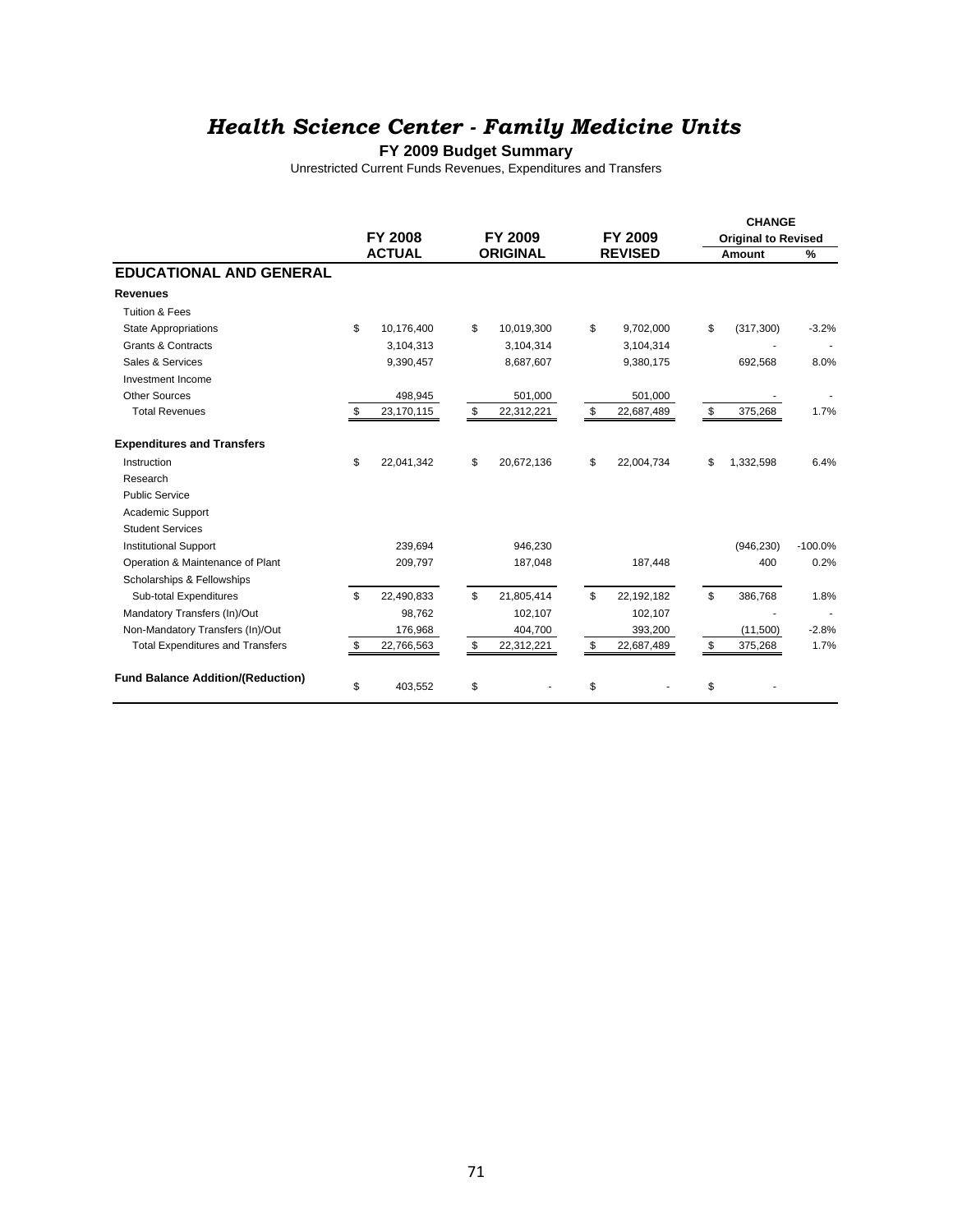# *Health Science Center - Family Medicine Units*

**FY 2009 Budget Summary**

Unrestricted Current Funds Revenues, Expenditures and Transfers

| | FY 2008 ACTUAL | FY 2009 ORIGINAL | FY 2009 REVISED | CHANGE Original to Revised Amount | % |
|---|---|---|---|---|---|
| **EDUCATIONAL AND GENERAL** | | | | | |
| **Revenues** | | | | | |
| Tuition & Fees | | | | | |
| State Appropriations | $ 10,176,400 | $ 10,019,300 | $ 9,702,000 | $ (317,300) | -3.2% |
| Grants & Contracts | 3,104,313 | 3,104,314 | 3,104,314 | - | - |
| Sales & Services | 9,390,457 | 8,687,607 | 9,380,175 | 692,568 | 8.0% |
| Investment Income | | | | | |
| Other Sources | 498,945 | 501,000 | 501,000 | - | - |
| Total Revenues | $ 23,170,115 | $ 22,312,221 | $ 22,687,489 | $ 375,268 | 1.7% |
| **Expenditures and Transfers** | | | | | |
| Instruction | $ 22,041,342 | $ 20,672,136 | $ 22,004,734 | $ 1,332,598 | 6.4% |
| Research | | | | | |
| Public Service | | | | | |
| Academic Support | | | | | |
| Student Services | | | | | |
| Institutional Support | 239,694 | 946,230 | | (946,230) | -100.0% |
| Operation & Maintenance of Plant | 209,797 | 187,048 | 187,448 | 400 | 0.2% |
| Scholarships & Fellowships | | | | | |
| Sub-total Expenditures | $ 22,490,833 | $ 21,805,414 | $ 22,192,182 | $ 386,768 | 1.8% |
| Mandatory Transfers (In)/Out | 98,762 | 102,107 | 102,107 | - | - |
| Non-Mandatory Transfers (In)/Out | 176,968 | 404,700 | 393,200 | (11,500) | -2.8% |
| Total Expenditures and Transfers | $ 22,766,563 | $ 22,312,221 | $ 22,687,489 | $ 375,268 | 1.7% |
| **Fund Balance Addition/(Reduction)** | $ 403,552 | $ - | $ - | $ - | |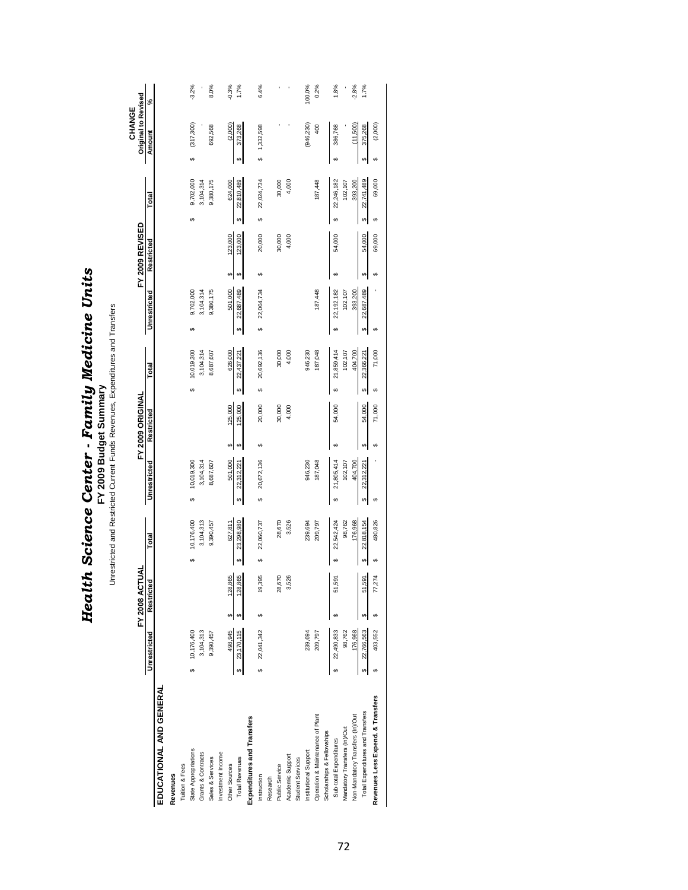# *Health Science Center - Family Medicine Units*

## FY 2009 Budget Summary

Unrestricted and Restricted Current Funds Revenues, Expenditures and Transfers

| | FY 2008 ACTUAL | | | FY 2009 ORIGINAL | | | FY 2009 REVISED | | | CHANGE Original to Revised | |
|---|---|---|---|---|---|---|---|---|---|---|---|
| | Unrestricted | Restricted | Total | Unrestricted | Restricted | Total | Unrestricted | Restricted | Total | Amount | % |
| **EDUCATIONAL AND GENERAL** | | | | | | | | | | | |
| **Revenues** | | | | | | | | | | | |
| Tuition & Fees | | | | | | | | | | | |
| State Appropriations | $ 10,176,400 | | $ 10,176,400 | $ 10,019,300 | | $ 10,019,300 | $ 9,702,000 | | $ 9,702,000 | $ (317,300) | -3.2% |
| Grants & Contracts | 3,104,313 | | 3,104,313 | 3,104,314 | | 3,104,314 | 3,104,314 | | 3,104,314 | - | - |
| Sales & Services | 9,390,457 | | 9,390,457 | 8,687,607 | | 8,687,607 | 9,380,175 | | 9,380,175 | 692,568 | 8.0% |
| Investment Income | | | | | | | | | | | |
| Other Sources | 498,945 | $ 128,865 | 627,811 | 501,000 | $ 125,000 | 626,000 | 501,000 | $ 123,000 | 624,000 | (2,000) | -0.3% |
| Total Revenues | $ 23,170,115 | $ 128,865 | $ 23,298,980 | $ 22,312,221 | $ 125,000 | $ 22,437,221 | $ 22,687,489 | $ 123,000 | $ 22,810,489 | $ 373,268 | 1.7% |
| **Expenditures and Transfers** | | | | | | | | | | | |
| Instruction | $ 22,041,342 | $ 19,395 | $ 22,060,737 | $ 20,672,136 | $ 20,000 | $ 20,692,136 | $ 22,004,734 | $ 20,000 | $ 22,024,734 | $ 1,332,598 | 6.4% |
| Research | | | | | | | | | | | |
| Public Service | | 28,670 | 28,670 | | 30,000 | 30,000 | | 30,000 | 30,000 | - | - |
| Academic Support | | 3,526 | 3,526 | | 4,000 | 4,000 | | 4,000 | 4,000 | - | - |
| Student Services | | | | | | | | | | | |
| Institutional Support | 239,694 | | 239,694 | 946,230 | | 946,230 | | | | (946,230) | 100.0% |
| Operation & Maintenance of Plant | 209,797 | | 209,797 | 187,048 | | 187,048 | 187,448 | | 187,448 | 400 | 0.2% |
| Scholarships & Fellowships | | | | | | | | | | | |
| Sub-total Expenditures | $ 22,490,833 | $ 51,591 | $ 22,542,424 | $ 21,805,414 | $ 54,000 | $ 21,859,414 | $ 22,192,182 | $ 54,000 | $ 22,246,182 | $ 386,768 | 1.8% |
| Mandatory Transfers (In)/Out | 98,762 | | 98,762 | 102,107 | | 102,107 | 102,107 | | 102,107 | - | - |
| Non-Mandatory Transfers (In)/Out | 176,968 | | 176,968 | 404,700 | | 404,700 | 393,200 | | 393,200 | (11,500) | -2.8% |
| Total Expenditures and Transfers | $ 22,766,563 | $ 51,591 | $ 22,818,154 | $ 22,312,221 | $ 54,000 | $ 22,366,221 | $ 22,687,489 | $ 54,000 | $ 22,741,489 | $ 375,268 | 1.7% |
| **Revenues Less Expend. & Transfers** | $ 403,552 | $ 77,274 | $ 480,826 | $ - | $ 71,000 | $ 71,000 | $ - | $ 69,000 | $ 69,000 | $ (2,000) | |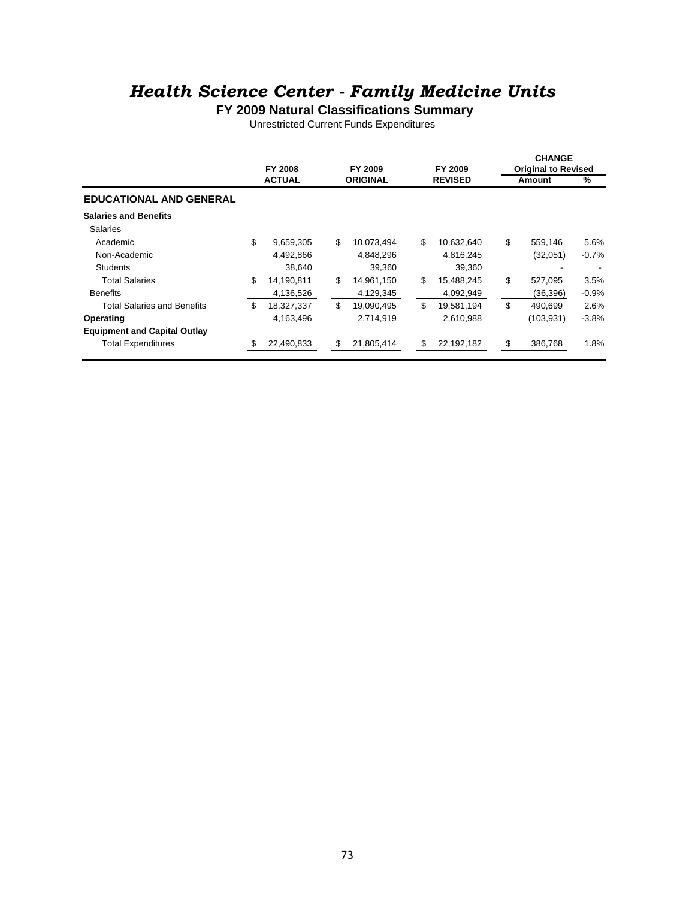# *Health Science Center - Family Medicine Units*

**FY 2009 Natural Classifications Summary**

Unrestricted Current Funds Expenditures

| | FY 2008 ACTUAL | FY 2009 ORIGINAL | FY 2009 REVISED | CHANGE Original to Revised Amount | % |
|---|---|---|---|---|---|
| **EDUCATIONAL AND GENERAL** | | | | | |
| **Salaries and Benefits** | | | | | |
| Salaries | | | | | |
| Academic | $ 9,659,305 | $ 10,073,494 | $ 10,632,640 | $ 559,146 | 5.6% |
| Non-Academic | 4,492,866 | 4,848,296 | 4,816,245 | (32,051) | -0.7% |
| Students | 38,640 | 39,360 | 39,360 | - | - |
| Total Salaries | $ 14,190,811 | $ 14,961,150 | $ 15,488,245 | $ 527,095 | 3.5% |
| Benefits | 4,136,526 | 4,129,345 | 4,092,949 | (36,396) | -0.9% |
| Total Salaries and Benefits | $ 18,327,337 | $ 19,090,495 | $ 19,581,194 | $ 490,699 | 2.6% |
| **Operating** | 4,163,496 | 2,714,919 | 2,610,988 | (103,931) | -3.8% |
| **Equipment and Capital Outlay** | | | | | |
| Total Expenditures | $ 22,490,833 | $ 21,805,414 | $ 22,192,182 | $ 386,768 | 1.8% |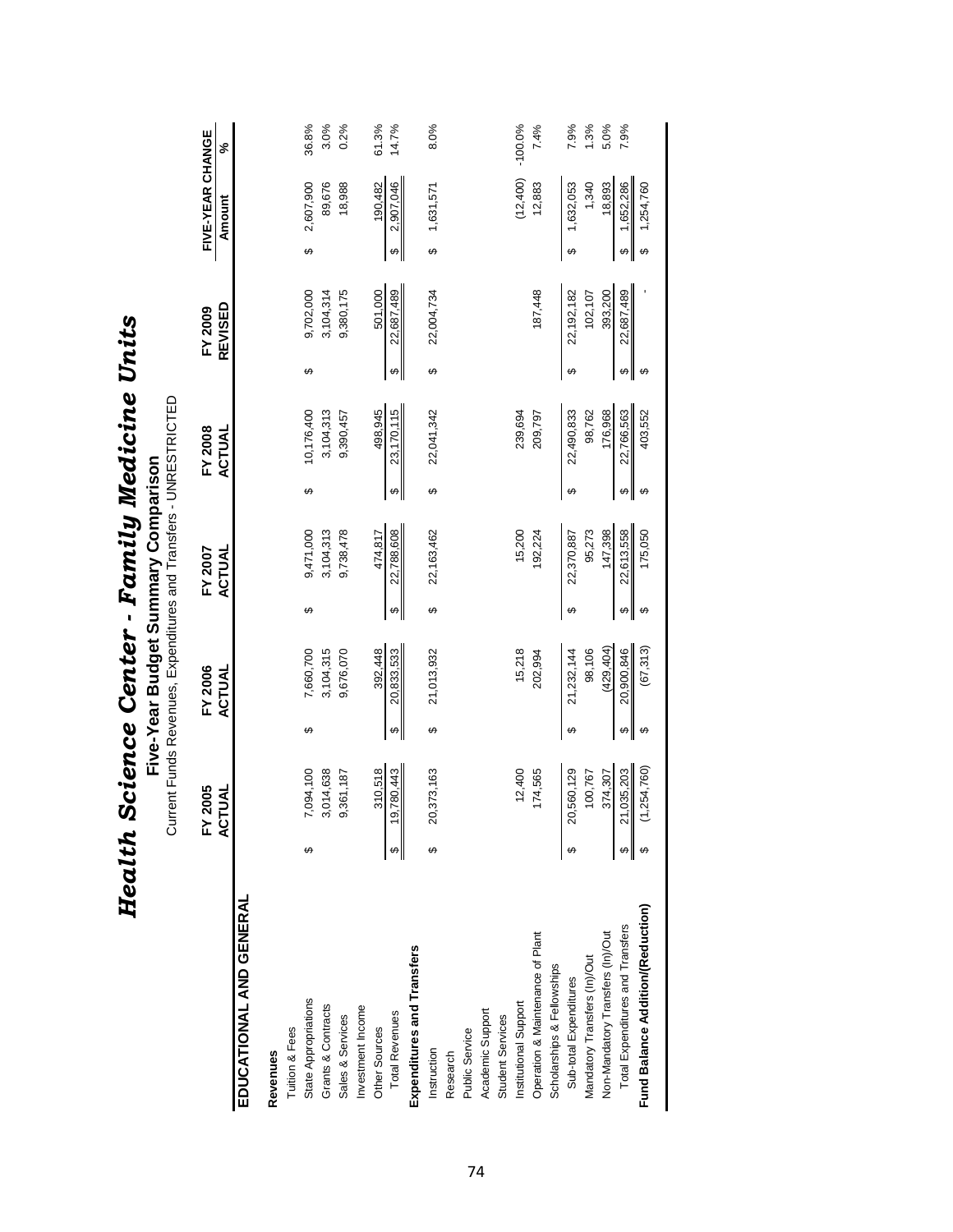# *Health Science Center - Family Medicine Units*

## Five-Year Budget Summary Comparison

Current Funds Revenues, Expenditures and Transfers - UNRESTRICTED

| | FY 2005 ACTUAL | FY 2006 ACTUAL | FY 2007 ACTUAL | FY 2008 ACTUAL | FY 2009 REVISED | FIVE-YEAR CHANGE Amount | FIVE-YEAR CHANGE % |
|---|---|---|---|---|---|---|---|
| **EDUCATIONAL AND GENERAL** | | | | | | | |
| **Revenues** | | | | | | | |
| Tuition & Fees | | | | | | | |
| State Appropriations | $ 7,094,100 | $ 7,660,700 | $ 9,471,000 | $ 10,176,400 | $ 9,702,000 | $ 2,607,900 | 36.8% |
| Grants & Contracts | 3,014,638 | 3,104,315 | 3,104,313 | 3,104,313 | 3,104,314 | 89,676 | 3.0% |
| Sales & Services | 9,361,187 | 9,676,070 | 9,738,478 | 9,390,457 | 9,380,175 | 18,988 | 0.2% |
| Investment Income | | | | | | | |
| Other Sources | 310,518 | 392,448 | 474,817 | 498,945 | 501,000 | 190,482 | 61.3% |
| Total Revenues | $ 19,780,443 | $ 20,833,533 | $ 22,788,608 | $ 23,170,115 | $ 22,687,489 | $ 2,907,046 | 14.7% |
| **Expenditures and Transfers** | | | | | | | |
| Instruction | $ 20,373,163 | $ 21,013,932 | $ 22,163,462 | $ 22,041,342 | $ 22,004,734 | $ 1,631,571 | 8.0% |
| Research | | | | | | | |
| Public Service | | | | | | | |
| Academic Support | | | | | | | |
| Student Services | | | | | | | |
| Institutional Support | 12,400 | 15,218 | 15,200 | 239,694 | | (12,400) | -100.0% |
| Operation & Maintenance of Plant | 174,565 | 202,994 | 192,224 | 209,797 | 187,448 | 12,883 | 7.4% |
| Scholarships & Fellowships | | | | | | | |
| Sub-total Expenditures | $ 20,560,129 | $ 21,232,144 | $ 22,370,887 | $ 22,490,833 | $ 22,192,182 | $ 1,632,053 | 7.9% |
| Mandatory Transfers (In)/Out | 100,767 | 98,106 | 95,273 | 98,762 | 102,107 | 1,340 | 1.3% |
| Non-Mandatory Transfers (In)/Out | 374,307 | (429,404) | 147,398 | 176,968 | 393,200 | 18,893 | 5.0% |
| Total Expenditures and Transfers | $ 21,035,203 | $ 20,900,846 | $ 22,613,558 | $ 22,766,563 | $ 22,687,489 | $ 1,652,286 | 7.9% |
| **Fund Balance Addition/(Reduction)** | $ (1,254,760) | $ (67,313) | $ 175,050 | $ 403,552 | $ - | $ 1,254,760 | |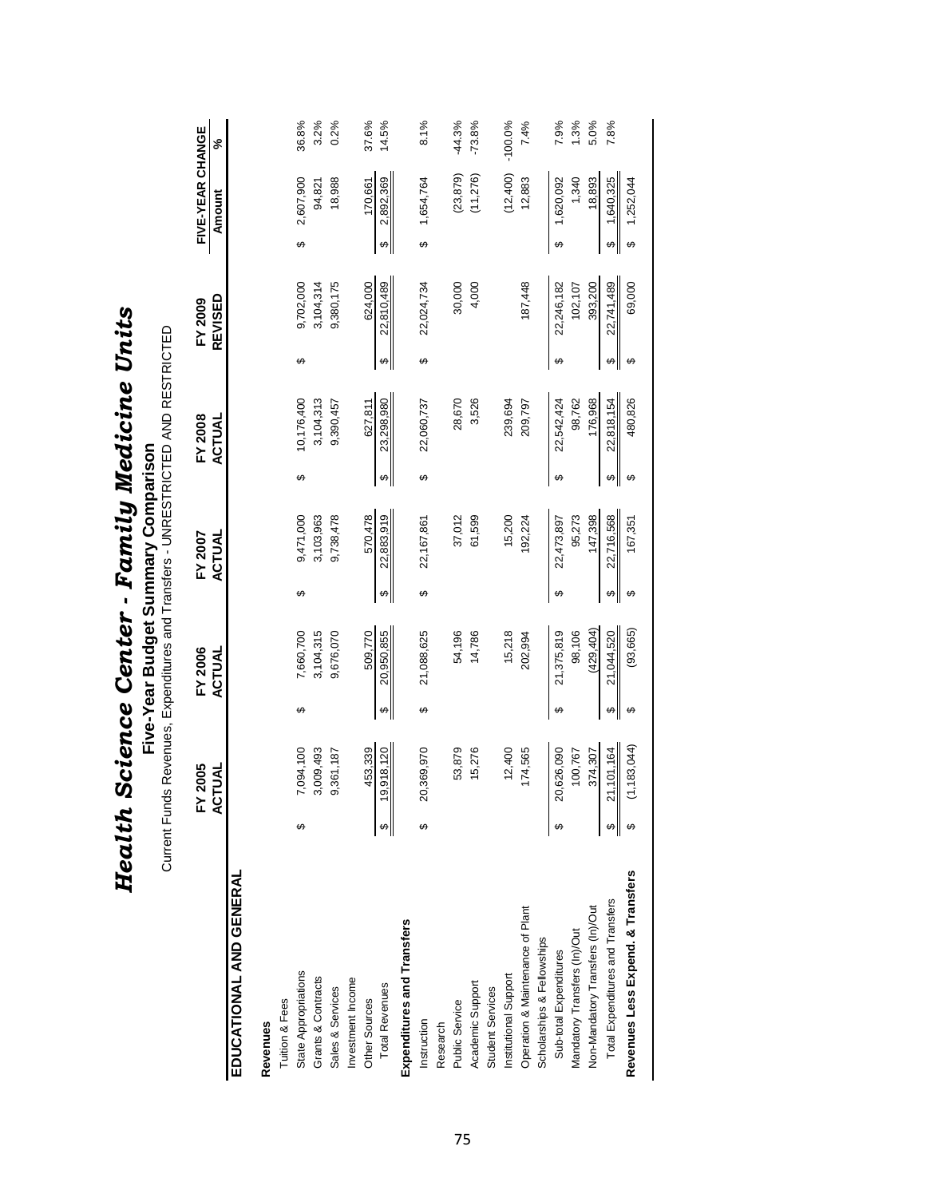# Health Science Center - Family Medicine Units

## Five-Year Budget Summary Comparison

Current Funds Revenues, Expenditures and Transfers - UNRESTRICTED AND RESTRICTED

| | FY 2005 ACTUAL | FY 2006 ACTUAL | FY 2007 ACTUAL | FY 2008 ACTUAL | FY 2009 REVISED | FIVE-YEAR CHANGE Amount | % |
|---|---|---|---|---|---|---|---|
| **EDUCATIONAL AND GENERAL** | | | | | | | |
| **Revenues** | | | | | | | |
| Tuition & Fees | | | | | | | |
| State Appropriations | $ 7,094,100 | $ 7,660,700 | $ 9,471,000 | $ 10,176,400 | $ 9,702,000 | $ 2,607,900 | 36.8% |
| Grants & Contracts | 3,009,493 | 3,104,315 | 3,103,963 | 3,104,313 | 3,104,314 | 94,821 | 3.2% |
| Sales & Services | 9,361,187 | 9,676,070 | 9,738,478 | 9,390,457 | 9,380,175 | 18,988 | 0.2% |
| Investment Income | | | | | | | |
| Other Sources | 453,339 | 509,770 | 570,478 | 627,811 | 624,000 | 170,661 | 37.6% |
| Total Revenues | $ 19,918,120 | $ 20,950,855 | $ 22,883,919 | $ 23,298,980 | $ 22,810,489 | $ 2,892,369 | 14.5% |
| **Expenditures and Transfers** | | | | | | | |
| Instruction | $ 20,369,970 | $ 21,088,625 | $ 22,167,861 | $ 22,060,737 | $ 22,024,734 | $ 1,654,764 | 8.1% |
| Research | | | | | | | |
| Public Service | 53,879 | 54,196 | 37,012 | 28,670 | 30,000 | (23,879) | -44.3% |
| Academic Support | 15,276 | 14,786 | 61,599 | 3,526 | 4,000 | (11,276) | -73.8% |
| Student Services | | | | | | | |
| Institutional Support | 12,400 | 15,218 | 15,200 | 239,694 | | (12,400) | -100.0% |
| Operation & Maintenance of Plant | 174,565 | 202,994 | 192,224 | 209,797 | 187,448 | 12,883 | 7.4% |
| Scholarships & Fellowships | | | | | | | |
| Sub-total Expenditures | $ 20,626,090 | $ 21,375,819 | $ 22,473,897 | $ 22,542,424 | $ 22,246,182 | $ 1,620,092 | 7.9% |
| Mandatory Transfers (In)/Out | 100,767 | 98,106 | 95,273 | 98,762 | 102,107 | 1,340 | 1.3% |
| Non-Mandatory Transfers (In)/Out | 374,307 | (429,404) | 147,398 | 176,968 | 393,200 | 18,893 | 5.0% |
| Total Expenditures and Transfers | $ 21,101,164 | $ 21,044,520 | $ 22,716,568 | $ 22,818,154 | $ 22,741,489 | $ 1,640,325 | 7.8% |
| **Revenues Less Expend. & Transfers** | $ (1,183,044) | $ (93,665) | $ 167,351 | $ 480,826 | $ 69,000 | $ 1,252,044 | |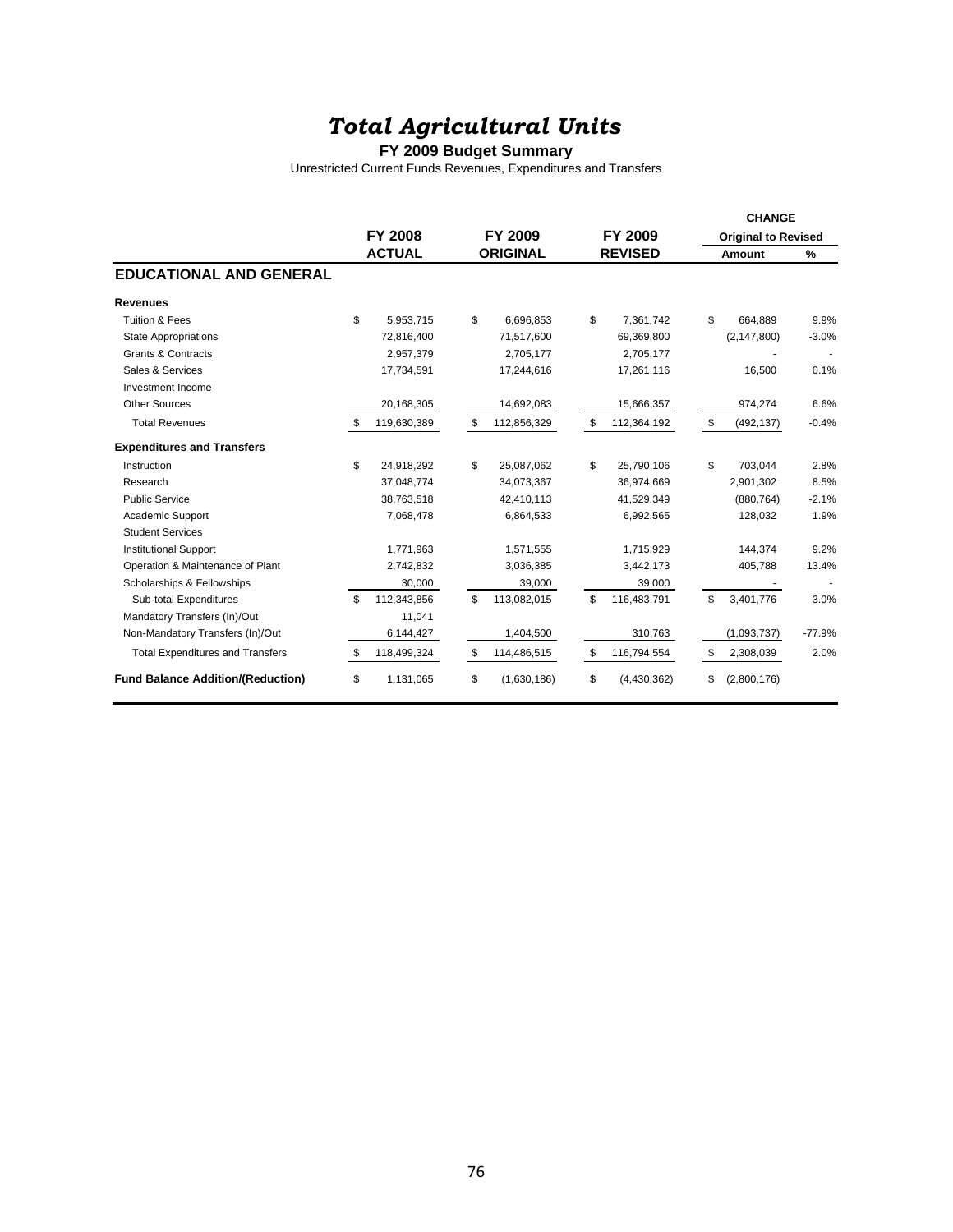# *Total Agricultural Units*

**FY 2009 Budget Summary**

Unrestricted Current Funds Revenues, Expenditures and Transfers

| | FY 2008 ACTUAL | FY 2009 ORIGINAL | FY 2009 REVISED | CHANGE Original to Revised Amount | % |
|---|---|---|---|---|---|
| **EDUCATIONAL AND GENERAL** | | | | | |
| **Revenues** | | | | | |
| Tuition & Fees | $ 5,953,715 | $ 6,696,853 | $ 7,361,742 | $ 664,889 | 9.9% |
| State Appropriations | 72,816,400 | 71,517,600 | 69,369,800 | (2,147,800) | -3.0% |
| Grants & Contracts | 2,957,379 | 2,705,177 | 2,705,177 | - | - |
| Sales & Services | 17,734,591 | 17,244,616 | 17,261,116 | 16,500 | 0.1% |
| Investment Income | | | | | |
| Other Sources | 20,168,305 | 14,692,083 | 15,666,357 | 974,274 | 6.6% |
| Total Revenues | $ 119,630,389 | $ 112,856,329 | $ 112,364,192 | $ (492,137) | -0.4% |
| **Expenditures and Transfers** | | | | | |
| Instruction | $ 24,918,292 | $ 25,087,062 | $ 25,790,106 | $ 703,044 | 2.8% |
| Research | 37,048,774 | 34,073,367 | 36,974,669 | 2,901,302 | 8.5% |
| Public Service | 38,763,518 | 42,410,113 | 41,529,349 | (880,764) | -2.1% |
| Academic Support | 7,068,478 | 6,864,533 | 6,992,565 | 128,032 | 1.9% |
| Student Services | | | | | |
| Institutional Support | 1,771,963 | 1,571,555 | 1,715,929 | 144,374 | 9.2% |
| Operation & Maintenance of Plant | 2,742,832 | 3,036,385 | 3,442,173 | 405,788 | 13.4% |
| Scholarships & Fellowships | 30,000 | 39,000 | 39,000 | - | - |
| Sub-total Expenditures | $ 112,343,856 | $ 113,082,015 | $ 116,483,791 | $ 3,401,776 | 3.0% |
| Mandatory Transfers (In)/Out | 11,041 | | | | |
| Non-Mandatory Transfers (In)/Out | 6,144,427 | 1,404,500 | 310,763 | (1,093,737) | -77.9% |
| Total Expenditures and Transfers | $ 118,499,324 | $ 114,486,515 | $ 116,794,554 | $ 2,308,039 | 2.0% |
| **Fund Balance Addition/(Reduction)** | $ 1,131,065 | $ (1,630,186) | $ (4,430,362) | $ (2,800,176) | |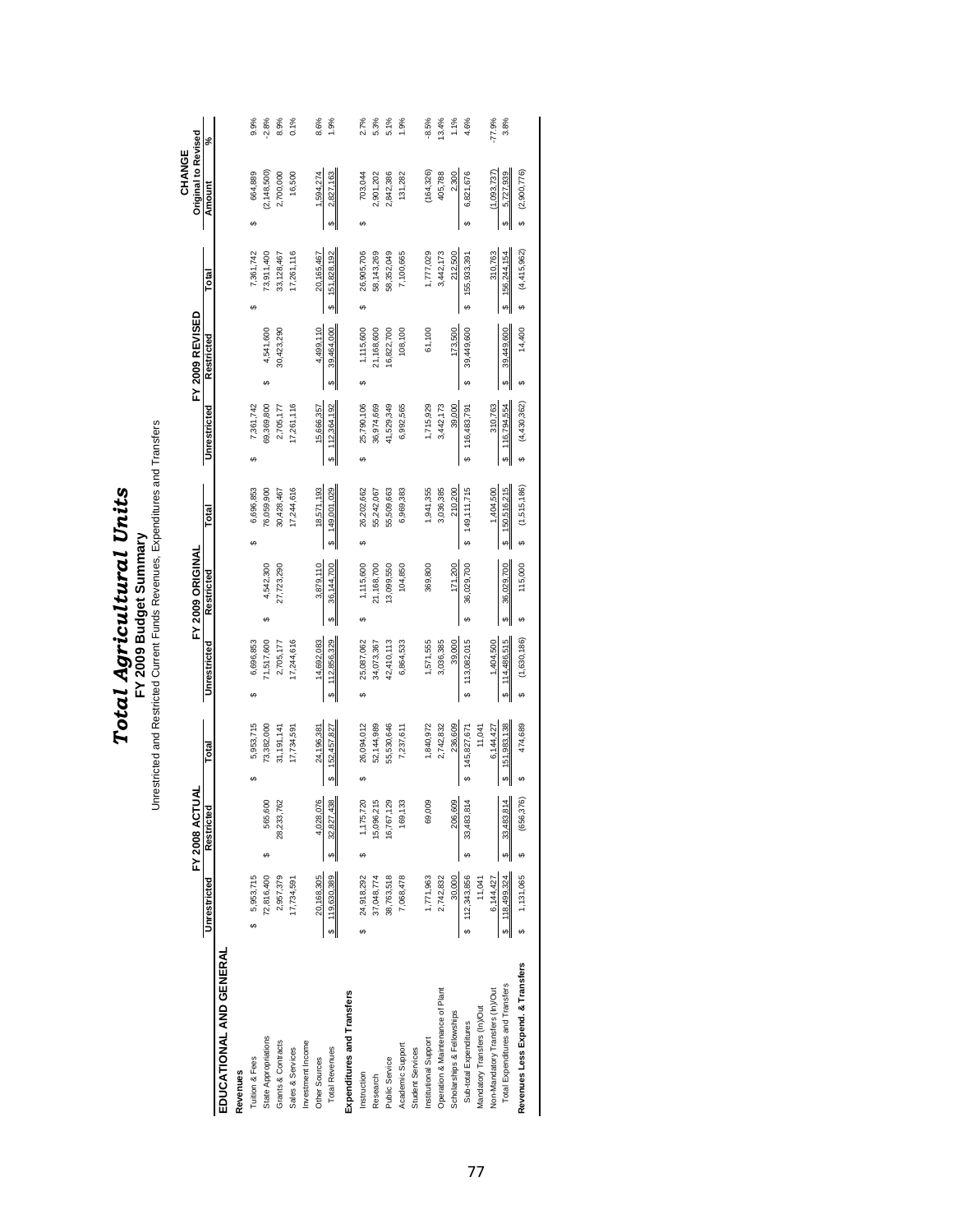# *Total Agricultural Units*

## FY 2009 Budget Summary

Unrestricted and Restricted Current Funds Revenues, Expenditures and Transfers

| | FY 2008 ACTUAL | | | FY 2009 ORIGINAL | | | FY 2009 REVISED | | | CHANGE Original to Revised | |
|---|---|---|---|---|---|---|---|---|---|---|---|
| | Unrestricted | Restricted | Total | Unrestricted | Restricted | Total | Unrestricted | Restricted | Total | Amount | % |
| **EDUCATIONAL AND GENERAL** | | | | | | | | | | | |
| **Revenues** | | | | | | | | | | | |
| Tuition & Fees | $ 5,953,715 | | $ 5,953,715 | $ 6,696,853 | | $ 6,696,853 | $ 7,361,742 | | $ 7,361,742 | $ 664,889 | 9.9% |
| State Appropriations | 72,816,400 | $ 565,600 | 73,382,000 | 71,517,600 | $ 4,542,300 | 76,059,900 | 69,369,800 | $ 4,541,600 | 73,911,400 | (2,148,500) | -2.8% |
| Grants & Contracts | 2,957,379 | 28,233,762 | 31,191,141 | 2,705,177 | 27,723,290 | 30,428,467 | 2,705,177 | 30,423,290 | 33,128,467 | 2,700,000 | 8.9% |
| Sales & Services | 17,734,591 | | 17,734,591 | 17,244,616 | | 17,244,616 | 17,261,116 | | 17,261,116 | 16,500 | 0.1% |
| Investment Income | | | | | | | | | | | |
| Other Sources | 20,168,305 | 4,028,076 | 24,196,381 | 14,692,083 | 3,879,110 | 18,571,193 | 15,666,357 | 4,499,110 | 20,165,467 | 1,594,274 | 8.6% |
| Total Revenues | $ 119,630,389 | $ 32,827,438 | $ 152,457,827 | $ 112,856,329 | $ 36,144,700 | $ 149,001,029 | $ 112,364,192 | $ 39,464,000 | $ 151,828,192 | $ 2,827,163 | 1.9% |
| **Expenditures and Transfers** | | | | | | | | | | | |
| Instruction | $ 24,918,292 | $ 1,175,720 | $ 26,094,012 | $ 25,087,062 | $ 1,115,600 | $ 26,202,662 | $ 25,790,106 | $ 1,115,600 | $ 26,905,706 | $ 703,044 | 2.7% |
| Research | 37,048,774 | 15,096,215 | 52,144,989 | 34,073,367 | 21,168,700 | 55,242,067 | 36,974,669 | 21,168,600 | 58,143,269 | 2,901,202 | 5.3% |
| Public Service | 38,763,518 | 16,767,129 | 55,530,646 | 42,410,113 | 13,099,550 | 55,509,663 | 41,529,349 | 16,822,700 | 58,352,049 | 2,842,386 | 5.1% |
| Academic Support | 7,068,478 | 169,133 | 7,237,611 | 6,864,533 | 104,850 | 6,969,383 | 6,992,565 | 108,100 | 7,100,665 | 131,282 | 1.9% |
| Student Services | | | | | | | | | | | |
| Institutional Support | 1,771,963 | 69,009 | 1,840,972 | 1,571,555 | 369,800 | 1,941,355 | 1,715,929 | 61,100 | 1,777,029 | (164,326) | -8.5% |
| Operation & Maintenance of Plant | 2,742,832 | | 2,742,832 | 3,036,385 | | 3,036,385 | 3,442,173 | | 3,442,173 | 405,788 | 13.4% |
| Scholarships & Fellowships | 30,000 | 206,609 | 236,609 | 39,000 | 171,200 | 210,200 | 39,000 | 173,500 | 212,500 | 2,300 | 1.1% |
| Sub-total Expenditures | $ 112,343,856 | $ 33,483,814 | $ 145,827,671 | $ 113,082,015 | $ 36,029,700 | $ 149,111,715 | $ 116,483,791 | $ 39,449,600 | $ 155,933,391 | $ 6,821,676 | 4.6% |
| Mandatory Transfers (In)/Out | 11,041 | | 11,041 | | | | | | | | |
| Non-Mandatory Transfers (In)/Out | 6,144,427 | | 6,144,427 | 1,404,500 | | 1,404,500 | 310,763 | | 310,763 | (1,093,737) | -77.9% |
| Total Expenditures and Transfers | $ 118,499,324 | $ 33,483,814 | $ 151,983,138 | $ 114,486,515 | $ 36,029,700 | $ 150,516,215 | $ 116,794,554 | $ 39,449,600 | $ 156,244,154 | $ 5,727,939 | 3.8% |
| **Revenues Less Expend. & Transfers** | $ 1,131,065 | $ (656,376) | $ 474,689 | $ (1,630,186) | $ 115,000 | $ (1,515,186) | $ (4,430,362) | $ 14,400 | $ (4,415,962) | $ (2,900,776) | |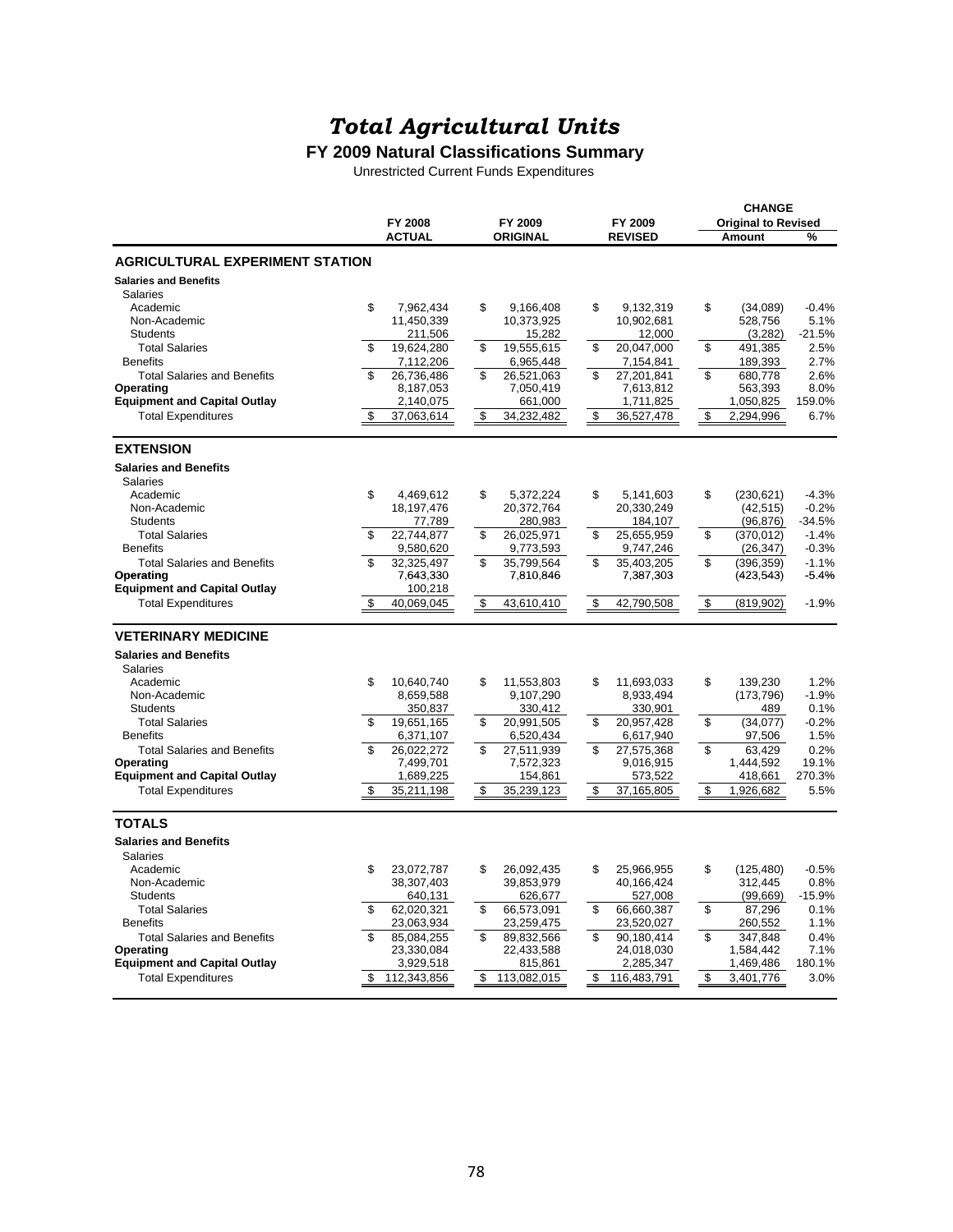# *Total Agricultural Units*

## FY 2009 Natural Classifications Summary

Unrestricted Current Funds Expenditures

| | FY 2008 ACTUAL | FY 2009 ORIGINAL | FY 2009 REVISED | CHANGE Original to Revised Amount | % |
|---|---|---|---|---|---|
| **AGRICULTURAL EXPERIMENT STATION** | | | | | |
| **Salaries and Benefits** | | | | | |
| Salaries | | | | | |
| Academic | $ 7,962,434 | $ 9,166,408 | $ 9,132,319 | $ (34,089) | -0.4% |
| Non-Academic | 11,450,339 | 10,373,925 | 10,902,681 | 528,756 | 5.1% |
| Students | 211,506 | 15,282 | 12,000 | (3,282) | -21.5% |
| Total Salaries | $ 19,624,280 | $ 19,555,615 | $ 20,047,000 | $ 491,385 | 2.5% |
| Benefits | 7,112,206 | 6,965,448 | 7,154,841 | 189,393 | 2.7% |
| Total Salaries and Benefits | $ 26,736,486 | $ 26,521,063 | $ 27,201,841 | $ 680,778 | 2.6% |
| **Operating** | 8,187,053 | 7,050,419 | 7,613,812 | 563,393 | 8.0% |
| **Equipment and Capital Outlay** | 2,140,075 | 661,000 | 1,711,825 | 1,050,825 | 159.0% |
| Total Expenditures | $ 37,063,614 | $ 34,232,482 | $ 36,527,478 | $ 2,294,996 | 6.7% |
| **EXTENSION** | | | | | |
| **Salaries and Benefits** | | | | | |
| Salaries | | | | | |
| Academic | $ 4,469,612 | $ 5,372,224 | $ 5,141,603 | $ (230,621) | -4.3% |
| Non-Academic | 18,197,476 | 20,372,764 | 20,330,249 | (42,515) | -0.2% |
| Students | 77,789 | 280,983 | 184,107 | (96,876) | -34.5% |
| Total Salaries | $ 22,744,877 | $ 26,025,971 | $ 25,655,959 | $ (370,012) | -1.4% |
| Benefits | 9,580,620 | 9,773,593 | 9,747,246 | (26,347) | -0.3% |
| Total Salaries and Benefits | $ 32,325,497 | $ 35,799,564 | $ 35,403,205 | $ (396,359) | -1.1% |
| **Operating** | 7,643,330 | 7,810,846 | 7,387,303 | (423,543) | -5.4% |
| **Equipment and Capital Outlay** | 100,218 | | | | |
| Total Expenditures | $ 40,069,045 | $ 43,610,410 | $ 42,790,508 | $ (819,902) | -1.9% |
| **VETERINARY MEDICINE** | | | | | |
| **Salaries and Benefits** | | | | | |
| Salaries | | | | | |
| Academic | $ 10,640,740 | $ 11,553,803 | $ 11,693,033 | $ 139,230 | 1.2% |
| Non-Academic | 8,659,588 | 9,107,290 | 8,933,494 | (173,796) | -1.9% |
| Students | 350,837 | 330,412 | 330,901 | 489 | 0.1% |
| Total Salaries | $ 19,651,165 | $ 20,991,505 | $ 20,957,428 | $ (34,077) | -0.2% |
| Benefits | 6,371,107 | 6,520,434 | 6,617,940 | 97,506 | 1.5% |
| Total Salaries and Benefits | $ 26,022,272 | $ 27,511,939 | $ 27,575,368 | $ 63,429 | 0.2% |
| **Operating** | 7,499,701 | 7,572,323 | 9,016,915 | 1,444,592 | 19.1% |
| **Equipment and Capital Outlay** | 1,689,225 | 154,861 | 573,522 | 418,661 | 270.3% |
| Total Expenditures | $ 35,211,198 | $ 35,239,123 | $ 37,165,805 | $ 1,926,682 | 5.5% |
| **TOTALS** | | | | | |
| **Salaries and Benefits** | | | | | |
| Salaries | | | | | |
| Academic | $ 23,072,787 | $ 26,092,435 | $ 25,966,955 | $ (125,480) | -0.5% |
| Non-Academic | 38,307,403 | 39,853,979 | 40,166,424 | 312,445 | 0.8% |
| Students | 640,131 | 626,677 | 527,008 | (99,669) | -15.9% |
| Total Salaries | $ 62,020,321 | $ 66,573,091 | $ 66,660,387 | $ 87,296 | 0.1% |
| Benefits | 23,063,934 | 23,259,475 | 23,520,027 | 260,552 | 1.1% |
| Total Salaries and Benefits | $ 85,084,255 | $ 89,832,566 | $ 90,180,414 | $ 347,848 | 0.4% |
| **Operating** | 23,330,084 | 22,433,588 | 24,018,030 | 1,584,442 | 7.1% |
| **Equipment and Capital Outlay** | 3,929,518 | 815,861 | 2,285,347 | 1,469,486 | 180.1% |
| Total Expenditures | $ 112,343,856 | $ 113,082,015 | $ 116,483,791 | $ 3,401,776 | 3.0% |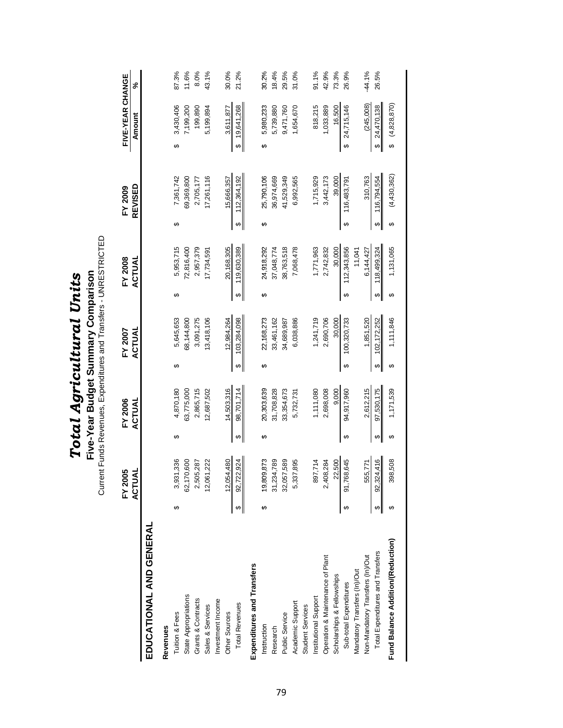# *Total Agricultural Units*

## Five-Year Budget Summary Comparison

Current Funds Revenues, Expenditures and Transfers - UNRESTRICTED

| | FY 2005 ACTUAL | FY 2006 ACTUAL | FY 2007 ACTUAL | FY 2008 ACTUAL | FY 2009 REVISED | FIVE-YEAR CHANGE Amount | FIVE-YEAR CHANGE % |
|---|---|---|---|---|---|---|---|
| **EDUCATIONAL AND GENERAL** | | | | | | | |
| **Revenues** | | | | | | | |
| Tuition & Fees | $ 3,931,336 | $ 4,870,180 | $ 5,645,653 | $ 5,953,715 | $ 7,361,742 | $ 3,430,406 | 87.3% |
| State Appropriations | 62,170,600 | 63,775,000 | 68,144,800 | 72,816,400 | 69,369,800 | 7,199,200 | 11.6% |
| Grants & Contracts | 2,505,287 | 2,865,715 | 3,091,275 | 2,957,379 | 2,705,177 | 199,890 | 8.0% |
| Sales & Services | 12,061,222 | 12,687,502 | 13,418,106 | 17,734,591 | 17,261,116 | 5,199,894 | 43.1% |
| Investment Income | | | | | | | |
| Other Sources | 12,054,480 | 14,503,316 | 12,984,264 | 20,168,305 | 15,666,357 | 3,611,877 | 30.0% |
| Total Revenues | $ 92,722,924 | $ 98,701,714 | $ 103,284,098 | $ 119,630,389 | $ 112,364,192 | $ 19,641,268 | 21.2% |
| **Expenditures and Transfers** | | | | | | | |
| Instruction | $ 19,809,873 | $ 20,303,639 | $ 22,168,273 | $ 24,918,292 | $ 25,790,106 | $ 5,980,233 | 30.2% |
| Research | 31,234,789 | 31,708,828 | 33,461,162 | 37,048,774 | 36,974,669 | 5,739,880 | 18.4% |
| Public Service | 32,057,589 | 33,354,673 | 34,689,987 | 38,763,518 | 41,529,349 | 9,471,760 | 29.5% |
| Academic Support | 5,337,895 | 5,732,731 | 6,038,886 | 7,068,478 | 6,992,565 | 1,654,670 | 31.0% |
| Student Services | | | | | | | |
| Institutional Support | 897,714 | 1,111,080 | 1,241,719 | 1,771,963 | 1,715,929 | 818,215 | 91.1% |
| Operation & Maintenance of Plant | 2,408,284 | 2,698,008 | 2,690,706 | 2,742,832 | 3,442,173 | 1,033,889 | 42.9% |
| Scholarships & Fellowships | 22,500 | 9,000 | 30,000 | 30,000 | 39,000 | 16,500 | 73.3% |
| Sub-total Expenditures | $ 91,768,645 | $ 94,917,960 | $ 100,320,733 | $ 112,343,856 | $ 116,483,791 | $ 24,715,146 | 26.9% |
| Mandatory Transfers (In)/Out | | | | 11,041 | | | |
| Non-Mandatory Transfers (In)/Out | 555,771 | 2,612,215 | 1,851,520 | 6,144,427 | 310,763 | (245,008) | -44.1% |
| Total Expenditures and Transfers | $ 92,324,416 | $ 97,530,175 | $ 102,172,252 | $ 118,499,324 | $ 116,794,554 | $ 24,470,138 | 26.5% |
| **Fund Balance Addition/(Reduction)** | $ 398,508 | $ 1,171,539 | $ 1,111,846 | $ 1,131,065 | $ (4,430,362) | $ (4,828,870) | |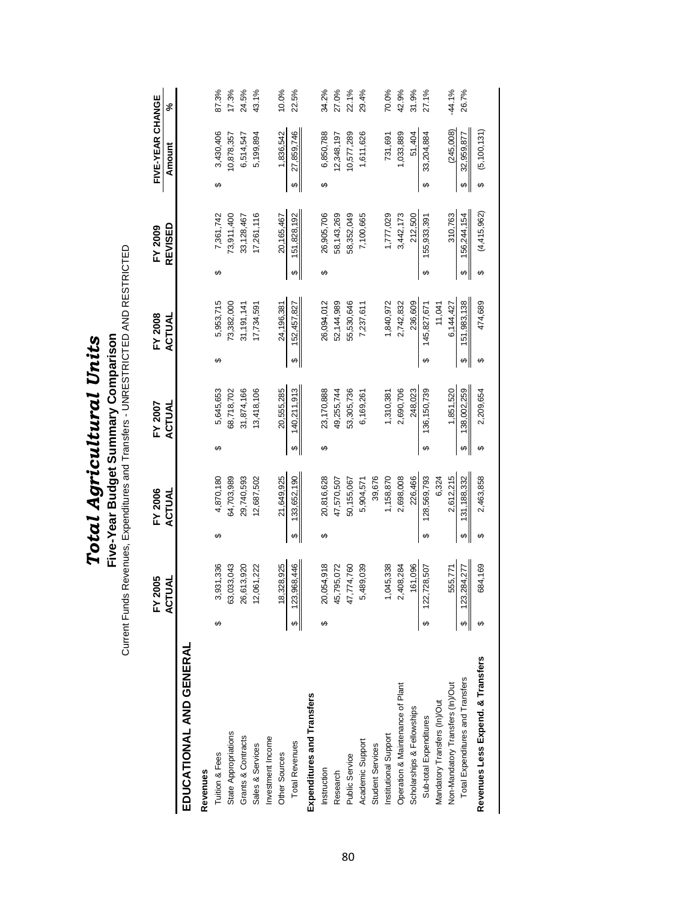# *Total Agricultural Units*

## Five-Year Budget Summary Comparison

Current Funds Revenues, Expenditures and Transfers - UNRESTRICTED AND RESTRICTED

| | FY 2005 ACTUAL | FY 2006 ACTUAL | FY 2007 ACTUAL | FY 2008 ACTUAL | FY 2009 REVISED | FIVE-YEAR CHANGE Amount | % |
|---|---|---|---|---|---|---|---|
| **EDUCATIONAL AND GENERAL** | | | | | | | |
| **Revenues** | | | | | | | |
| Tuition & Fees | $ 3,931,336 | $ 4,870,180 | $ 5,645,653 | $ 5,953,715 | $ 7,361,742 | $ 3,430,406 | 87.3% |
| State Appropriations | 63,033,043 | 64,703,989 | 68,718,702 | 73,382,000 | 73,911,400 | 10,878,357 | 17.3% |
| Grants & Contracts | 26,613,920 | 29,740,593 | 31,874,166 | 31,191,141 | 33,128,467 | 6,514,547 | 24.5% |
| Sales & Services | 12,061,222 | 12,687,502 | 13,418,106 | 17,734,591 | 17,261,116 | 5,199,894 | 43.1% |
| Investment Income | | | | | | | |
| Other Sources | 18,328,925 | 21,649,925 | 20,555,285 | 24,196,381 | 20,165,467 | 1,836,542 | 10.0% |
| Total Revenues | $ 123,968,446 | $ 133,652,190 | $ 140,211,913 | $ 152,457,827 | $ 151,828,192 | $ 27,859,746 | 22.5% |
| **Expenditures and Transfers** | | | | | | | |
| Instruction | $ 20,054,918 | $ 20,816,628 | $ 23,170,888 | 26,094,012 | $ 26,905,706 | $ 6,850,788 | 34.2% |
| Research | 45,795,072 | 47,570,507 | 49,255,744 | 52,144,989 | 58,143,269 | 12,348,197 | 27.0% |
| Public Service | 47,774,760 | 50,155,067 | 53,305,736 | 55,530,646 | 58,352,049 | 10,577,289 | 22.1% |
| Academic Support | 5,489,039 | 5,904,571 | 6,169,261 | 7,237,611 | 7,100,665 | 1,611,626 | 29.4% |
| Student Services | | 39,676 | | | | | |
| Institutional Support | 1,045,338 | 1,158,870 | 1,310,381 | 1,840,972 | 1,777,029 | 731,691 | 70.0% |
| Operation & Maintenance of Plant | 2,408,284 | 2,698,008 | 2,690,706 | 2,742,832 | 3,442,173 | 1,033,889 | 42.9% |
| Scholarships & Fellowships | 161,096 | 226,466 | 248,023 | 236,609 | 212,500 | 51,404 | 31.9% |
| Sub-total Expenditures | $ 122,728,507 | $ 128,569,793 | $ 136,150,739 | $ 145,827,671 | $ 155,933,391 | $ 33,204,884 | 27.1% |
| Mandatory Transfers (In)/Out | | 6,324 | | 11,041 | | | |
| Non-Mandatory Transfers (In)/Out | 555,771 | 2,612,215 | 1,851,520 | 6,144,427 | 310,763 | (245,008) | -44.1% |
| Total Expenditures and Transfers | $ 123,284,277 | $ 131,188,332 | $ 138,002,259 | $ 151,983,138 | $ 156,244,154 | $ 32,959,877 | 26.7% |
| **Revenues Less Expend. & Transfers** | $ 684,169 | $ 2,463,858 | $ 2,209,654 | $ 474,689 | $ (4,415,962) | $ (5,100,131) | |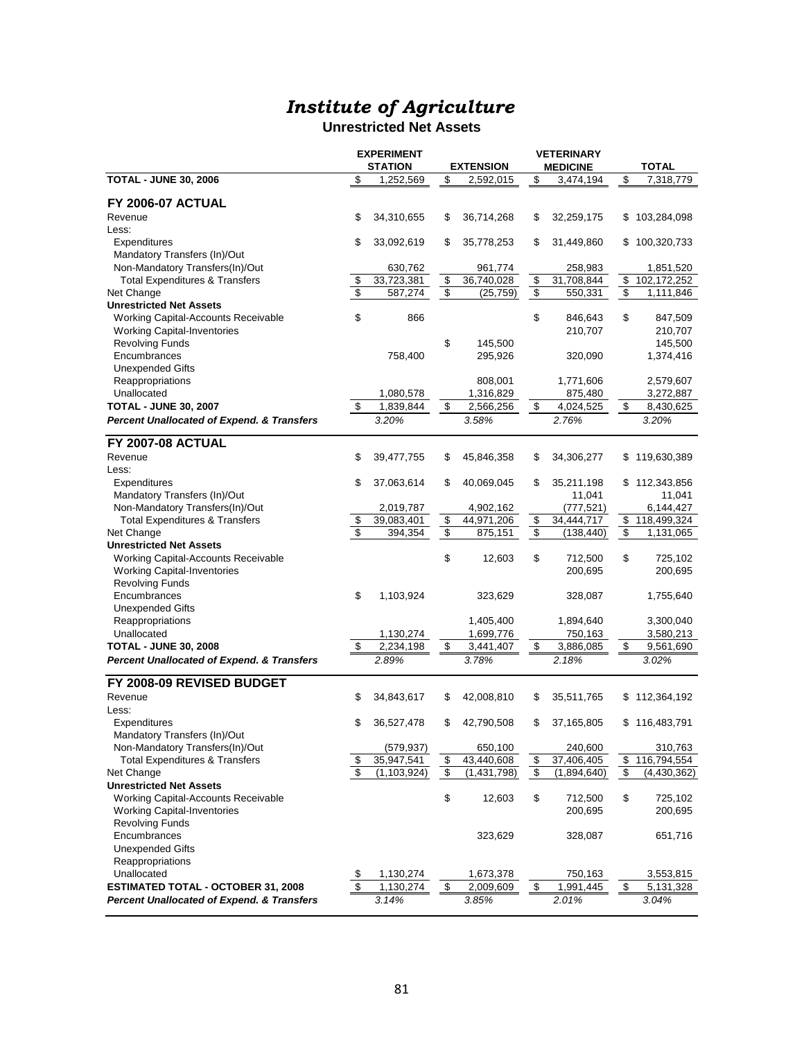# *Institute of Agriculture*

## Unrestricted Net Assets

| | EXPERIMENT STATION | EXTENSION | VETERINARY MEDICINE | TOTAL |
|---|---|---|---|---|
| **TOTAL - JUNE 30, 2006** | $ 1,252,569 | $ 2,592,015 | $ 3,474,194 | $ 7,318,779 |
| **FY 2006-07 ACTUAL** | | | | |
| Revenue | $ 34,310,655 | $ 36,714,268 | $ 32,259,175 | $ 103,284,098 |
| Less: | | | | |
| Expenditures | $ 33,092,619 | $ 35,778,253 | $ 31,449,860 | $ 100,320,733 |
| Mandatory Transfers (In)/Out | | | | |
| Non-Mandatory Transfers(In)/Out | 630,762 | 961,774 | 258,983 | 1,851,520 |
| Total Expenditures & Transfers | $ 33,723,381 | $ 36,740,028 | $ 31,708,844 | $ 102,172,252 |
| Net Change | $ 587,274 | $ (25,759) | $ 550,331 | $ 1,111,846 |
| **Unrestricted Net Assets** | | | | |
| Working Capital-Accounts Receivable | $ 866 | | $ 846,643 | $ 847,509 |
| Working Capital-Inventories | | | 210,707 | 210,707 |
| Revolving Funds | | $ 145,500 | | 145,500 |
| Encumbrances | 758,400 | 295,926 | 320,090 | 1,374,416 |
| Unexpended Gifts | | | | |
| Reappropriations | | 808,001 | 1,771,606 | 2,579,607 |
| Unallocated | 1,080,578 | 1,316,829 | 875,480 | 3,272,887 |
| **TOTAL - JUNE 30, 2007** | $ 1,839,844 | $ 2,566,256 | $ 4,024,525 | $ 8,430,625 |
| ***Percent Unallocated of Expend. & Transfers*** | *3.20%* | *3.58%* | *2.76%* | *3.20%* |
| **FY 2007-08 ACTUAL** | | | | |
| Revenue | $ 39,477,755 | $ 45,846,358 | $ 34,306,277 | $ 119,630,389 |
| Less: | | | | |
| Expenditures | $ 37,063,614 | $ 40,069,045 | $ 35,211,198 | $ 112,343,856 |
| Mandatory Transfers (In)/Out | | | 11,041 | 11,041 |
| Non-Mandatory Transfers(In)/Out | 2,019,787 | 4,902,162 | (777,521) | 6,144,427 |
| Total Expenditures & Transfers | $ 39,083,401 | $ 44,971,206 | $ 34,444,717 | $ 118,499,324 |
| Net Change | $ 394,354 | $ 875,151 | $ (138,440) | $ 1,131,065 |
| **Unrestricted Net Assets** | | | | |
| Working Capital-Accounts Receivable | | $ 12,603 | $ 712,500 | $ 725,102 |
| Working Capital-Inventories | | | 200,695 | 200,695 |
| Revolving Funds | | | | |
| Encumbrances | $ 1,103,924 | 323,629 | 328,087 | 1,755,640 |
| Unexpended Gifts | | | | |
| Reappropriations | | 1,405,400 | 1,894,640 | 3,300,040 |
| Unallocated | 1,130,274 | 1,699,776 | 750,163 | 3,580,213 |
| **TOTAL - JUNE 30, 2008** | $ 2,234,198 | $ 3,441,407 | $ 3,886,085 | $ 9,561,690 |
| ***Percent Unallocated of Expend. & Transfers*** | *2.89%* | *3.78%* | *2.18%* | *3.02%* |
| **FY 2008-09 REVISED BUDGET** | | | | |
| Revenue | $ 34,843,617 | $ 42,008,810 | $ 35,511,765 | $ 112,364,192 |
| Less: | | | | |
| Expenditures | $ 36,527,478 | $ 42,790,508 | $ 37,165,805 | $ 116,483,791 |
| Mandatory Transfers (In)/Out | | | | |
| Non-Mandatory Transfers(In)/Out | (579,937) | 650,100 | 240,600 | 310,763 |
| Total Expenditures & Transfers | $ 35,947,541 | $ 43,440,608 | $ 37,406,405 | $ 116,794,554 |
| Net Change | $ (1,103,924) | $ (1,431,798) | $ (1,894,640) | $ (4,430,362) |
| **Unrestricted Net Assets** | | | | |
| Working Capital-Accounts Receivable | | $ 12,603 | $ 712,500 | $ 725,102 |
| Working Capital-Inventories | | | 200,695 | 200,695 |
| Revolving Funds | | | | |
| Encumbrances | | 323,629 | 328,087 | 651,716 |
| Unexpended Gifts | | | | |
| Reappropriations | | | | |
| Unallocated | $ 1,130,274 | 1,673,378 | 750,163 | 3,553,815 |
| **ESTIMATED TOTAL - OCTOBER 31, 2008** | $ 1,130,274 | $ 2,009,609 | $ 1,991,445 | $ 5,131,328 |
| ***Percent Unallocated of Expend. & Transfers*** | *3.14%* | *3.85%* | *2.01%* | *3.04%* |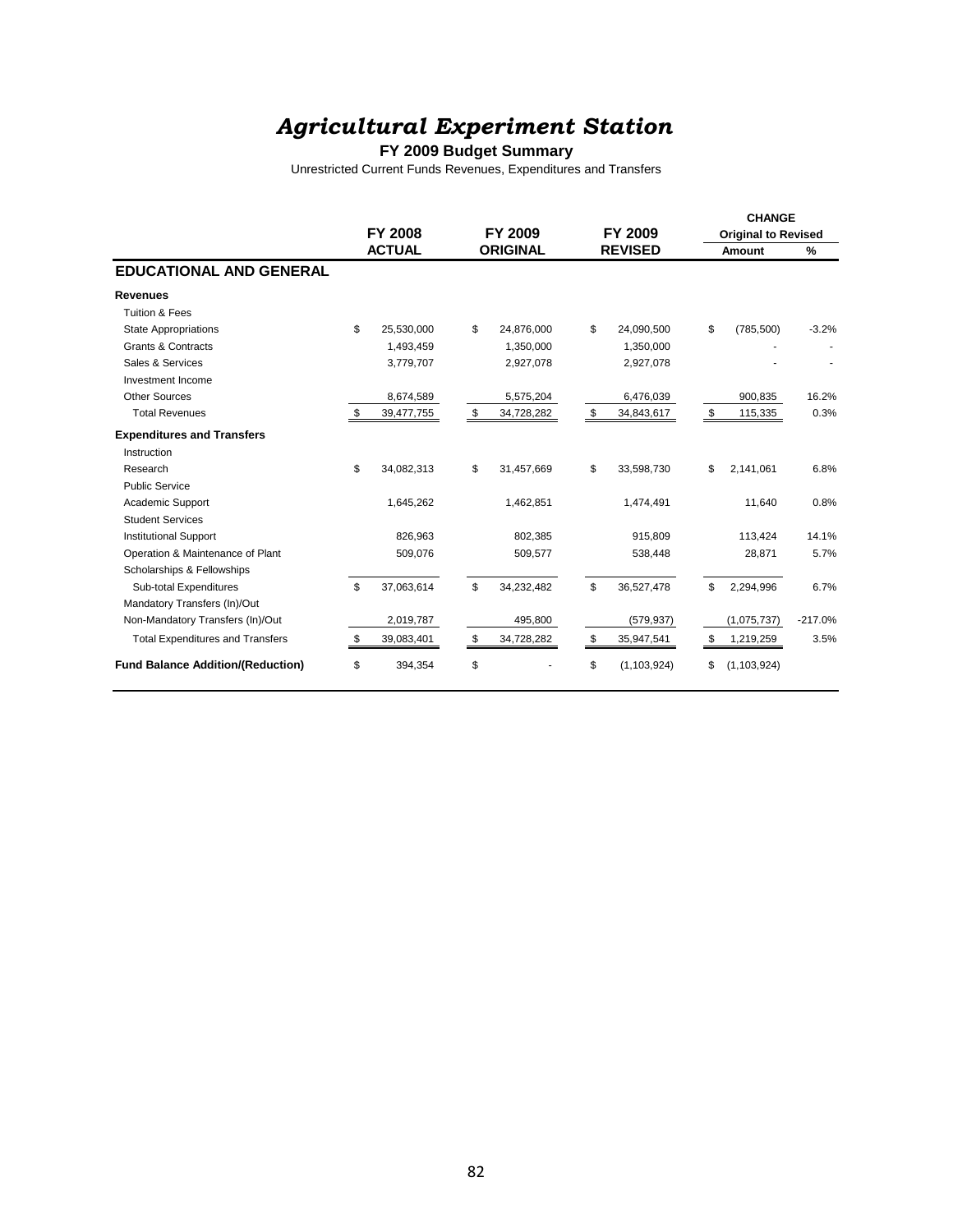# *Agricultural Experiment Station*

**FY 2009 Budget Summary**

Unrestricted Current Funds Revenues, Expenditures and Transfers

| | FY 2008 ACTUAL | FY 2009 ORIGINAL | FY 2009 REVISED | CHANGE Original to Revised Amount | % |
|---|---|---|---|---|---|
| **EDUCATIONAL AND GENERAL** | | | | | |
| **Revenues** | | | | | |
| Tuition & Fees | | | | | |
| State Appropriations | $ 25,530,000 | $ 24,876,000 | $ 24,090,500 | $ (785,500) | -3.2% |
| Grants & Contracts | 1,493,459 | 1,350,000 | 1,350,000 | - | - |
| Sales & Services | 3,779,707 | 2,927,078 | 2,927,078 | - | - |
| Investment Income | | | | | |
| Other Sources | 8,674,589 | 5,575,204 | 6,476,039 | 900,835 | 16.2% |
| Total Revenues | $ 39,477,755 | $ 34,728,282 | $ 34,843,617 | $ 115,335 | 0.3% |
| **Expenditures and Transfers** | | | | | |
| Instruction | | | | | |
| Research | $ 34,082,313 | $ 31,457,669 | $ 33,598,730 | $ 2,141,061 | 6.8% |
| Public Service | | | | | |
| Academic Support | 1,645,262 | 1,462,851 | 1,474,491 | 11,640 | 0.8% |
| Student Services | | | | | |
| Institutional Support | 826,963 | 802,385 | 915,809 | 113,424 | 14.1% |
| Operation & Maintenance of Plant | 509,076 | 509,577 | 538,448 | 28,871 | 5.7% |
| Scholarships & Fellowships | | | | | |
| Sub-total Expenditures | $ 37,063,614 | $ 34,232,482 | $ 36,527,478 | $ 2,294,996 | 6.7% |
| Mandatory Transfers (In)/Out | | | | | |
| Non-Mandatory Transfers (In)/Out | 2,019,787 | 495,800 | (579,937) | (1,075,737) | -217.0% |
| Total Expenditures and Transfers | $ 39,083,401 | $ 34,728,282 | $ 35,947,541 | $ 1,219,259 | 3.5% |
| **Fund Balance Addition/(Reduction)** | $ 394,354 | $ - | $ (1,103,924) | $ (1,103,924) | |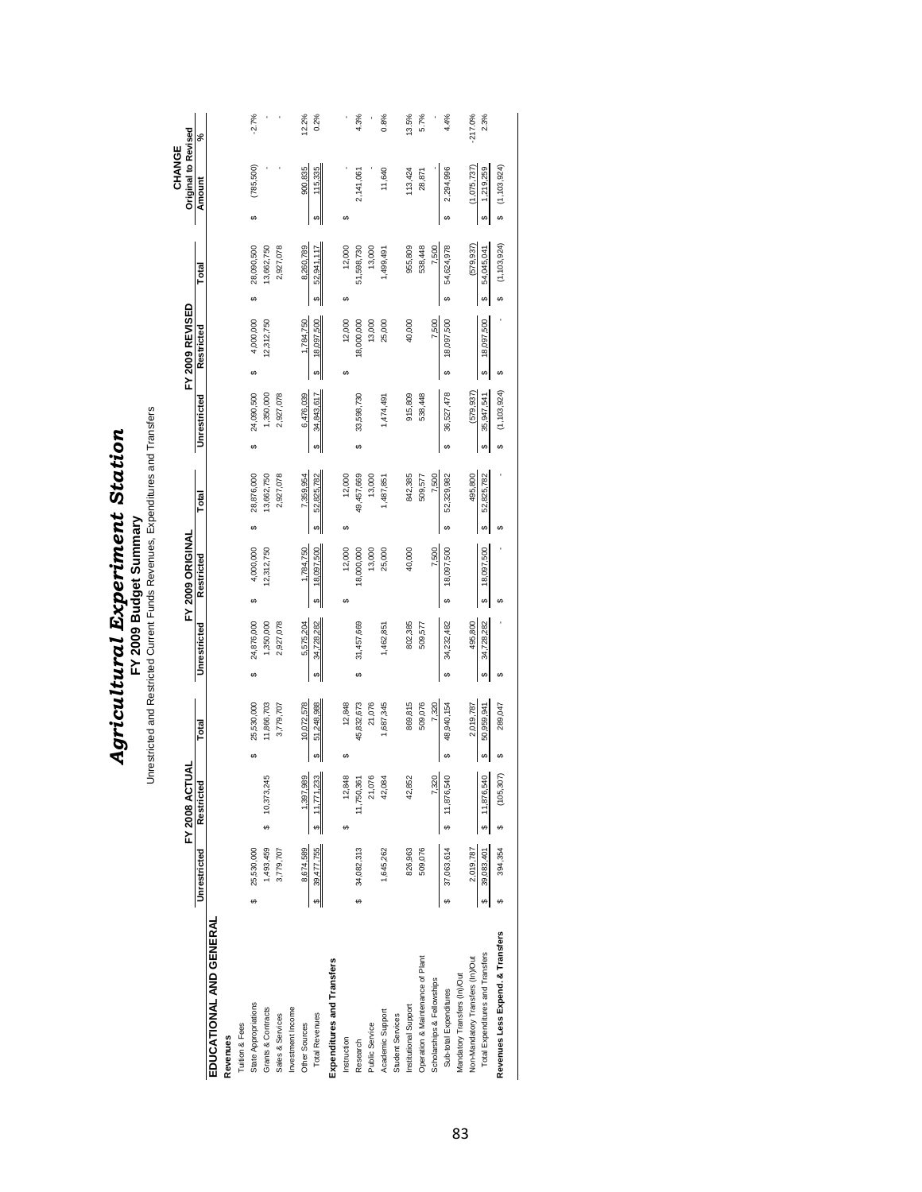# *Agricultural Experiment Station*

## FY 2009 Budget Summary

Unrestricted and Restricted Current Funds Revenues, Expenditures and Transfers

| | FY 2008 ACTUAL | | | FY 2009 ORIGINAL | | | FY 2009 REVISED | | | CHANGE Original to Revised | |
|---|---|---|---|---|---|---|---|---|---|---|---|
| | Unrestricted | Restricted | Total | Unrestricted | Restricted | Total | Unrestricted | Restricted | Total | Amount | % |
| **EDUCATIONAL AND GENERAL** | | | | | | | | | | | |
| **Revenues** | | | | | | | | | | | |
| Tuition & Fees | | | | | | | | | | | |
| State Appropriations | $ 25,530,000 | | $ 25,530,000 | $ 24,876,000 | $ 4,000,000 | $ 28,876,000 | $ 24,090,500 | $ 4,000,000 | $ 28,090,500 | $ (785,500) | -2.7% |
| Grants & Contracts | 1,493,459 | $ 10,373,245 | 11,866,703 | 1,350,000 | 12,312,750 | 13,662,750 | 1,350,000 | 12,312,750 | 13,662,750 | - | - |
| Sales & Services | 3,779,707 | | 3,779,707 | 2,927,078 | | 2,927,078 | 2,927,078 | | 2,927,078 | - | - |
| Investment Income | | | | | | | | | | | |
| Other Sources | 8,674,589 | 1,397,989 | 10,072,578 | 5,575,204 | 1,784,750 | 7,359,954 | 6,476,039 | 1,784,750 | 8,260,789 | 900,835 | 12.2% |
| Total Revenues | $ 39,477,755 | $ 11,771,233 | $ 51,248,988 | $ 34,728,282 | $ 18,097,500 | $ 52,825,782 | $ 34,843,617 | $ 18,097,500 | $ 52,941,117 | $ 115,335 | 0.2% |
| **Expenditures and Transfers** | | | | | | | | | | | |
| Instruction | | $ 12,848 | $ 12,848 | | $ 12,000 | $ 12,000 | | $ 12,000 | $ 12,000 | $ - | - |
| Research | $ 34,082,313 | 11,750,361 | 45,832,673 | $ 31,457,669 | 18,000,000 | 49,457,669 | $ 33,598,730 | 18,000,000 | 51,598,730 | 2,141,061 | 4.3% |
| Public Service | | 21,076 | 21,076 | | 13,000 | 13,000 | | 13,000 | 13,000 | - | - |
| Academic Support | 1,645,262 | 42,084 | 1,687,345 | 1,462,851 | 25,000 | 1,487,851 | 1,474,491 | 25,000 | 1,499,491 | 11,640 | 0.8% |
| Student Services | | | | | | | | | | | |
| Institutional Support | 826,963 | 42,852 | 869,815 | 802,385 | 40,000 | 842,385 | 915,809 | 40,000 | 955,809 | 113,424 | 13.5% |
| Operation & Maintenance of Plant | 509,076 | | 509,076 | 509,577 | | 509,577 | 538,448 | | 538,448 | 28,871 | 5.7% |
| Scholarships & Fellowships | | 7,320 | 7,320 | | 7,500 | 7,500 | | 7,500 | 7,500 | - | - |
| Sub-total Expenditures | $ 37,063,614 | $ 11,876,540 | $ 48,940,154 | $ 34,232,482 | $ 18,097,500 | $ 52,329,982 | $ 36,527,478 | $ 18,097,500 | $ 54,624,978 | $ 2,294,996 | 4.4% |
| Mandatory Transfers (In)/Out | | | | | | | | | | | |
| Non-Mandatory Transfers (In)/Out | 2,019,787 | | 2,019,787 | 495,800 | | 495,800 | (579,937) | | (579,937) | (1,075,737) | -217.0% |
| Total Expenditures and Transfers | $ 39,083,401 | $ 11,876,540 | $ 50,959,941 | $ 34,728,282 | $ 18,097,500 | $ 52,825,782 | $ 35,947,541 | $ 18,097,500 | $ 54,045,041 | $ 1,219,259 | 2.3% |
| **Revenues Less Expend. & Transfers** | $ 394,354 | $ (105,307) | $ 289,047 | $ - | $ - | $ - | $ (1,103,924) | $ - | $ (1,103,924) | $ (1,103,924) | |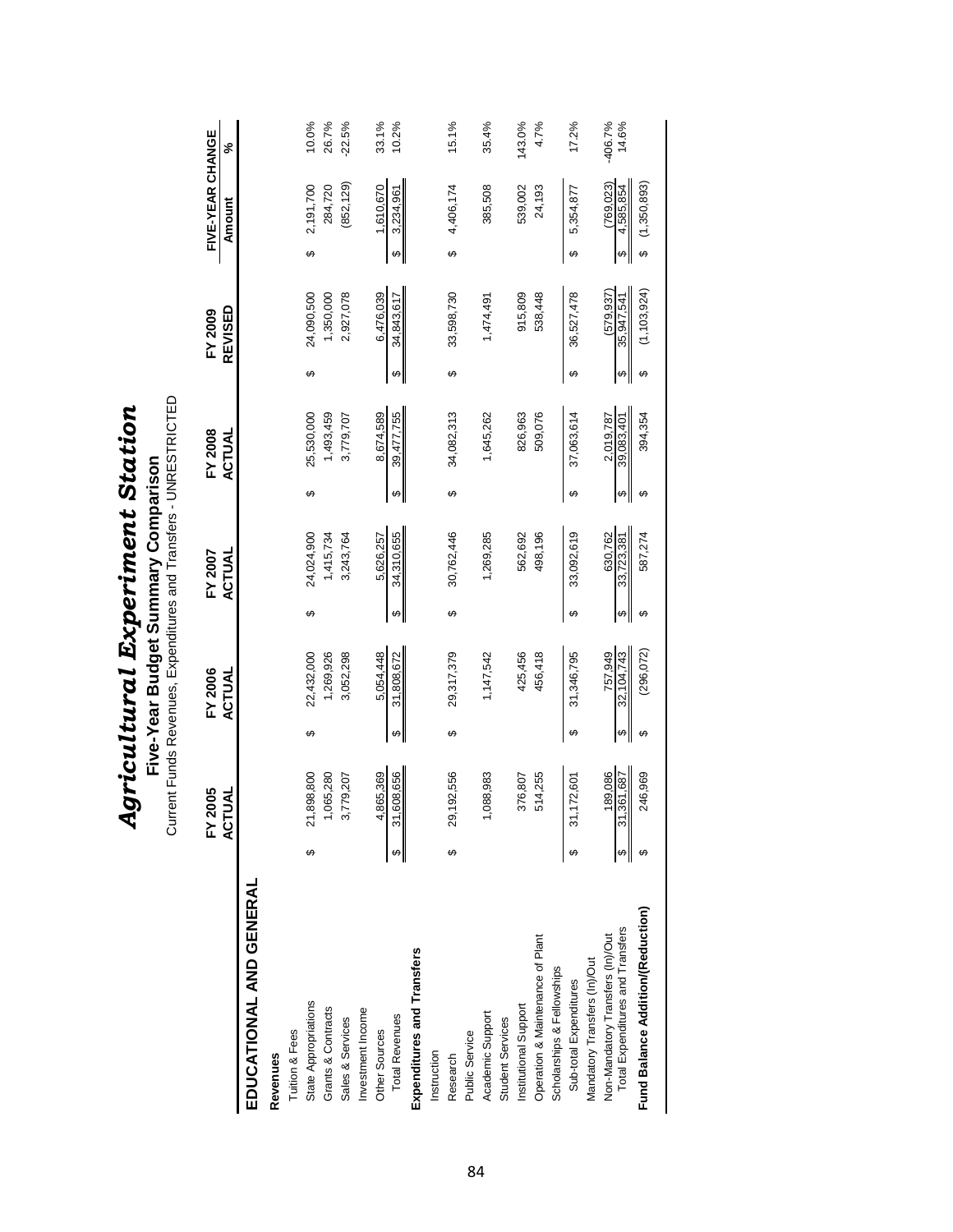# *Agricultural Experiment Station*

## Five-Year Budget Summary Comparison

Current Funds Revenues, Expenditures and Transfers - UNRESTRICTED

| | FY 2005 ACTUAL | FY 2006 ACTUAL | FY 2007 ACTUAL | FY 2008 ACTUAL | FY 2009 REVISED | FIVE-YEAR CHANGE Amount | FIVE-YEAR CHANGE % |
|---|---|---|---|---|---|---|---|
| **EDUCATIONAL AND GENERAL** | | | | | | | |
| **Revenues** | | | | | | | |
| Tuition & Fees | | | | | | | |
| State Appropriations | $ 21,898,800 | $ 22,432,000 | $ 24,024,900 | $ 25,530,000 | $ 24,090,500 | $ 2,191,700 | 10.0% |
| Grants & Contracts | 1,065,280 | 1,269,926 | 1,415,734 | 1,493,459 | 1,350,000 | 284,720 | 26.7% |
| Sales & Services | 3,779,207 | 3,052,298 | 3,243,764 | 3,779,707 | 2,927,078 | (852,129) | -22.5% |
| Investment Income | | | | | | | |
| Other Sources | 4,865,369 | 5,054,448 | 5,626,257 | 8,674,589 | 6,476,039 | 1,610,670 | 33.1% |
| Total Revenues | $ 31,608,656 | $ 31,808,672 | $ 34,310,655 | $ 39,477,755 | $ 34,843,617 | $ 3,234,961 | 10.2% |
| **Expenditures and Transfers** | | | | | | | |
| Instruction | | | | | | | |
| Research | $ 29,192,556 | $ 29,317,379 | $ 30,762,446 | $ 34,082,313 | $ 33,598,730 | $ 4,406,174 | 15.1% |
| Public Service | | | | | | | |
| Academic Support | 1,088,983 | 1,147,542 | 1,269,285 | 1,645,262 | 1,474,491 | 385,508 | 35.4% |
| Student Services | | | | | | | |
| Institutional Support | 376,807 | 425,456 | 562,692 | 826,963 | 915,809 | 539,002 | 143.0% |
| Operation & Maintenance of Plant | 514,255 | 456,418 | 498,196 | 509,076 | 538,448 | 24,193 | 4.7% |
| Scholarships & Fellowships | | | | | | | |
| Sub-total Expenditures | $ 31,172,601 | $ 31,346,795 | $ 33,092,619 | $ 37,063,614 | $ 36,527,478 | $ 5,354,877 | 17.2% |
| Mandatory Transfers (In)/Out | | | | | | | |
| Non-Mandatory Transfers (In)/Out | 189,086 | 757,949 | 630,762 | 2,019,787 | (579,937) | (769,023) | -406.7% |
| Total Expenditures and Transfers | $ 31,361,687 | $ 32,104,743 | $ 33,723,381 | $ 39,083,401 | $ 35,947,541 | $ 4,585,854 | 14.6% |
| **Fund Balance Addition/(Reduction)** | $ 246,969 | $ (296,072) | $ 587,274 | $ 394,354 | $ (1,103,924) | $ (1,350,893) | |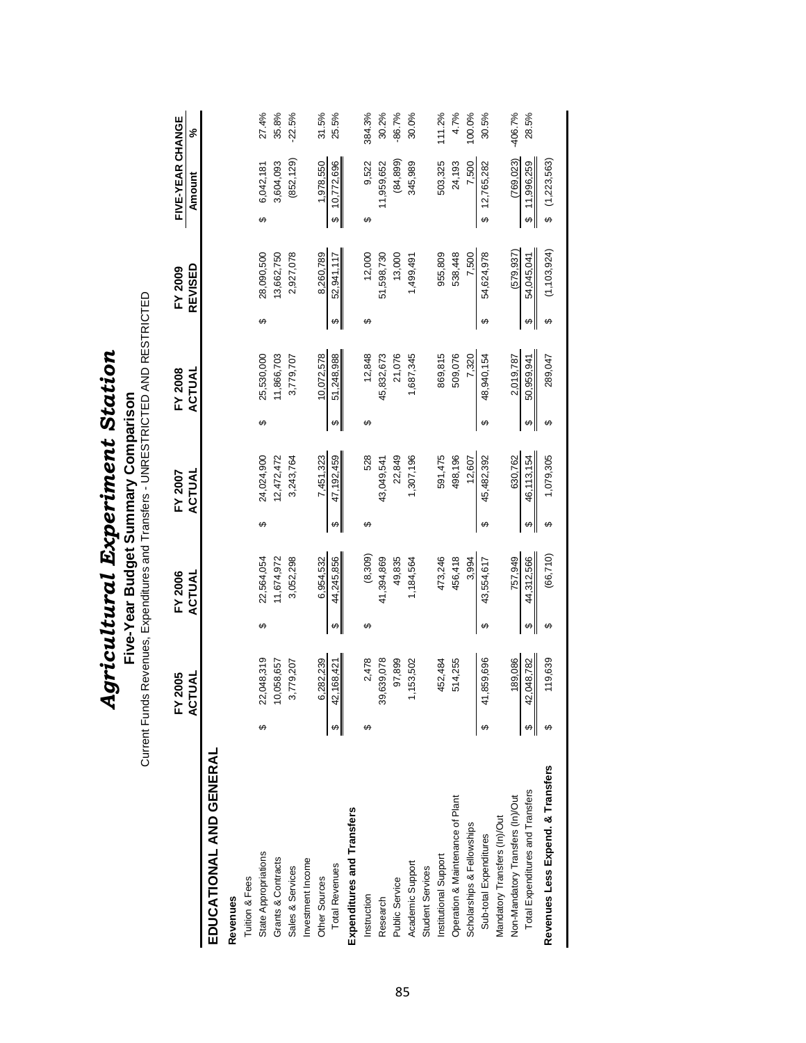# *Agricultural Experiment Station*

## Five-Year Budget Summary Comparison

Current Funds Revenues, Expenditures and Transfers - UNRESTRICTED AND RESTRICTED

| | FY 2005 ACTUAL | FY 2006 ACTUAL | FY 2007 ACTUAL | FY 2008 ACTUAL | FY 2009 REVISED | FIVE-YEAR CHANGE Amount | % |
|---|---|---|---|---|---|---|---|
| **EDUCATIONAL AND GENERAL** | | | | | | | |
| **Revenues** | | | | | | | |
| Tuition & Fees | | | | | | | |
| State Appropriations | $ 22,048,319 | $ 22,564,054 | $ 24,024,900 | $ 25,530,000 | $ 28,090,500 | $ 6,042,181 | 27.4% |
| Grants & Contracts | 10,058,657 | 11,674,972 | 12,472,472 | 11,866,703 | 13,662,750 | 3,604,093 | 35.8% |
| Sales & Services | 3,779,207 | 3,052,298 | 3,243,764 | 3,779,707 | 2,927,078 | (852,129) | -22.5% |
| Investment Income | | | | | | | |
| Other Sources | 6,282,239 | 6,954,532 | 7,451,323 | 10,072,578 | 8,260,789 | 1,978,550 | 31.5% |
| Total Revenues | $ 42,168,421 | $ 44,245,856 | $ 47,192,459 | $ 51,248,988 | $ 52,941,117 | $ 10,772,696 | 25.5% |
| **Expenditures and Transfers** | | | | | | | |
| Instruction | $ 2,478 | $ (8,309) | $ 528 | $ 12,848 | $ 12,000 | $ 9,522 | 384.3% |
| Research | 39,639,078 | 41,394,869 | 43,049,541 | 45,832,673 | 51,598,730 | 11,959,652 | 30.2% |
| Public Service | 97,899 | 49,835 | 22,849 | 21,076 | 13,000 | (84,899) | -86.7% |
| Academic Support | 1,153,502 | 1,184,564 | 1,307,196 | 1,687,345 | 1,499,491 | 345,989 | 30.0% |
| Student Services | | | | | | | |
| Institutional Support | 452,484 | 473,246 | 591,475 | 869,815 | 955,809 | 503,325 | 111.2% |
| Operation & Maintenance of Plant | 514,255 | 456,418 | 498,196 | 509,076 | 538,448 | 24,193 | 4.7% |
| Scholarships & Fellowships | | 3,994 | 12,607 | 7,320 | 7,500 | 7,500 | 100.0% |
| Sub-total Expenditures | $ 41,859,696 | $ 43,554,617 | $ 45,482,392 | $ 48,940,154 | $ 54,624,978 | $ 12,765,282 | 30.5% |
| Mandatory Transfers (In)/Out | | | | | | | |
| Non-Mandatory Transfers (In)/Out | 189,086 | 757,949 | 630,762 | 2,019,787 | (579,937) | (769,023) | -406.7% |
| Total Expenditures and Transfers | $ 42,048,782 | $ 44,312,566 | $ 46,113,154 | $ 50,959,941 | $ 54,045,041 | $ 11,996,259 | 28.5% |
| **Revenues Less Expend. & Transfers** | $ 119,639 | $ (66,710) | $ 1,079,305 | $ 289,047 | $ (1,103,924) | $ (1,223,563) | |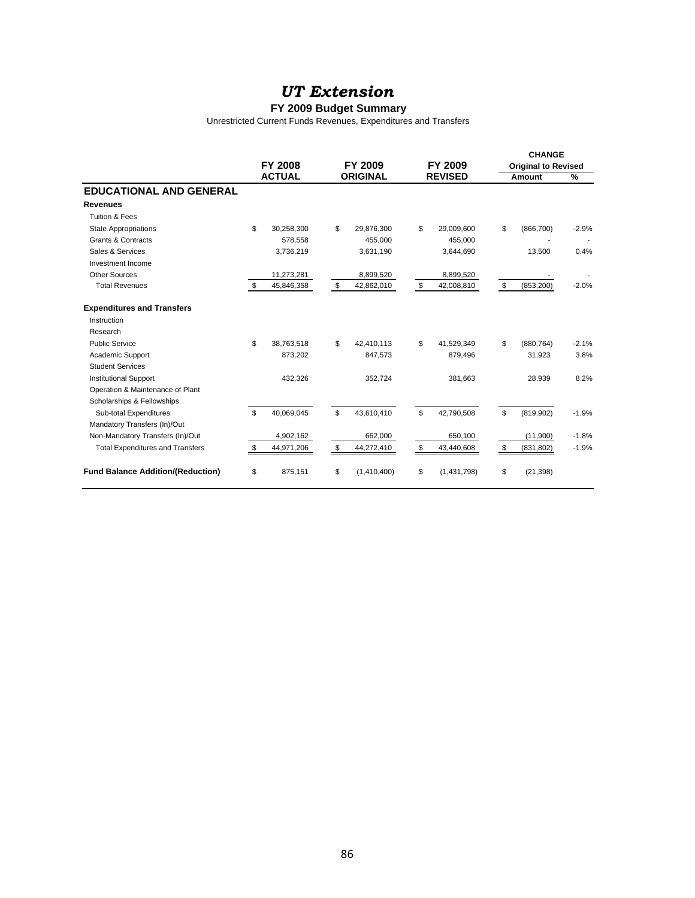# *UT Extension*

## FY 2009 Budget Summary

Unrestricted Current Funds Revenues, Expenditures and Transfers

| | FY 2008 ACTUAL | FY 2009 ORIGINAL | FY 2009 REVISED | CHANGE Original to Revised | |
|---|---|---|---|---|---|
| | | | | Amount | % |
| **EDUCATIONAL AND GENERAL** | | | | | |
| **Revenues** | | | | | |
| Tuition & Fees | | | | | |
| State Appropriations | $ 30,258,300 | $ 29,876,300 | $ 29,009,600 | $ (866,700) | -2.9% |
| Grants & Contracts | 578,558 | 455,000 | 455,000 | - | - |
| Sales & Services | 3,736,219 | 3,631,190 | 3,644,690 | 13,500 | 0.4% |
| Investment Income | | | | | |
| Other Sources | 11,273,281 | 8,899,520 | 8,899,520 | - | - |
| Total Revenues | $ 45,846,358 | $ 42,862,010 | $ 42,008,810 | $ (853,200) | -2.0% |
| **Expenditures and Transfers** | | | | | |
| Instruction | | | | | |
| Research | | | | | |
| Public Service | $ 38,763,518 | $ 42,410,113 | $ 41,529,349 | $ (880,764) | -2.1% |
| Academic Support | 873,202 | 847,573 | 879,496 | 31,923 | 3.8% |
| Student Services | | | | | |
| Institutional Support | 432,326 | 352,724 | 381,663 | 28,939 | 8.2% |
| Operation & Maintenance of Plant | | | | | |
| Scholarships & Fellowships | | | | | |
| Sub-total Expenditures | $ 40,069,045 | $ 43,610,410 | $ 42,790,508 | $ (819,902) | -1.9% |
| Mandatory Transfers (In)/Out | | | | | |
| Non-Mandatory Transfers (In)/Out | 4,902,162 | 662,000 | 650,100 | (11,900) | -1.8% |
| Total Expenditures and Transfers | $ 44,971,206 | $ 44,272,410 | $ 43,440,608 | $ (831,802) | -1.9% |
| **Fund Balance Addition/(Reduction)** | $ 875,151 | $ (1,410,400) | $ (1,431,798) | $ (21,398) | |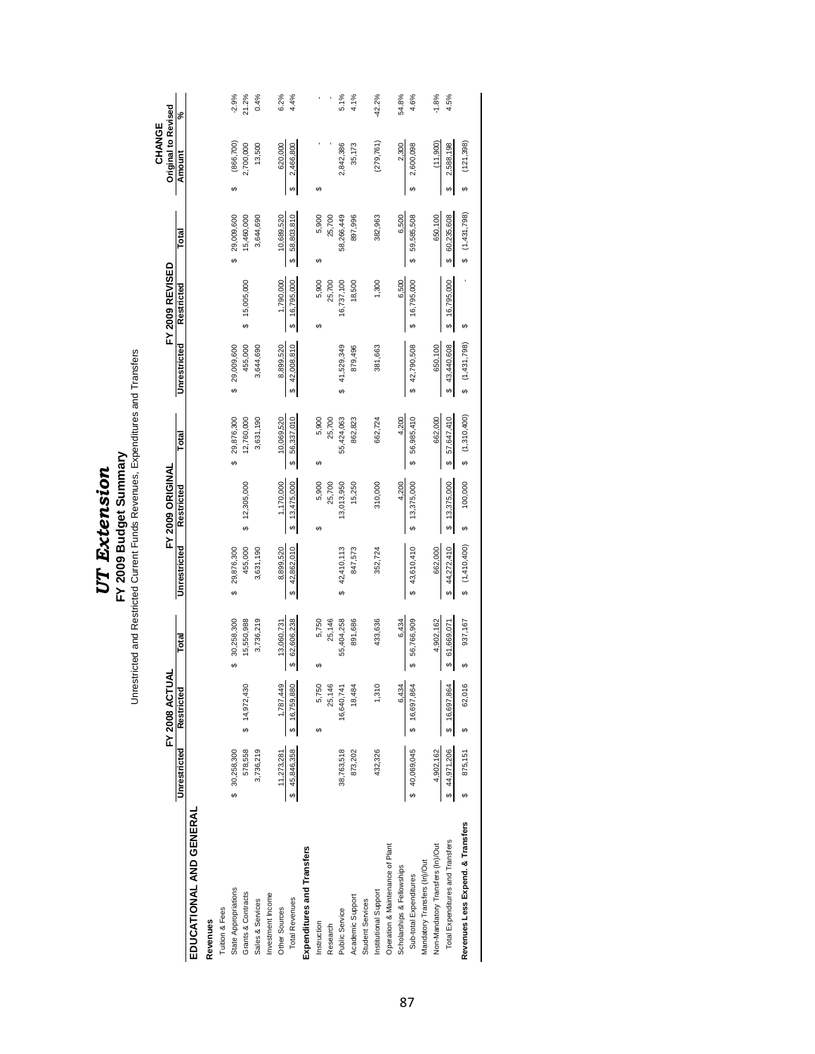# *UT Extension*

## FY 2009 Budget Summary

Unrestricted and Restricted Current Funds Revenues, Expenditures and Transfers

| | FY 2008 ACTUAL | | | FY 2009 ORIGINAL | | | FY 2009 REVISED | | | CHANGE Original to Revised | |
|---|---|---|---|---|---|---|---|---|---|---|---|
| | Unrestricted | Restricted | Total | Unrestricted | Restricted | Total | Unrestricted | Restricted | Total | Amount | % |
| **EDUCATIONAL AND GENERAL** | | | | | | | | | | | |
| **Revenues** | | | | | | | | | | | |
| Tuition & Fees | | | | | | | | | | | |
| State Appropriations | $ 30,258,300 | | $ 30,258,300 | $ 29,876,300 | | $ 29,876,300 | $ 29,009,600 | | $ 29,009,600 | $ (866,700) | -2.9% |
| Grants & Contracts | 578,558 | $ 14,972,430 | 15,550,988 | 455,000 | $ 12,305,000 | 12,760,000 | 455,000 | $ 15,005,000 | 15,460,000 | 2,700,000 | 21.2% |
| Sales & Services | 3,736,219 | | 3,736,219 | 3,631,190 | | 3,631,190 | 3,644,690 | | 3,644,690 | 13,500 | 0.4% |
| Investment Income | | | | | | | | | | | |
| Other Sources | 11,273,281 | 1,787,449 | 13,060,731 | 8,899,520 | 1,170,000 | 10,069,520 | 8,899,520 | 1,790,000 | 10,689,520 | 620,000 | 6.2% |
| Total Revenues | $ 45,846,358 | $ 16,759,880 | $ 62,606,238 | $ 42,862,010 | $ 13,475,000 | $ 56,337,010 | $ 42,008,810 | $ 16,795,000 | $ 58,803,810 | $ 2,466,800 | 4.4% |
| **Expenditures and Transfers** | | | | | | | | | | | |
| Instruction | | $ 5,750 | $ 5,750 | | $ 5,900 | $ 5,900 | | $ 5,900 | $ 5,900 | $ - | - |
| Research | | 25,146 | 25,146 | | 25,700 | 25,700 | | 25,700 | 25,700 | - | - |
| Public Service | $ 38,763,518 | 16,640,741 | 55,404,258 | $ 42,410,113 | 13,013,950 | 55,424,063 | $ 41,529,349 | 16,737,100 | 58,266,449 | 2,842,386 | 5.1% |
| Academic Support | 873,202 | 18,484 | 891,686 | 847,573 | 15,250 | 862,823 | 879,496 | 18,500 | 897,996 | 35,173 | 4.1% |
| Student Services | | | | | | | | | | | |
| Institutional Support | 432,326 | 1,310 | 433,636 | 352,724 | 310,000 | 662,724 | 381,663 | 1,300 | 382,963 | (279,761) | -42.2% |
| Operation & Maintenance of Plant | | | | | | | | | | | |
| Scholarships & Fellowships | | 6,434 | 6,434 | | 4,200 | 4,200 | | 6,500 | 6,500 | 2,300 | 54.8% |
| Sub-total Expenditures | $ 40,069,045 | $ 16,697,864 | $ 56,766,909 | $ 43,610,410 | $ 13,375,000 | $ 56,985,410 | $ 42,790,508 | $ 16,795,000 | $ 59,585,508 | $ 2,600,098 | 4.6% |
| Mandatory Transfers (In)/Out | | | | | | | | | | | |
| Non-Mandatory Transfers (In)/Out | 4,902,162 | | 4,902,162 | 662,000 | | 662,000 | 650,100 | | 650,100 | (11,900) | -1.8% |
| Total Expenditures and Transfers | $ 44,971,206 | $ 16,697,864 | $ 61,669,071 | $ 44,272,410 | $ 13,375,000 | $ 57,647,410 | $ 43,440,608 | $ 16,795,000 | $ 60,235,608 | $ 2,588,198 | 4.5% |
| **Revenues Less Expend. & Transfers** | $ 875,151 | $ 62,016 | $ 937,167 | $ (1,410,400) | $ 100,000 | $ (1,310,400) | $ (1,431,798) | $ - | $ (1,431,798) | $ (121,398) | |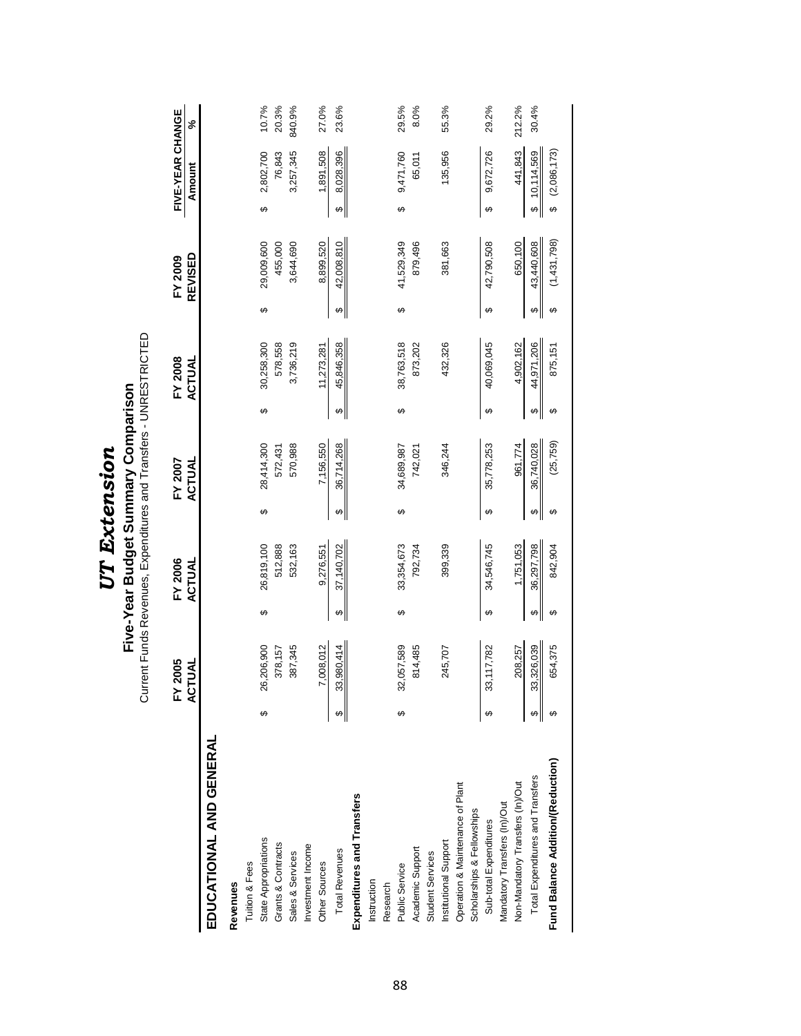# *UT Extension*

## Five-Year Budget Summary Comparison

Current Funds Revenues, Expenditures and Transfers - UNRESTRICTED

| | FY 2005 ACTUAL | FY 2006 ACTUAL | FY 2007 ACTUAL | FY 2008 ACTUAL | FY 2009 REVISED | FIVE-YEAR CHANGE Amount | % |
|---|---|---|---|---|---|---|---|
| **EDUCATIONAL AND GENERAL** | | | | | | | |
| **Revenues** | | | | | | | |
| Tuition & Fees | | | | | | | |
| State Appropriations | $ 26,206,900 | $ 26,819,100 | $ 28,414,300 | $ 30,258,300 | $ 29,009,600 | $ 2,802,700 | 10.7% |
| Grants & Contracts | 378,157 | 512,888 | 572,431 | 578,558 | 455,000 | 76,843 | 20.3% |
| Sales & Services | 387,345 | 532,163 | 570,988 | 3,736,219 | 3,644,690 | 3,257,345 | 840.9% |
| Investment Income | | | | | | | |
| Other Sources | 7,008,012 | 9,276,551 | 7,156,550 | 11,273,281 | 8,899,520 | 1,891,508 | 27.0% |
| Total Revenues | $ 33,980,414 | $ 37,140,702 | $ 36,714,268 | $ 45,846,358 | $ 42,008,810 | $ 8,028,396 | 23.6% |
| **Expenditures and Transfers** | | | | | | | |
| Instruction | | | | | | | |
| Research | | | | | | | |
| Public Service | $ 32,057,589 | $ 33,354,673 | $ 34,689,987 | $ 38,763,518 | $ 41,529,349 | $ 9,471,760 | 29.5% |
| Academic Support | 814,485 | 792,734 | 742,021 | 873,202 | 879,496 | 65,011 | 8.0% |
| Student Services | | | | | | | |
| Institutional Support | 245,707 | 399,339 | 346,244 | 432,326 | 381,663 | 135,956 | 55.3% |
| Operation & Maintenance of Plant | | | | | | | |
| Scholarships & Fellowships | | | | | | | |
| Sub-total Expenditures | $ 33,117,782 | $ 34,546,745 | $ 35,778,253 | $ 40,069,045 | $ 42,790,508 | $ 9,672,726 | 29.2% |
| Mandatory Transfers (In)/Out | | | | | | | |
| Non-Mandatory Transfers (In)/Out | 208,257 | 1,751,053 | 961,774 | 4,902,162 | 650,100 | 441,843 | 212.2% |
| Total Expenditures and Transfers | $ 33,326,039 | $ 36,297,798 | $ 36,740,028 | $ 44,971,206 | $ 43,440,608 | $ 10,114,569 | 30.4% |
| **Fund Balance Addition/(Reduction)** | $ 654,375 | $ 842,904 | $ (25,759) | $ 875,151 | $ (1,431,798) | $ (2,086,173) | |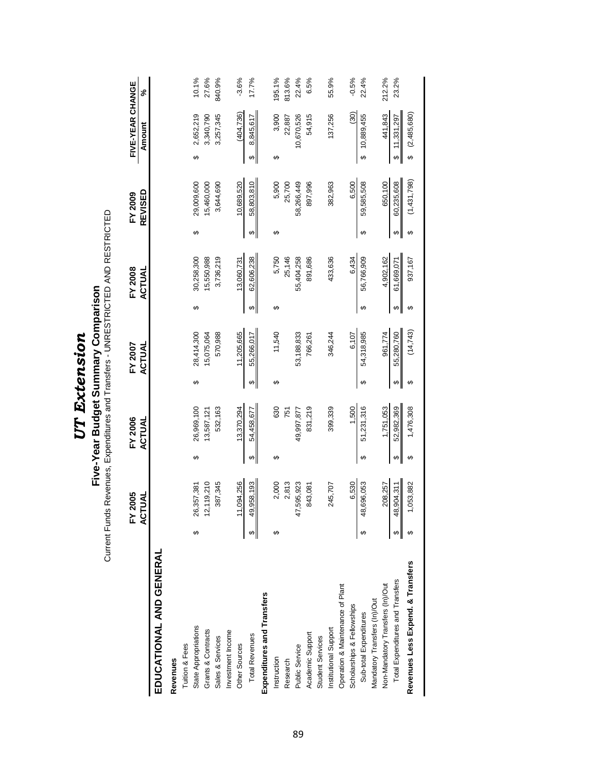# *UT Extension*

## Five-Year Budget Summary Comparison

Current Funds Revenues, Expenditures and Transfers - UNRESTRICTED AND RESTRICTED

| | FY 2005 ACTUAL | FY 2006 ACTUAL | FY 2007 ACTUAL | FY 2008 ACTUAL | FY 2009 REVISED | FIVE-YEAR CHANGE Amount | % |
|---|---|---|---|---|---|---|---|
| **EDUCATIONAL AND GENERAL** | | | | | | | |
| **Revenues** | | | | | | | |
| Tuition & Fees | | | | | | | |
| State Appropriations | $ 26,357,381 | $ 26,969,100 | $ 28,414,300 | $ 30,258,300 | $ 29,009,600 | $ 2,652,219 | 10.1% |
| Grants & Contracts | 12,119,210 | 13,587,121 | 15,075,064 | 15,550,988 | 15,460,000 | 3,340,790 | 27.6% |
| Sales & Services | 387,345 | 532,163 | 570,988 | 3,736,219 | 3,644,690 | 3,257,345 | 840.9% |
| Investment Income | | | | | | | |
| Other Sources | 11,094,256 | 13,370,294 | 11,205,665 | 13,060,731 | 10,689,520 | (404,736) | -3.6% |
| Total Revenues | $ 49,958,193 | $ 54,458,677 | $ 55,266,017 | $ 62,606,238 | $ 58,803,810 | $ 8,845,617 | 17.7% |
| **Expenditures and Transfers** | | | | | | | |
| Instruction | $ 2,000 | $ 630 | $ 11,540 | $ 5,750 | $ 5,900 | $ 3,900 | 195.1% |
| Research | 2,813 | 751 | | 25,146 | 25,700 | 22,887 | 813.6% |
| Public Service | 47,595,923 | 49,997,877 | 53,188,833 | 55,404,258 | 58,266,449 | 10,670,526 | 22.4% |
| Academic Support | 843,081 | 831,219 | 766,261 | 891,686 | 897,996 | 54,915 | 6.5% |
| Student Services | | | | | | | |
| Institutional Support | 245,707 | 399,339 | 346,244 | 433,636 | 382,963 | 137,256 | 55.9% |
| Operation & Maintenance of Plant | | | | | | | |
| Scholarships & Fellowships | 6,530 | 1,500 | 6,107 | 6,434 | 6,500 | (30) | -0.5% |
| Sub-total Expenditures | $ 48,696,053 | $ 51,231,316 | $ 54,318,985 | $ 56,766,909 | $ 59,585,508 | $ 10,889,455 | 22.4% |
| Mandatory Transfers (In)/Out | | | | | | | |
| Non-Mandatory Transfers (In)/Out | 208,257 | 1,751,053 | 961,774 | 4,902,162 | 650,100 | 441,843 | 212.2% |
| Total Expenditures and Transfers | $ 48,904,311 | $ 52,982,369 | $ 55,280,760 | $ 61,669,071 | $ 60,235,608 | $ 11,331,297 | 23.2% |
| **Revenues Less Expend. & Transfers** | $ 1,053,882 | $ 1,476,308 | $ (14,743) | $ 937,167 | $ (1,431,798) | $ (2,485,680) | |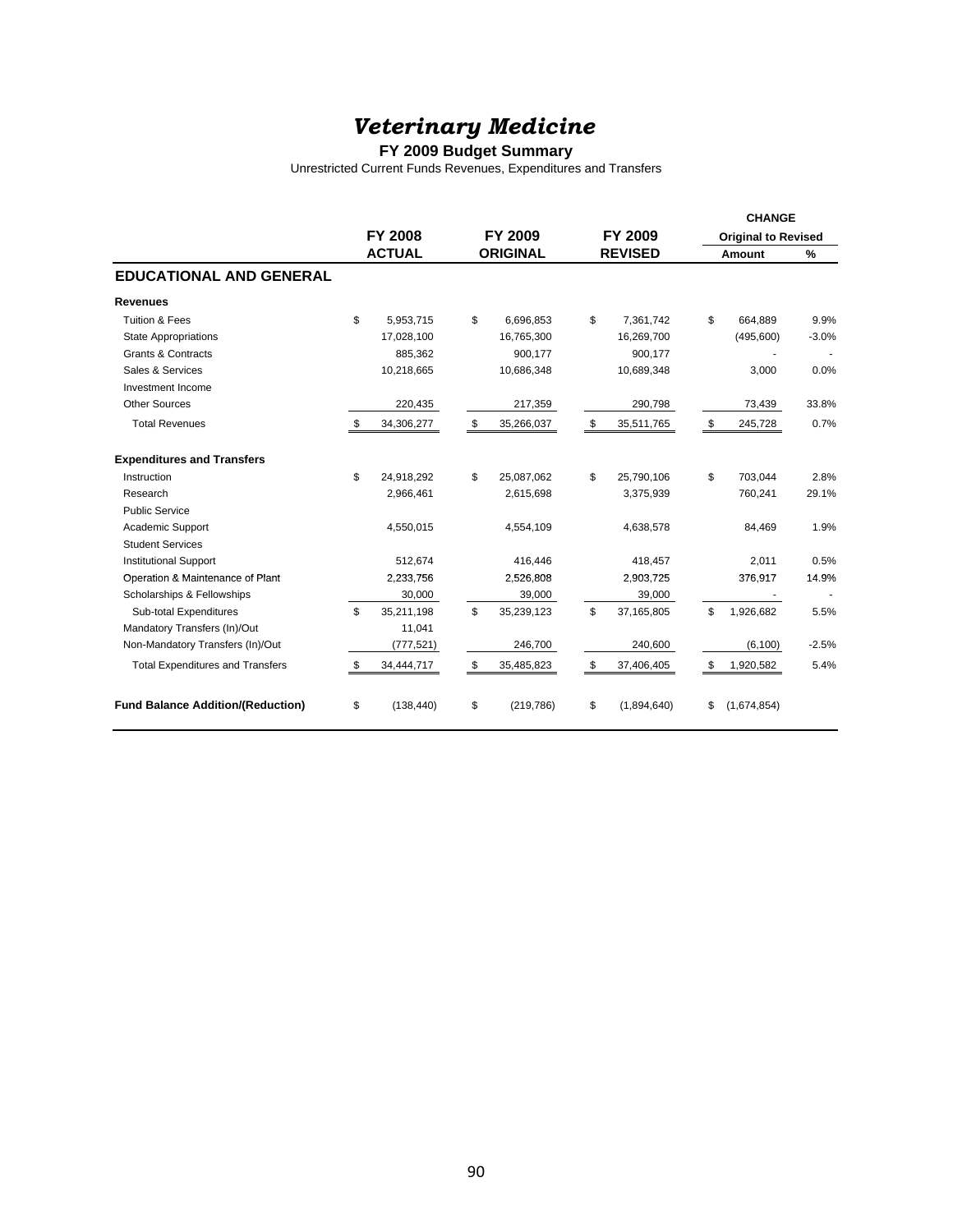# *Veterinary Medicine*

**FY 2009 Budget Summary**

Unrestricted Current Funds Revenues, Expenditures and Transfers

| | FY 2008 ACTUAL | FY 2009 ORIGINAL | FY 2009 REVISED | CHANGE Original to Revised Amount | % |
|---|---|---|---|---|---|
| **EDUCATIONAL AND GENERAL** | | | | | |
| **Revenues** | | | | | |
| Tuition & Fees | $ 5,953,715 | $ 6,696,853 | $ 7,361,742 | $ 664,889 | 9.9% |
| State Appropriations | 17,028,100 | 16,765,300 | 16,269,700 | (495,600) | -3.0% |
| Grants & Contracts | 885,362 | 900,177 | 900,177 | - | - |
| Sales & Services | 10,218,665 | 10,686,348 | 10,689,348 | 3,000 | 0.0% |
| Investment Income | | | | | |
| Other Sources | 220,435 | 217,359 | 290,798 | 73,439 | 33.8% |
| Total Revenues | $ 34,306,277 | $ 35,266,037 | $ 35,511,765 | $ 245,728 | 0.7% |
| **Expenditures and Transfers** | | | | | |
| Instruction | $ 24,918,292 | $ 25,087,062 | $ 25,790,106 | $ 703,044 | 2.8% |
| Research | 2,966,461 | 2,615,698 | 3,375,939 | 760,241 | 29.1% |
| Public Service | | | | | |
| Academic Support | 4,550,015 | 4,554,109 | 4,638,578 | 84,469 | 1.9% |
| Student Services | | | | | |
| Institutional Support | 512,674 | 416,446 | 418,457 | 2,011 | 0.5% |
| Operation & Maintenance of Plant | 2,233,756 | 2,526,808 | 2,903,725 | 376,917 | 14.9% |
| Scholarships & Fellowships | 30,000 | 39,000 | 39,000 | - | - |
| Sub-total Expenditures | $ 35,211,198 | $ 35,239,123 | $ 37,165,805 | $ 1,926,682 | 5.5% |
| Mandatory Transfers (In)/Out | 11,041 | | | | |
| Non-Mandatory Transfers (In)/Out | (777,521) | 246,700 | 240,600 | (6,100) | -2.5% |
| Total Expenditures and Transfers | $ 34,444,717 | $ 35,485,823 | $ 37,406,405 | $ 1,920,582 | 5.4% |
| **Fund Balance Addition/(Reduction)** | $ (138,440) | $ (219,786) | $ (1,894,640) | $ (1,674,854) | |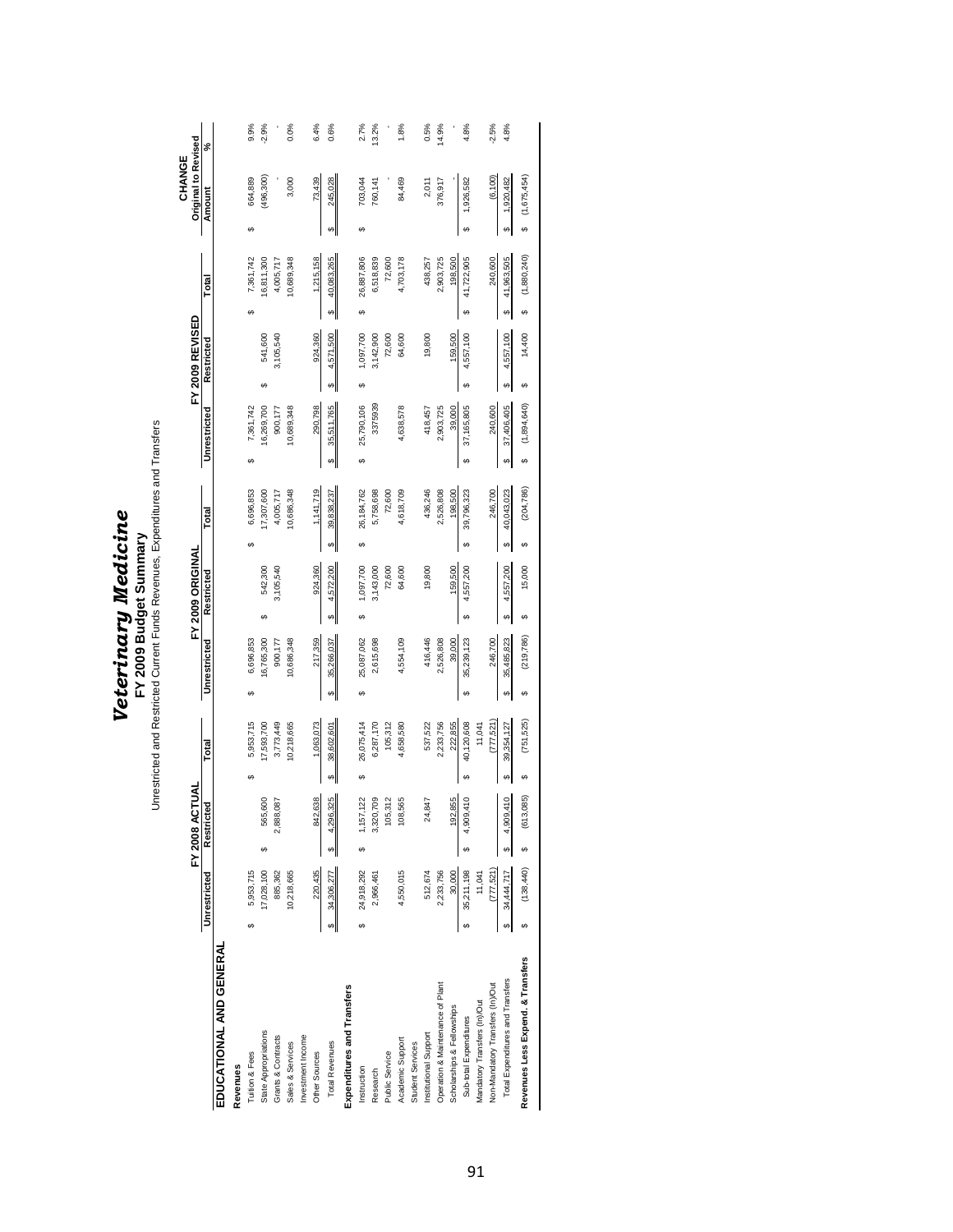# *Veterinary Medicine*

## FY 2009 Budget Summary

Unrestricted and Restricted Current Funds Revenues, Expenditures and Transfers

| | FY 2008 ACTUAL | | | FY 2009 ORIGINAL | | | FY 2009 REVISED | | | CHANGE Original to Revised | |
|---|---|---|---|---|---|---|---|---|---|---|---|
| | Unrestricted | Restricted | Total | Unrestricted | Restricted | Total | Unrestricted | Restricted | Total | Amount | % |
| **EDUCATIONAL AND GENERAL** | | | | | | | | | | | |
| **Revenues** | | | | | | | | | | | |
| Tuition & Fees | $ 5,953,715 | | $ 5,953,715 | $ 6,696,853 | | $ 6,696,853 | $ 7,361,742 | | $ 7,361,742 | $ 664,889 | 9.9% |
| State Appropriations | 17,028,100 | $ 565,600 | 17,593,700 | 16,765,300 | $ 542,300 | 17,307,600 | 16,269,700 | $ 541,600 | 16,811,300 | (496,300) | -2.9% |
| Grants & Contracts | 885,362 | 2,888,087 | 3,773,449 | 900,177 | 3,105,540 | 4,005,717 | 900,177 | 3,105,540 | 4,005,717 | - | - |
| Sales & Services | 10,218,665 | | 10,218,665 | 10,686,348 | | 10,686,348 | 10,689,348 | | 10,689,348 | 3,000 | 0.0% |
| Investment Income | | | | | | | | | | | |
| Other Sources | 220,435 | 842,638 | 1,063,073 | 217,359 | 924,360 | 1,141,719 | 290,798 | 924,360 | 1,215,158 | 73,439 | 6.4% |
| Total Revenues | $ 34,306,277 | $ 4,296,325 | $ 38,602,601 | $ 35,266,037 | $ 4,572,200 | $ 39,838,237 | $ 35,511,765 | $ 4,571,500 | $ 40,083,265 | $ 245,028 | 0.6% |
| **Expenditures and Transfers** | | | | | | | | | | | |
| Instruction | $ 24,918,292 | $ 1,157,122 | $ 26,075,414 | $ 25,087,062 | $ 1,097,700 | $ 26,184,762 | $ 25,790,106 | $ 1,097,700 | $ 26,887,806 | $ 703,044 | 2.7% |
| Research | 2,966,461 | 3,320,709 | 6,287,170 | 2,615,698 | 3,143,000 | 5,758,698 | 3375939 | 3,142,900 | 6,518,839 | 760,141 | 13.2% |
| Public Service | | 105,312 | 105,312 | | 72,600 | 72,600 | | 72,600 | 72,600 | - | - |
| Academic Support | 4,550,015 | 108,565 | 4,658,580 | 4,554,109 | 64,600 | 4,618,709 | 4,638,578 | 64,600 | 4,703,178 | 84,469 | 1.8% |
| Student Services | | | | | | | | | | | |
| Institutional Support | 512,674 | 24,847 | 537,522 | 416,446 | 19,800 | 436,246 | 418,457 | 19,800 | 438,257 | 2,011 | 0.5% |
| Operation & Maintenance of Plant | 2,233,756 | | 2,233,756 | 2,526,808 | | 2,526,808 | 2,903,725 | | 2,903,725 | 376,917 | 14.9% |
| Scholarships & Fellowships | 30,000 | 192,855 | 222,855 | 39,000 | 159,500 | 198,500 | 39,000 | 159,500 | 198,500 | - | - |
| Sub-total Expenditures | $ 35,211,198 | $ 4,909,410 | $ 40,120,608 | $ 35,239,123 | $ 4,557,200 | $ 39,796,323 | $ 37,165,805 | $ 4,557,100 | $ 41,722,905 | $ 1,926,582 | 4.8% |
| Mandatory Transfers (In)/Out | 11,041 | | 11,041 | | | | | | | | |
| Non-Mandatory Transfers (In)/Out | (777,521) | | (777,521) | 246,700 | | 246,700 | 240,600 | | 240,600 | (6,100) | -2.5% |
| Total Expenditures and Transfers | $ 34,444,717 | $ 4,909,410 | $ 39,354,127 | $ 35,485,823 | $ 4,557,200 | $ 40,043,023 | $ 37,406,405 | $ 4,557,100 | $ 41,963,505 | $ 1,920,482 | 4.8% |
| **Revenues Less Expend. & Transfers** | $ (138,440) | $ (613,085) | $ (751,525) | $ (219,786) | $ 15,000 | $ (204,786) | $ (1,894,640) | $ 14,400 | $ (1,880,240) | $ (1,675,454) | |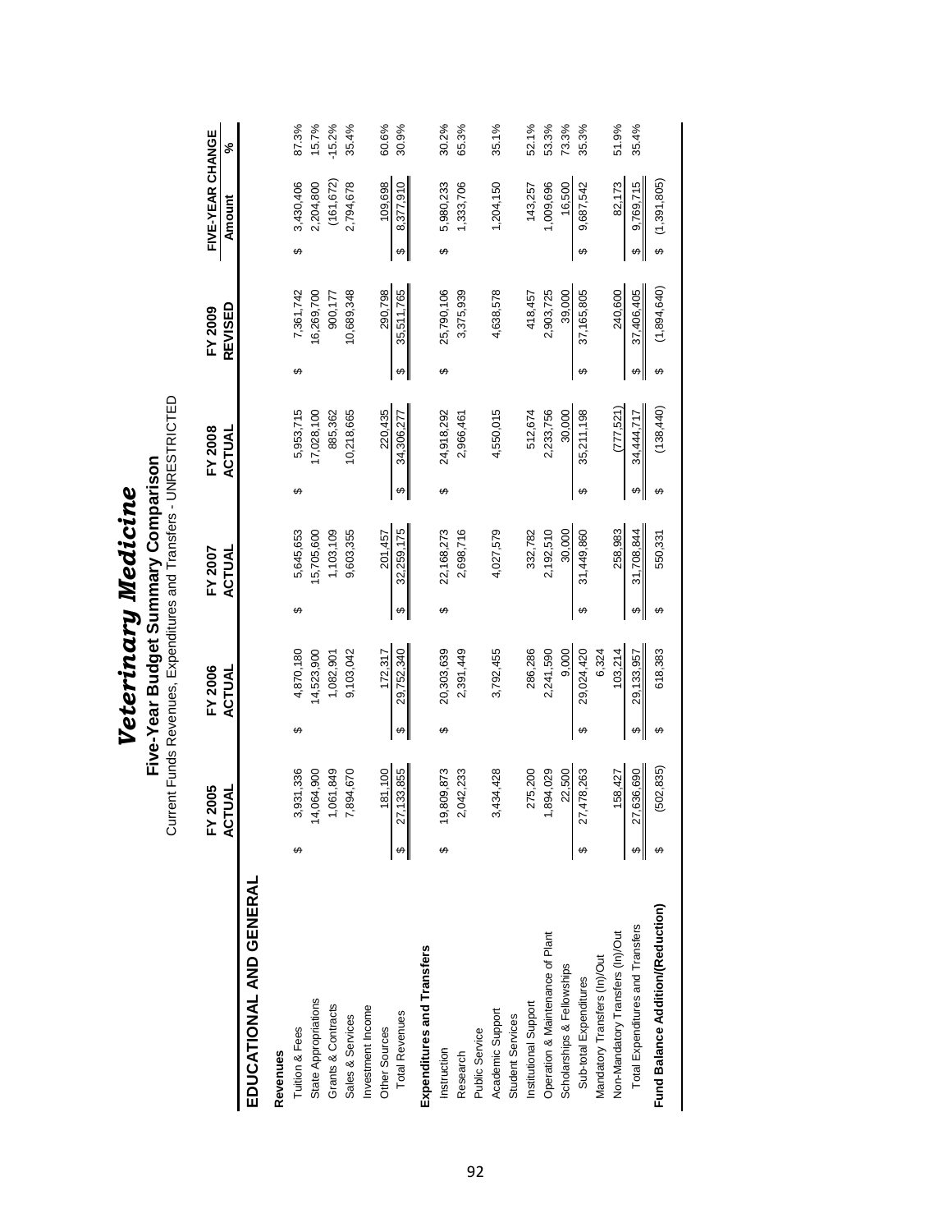# *Veterinary Medicine*

## Five-Year Budget Summary Comparison

Current Funds Revenues, Expenditures and Transfers - UNRESTRICTED

| | FY 2005 ACTUAL | FY 2006 ACTUAL | FY 2007 ACTUAL | FY 2008 ACTUAL | FY 2009 REVISED | FIVE-YEAR CHANGE Amount | FIVE-YEAR CHANGE % |
|---|---|---|---|---|---|---|---|
| **EDUCATIONAL AND GENERAL** | | | | | | | |
| **Revenues** | | | | | | | |
| Tuition & Fees | $ 3,931,336 | $ 4,870,180 | $ 5,645,653 | $ 5,953,715 | $ 7,361,742 | $ 3,430,406 | 87.3% |
| State Appropriations | 14,064,900 | 14,523,900 | 15,705,600 | 17,028,100 | 16,269,700 | 2,204,800 | 15.7% |
| Grants & Contracts | 1,061,849 | 1,082,901 | 1,103,109 | 885,362 | 900,177 | (161,672) | -15.2% |
| Sales & Services | 7,894,670 | 9,103,042 | 9,603,355 | 10,218,665 | 10,689,348 | 2,794,678 | 35.4% |
| Investment Income | | | | | | | |
| Other Sources | 181,100 | 172,317 | 201,457 | 220,435 | 290,798 | 109,698 | 60.6% |
| Total Revenues | $ 27,133,855 | $ 29,752,340 | $ 32,259,175 | $ 34,306,277 | $ 35,511,765 | $ 8,377,910 | 30.9% |
| **Expenditures and Transfers** | | | | | | | |
| Instruction | $ 19,809,873 | $ 20,303,639 | $ 22,168,273 | $ 24,918,292 | $ 25,790,106 | $ 5,980,233 | 30.2% |
| Research | 2,042,233 | 2,391,449 | 2,698,716 | 2,966,461 | 3,375,939 | 1,333,706 | 65.3% |
| Public Service | | | | | | | |
| Academic Support | 3,434,428 | 3,792,455 | 4,027,579 | 4,550,015 | 4,638,578 | 1,204,150 | 35.1% |
| Student Services | | | | | | | |
| Institutional Support | 275,200 | 286,286 | 332,782 | 512,674 | 418,457 | 143,257 | 52.1% |
| Operation & Maintenance of Plant | 1,894,029 | 2,241,590 | 2,192,510 | 2,233,756 | 2,903,725 | 1,009,696 | 53.3% |
| Scholarships & Fellowships | 22,500 | 9,000 | 30,000 | 30,000 | 39,000 | 16,500 | 73.3% |
| Sub-total Expenditures | $ 27,478,263 | $ 29,024,420 | $ 31,449,860 | $ 35,211,198 | $ 37,165,805 | $ 9,687,542 | 35.3% |
| Mandatory Transfers (In)/Out | | 6,324 | | | | | |
| Non-Mandatory Transfers (In)/Out | 158,427 | 103,214 | 258,983 | (777,521) | 240,600 | 82,173 | 51.9% |
| Total Expenditures and Transfers | $ 27,636,690 | $ 29,133,957 | $ 31,708,844 | $ 34,444,717 | $ 37,406,405 | $ 9,769,715 | 35.4% |
| **Fund Balance Addition/(Reduction)** | $ (502,835) | $ 618,383 | $ 550,331 | $ (138,440) | $ (1,894,640) | $ (1,391,805) | |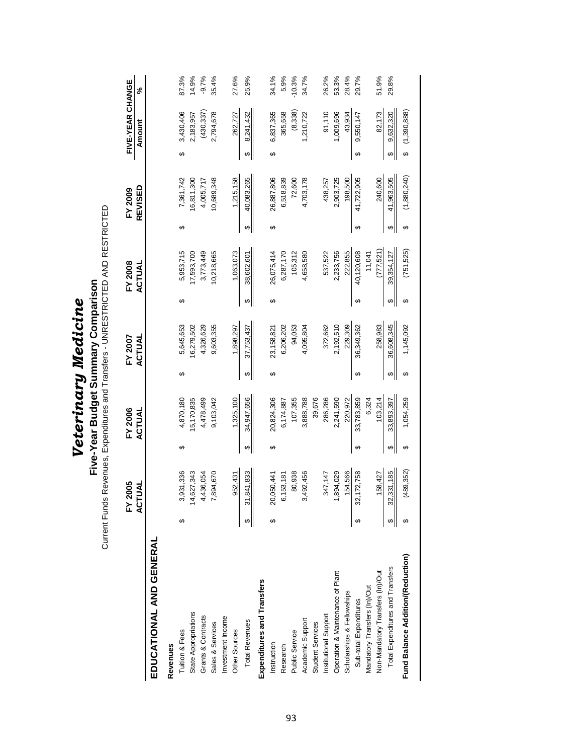# *Veterinary Medicine*

## Five-Year Budget Summary Comparison

Current Funds Revenues, Expenditures and Transfers - UNRESTRICTED AND RESTRICTED

| | FY 2005 ACTUAL | FY 2006 ACTUAL | FY 2007 ACTUAL | FY 2008 ACTUAL | FY 2009 REVISED | FIVE-YEAR CHANGE Amount | % |
|---|---|---|---|---|---|---|---|
| **EDUCATIONAL AND GENERAL** | | | | | | | |
| **Revenues** | | | | | | | |
| Tuition & Fees | $ 3,931,336 | $ 4,870,180 | $ 5,645,653 | $ 5,953,715 | $ 7,361,742 | $ 3,430,406 | 87.3% |
| State Appropriations | 14,627,343 | 15,170,835 | 16,279,502 | 17,593,700 | 16,811,300 | 2,183,957 | 14.9% |
| Grants & Contracts | 4,436,054 | 4,478,499 | 4,326,629 | 3,773,449 | 4,005,717 | (430,337) | -9.7% |
| Sales & Services | 7,894,670 | 9,103,042 | 9,603,355 | 10,218,665 | 10,689,348 | 2,794,678 | 35.4% |
| Investment Income | | | | | | | |
| Other Sources | 952,431 | 1,325,100 | 1,898,297 | 1,063,073 | 1,215,158 | 262,727 | 27.6% |
| Total Revenues | $ 31,841,833 | $ 34,947,656 | $ 37,753,437 | $ 38,602,601 | $ 40,083,265 | $ 8,241,432 | 25.9% |
| **Expenditures and Transfers** | | | | | | | |
| Instruction | $ 20,050,441 | $ 20,824,306 | $ 23,158,821 | $ 26,075,414 | $ 26,887,806 | $ 6,837,365 | 34.1% |
| Research | 6,153,181 | 6,174,887 | 6,206,202 | 6,287,170 | 6,518,839 | 365,658 | 5.9% |
| Public Service | 80,938 | 107,355 | 94,053 | 105,312 | 72,600 | (8,338) | -10.3% |
| Academic Support | 3,492,456 | 3,888,788 | 4,095,804 | 4,658,580 | 4,703,178 | 1,210,722 | 34.7% |
| Student Services | | 39,676 | | | | | |
| Institutional Support | 347,147 | 286,286 | 372,662 | 537,522 | 438,257 | 91,110 | 26.2% |
| Operation & Maintenance of Plant | 1,894,029 | 2,241,590 | 2,192,510 | 2,233,756 | 2,903,725 | 1,009,696 | 53.3% |
| Scholarships & Fellowships | 154,566 | 220,972 | 229,309 | 222,855 | 198,500 | 43,934 | 28.4% |
| Sub-total Expenditures | $ 32,172,758 | $ 33,783,859 | $ 36,349,362 | $ 40,120,608 | $ 41,722,905 | $ 9,550,147 | 29.7% |
| Mandatory Transfers (In)/Out | | 6,324 | | 11,041 | | | |
| Non-Mandatory Transfers (In)/Out | 158,427 | 103,214 | 258,983 | (777,521) | 240,600 | 82,173 | 51.9% |
| Total Expenditures and Transfers | $ 32,331,185 | $ 33,893,397 | $ 36,608,345 | $ 39,354,127 | $ 41,963,505 | $ 9,632,320 | 29.8% |
| **Fund Balance Addition/(Reduction)** | $ (489,352) | $ 1,054,259 | $ 1,145,092 | $ (751,525) | $ (1,880,240) | $ (1,390,888) | |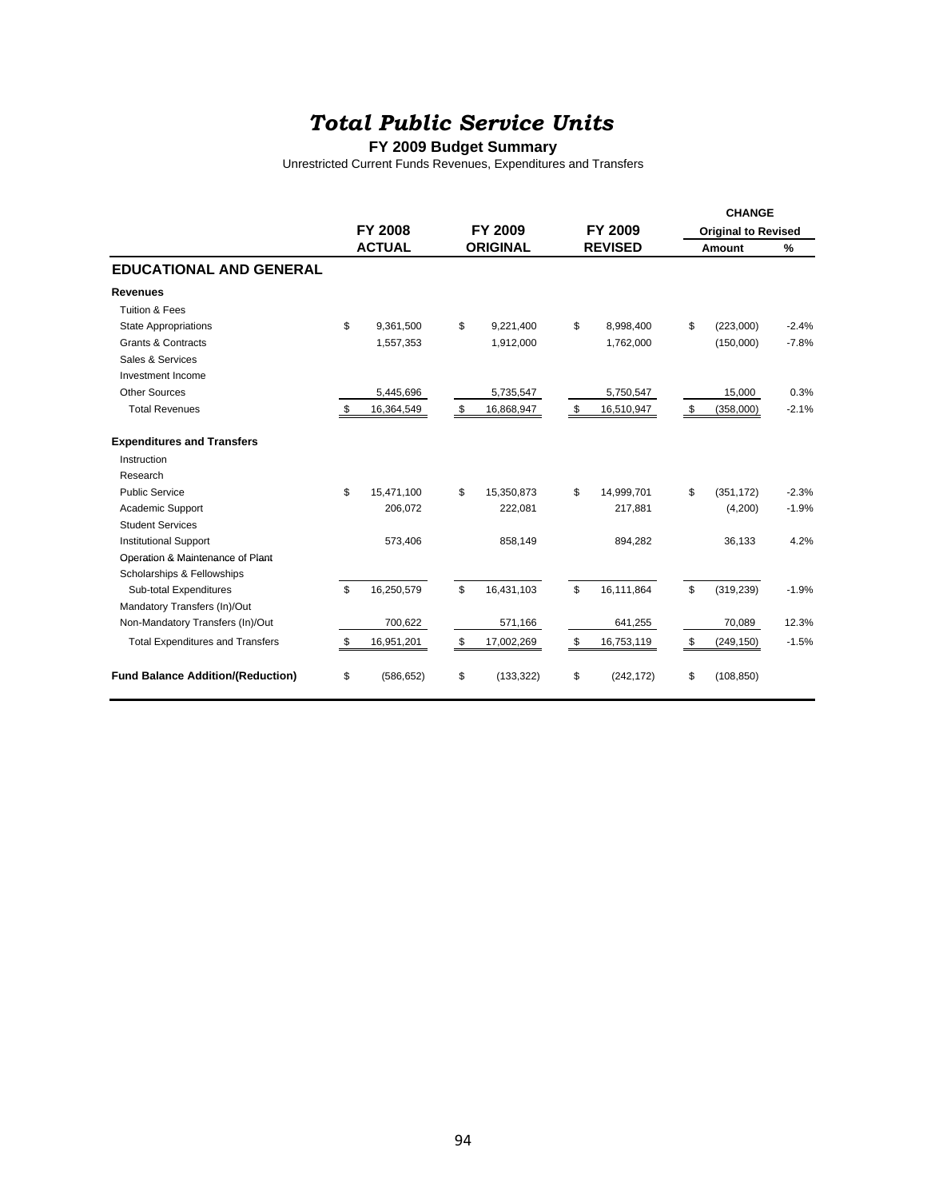# *Total Public Service Units*

**FY 2009 Budget Summary**

Unrestricted Current Funds Revenues, Expenditures and Transfers

| | FY 2008 ACTUAL | FY 2009 ORIGINAL | FY 2009 REVISED | CHANGE Original to Revised Amount | % |
|---|---|---|---|---|---|
| **EDUCATIONAL AND GENERAL** | | | | | |
| **Revenues** | | | | | |
| Tuition & Fees | | | | | |
| State Appropriations | $ 9,361,500 | $ 9,221,400 | $ 8,998,400 | $ (223,000) | -2.4% |
| Grants & Contracts | 1,557,353 | 1,912,000 | 1,762,000 | (150,000) | -7.8% |
| Sales & Services | | | | | |
| Investment Income | | | | | |
| Other Sources | 5,445,696 | 5,735,547 | 5,750,547 | 15,000 | 0.3% |
| Total Revenues | $ 16,364,549 | $ 16,868,947 | $ 16,510,947 | $ (358,000) | -2.1% |
| **Expenditures and Transfers** | | | | | |
| Instruction | | | | | |
| Research | | | | | |
| Public Service | $ 15,471,100 | $ 15,350,873 | $ 14,999,701 | $ (351,172) | -2.3% |
| Academic Support | 206,072 | 222,081 | 217,881 | (4,200) | -1.9% |
| Student Services | | | | | |
| Institutional Support | 573,406 | 858,149 | 894,282 | 36,133 | 4.2% |
| Operation & Maintenance of Plant | | | | | |
| Scholarships & Fellowships | | | | | |
| Sub-total Expenditures | $ 16,250,579 | $ 16,431,103 | $ 16,111,864 | $ (319,239) | -1.9% |
| Mandatory Transfers (In)/Out | | | | | |
| Non-Mandatory Transfers (In)/Out | 700,622 | 571,166 | 641,255 | 70,089 | 12.3% |
| Total Expenditures and Transfers | $ 16,951,201 | $ 17,002,269 | $ 16,753,119 | $ (249,150) | -1.5% |
| **Fund Balance Addition/(Reduction)** | $ (586,652) | $ (133,322) | $ (242,172) | $ (108,850) | |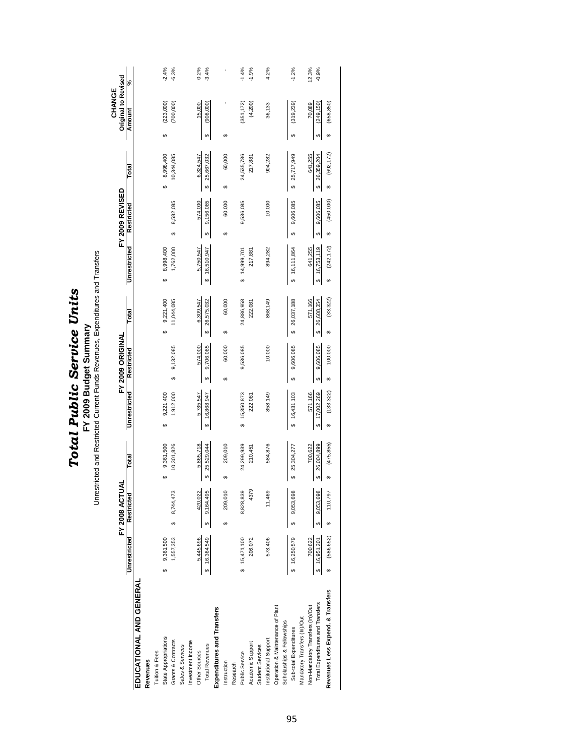# Total Public Service Units

## FY 2009 Budget Summary

Unrestricted and Restricted Current Funds Revenues, Expenditures and Transfers

| | FY 2008 ACTUAL | | | FY 2009 ORIGINAL | | | FY 2009 REVISED | | | CHANGE Original to Revised | |
|---|---|---|---|---|---|---|---|---|---|---|---|
| | Unrestricted | Restricted | Total | Unrestricted | Restricted | Total | Unrestricted | Restricted | Total | Amount | % |
| **EDUCATIONAL AND GENERAL** | | | | | | | | | | | |
| **Revenues** | | | | | | | | | | | |
| Tuition & Fees | | | | | | | | | | | |
| State Appropriations | $ 9,361,500 | | $ 9,361,500 | $ 9,221,400 | | $ 9,221,400 | $ 8,998,400 | | $ 8,998,400 | $ (223,000) | -2.4% |
| Grants & Contracts | 1,557,353 | $ 8,744,473 | 10,301,826 | 1,912,000 | $ 9,132,085 | 11,044,085 | 1,762,000 | $ 8,582,085 | 10,344,085 | (700,000) | -6.3% |
| Sales & Services | | | | | | | | | | | |
| Investment Income | | | | | | | | | | | |
| Other Sources | 5,445,696 | 420,022 | 5,865,718 | 5,735,547 | 574,000 | 6,309,547 | 5,750,547 | 574,000 | 6,324,547 | 15,000 | 0.2% |
| Total Revenues | $ 16,364,549 | $ 9,164,495 | $ 25,529,044 | $ 16,868,947 | $ 9,706,085 | $ 26,575,032 | $ 16,510,947 | $ 9,156,085 | $ 25,667,032 | $ (908,000) | -3.4% |
| **Expenditures and Transfers** | | | | | | | | | | | |
| Instruction | | $ 209,010 | $ 209,010 | | $ 60,000 | $ 60,000 | | $ 60,000 | $ 60,000 | $ - | - |
| Research | | | | | | | | | | | |
| Public Service | $ 15,471,100 | 8,828,839 | 24,299,939 | $ 15,350,873 | 9,536,085 | 24,886,958 | $ 14,999,701 | 9,536,085 | 24,535,786 | (351,172) | -1.4% |
| Academic Support | 206,072 | 4379 | 210,451 | 222,081 | | 222,081 | 217,881 | | 217,881 | (4,200) | -1.9% |
| Student Services | | | | | | | | | | | |
| Institutional Support | 573,406 | 11,469 | 584,876 | 858,149 | 10,000 | 868,149 | 894,282 | 10,000 | 904,282 | 36,133 | 4.2% |
| Operation & Maintenance of Plant | | | | | | | | | | | |
| Scholarships & Fellowships | | | | | | | | | | | |
| Sub-total Expenditures | $ 16,250,579 | $ 9,053,698 | $ 25,304,277 | $ 16,431,103 | $ 9,606,085 | $ 26,037,188 | $ 16,111,864 | $ 9,606,085 | $ 25,717,949 | $ (319,239) | -1.2% |
| Mandatory Transfers (In)/Out | | | | | | | | | | | |
| Non-Mandatory Transfers (In)/Out | 700,622 | | 700,622 | 571,166 | | 571,166 | 641,255 | | 641,255 | 70,089 | 12.3% |
| Total Expenditures and Transfers | $ 16,951,201 | $ 9,053,698 | $ 26,004,899 | $ 17,002,269 | $ 9,606,085 | $ 26,608,354 | $ 16,753,119 | $ 9,606,085 | $ 26,359,204 | $ (249,150) | -0.9% |
| **Revenues Less Expend. & Transfers** | $ (586,652) | $ 110,797 | $ (475,855) | $ (133,322) | $ 100,000 | $ (33,322) | $ (242,172) | $ (450,000) | $ (692,172) | $ (658,850) | |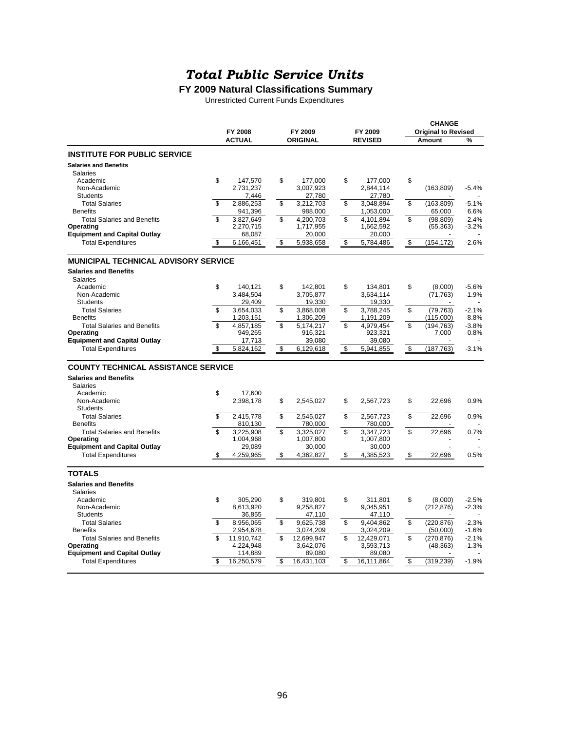# *Total Public Service Units*

## FY 2009 Natural Classifications Summary

Unrestricted Current Funds Expenditures

| | FY 2008 ACTUAL | FY 2009 ORIGINAL | FY 2009 REVISED | CHANGE Original to Revised Amount | % |
|---|---|---|---|---|---|
| **INSTITUTE FOR PUBLIC SERVICE** | | | | | |
| **Salaries and Benefits** | | | | | |
| Salaries | | | | | |
| Academic | $ 147,570 | $ 177,000 | $ 177,000 | $ - | - |
| Non-Academic | 2,731,237 | 3,007,923 | 2,844,114 | (163,809) | -5.4% |
| Students | 7,446 | 27,780 | 27,780 | - | - |
| Total Salaries | $ 2,886,253 | $ 3,212,703 | $ 3,048,894 | $ (163,809) | -5.1% |
| Benefits | 941,396 | 988,000 | 1,053,000 | 65,000 | 6.6% |
| Total Salaries and Benefits | $ 3,827,649 | $ 4,200,703 | $ 4,101,894 | $ (98,809) | -2.4% |
| **Operating** | 2,270,715 | 1,717,955 | 1,662,592 | (55,363) | -3.2% |
| **Equipment and Capital Outlay** | 68,087 | 20,000 | 20,000 | - | - |
| Total Expenditures | $ 6,166,451 | $ 5,938,658 | $ 5,784,486 | $ (154,172) | -2.6% |
| **MUNICIPAL TECHNICAL ADVISORY SERVICE** | | | | | |
| **Salaries and Benefits** | | | | | |
| Salaries | | | | | |
| Academic | $ 140,121 | $ 142,801 | $ 134,801 | $ (8,000) | -5.6% |
| Non-Academic | 3,484,504 | 3,705,877 | 3,634,114 | (71,763) | -1.9% |
| Students | 29,409 | 19,330 | 19,330 | - | - |
| Total Salaries | $ 3,654,033 | $ 3,868,008 | $ 3,788,245 | $ (79,763) | -2.1% |
| Benefits | 1,203,151 | 1,306,209 | 1,191,209 | (115,000) | -8.8% |
| Total Salaries and Benefits | $ 4,857,185 | $ 5,174,217 | $ 4,979,454 | $ (194,763) | -3.8% |
| **Operating** | 949,265 | 916,321 | 923,321 | 7,000 | 0.8% |
| **Equipment and Capital Outlay** | 17,713 | 39,080 | 39,080 | - | - |
| Total Expenditures | $ 5,824,162 | $ 6,129,618 | $ 5,941,855 | $ (187,763) | -3.1% |
| **COUNTY TECHNICAL ASSISTANCE SERVICE** | | | | | |
| **Salaries and Benefits** | | | | | |
| Salaries | | | | | |
| Academic | $ 17,600 | | | | |
| Non-Academic | 2,398,178 | $ 2,545,027 | $ 2,567,723 | $ 22,696 | 0.9% |
| Students | | | | | |
| Total Salaries | $ 2,415,778 | $ 2,545,027 | $ 2,567,723 | $ 22,696 | 0.9% |
| Benefits | 810,130 | 780,000 | 780,000 | - | - |
| Total Salaries and Benefits | $ 3,225,908 | $ 3,325,027 | $ 3,347,723 | $ 22,696 | 0.7% |
| **Operating** | 1,004,968 | 1,007,800 | 1,007,800 | - | - |
| **Equipment and Capital Outlay** | 29,089 | 30,000 | 30,000 | - | - |
| Total Expenditures | $ 4,259,965 | $ 4,362,827 | $ 4,385,523 | $ 22,696 | 0.5% |
| **TOTALS** | | | | | |
| **Salaries and Benefits** | | | | | |
| Salaries | | | | | |
| Academic | $ 305,290 | $ 319,801 | $ 311,801 | $ (8,000) | -2.5% |
| Non-Academic | 8,613,920 | 9,258,827 | 9,045,951 | (212,876) | -2.3% |
| Students | 36,855 | 47,110 | 47,110 | - | - |
| Total Salaries | $ 8,956,065 | $ 9,625,738 | $ 9,404,862 | $ (220,876) | -2.3% |
| Benefits | 2,954,678 | 3,074,209 | 3,024,209 | (50,000) | -1.6% |
| Total Salaries and Benefits | $ 11,910,742 | $ 12,699,947 | $ 12,429,071 | $ (270,876) | -2.1% |
| **Operating** | 4,224,948 | 3,642,076 | 3,593,713 | (48,363) | -1.3% |
| **Equipment and Capital Outlay** | 114,889 | 89,080 | 89,080 | - | - |
| Total Expenditures | $ 16,250,579 | $ 16,431,103 | $ 16,111,864 | $ (319,239) | -1.9% |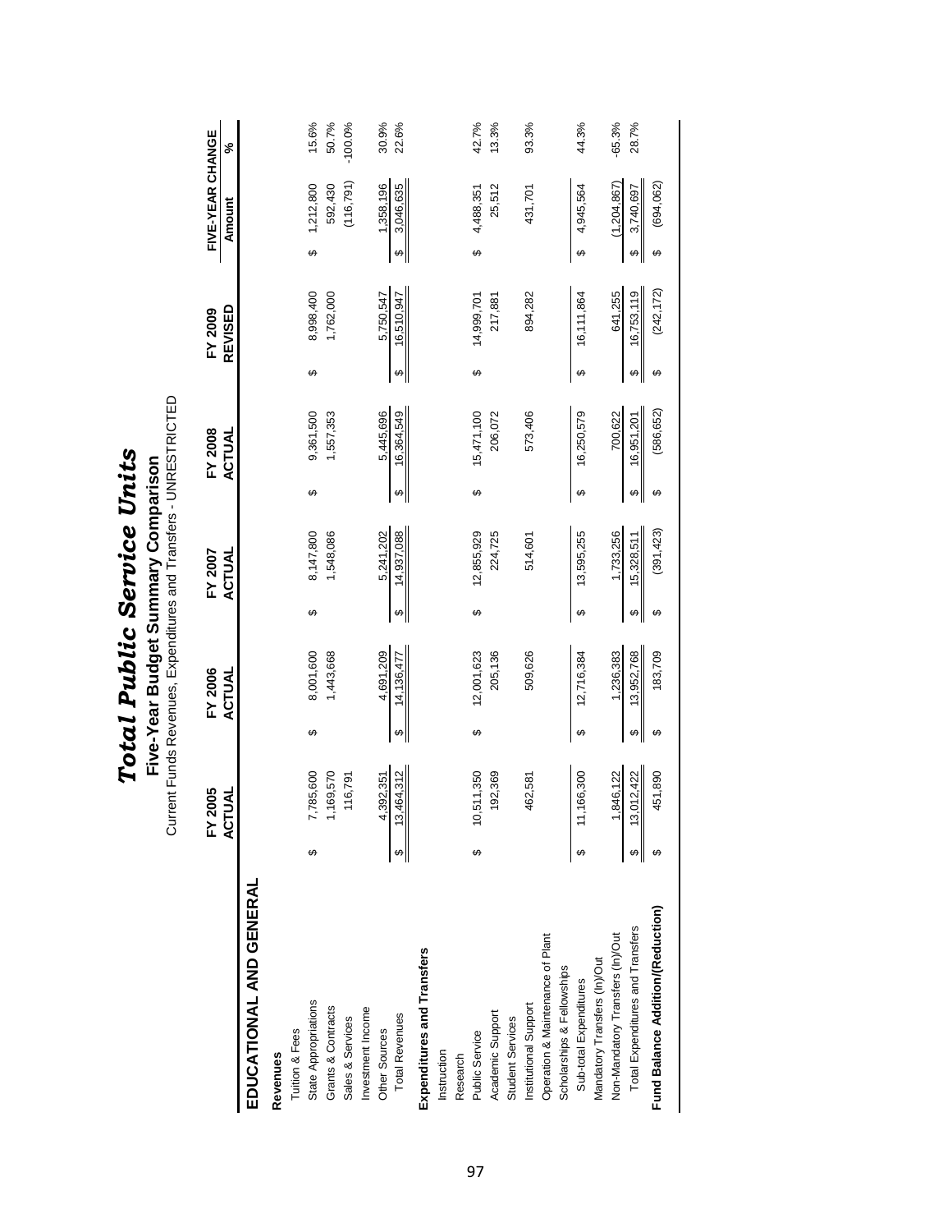# *Total Public Service Units*

## Five-Year Budget Summary Comparison

Current Funds Revenues, Expenditures and Transfers - UNRESTRICTED

| | FY 2005 ACTUAL | FY 2006 ACTUAL | FY 2007 ACTUAL | FY 2008 ACTUAL | FY 2009 REVISED | FIVE-YEAR CHANGE Amount | FIVE-YEAR CHANGE % |
|---|---|---|---|---|---|---|---|
| **EDUCATIONAL AND GENERAL** | | | | | | | |
| **Revenues** | | | | | | | |
| Tuition & Fees | | | | | | | |
| State Appropriations | $ 7,785,600 | $ 8,001,600 | $ 8,147,800 | $ 9,361,500 | $ 8,998,400 | $ 1,212,800 | 15.6% |
| Grants & Contracts | 1,169,570 | 1,443,668 | 1,548,086 | 1,557,353 | 1,762,000 | 592,430 | 50.7% |
| Sales & Services | 116,791 | | | | | (116,791) | -100.0% |
| Investment Income | | | | | | | |
| Other Sources | 4,392,351 | 4,691,209 | 5,241,202 | 5,445,696 | 5,750,547 | 1,358,196 | 30.9% |
| Total Revenues | $ 13,464,312 | $ 14,136,477 | $ 14,937,088 | $ 16,364,549 | $ 16,510,947 | $ 3,046,635 | 22.6% |
| **Expenditures and Transfers** | | | | | | | |
| Instruction | | | | | | | |
| Research | | | | | | | |
| Public Service | $ 10,511,350 | $ 12,001,623 | $ 12,855,929 | $ 15,471,100 | $ 14,999,701 | $ 4,488,351 | 42.7% |
| Academic Support | 192,369 | 205,136 | 224,725 | 206,072 | 217,881 | 25,512 | 13.3% |
| Student Services | | | | | | | |
| Institutional Support | 462,581 | 509,626 | 514,601 | 573,406 | 894,282 | 431,701 | 93.3% |
| Operation & Maintenance of Plant | | | | | | | |
| Scholarships & Fellowships | | | | | | | |
| Sub-total Expenditures | $ 11,166,300 | $ 12,716,384 | $ 13,595,255 | $ 16,250,579 | $ 16,111,864 | $ 4,945,564 | 44.3% |
| Mandatory Transfers (In)/Out | | | | | | | |
| Non-Mandatory Transfers (In)/Out | 1,846,122 | 1,236,383 | 1,733,256 | 700,622 | 641,255 | (1,204,867) | -65.3% |
| Total Expenditures and Transfers | $ 13,012,422 | $ 13,952,768 | $ 15,328,511 | $ 16,951,201 | $ 16,753,119 | $ 3,740,697 | 28.7% |
| **Fund Balance Addition/(Reduction)** | $ 451,890 | $ 183,709 | $ (391,423) | $ (586,652) | $ (242,172) | $ (694,062) | |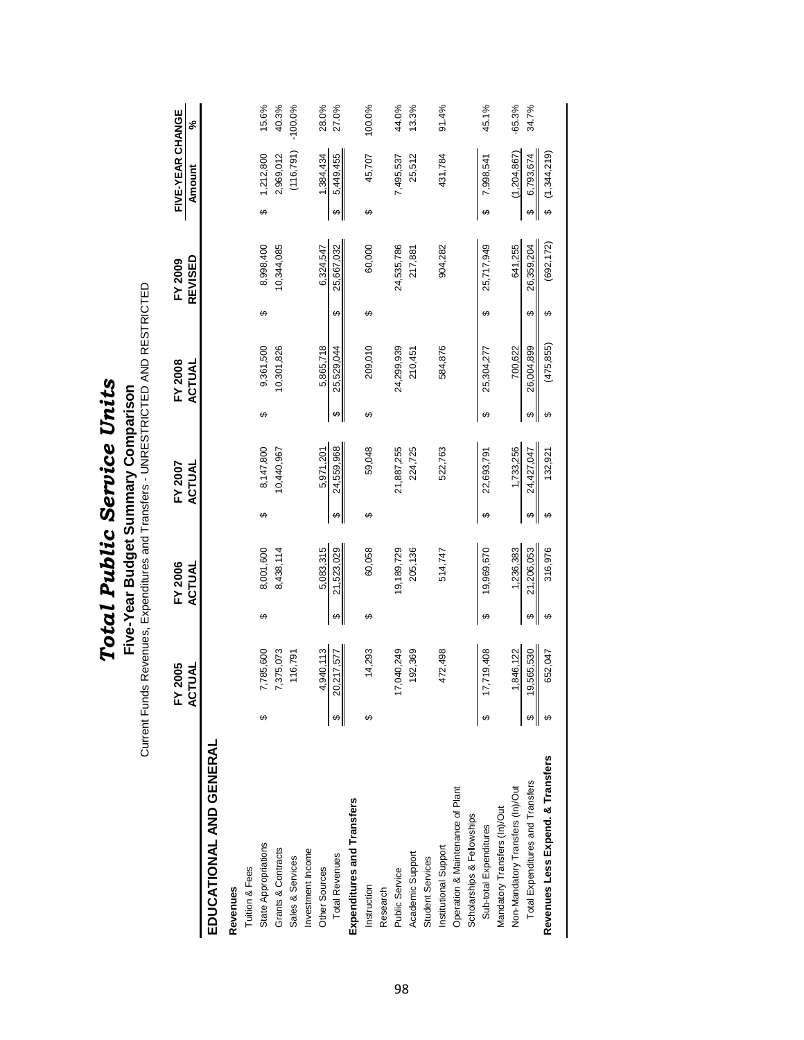# *Total Public Service Units*

## Five-Year Budget Summary Comparison

Current Funds Revenues, Expenditures and Transfers - UNRESTRICTED AND RESTRICTED

| | FY 2005 ACTUAL | FY 2006 ACTUAL | FY 2007 ACTUAL | FY 2008 ACTUAL | FY 2009 REVISED | FIVE-YEAR CHANGE Amount | % |
|---|---|---|---|---|---|---|---|
| **EDUCATIONAL AND GENERAL** | | | | | | | |
| **Revenues** | | | | | | | |
| Tuition & Fees | | | | | | | |
| State Appropriations | $ 7,785,600 | $ 8,001,600 | $ 8,147,800 | $ 9,361,500 | $ 8,998,400 | $ 1,212,800 | 15.6% |
| Grants & Contracts | 7,375,073 | 8,438,114 | 10,440,967 | 10,301,826 | 10,344,085 | 2,969,012 | 40.3% |
| Sales & Services | 116,791 | | | | | (116,791) | -100.0% |
| Investment Income | | | | | | | |
| Other Sources | 4,940,113 | 5,083,315 | 5,971,201 | 5,865,718 | 6,324,547 | 1,384,434 | 28.0% |
| Total Revenues | $ 20,217,577 | $ 21,523,029 | $ 24,559,968 | $ 25,529,044 | $ 25,667,032 | $ 5,449,455 | 27.0% |
| **Expenditures and Transfers** | | | | | | | |
| Instruction | $ 14,293 | $ 60,058 | $ 59,048 | $ 209,010 | $ 60,000 | $ 45,707 | 100.0% |
| Research | | | | | | | |
| Public Service | 17,040,249 | 19,189,729 | 21,887,255 | 24,299,939 | 24,535,786 | 7,495,537 | 44.0% |
| Academic Support | 192,369 | 205,136 | 224,725 | 210,451 | 217,881 | 25,512 | 13.3% |
| Student Services | | | | | | | |
| Institutional Support | 472,498 | 514,747 | 522,763 | 584,876 | 904,282 | 431,784 | 91.4% |
| Operation & Maintenance of Plant | | | | | | | |
| Scholarships & Fellowships | | | | | | | |
| Sub-total Expenditures | $ 17,719,408 | $ 19,969,670 | $ 22,693,791 | $ 25,304,277 | $ 25,717,949 | $ 7,998,541 | 45.1% |
| Mandatory Transfers (In)/Out | | | | | | | |
| Non-Mandatory Transfers (In)/Out | 1,846,122 | 1,236,383 | 1,733,256 | 700,622 | 641,255 | (1,204,867) | -65.3% |
| Total Expenditures and Transfers | $ 19,565,530 | $ 21,206,053 | $ 24,427,047 | $ 26,004,899 | $ 26,359,204 | $ 6,793,674 | 34.7% |
| **Revenues Less Expend. & Transfers** | $ 652,047 | $ 316,976 | $ 132,921 | $ (475,855) | $ (692,172) | $ (1,344,219) | |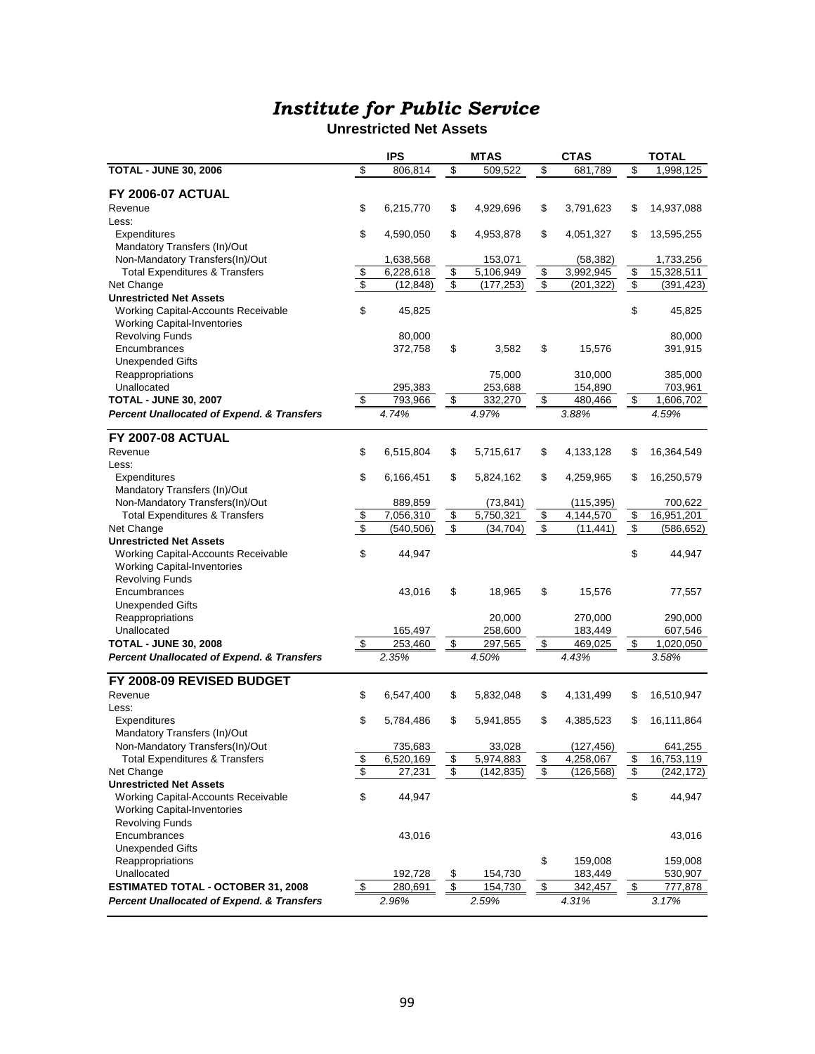# *Institute for Public Service*

**Unrestricted Net Assets**

| | IPS | MTAS | CTAS | TOTAL |
|---|---|---|---|---|
| **TOTAL - JUNE 30, 2006** | $ 806,814 | $ 509,522 | $ 681,789 | $ 1,998,125 |
| **FY 2006-07 ACTUAL** | | | | |
| Revenue | $ 6,215,770 | $ 4,929,696 | $ 3,791,623 | $ 14,937,088 |
| Less: | | | | |
| Expenditures | $ 4,590,050 | $ 4,953,878 | $ 4,051,327 | $ 13,595,255 |
| Mandatory Transfers (In)/Out | | | | |
| Non-Mandatory Transfers(In)/Out | 1,638,568 | 153,071 | (58,382) | 1,733,256 |
| Total Expenditures & Transfers | $ 6,228,618 | $ 5,106,949 | $ 3,992,945 | $ 15,328,511 |
| Net Change | $ (12,848) | $ (177,253) | $ (201,322) | $ (391,423) |
| **Unrestricted Net Assets** | | | | |
| Working Capital-Accounts Receivable | $ 45,825 | | | $ 45,825 |
| Working Capital-Inventories | | | | |
| Revolving Funds | 80,000 | | | 80,000 |
| Encumbrances | 372,758 | $ 3,582 | $ 15,576 | 391,915 |
| Unexpended Gifts | | | | |
| Reappropriations | | 75,000 | 310,000 | 385,000 |
| Unallocated | 295,383 | 253,688 | 154,890 | 703,961 |
| **TOTAL - JUNE 30, 2007** | $ 793,966 | $ 332,270 | $ 480,466 | $ 1,606,702 |
| ***Percent Unallocated of Expend. & Transfers*** | *4.74%* | *4.97%* | *3.88%* | *4.59%* |
| **FY 2007-08 ACTUAL** | | | | |
| Revenue | $ 6,515,804 | $ 5,715,617 | $ 4,133,128 | $ 16,364,549 |
| Less: | | | | |
| Expenditures | $ 6,166,451 | $ 5,824,162 | $ 4,259,965 | $ 16,250,579 |
| Mandatory Transfers (In)/Out | | | | |
| Non-Mandatory Transfers(In)/Out | 889,859 | (73,841) | (115,395) | 700,622 |
| Total Expenditures & Transfers | $ 7,056,310 | $ 5,750,321 | $ 4,144,570 | $ 16,951,201 |
| Net Change | $ (540,506) | $ (34,704) | $ (11,441) | $ (586,652) |
| **Unrestricted Net Assets** | | | | |
| Working Capital-Accounts Receivable | $ 44,947 | | | $ 44,947 |
| Working Capital-Inventories | | | | |
| Revolving Funds | | | | |
| Encumbrances | 43,016 | $ 18,965 | $ 15,576 | 77,557 |
| Unexpended Gifts | | | | |
| Reappropriations | | 20,000 | 270,000 | 290,000 |
| Unallocated | 165,497 | 258,600 | 183,449 | 607,546 |
| **TOTAL - JUNE 30, 2008** | $ 253,460 | $ 297,565 | $ 469,025 | $ 1,020,050 |
| ***Percent Unallocated of Expend. & Transfers*** | *2.35%* | *4.50%* | *4.43%* | *3.58%* |
| **FY 2008-09 REVISED BUDGET** | | | | |
| Revenue | $ 6,547,400 | $ 5,832,048 | $ 4,131,499 | $ 16,510,947 |
| Less: | | | | |
| Expenditures | $ 5,784,486 | $ 5,941,855 | $ 4,385,523 | $ 16,111,864 |
| Mandatory Transfers (In)/Out | | | | |
| Non-Mandatory Transfers(In)/Out | 735,683 | 33,028 | (127,456) | 641,255 |
| Total Expenditures & Transfers | $ 6,520,169 | $ 5,974,883 | $ 4,258,067 | $ 16,753,119 |
| Net Change | $ 27,231 | $ (142,835) | $ (126,568) | $ (242,172) |
| **Unrestricted Net Assets** | | | | |
| Working Capital-Accounts Receivable | $ 44,947 | | | $ 44,947 |
| Working Capital-Inventories | | | | |
| Revolving Funds | | | | |
| Encumbrances | 43,016 | | | 43,016 |
| Unexpended Gifts | | | | |
| Reappropriations | | | $ 159,008 | 159,008 |
| Unallocated | 192,728 | $ 154,730 | 183,449 | 530,907 |
| **ESTIMATED TOTAL - OCTOBER 31, 2008** | $ 280,691 | $ 154,730 | $ 342,457 | $ 777,878 |
| ***Percent Unallocated of Expend. & Transfers*** | *2.96%* | *2.59%* | *4.31%* | *3.17%* |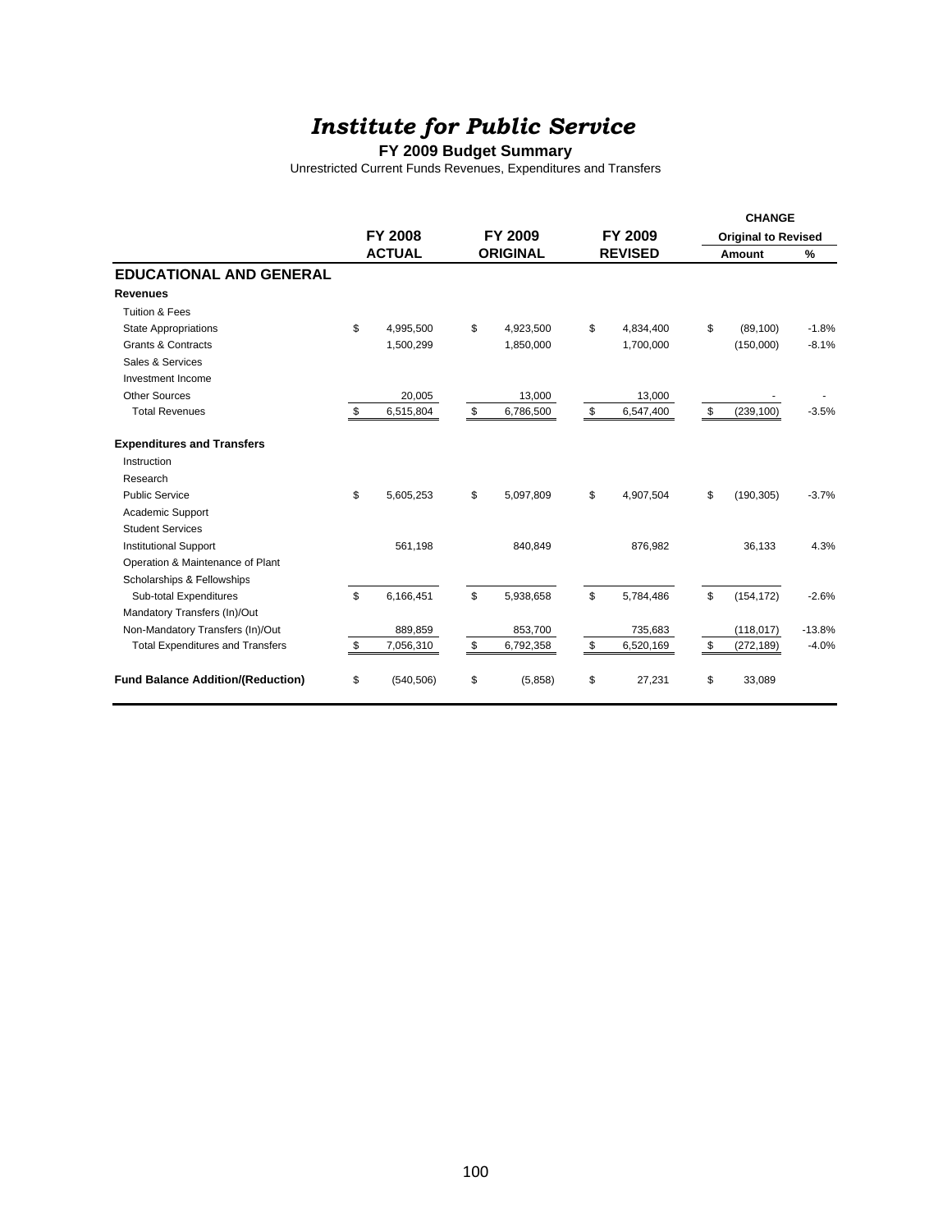# *Institute for Public Service*

**FY 2009 Budget Summary**

Unrestricted Current Funds Revenues, Expenditures and Transfers

| | FY 2008 ACTUAL | FY 2009 ORIGINAL | FY 2009 REVISED | CHANGE Original to Revised Amount | % |
|---|---|---|---|---|---|
| **EDUCATIONAL AND GENERAL** | | | | | |
| **Revenues** | | | | | |
| Tuition & Fees | | | | | |
| State Appropriations | $ 4,995,500 | $ 4,923,500 | $ 4,834,400 | $ (89,100) | -1.8% |
| Grants & Contracts | 1,500,299 | 1,850,000 | 1,700,000 | (150,000) | -8.1% |
| Sales & Services | | | | | |
| Investment Income | | | | | |
| Other Sources | 20,005 | 13,000 | 13,000 | - | - |
| Total Revenues | $ 6,515,804 | $ 6,786,500 | $ 6,547,400 | $ (239,100) | -3.5% |
| **Expenditures and Transfers** | | | | | |
| Instruction | | | | | |
| Research | | | | | |
| Public Service | $ 5,605,253 | $ 5,097,809 | $ 4,907,504 | $ (190,305) | -3.7% |
| Academic Support | | | | | |
| Student Services | | | | | |
| Institutional Support | 561,198 | 840,849 | 876,982 | 36,133 | 4.3% |
| Operation & Maintenance of Plant | | | | | |
| Scholarships & Fellowships | | | | | |
| Sub-total Expenditures | $ 6,166,451 | $ 5,938,658 | $ 5,784,486 | $ (154,172) | -2.6% |
| Mandatory Transfers (In)/Out | | | | | |
| Non-Mandatory Transfers (In)/Out | 889,859 | 853,700 | 735,683 | (118,017) | -13.8% |
| Total Expenditures and Transfers | $ 7,056,310 | $ 6,792,358 | $ 6,520,169 | $ (272,189) | -4.0% |
| **Fund Balance Addition/(Reduction)** | $ (540,506) | $ (5,858) | $ 27,231 | $ 33,089 | |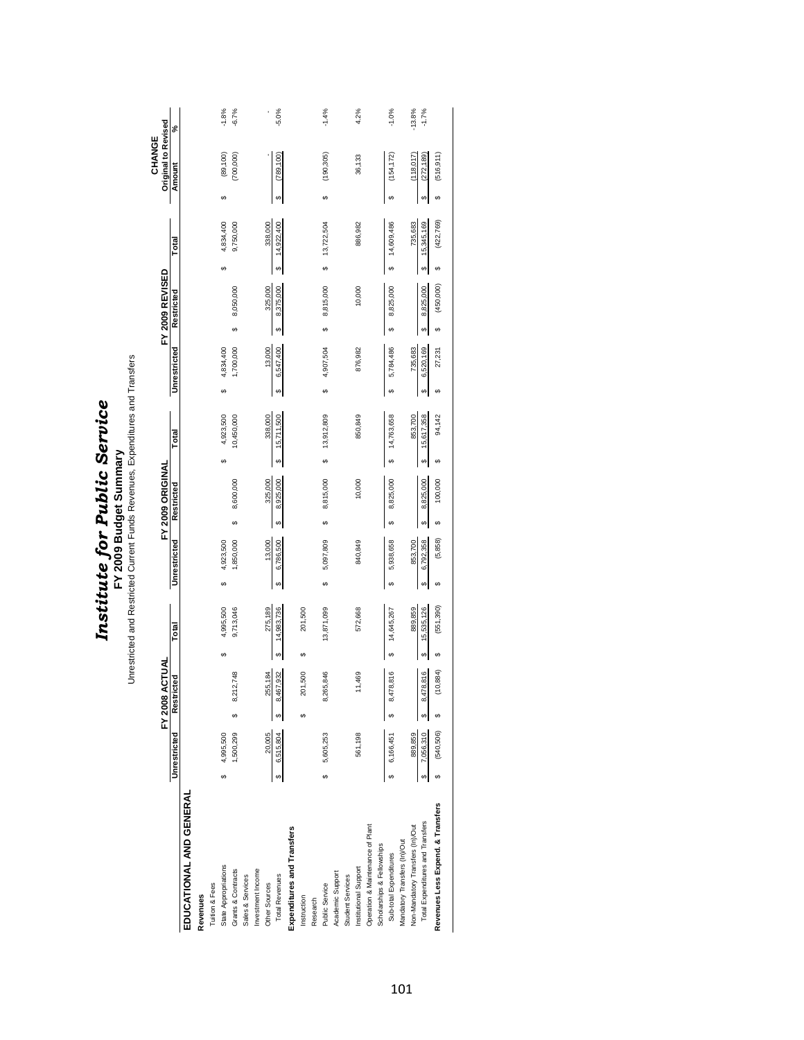# Institute for Public Service

## FY 2009 Budget Summary

Unrestricted and Restricted Current Funds Revenues, Expenditures and Transfers

| | FY 2008 ACTUAL | | | FY 2009 ORIGINAL | | | FY 2009 REVISED | | | CHANGE Original to Revised | |
|---|---|---|---|---|---|---|---|---|---|---|---|
| | Unrestricted | Restricted | Total | Unrestricted | Restricted | Total | Unrestricted | Restricted | Total | Amount | % |
| **EDUCATIONAL AND GENERAL** | | | | | | | | | | | |
| **Revenues** | | | | | | | | | | | |
| Tuition & Fees | | | | | | | | | | | |
| State Appropriations | $ 4,995,500 | | $ 4,995,500 | $ 4,923,500 | | $ 4,923,500 | $ 4,834,400 | | $ 4,834,400 | $ (89,100) | -1.8% |
| Grants & Contracts | 1,500,299 | $ 8,212,748 | 9,713,046 | 1,850,000 | $ 8,600,000 | 10,450,000 | 1,700,000 | $ 8,050,000 | 9,750,000 | (700,000) | -6.7% |
| Sales & Services | | | | | | | | | | | |
| Investment Income | | | | | | | | | | | |
| Other Sources | 20,005 | 255,184 | 275,189 | 13,000 | 325,000 | 338,000 | 13,000 | 325,000 | 338,000 | - | - |
| Total Revenues | $ 6,515,804 | $ 8,467,932 | $ 14,983,736 | $ 6,786,500 | $ 8,925,000 | $ 15,711,500 | $ 6,547,400 | $ 8,375,000 | $ 14,922,400 | $ (789,100) | -5.0% |
| **Expenditures and Transfers** | | | | | | | | | | | |
| Instruction | | $ 201,500 | $ 201,500 | | | | | | | | |
| Research | | | | | | | | | | | |
| Public Service | $ 5,605,253 | 8,265,846 | 13,871,099 | $ 5,097,809 | $ 8,815,000 | $ 13,912,809 | $ 4,907,504 | $ 8,815,000 | $ 13,722,504 | $ (190,305) | -1.4% |
| Academic Support | | | | | | | | | | | |
| Student Services | | | | | | | | | | | |
| Institutional Support | 561,198 | 11,469 | 572,668 | 840,849 | 10,000 | 850,849 | 876,982 | 10,000 | 886,982 | 36,133 | 4.2% |
| Operation & Maintenance of Plant | | | | | | | | | | | |
| Scholarships & Fellowships | | | | | | | | | | | |
| Sub-total Expenditures | $ 6,166,451 | $ 8,478,816 | $ 14,645,267 | $ 5,938,658 | $ 8,825,000 | $ 14,763,658 | $ 5,784,486 | $ 8,825,000 | $ 14,609,486 | $ (154,172) | -1.0% |
| Mandatory Transfers (In)/Out | | | | | | | | | | | |
| Non-Mandatory Transfers (In)/Out | 889,859 | | 889,859 | 853,700 | | 853,700 | 735,683 | | 735,683 | (118,017) | -13.8% |
| Total Expenditures and Transfers | $ 7,056,310 | $ 8,478,816 | $ 15,535,126 | $ 6,792,358 | $ 8,825,000 | $ 15,617,358 | $ 6,520,169 | $ 8,825,000 | $ 15,345,169 | $ (272,189) | -1.7% |
| **Revenues Less Expend. & Transfers** | $ (540,506) | $ (10,884) | $ (551,390) | $ (5,858) | $ 100,000 | $ 94,142 | $ 27,231 | $ (450,000) | $ (422,769) | $ (516,911) | |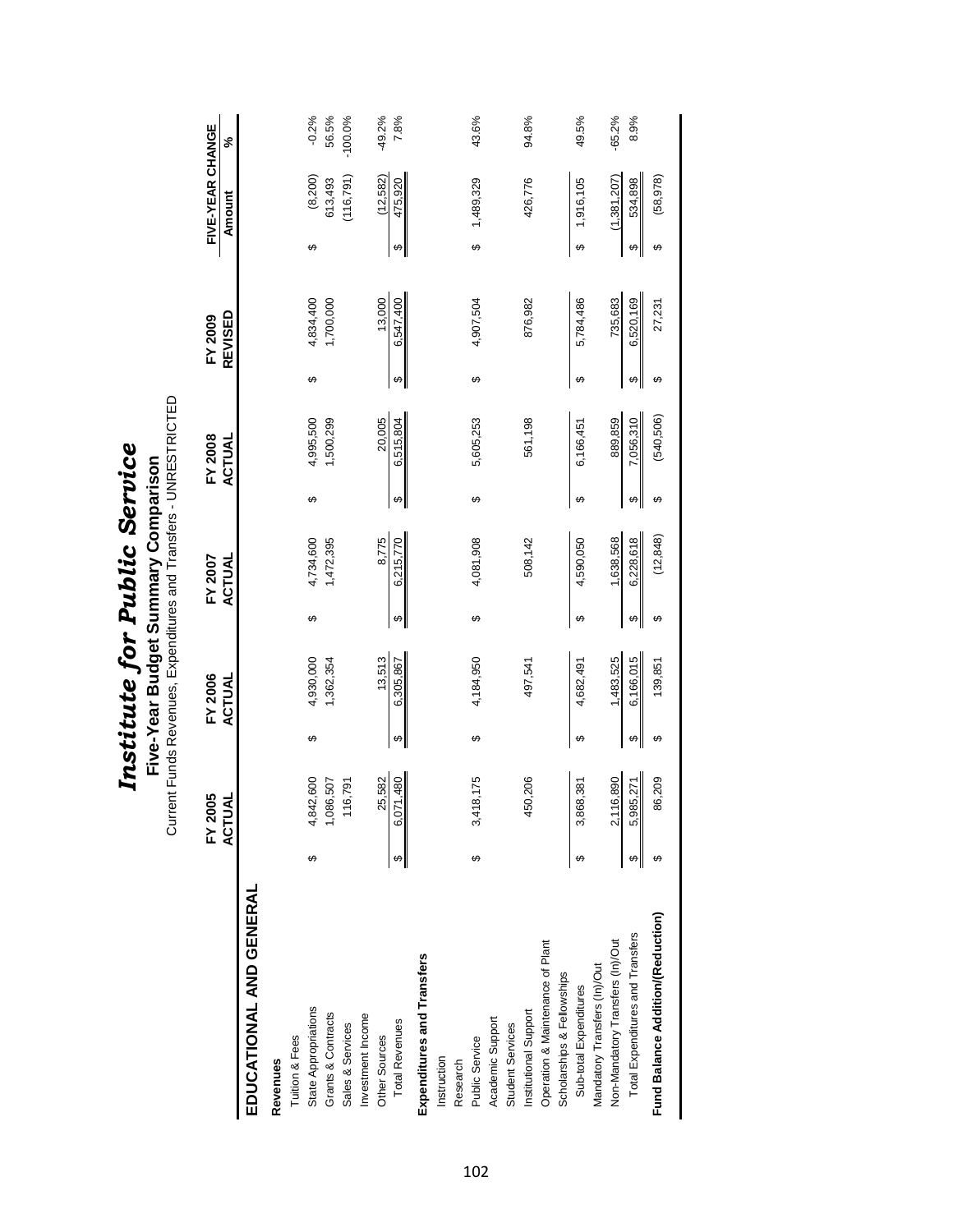# *Institute for Public Service*

## Five-Year Budget Summary Comparison

Current Funds Revenues, Expenditures and Transfers - UNRESTRICTED

| | FY 2005 ACTUAL | FY 2006 ACTUAL | FY 2007 ACTUAL | FY 2008 ACTUAL | FY 2009 REVISED | FIVE-YEAR CHANGE Amount | % |
|---|---|---|---|---|---|---|---|
| **EDUCATIONAL AND GENERAL** | | | | | | | |
| **Revenues** | | | | | | | |
| Tuition & Fees | | | | | | | |
| State Appropriations | $ 4,842,600 | $ 4,930,000 | $ 4,734,600 | $ 4,995,500 | $ 4,834,400 | $ (8,200) | -0.2% |
| Grants & Contracts | 1,086,507 | 1,362,354 | 1,472,395 | 1,500,299 | 1,700,000 | 613,493 | 56.5% |
| Sales & Services | 116,791 | | | | | (116,791) | -100.0% |
| Investment Income | | | | | | | |
| Other Sources | 25,582 | 13,513 | 8,775 | 20,005 | 13,000 | (12,582) | -49.2% |
| Total Revenues | $ 6,071,480 | $ 6,305,867 | $ 6,215,770 | $ 6,515,804 | $ 6,547,400 | $ 475,920 | 7.8% |
| **Expenditures and Transfers** | | | | | | | |
| Instruction | | | | | | | |
| Research | | | | | | | |
| Public Service | $ 3,418,175 | $ 4,184,950 | $ 4,081,908 | $ 5,605,253 | $ 4,907,504 | $ 1,489,329 | 43.6% |
| Academic Support | | | | | | | |
| Student Services | | | | | | | |
| Institutional Support | 450,206 | 497,541 | 508,142 | 561,198 | 876,982 | 426,776 | 94.8% |
| Operation & Maintenance of Plant | | | | | | | |
| Scholarships & Fellowships | | | | | | | |
| Sub-total Expenditures | $ 3,868,381 | $ 4,682,491 | $ 4,590,050 | $ 6,166,451 | $ 5,784,486 | $ 1,916,105 | 49.5% |
| Mandatory Transfers (In)/Out | | | | | | | |
| Non-Mandatory Transfers (In)/Out | 2,116,890 | 1,483,525 | 1,638,568 | 889,859 | 735,683 | (1,381,207) | -65.2% |
| Total Expenditures and Transfers | $ 5,985,271 | $ 6,166,015 | $ 6,228,618 | $ 7,056,310 | $ 6,520,169 | $ 534,898 | 8.9% |
| **Fund Balance Addition/(Reduction)** | $ 86,209 | $ 139,851 | $ (12,848) | $ (540,506) | $ 27,231 | $ (58,978) | |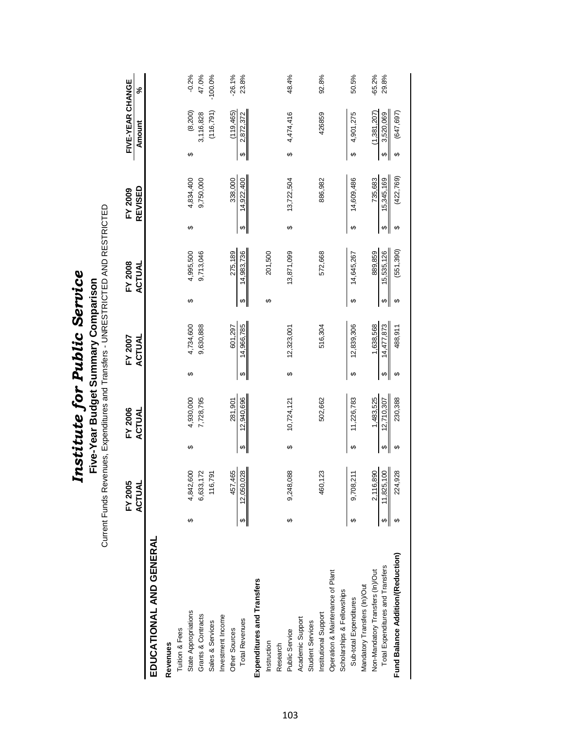# *Institute for Public Service*

## Five-Year Budget Summary Comparison

Current Funds Revenues, Expenditures and Transfers - UNRESTRICTED AND RESTRICTED

| | FY 2005 ACTUAL | FY 2006 ACTUAL | FY 2007 ACTUAL | FY 2008 ACTUAL | FY 2009 REVISED | FIVE-YEAR CHANGE Amount | % |
|---|---|---|---|---|---|---|---|
| **EDUCATIONAL AND GENERAL** | | | | | | | |
| **Revenues** | | | | | | | |
| Tuition & Fees | | | | | | | |
| State Appropriations | $ 4,842,600 | $ 4,930,000 | $ 4,734,600 | $ 4,995,500 | $ 4,834,400 | $ (8,200) | -0.2% |
| Grants & Contracts | 6,633,172 | 7,728,795 | 9,630,888 | 9,713,046 | 9,750,000 | 3,116,828 | 47.0% |
| Sales & Services | 116,791 | | | | | (116,791) | -100.0% |
| Investment Income | | | | | | | |
| Other Sources | 457,465 | 281,901 | 601,297 | 275,189 | 338,000 | (119,465) | -26.1% |
| Total Revenues | $ 12,050,028 | $ 12,940,696 | $ 14,966,785 | $ 14,983,736 | $ 14,922,400 | $ 2,872,372 | 23.8% |
| **Expenditures and Transfers** | | | | | | | |
| Instruction | | | | $ 201,500 | | | |
| Research | | | | | | | |
| Public Service | $ 9,248,088 | $ 10,724,121 | $ 12,323,001 | 13,871,099 | $ 13,722,504 | $ 4,474,416 | 48.4% |
| Academic Support | | | | | | | |
| Student Services | | | | | | | |
| Institutional Support | 460,123 | 502,662 | 516,304 | 572,668 | 886,982 | 426859 | 92.8% |
| Operation & Maintenance of Plant | | | | | | | |
| Scholarships & Fellowships | | | | | | | |
| Sub-total Expenditures | $ 9,708,211 | $ 11,226,783 | $ 12,839,306 | $ 14,645,267 | $ 14,609,486 | $ 4,901,275 | 50.5% |
| Mandatory Transfers (In)/Out | | | | | | | |
| Non-Mandatory Transfers (In)/Out | 2,116,890 | 1,483,525 | 1,638,568 | 889,859 | 735,683 | (1,381,207) | -65.2% |
| Total Expenditures and Transfers | $ 11,825,100 | $ 12,710,307 | $ 14,477,873 | $ 15,535,126 | $ 15,345,169 | $ 3,520,069 | 29.8% |
| **Fund Balance Addition/(Reduction)** | $ 224,928 | $ 230,388 | $ 488,911 | $ (551,390) | $ (422,769) | $ (647,697) | |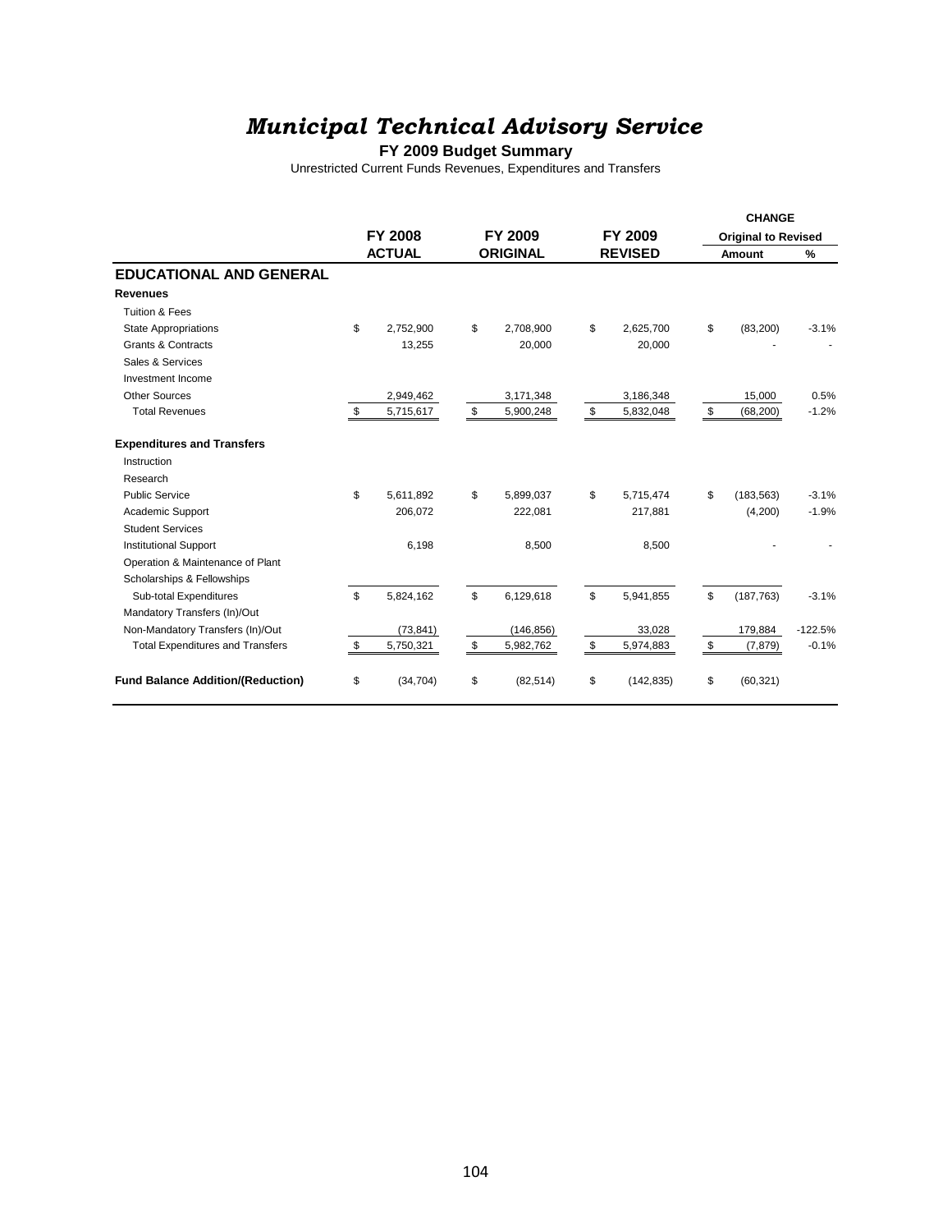# *Municipal Technical Advisory Service*

**FY 2009 Budget Summary**

Unrestricted Current Funds Revenues, Expenditures and Transfers

| | FY 2008 | FY 2009 | FY 2009 | CHANGE | |
|---|---|---|---|---|---|
| | | | | Original to Revised | |
| | ACTUAL | ORIGINAL | REVISED | Amount | % |
| **EDUCATIONAL AND GENERAL** | | | | | |
| **Revenues** | | | | | |
| Tuition & Fees | | | | | |
| State Appropriations | $ 2,752,900 | $ 2,708,900 | $ 2,625,700 | $ (83,200) | -3.1% |
| Grants & Contracts | 13,255 | 20,000 | 20,000 | - | - |
| Sales & Services | | | | | |
| Investment Income | | | | | |
| Other Sources | 2,949,462 | 3,171,348 | 3,186,348 | 15,000 | 0.5% |
| Total Revenues | $ 5,715,617 | $ 5,900,248 | $ 5,832,048 | $ (68,200) | -1.2% |
| **Expenditures and Transfers** | | | | | |
| Instruction | | | | | |
| Research | | | | | |
| Public Service | $ 5,611,892 | $ 5,899,037 | $ 5,715,474 | $ (183,563) | -3.1% |
| Academic Support | 206,072 | 222,081 | 217,881 | (4,200) | -1.9% |
| Student Services | | | | | |
| Institutional Support | 6,198 | 8,500 | 8,500 | - | - |
| Operation & Maintenance of Plant | | | | | |
| Scholarships & Fellowships | | | | | |
| Sub-total Expenditures | $ 5,824,162 | $ 6,129,618 | $ 5,941,855 | $ (187,763) | -3.1% |
| Mandatory Transfers (In)/Out | | | | | |
| Non-Mandatory Transfers (In)/Out | (73,841) | (146,856) | 33,028 | 179,884 | -122.5% |
| Total Expenditures and Transfers | $ 5,750,321 | $ 5,982,762 | $ 5,974,883 | $ (7,879) | -0.1% |
| **Fund Balance Addition/(Reduction)** | $ (34,704) | $ (82,514) | $ (142,835) | $ (60,321) | |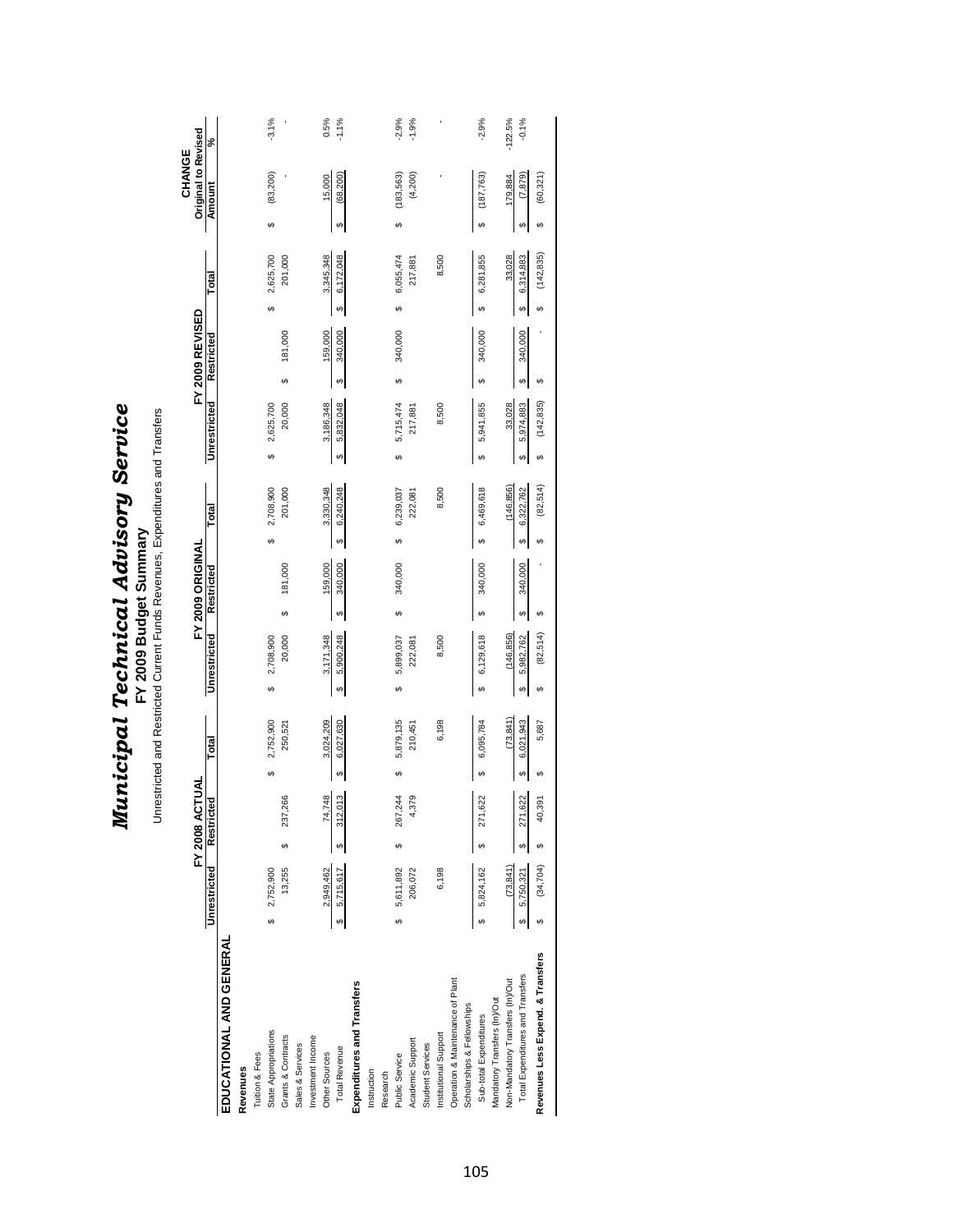# *Municipal Technical Advisory Service*

## FY 2009 Budget Summary

Unrestricted and Restricted Current Funds Revenues, Expenditures and Transfers

| | FY 2008 ACTUAL | | | FY 2009 ORIGINAL | | | FY 2009 REVISED | | | CHANGE Original to Revised | |
|---|---|---|---|---|---|---|---|---|---|---|---|
| | Unrestricted | Restricted | Total | Unrestricted | Restricted | Total | Unrestricted | Restricted | Total | Amount | % |
| **EDUCATIONAL AND GENERAL** | | | | | | | | | | | |
| **Revenues** | | | | | | | | | | | |
| Tuition & Fees | | | | | | | | | | | |
| State Appropriations | $ 2,752,900 | | $ 2,752,900 | $ 2,708,900 | | $ 2,708,900 | $ 2,625,700 | | $ 2,625,700 | $ (83,200) | -3.1% |
| Grants & Contracts | 13,255 | $ 237,266 | 250,521 | 20,000 | $ 181,000 | 201,000 | 20,000 | $ 181,000 | 201,000 | - | - |
| Sales & Services | | | | | | | | | | | |
| Investment Income | | | | | | | | | | | |
| Other Sources | 2,949,462 | 74,748 | 3,024,209 | 3,171,348 | 159,000 | 3,330,348 | 3,186,348 | 159,000 | 3,345,348 | 15,000 | 0.5% |
| Total Revenue | $ 5,715,617 | $ 312,013 | $ 6,027,630 | $ 5,900,248 | $ 340,000 | $ 6,240,248 | $ 5,832,048 | $ 340,000 | $ 6,172,048 | $ (68,200) | -1.1% |
| **Expenditures and Transfers** | | | | | | | | | | | |
| Instruction | | | | | | | | | | | |
| Research | | | | | | | | | | | |
| Public Service | $ 5,611,892 | $ 267,244 | $ 5,879,135 | $ 5,899,037 | $ 340,000 | $ 6,239,037 | $ 5,715,474 | $ 340,000 | $ 6,055,474 | $ (183,563) | -2.9% |
| Academic Support | 206,072 | 4,379 | 210,451 | 222,081 | | 222,081 | 217,881 | | 217,881 | (4,200) | -1.9% |
| Student Services | | | | | | | | | | | |
| Institutional Support | 6,198 | | 6,198 | 8,500 | | 8,500 | 8,500 | | 8,500 | - | - |
| Operation & Maintenance of Plant | | | | | | | | | | | |
| Scholarships & Fellowships | | | | | | | | | | | |
| Sub-total Expenditures | $ 5,824,162 | $ 271,622 | $ 6,095,784 | $ 6,129,618 | $ 340,000 | $ 6,469,618 | $ 5,941,855 | $ 340,000 | $ 6,281,855 | $ (187,763) | -2.9% |
| Mandatory Transfers (In)/Out | | | | | | | | | | | |
| Non-Mandatory Transfers (In)/Out | (73,841) | | (73,841) | (146,856) | | (146,856) | 33,028 | | 33,028 | 179,884 | -122.5% |
| Total Expenditures and Transfers | $ 5,750,321 | $ 271,622 | $ 6,021,943 | $ 5,982,762 | $ 340,000 | $ 6,322,762 | $ 5,974,883 | $ 340,000 | $ 6,314,883 | $ (7,879) | -0.1% |
| **Revenues Less Expend. & Transfers** | $ (34,704) | $ 40,391 | $ 5,687 | $ (82,514) | $ - | $ (82,514) | $ (142,835) | $ - | $ (142,835) | $ (60,321) | |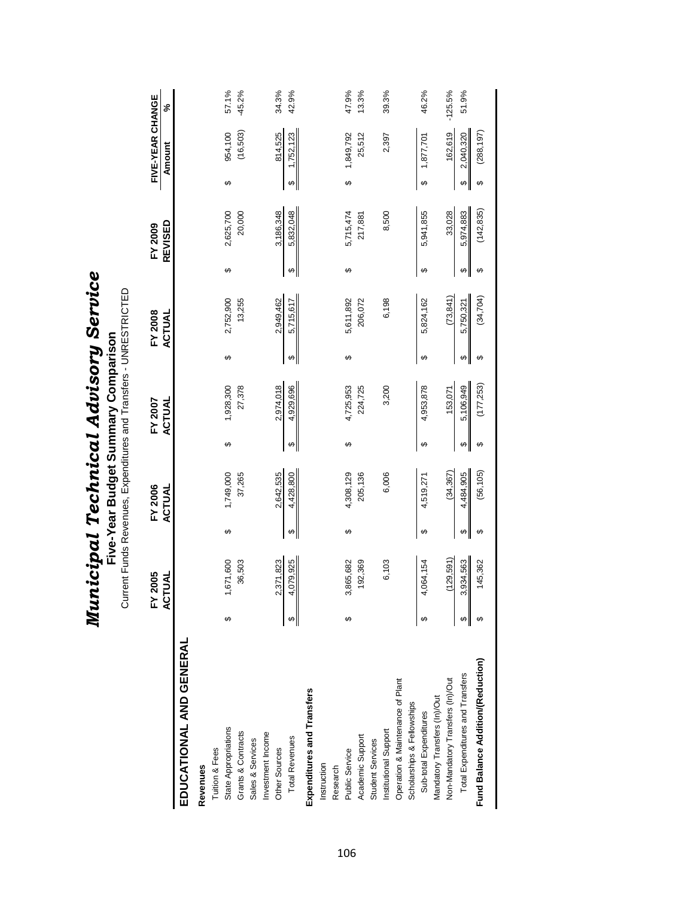# *Municipal Technical Advisory Service*

## Five-Year Budget Summary Comparison

Current Funds Revenues, Expenditures and Transfers - UNRESTRICTED

| | FY 2005 ACTUAL | FY 2006 ACTUAL | FY 2007 ACTUAL | FY 2008 ACTUAL | FY 2009 REVISED | FIVE-YEAR CHANGE Amount | % |
|---|---|---|---|---|---|---|---|
| **EDUCATIONAL AND GENERAL** | | | | | | | |
| **Revenues** | | | | | | | |
| Tuition & Fees | | | | | | | |
| State Appropriations | $ 1,671,600 | $ 1,749,000 | $ 1,928,300 | $ 2,752,900 | $ 2,625,700 | $ 954,100 | 57.1% |
| Grants & Contracts | 36,503 | 37,265 | 27,378 | 13,255 | 20,000 | (16,503) | -45.2% |
| Sales & Services | | | | | | | |
| Investment Income | | | | | | | |
| Other Sources | 2,371,823 | 2,642,535 | 2,974,018 | 2,949,462 | 3,186,348 | 814,525 | 34.3% |
| Total Revenues | $ 4,079,925 | $ 4,428,800 | $ 4,929,696 | $ 5,715,617 | $ 5,832,048 | $ 1,752,123 | 42.9% |
| **Expenditures and Transfers** | | | | | | | |
| Instruction | | | | | | | |
| Research | | | | | | | |
| Public Service | $ 3,865,682 | $ 4,308,129 | $ 4,725,953 | $ 5,611,892 | $ 5,715,474 | $ 1,849,792 | 47.9% |
| Academic Support | 192,369 | 205,136 | 224,725 | 206,072 | 217,881 | 25,512 | 13.3% |
| Student Services | | | | | | | |
| Institutional Support | 6,103 | 6,006 | 3,200 | 6,198 | 8,500 | 2,397 | 39.3% |
| Operation & Maintenance of Plant | | | | | | | |
| Scholarships & Fellowships | | | | | | | |
| Sub-total Expenditures | $ 4,064,154 | $ 4,519,271 | $ 4,953,878 | $ 5,824,162 | $ 5,941,855 | $ 1,877,701 | 46.2% |
| Mandatory Transfers (In)/Out | | | | | | | |
| Non-Mandatory Transfers (In)/Out | (129,591) | (34,367) | 153,071 | (73,841) | 33,028 | 162,619 | -125.5% |
| Total Expenditures and Transfers | $ 3,934,563 | $ 4,484,905 | $ 5,106,949 | $ 5,750,321 | $ 5,974,883 | $ 2,040,320 | 51.9% |
| **Fund Balance Addition/(Reduction)** | $ 145,362 | $ (56,105) | $ (177,253) | $ (34,704) | $ (142,835) | $ (288,197) | |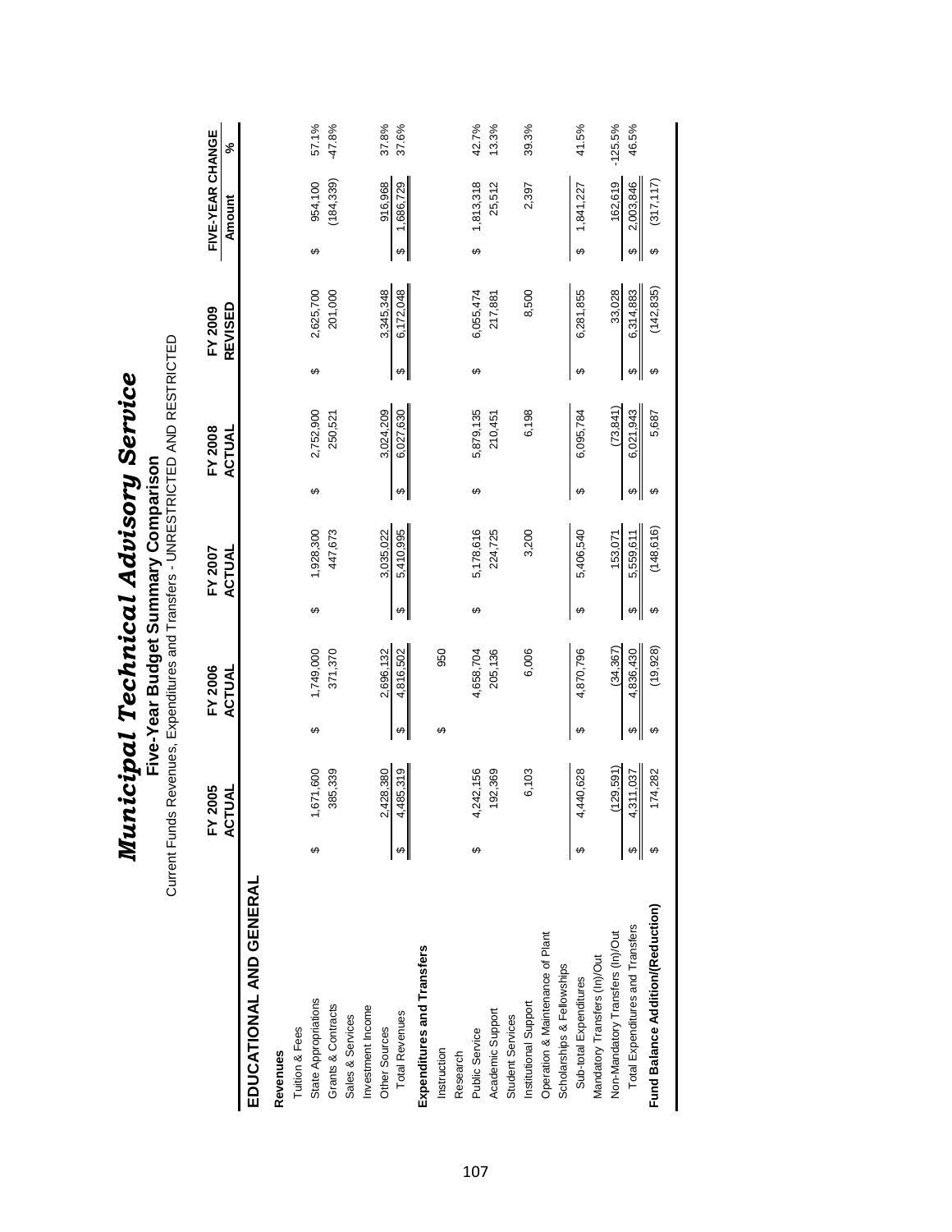# *Municipal Technical Advisory Service*

## Five-Year Budget Summary Comparison

Current Funds Revenues, Expenditures and Transfers - UNRESTRICTED AND RESTRICTED

| | FY 2005 ACTUAL | FY 2006 ACTUAL | FY 2007 ACTUAL | FY 2008 ACTUAL | FY 2009 REVISED | FIVE-YEAR CHANGE Amount | % |
|---|---|---|---|---|---|---|---|
| **EDUCATIONAL AND GENERAL** | | | | | | | |
| **Revenues** | | | | | | | |
| Tuition & Fees | | | | | | | |
| State Appropriations | $ 1,671,600 | $ 1,749,000 | $ 1,928,300 | $ 2,752,900 | $ 2,625,700 | $ 954,100 | 57.1% |
| Grants & Contracts | 385,339 | 371,370 | 447,673 | 250,521 | 201,000 | (184,339) | -47.8% |
| Sales & Services | | | | | | | |
| Investment Income | | | | | | | |
| Other Sources | 2,428,380 | 2,696,132 | 3,035,022 | 3,024,209 | 3,345,348 | 916,968 | 37.8% |
| Total Revenues | $ 4,485,319 | $ 4,816,502 | $ 5,410,995 | $ 6,027,630 | $ 6,172,048 | $ 1,686,729 | 37.6% |
| **Expenditures and Transfers** | | | | | | | |
| Instruction | | $ 950 | | | | | |
| Research | | | | | | | |
| Public Service | $ 4,242,156 | 4,658,704 | $ 5,178,616 | $ 5,879,135 | $ 6,055,474 | $ 1,813,318 | 42.7% |
| Academic Support | 192,369 | 205,136 | 224,725 | 210,451 | 217,881 | 25,512 | 13.3% |
| Student Services | | | | | | | |
| Institutional Support | 6,103 | 6,006 | 3,200 | 6,198 | 8,500 | 2,397 | 39.3% |
| Operation & Maintenance of Plant | | | | | | | |
| Scholarships & Fellowships | | | | | | | |
| Sub-total Expenditures | $ 4,440,628 | $ 4,870,796 | $ 5,406,540 | $ 6,095,784 | $ 6,281,855 | $ 1,841,227 | 41.5% |
| Mandatory Transfers (In)/Out | | | | | | | |
| Non-Mandatory Transfers (In)/Out | (129,591) | (34,367) | 153,071 | (73,841) | 33,028 | 162,619 | -125.5% |
| Total Expenditures and Transfers | $ 4,311,037 | $ 4,836,430 | $ 5,559,611 | $ 6,021,943 | $ 6,314,883 | $ 2,003,846 | 46.5% |
| **Fund Balance Addition/(Reduction)** | $ 174,282 | $ (19,928) | $ (148,616) | $ 5,687 | $ (142,835) | $ (317,117) | |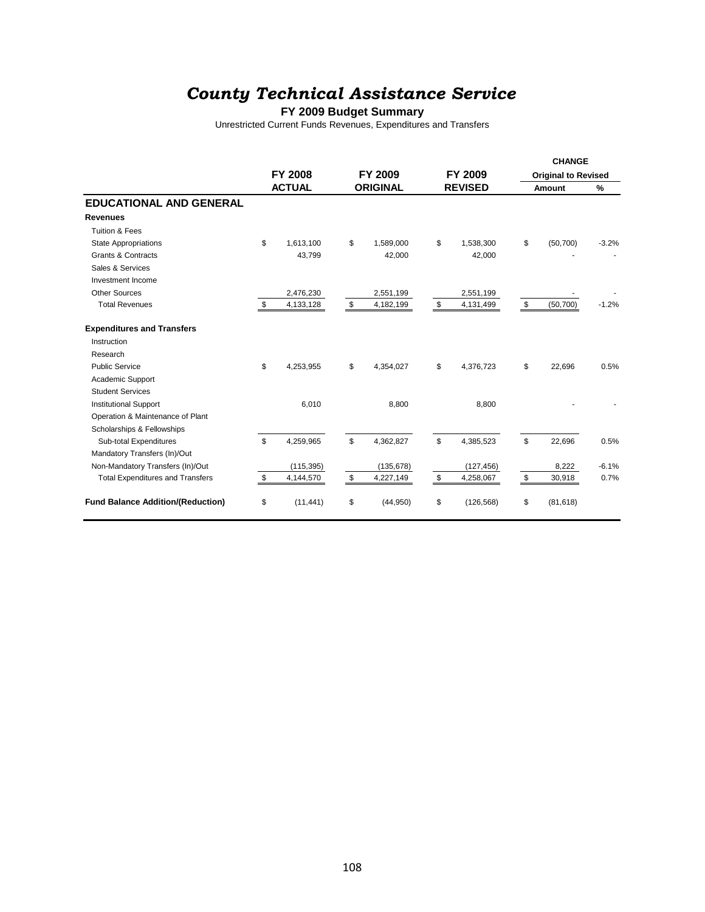# *County Technical Assistance Service*

**FY 2009 Budget Summary**

Unrestricted Current Funds Revenues, Expenditures and Transfers

| | FY 2008 ACTUAL | FY 2009 ORIGINAL | FY 2009 REVISED | CHANGE Original to Revised Amount | % |
|---|---|---|---|---|---|
| **EDUCATIONAL AND GENERAL** | | | | | |
| **Revenues** | | | | | |
| Tuition & Fees | | | | | |
| State Appropriations | $ 1,613,100 | $ 1,589,000 | $ 1,538,300 | $ (50,700) | -3.2% |
| Grants & Contracts | 43,799 | 42,000 | 42,000 | - | - |
| Sales & Services | | | | | |
| Investment Income | | | | | |
| Other Sources | 2,476,230 | 2,551,199 | 2,551,199 | - | - |
| Total Revenues | $ 4,133,128 | $ 4,182,199 | $ 4,131,499 | $ (50,700) | -1.2% |
| **Expenditures and Transfers** | | | | | |
| Instruction | | | | | |
| Research | | | | | |
| Public Service | $ 4,253,955 | $ 4,354,027 | $ 4,376,723 | $ 22,696 | 0.5% |
| Academic Support | | | | | |
| Student Services | | | | | |
| Institutional Support | 6,010 | 8,800 | 8,800 | - | - |
| Operation & Maintenance of Plant | | | | | |
| Scholarships & Fellowships | | | | | |
| Sub-total Expenditures | $ 4,259,965 | $ 4,362,827 | $ 4,385,523 | $ 22,696 | 0.5% |
| Mandatory Transfers (In)/Out | | | | | |
| Non-Mandatory Transfers (In)/Out | (115,395) | (135,678) | (127,456) | 8,222 | -6.1% |
| Total Expenditures and Transfers | $ 4,144,570 | $ 4,227,149 | $ 4,258,067 | $ 30,918 | 0.7% |
| **Fund Balance Addition/(Reduction)** | $ (11,441) | $ (44,950) | $ (126,568) | $ (81,618) | |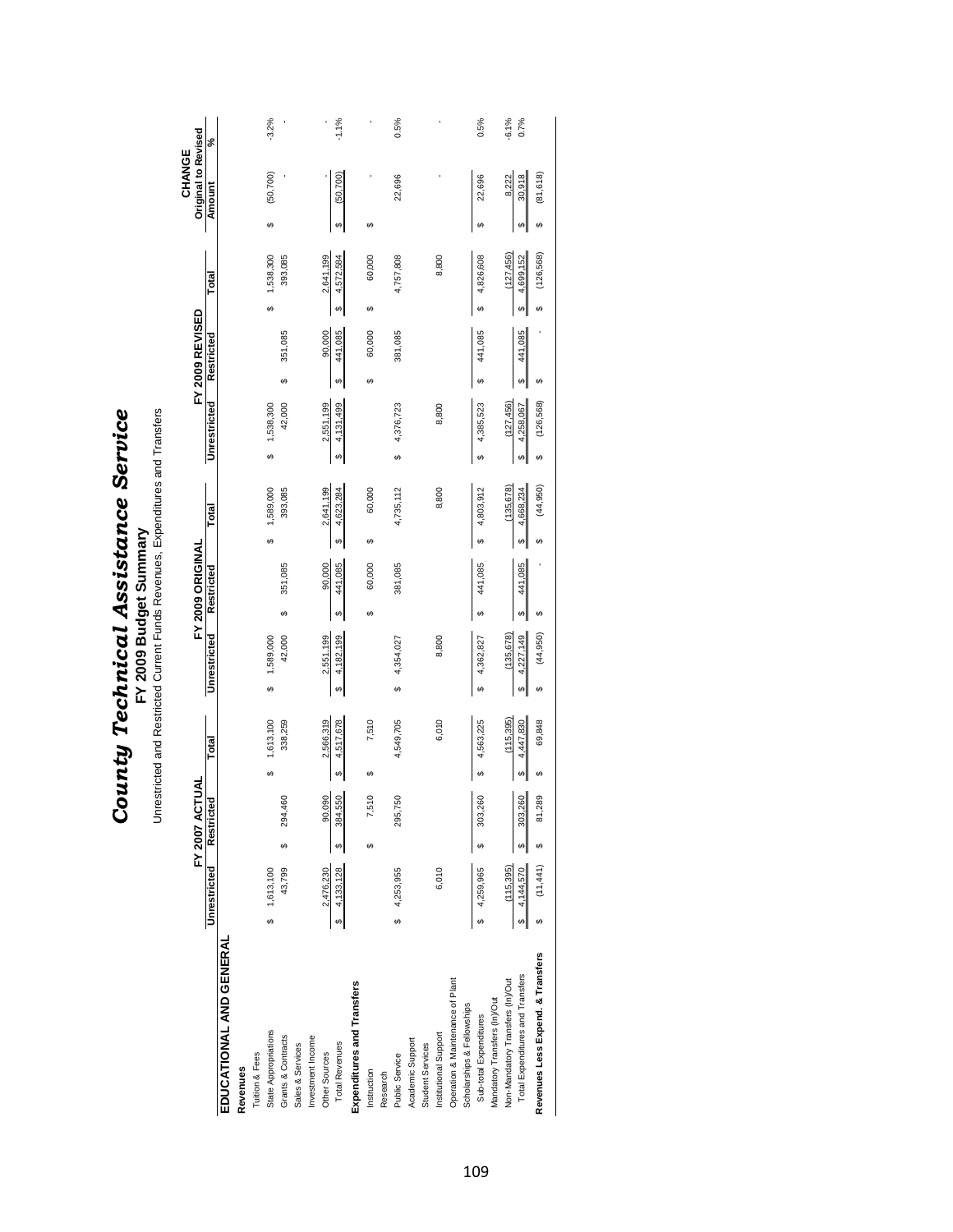# County Technical Assistance Service

## FY 2009 Budget Summary

Unrestricted and Restricted Current Funds Revenues, Expenditures and Transfers

| | FY 2007 ACTUAL | | | FY 2009 ORIGINAL | | | FY 2009 REVISED | | | CHANGE Original to Revised | |
|---|---|---|---|---|---|---|---|---|---|---|---|
| | Unrestricted | Restricted | Total | Unrestricted | Restricted | Total | Unrestricted | Restricted | Total | Amount | % |
| **EDUCATIONAL AND GENERAL** | | | | | | | | | | | |
| **Revenues** | | | | | | | | | | | |
| Tuition & Fees | | | | | | | | | | | |
| State Appropriations | $ 1,613,100 | | $ 1,613,100 | $ 1,589,000 | | $ 1,589,000 | $ 1,538,300 | | $ 1,538,300 | $ (50,700) | -3.2% |
| Grants & Contracts | 43,799 | $ 294,460 | 338,259 | 42,000 | $ 351,085 | 393,085 | 42,000 | $ 351,085 | 393,085 | - | - |
| Sales & Services | | | | | | | | | | | |
| Investment Income | | | | | | | | | | | |
| Other Sources | 2,476,230 | 90,090 | 2,566,319 | 2,551,199 | 90,000 | 2,641,199 | 2,551,199 | 90,000 | 2,641,199 | - | - |
| Total Revenues | $ 4,133,128 | $ 384,550 | $ 4,517,678 | $ 4,182,199 | $ 441,085 | $ 4,623,284 | $ 4,131,499 | $ 441,085 | $ 4,572,584 | $ (50,700) | -1.1% |
| **Expenditures and Transfers** | | | | | | | | | | | |
| Instruction | | $ 7,510 | $ 7,510 | | $ 60,000 | $ 60,000 | | $ 60,000 | $ 60,000 | $ - | - |
| Research | | | | | | | | | | | |
| Public Service | $ 4,253,955 | 295,750 | 4,549,705 | $ 4,354,027 | 381,085 | 4,735,112 | $ 4,376,723 | 381,085 | 4,757,808 | 22,696 | 0.5% |
| Academic Support | | | | | | | | | | | |
| Student Services | | | | | | | | | | | |
| Institutional Support | 6,010 | | 6,010 | 8,800 | | 8,800 | 8,800 | | 8,800 | - | - |
| Operation & Maintenance of Plant | | | | | | | | | | | |
| Scholarships & Fellowships | | | | | | | | | | | |
| Sub-total Expenditures | $ 4,259,965 | $ 303,260 | $ 4,563,225 | $ 4,362,827 | $ 441,085 | $ 4,803,912 | $ 4,385,523 | $ 441,085 | $ 4,826,608 | $ 22,696 | 0.5% |
| Mandatory Transfers (In)/Out | | | | | | | | | | | |
| Non-Mandatory Transfers (In)/Out | (115,395) | | (115,395) | (135,678) | | (135,678) | (127,456) | | (127,456) | 8,222 | -6.1% |
| Total Expenditures and Transfers | $ 4,144,570 | $ 303,260 | $ 4,447,830 | $ 4,227,149 | $ 441,085 | $ 4,668,234 | $ 4,258,067 | $ 441,085 | $ 4,699,152 | $ 30,918 | 0.7% |
| **Revenues Less Expend. & Transfers** | $ (11,441) | $ 81,289 | $ 69,848 | $ (44,950) | $ - | $ (44,950) | $ (126,568) | $ - | $ (126,568) | $ (81,618) | |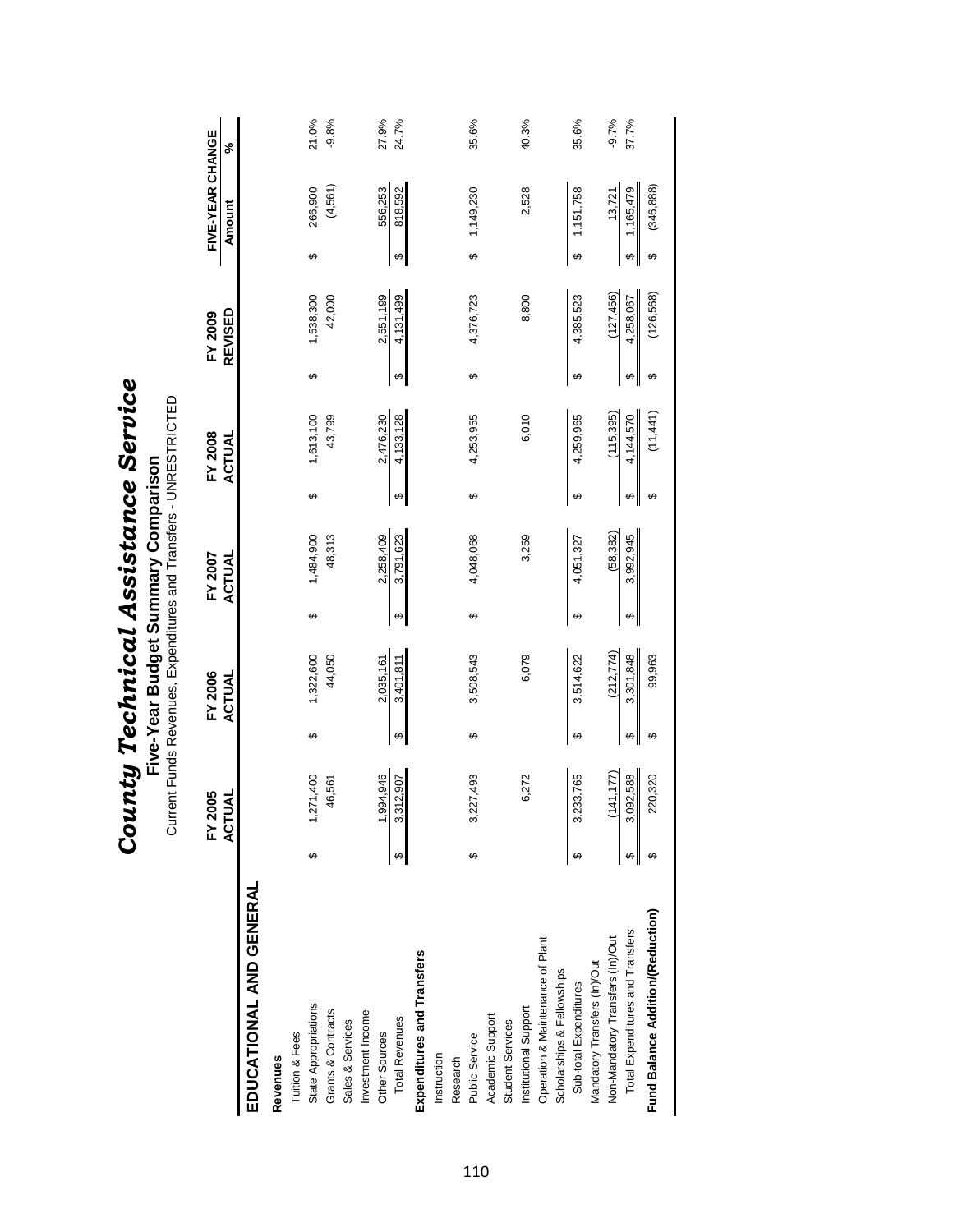# *County Technical Assistance Service*

## Five-Year Budget Summary Comparison

Current Funds Revenues, Expenditures and Transfers - UNRESTRICTED

| | FY 2005 ACTUAL | FY 2006 ACTUAL | FY 2007 ACTUAL | FY 2008 ACTUAL | FY 2009 REVISED | FIVE-YEAR CHANGE Amount | FIVE-YEAR CHANGE % |
|---|---|---|---|---|---|---|---|
| **EDUCATIONAL AND GENERAL** | | | | | | | |
| **Revenues** | | | | | | | |
| Tuition & Fees | | | | | | | |
| State Appropriations | $ 1,271,400 | $ 1,322,600 | $ 1,484,900 | $ 1,613,100 | $ 1,538,300 | $ 266,900 | 21.0% |
| Grants & Contracts | 46,561 | 44,050 | 48,313 | 43,799 | 42,000 | (4,561) | -9.8% |
| Sales & Services | | | | | | | |
| Investment Income | | | | | | | |
| Other Sources | 1,994,946 | 2,035,161 | 2,258,409 | 2,476,230 | 2,551,199 | 556,253 | 27.9% |
| Total Revenues | $ 3,312,907 | $ 3,401,811 | $ 3,791,623 | $ 4,133,128 | $ 4,131,499 | $ 818,592 | 24.7% |
| **Expenditures and Transfers** | | | | | | | |
| Instruction | | | | | | | |
| Research | | | | | | | |
| Public Service | $ 3,227,493 | $ 3,508,543 | $ 4,048,068 | $ 4,253,955 | $ 4,376,723 | $ 1,149,230 | 35.6% |
| Academic Support | | | | | | | |
| Student Services | | | | | | | |
| Institutional Support | 6,272 | 6,079 | 3,259 | 6,010 | 8,800 | 2,528 | 40.3% |
| Operation & Maintenance of Plant | | | | | | | |
| Scholarships & Fellowships | | | | | | | |
| Sub-total Expenditures | $ 3,233,765 | $ 3,514,622 | $ 4,051,327 | $ 4,259,965 | $ 4,385,523 | $ 1,151,758 | 35.6% |
| Mandatory Transfers (In)/Out | | | | | | | |
| Non-Mandatory Transfers (In)/Out | (141,177) | (212,774) | (58,382) | (115,395) | (127,456) | 13,721 | -9.7% |
| Total Expenditures and Transfers | $ 3,092,588 | $ 3,301,848 | $ 3,992,945 | $ 4,144,570 | $ 4,258,067 | $ 1,165,479 | 37.7% |
| **Fund Balance Addition/(Reduction)** | $ 220,320 | $ 99,963 | | $ (11,441) | $ (126,568) | $ (346,888) | |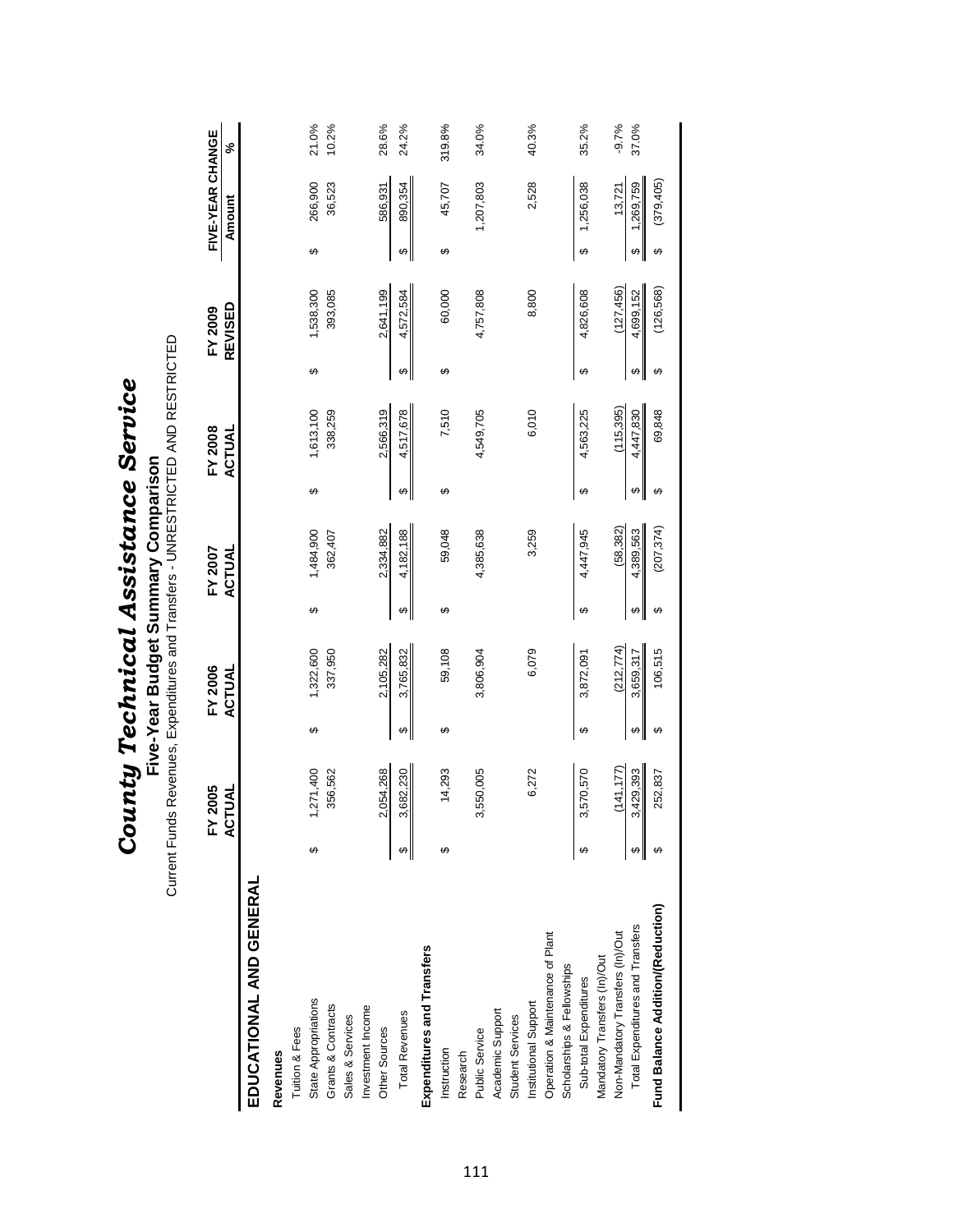# *County Technical Assistance Service*

## Five-Year Budget Summary Comparison

Current Funds Revenues, Expenditures and Transfers - UNRESTRICTED AND RESTRICTED

| | FY 2005 ACTUAL | FY 2006 ACTUAL | FY 2007 ACTUAL | FY 2008 ACTUAL | FY 2009 REVISED | FIVE-YEAR CHANGE Amount | % |
|---|---|---|---|---|---|---|---|
| **EDUCATIONAL AND GENERAL** | | | | | | | |
| **Revenues** | | | | | | | |
| Tuition & Fees | | | | | | | |
| State Appropriations | $ 1,271,400 | $ 1,322,600 | $ 1,484,900 | $ 1,613,100 | $ 1,538,300 | $ 266,900 | 21.0% |
| Grants & Contracts | 356,562 | 337,950 | 362,407 | 338,259 | 393,085 | 36,523 | 10.2% |
| Sales & Services | | | | | | | |
| Investment Income | | | | | | | |
| Other Sources | 2,054,268 | 2,105,282 | 2,334,882 | 2,566,319 | 2,641,199 | 586,931 | 28.6% |
| Total Revenues | $ 3,682,230 | $ 3,765,832 | $ 4,182,188 | $ 4,517,678 | $ 4,572,584 | $ 890,354 | 24.2% |
| **Expenditures and Transfers** | | | | | | | |
| Instruction | $ 14,293 | $ 59,108 | $ 59,048 | $ 7,510 | $ 60,000 | $ 45,707 | 319.8% |
| Research | | | | | | | |
| Public Service | 3,550,005 | 3,806,904 | 4,385,638 | 4,549,705 | 4,757,808 | 1,207,803 | 34.0% |
| Academic Support | | | | | | | |
| Student Services | | | | | | | |
| Institutional Support | 6,272 | 6,079 | 3,259 | 6,010 | 8,800 | 2,528 | 40.3% |
| Operation & Maintenance of Plant | | | | | | | |
| Scholarships & Fellowships | | | | | | | |
| Sub-total Expenditures | $ 3,570,570 | $ 3,872,091 | $ 4,447,945 | $ 4,563,225 | $ 4,826,608 | $ 1,256,038 | 35.2% |
| Mandatory Transfers (In)/Out | | | | | | | |
| Non-Mandatory Transfers (In)/Out | (141,177) | (212,774) | (58,382) | (115,395) | (127,456) | 13,721 | -9.7% |
| Total Expenditures and Transfers | $ 3,429,393 | $ 3,659,317 | $ 4,389,563 | $ 4,447,830 | $ 4,699,152 | $ 1,269,759 | 37.0% |
| **Fund Balance Addition/(Reduction)** | $ 252,837 | $ 106,515 | $ (207,374) | $ 69,848 | $ (126,568) | $ (379,405) | |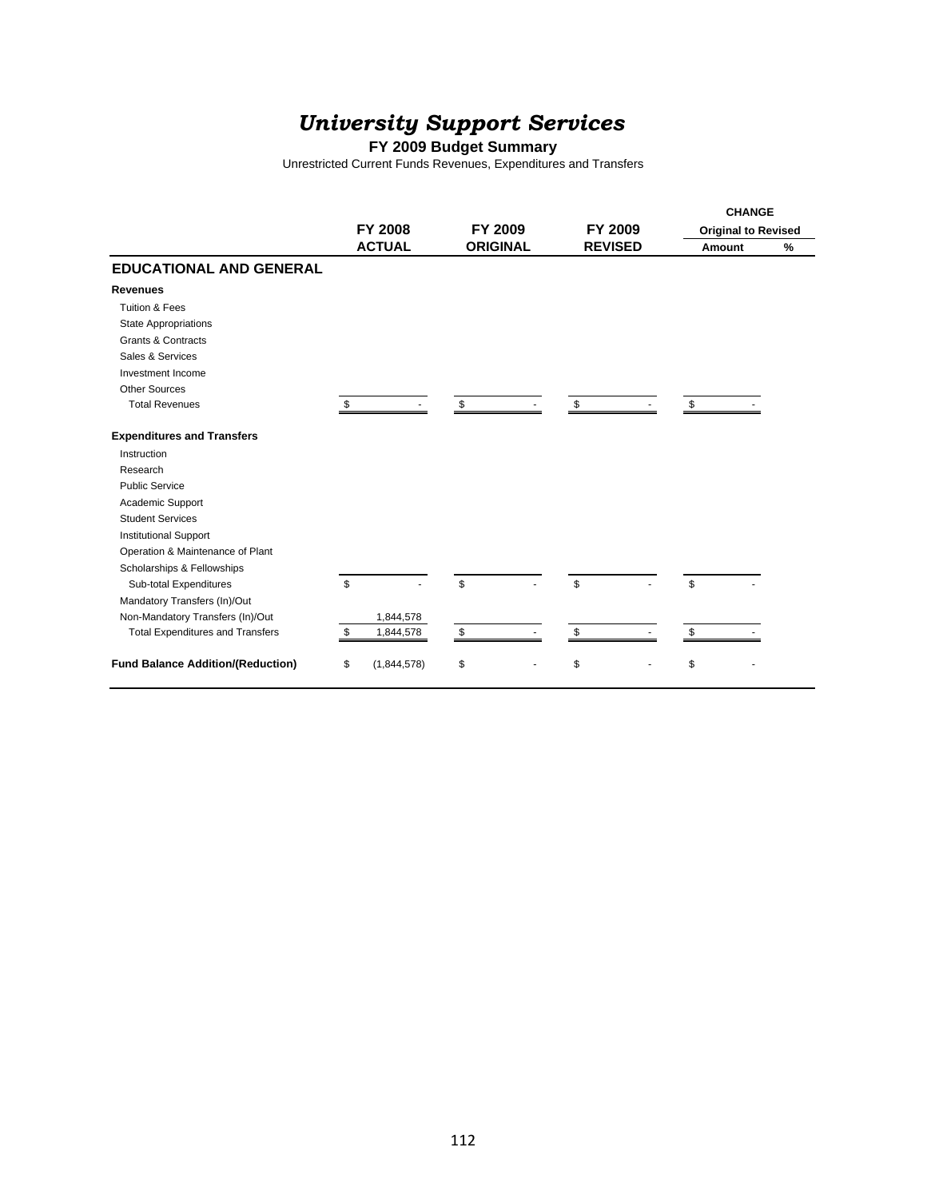# *University Support Services*

**FY 2009 Budget Summary**

Unrestricted Current Funds Revenues, Expenditures and Transfers

| | FY 2008 ACTUAL | FY 2009 ORIGINAL | FY 2009 REVISED | CHANGE Original to Revised Amount | % |
|---|---|---|---|---|---|
| **EDUCATIONAL AND GENERAL** | | | | | |
| **Revenues** | | | | | |
| Tuition & Fees | | | | | |
| State Appropriations | | | | | |
| Grants & Contracts | | | | | |
| Sales & Services | | | | | |
| Investment Income | | | | | |
| Other Sources | | | | | |
| Total Revenues | $ - | $ - | $ - | $ - | |
| **Expenditures and Transfers** | | | | | |
| Instruction | | | | | |
| Research | | | | | |
| Public Service | | | | | |
| Academic Support | | | | | |
| Student Services | | | | | |
| Institutional Support | | | | | |
| Operation & Maintenance of Plant | | | | | |
| Scholarships & Fellowships | | | | | |
| Sub-total Expenditures | $ - | $ - | $ - | $ - | |
| Mandatory Transfers (In)/Out | | | | | |
| Non-Mandatory Transfers (In)/Out | 1,844,578 | | | | |
| Total Expenditures and Transfers | $ 1,844,578 | $ - | $ - | $ - | |
| **Fund Balance Addition/(Reduction)** | $ (1,844,578) | $ - | $ - | $ - | |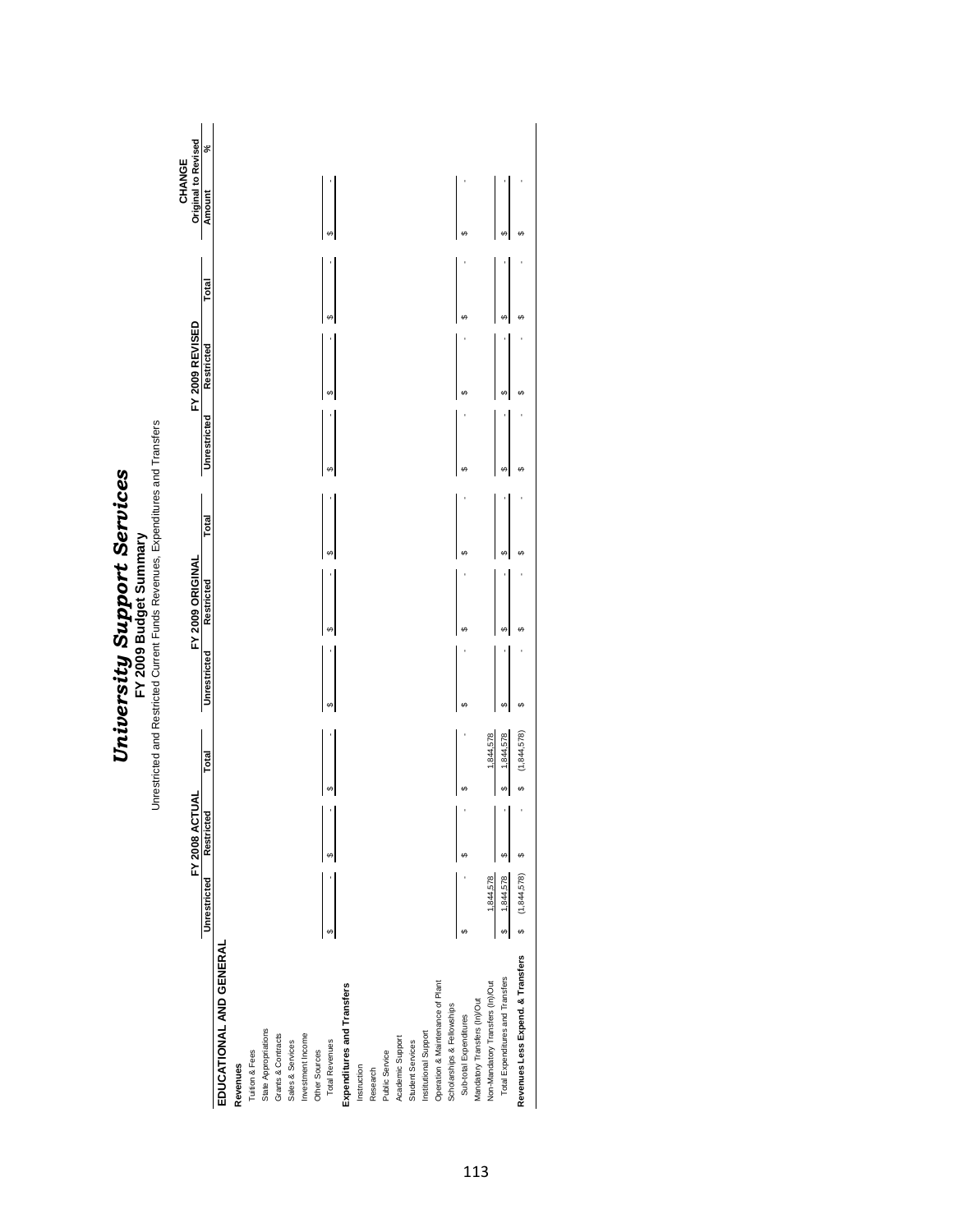# *University Support Services*

## FY 2009 Budget Summary

Unrestricted and Restricted Current Funds Revenues, Expenditures and Transfers

| | FY 2008 ACTUAL | | | FY 2009 ORIGINAL | | | FY 2009 REVISED | | | CHANGE Original to Revised | |
|---|---|---|---|---|---|---|---|---|---|---|---|
| | Unrestricted | Restricted | Total | Unrestricted | Restricted | Total | Unrestricted | Restricted | Total | Amount | % |
| **EDUCATIONAL AND GENERAL** | | | | | | | | | | | |
| **Revenues** | | | | | | | | | | | |
| Tuition & Fees | | | | | | | | | | | |
| State Appropriations | | | | | | | | | | | |
| Grants & Contracts | | | | | | | | | | | |
| Sales & Services | | | | | | | | | | | |
| Investment Income | | | | | | | | | | | |
| Other Sources | | | | | | | | | | | |
| Total Revenues | $ - | $ - | $ - | $ - | $ - | $ - | $ - | $ - | $ - | $ - | - |
| **Expenditures and Transfers** | | | | | | | | | | | |
| Instruction | | | | | | | | | | | |
| Research | | | | | | | | | | | |
| Public Service | | | | | | | | | | | |
| Academic Support | | | | | | | | | | | |
| Student Services | | | | | | | | | | | |
| Institutional Support | | | | | | | | | | | |
| Operation & Maintenance of Plant | | | | | | | | | | | |
| Scholarships & Fellowships | | | | | | | | | | | |
| Sub-total Expenditures | $ - | $ - | $ - | $ - | $ - | $ - | $ - | $ - | $ - | $ - | - |
| Mandatory Transfers (In)/Out | | | | | | | | | | | |
| Non-Mandatory Transfers (In)/Out | 1,844,578 | | 1,844,578 | | | | | | | | |
| Total Expenditures and Transfers | $ 1,844,578 | $ - | $ 1,844,578 | $ - | $ - | $ - | $ - | $ - | $ - | $ - | - |
| **Revenues Less Expend. & Transfers** | $ (1,844,578) | $ - | $ (1,844,578) | $ - | $ - | $ - | $ - | $ - | $ - | $ - | - |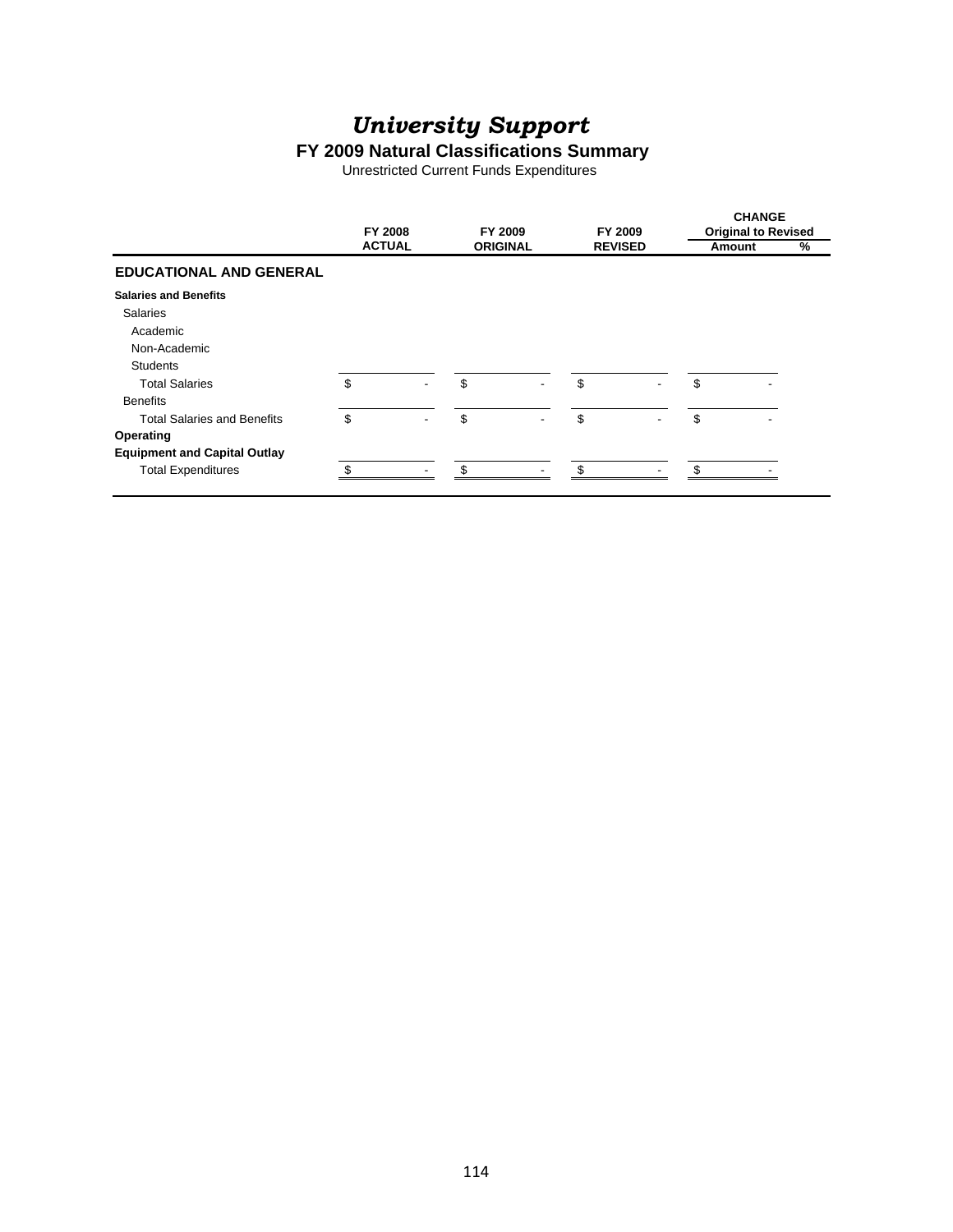# *University Support*

## FY 2009 Natural Classifications Summary

Unrestricted Current Funds Expenditures

| | FY 2008 ACTUAL | FY 2009 ORIGINAL | FY 2009 REVISED | CHANGE Original to Revised Amount | % |
|---|---|---|---|---|---|
| **EDUCATIONAL AND GENERAL** | | | | | |
| **Salaries and Benefits** | | | | | |
| Salaries | | | | | |
| Academic | | | | | |
| Non-Academic | | | | | |
| Students | | | | | |
| Total Salaries | $ - | $ - | $ - | $ - | |
| Benefits | | | | | |
| Total Salaries and Benefits | $ - | $ - | $ - | $ - | |
| **Operating** | | | | | |
| **Equipment and Capital Outlay** | | | | | |
| Total Expenditures | $ - | $ - | $ - | $ - | |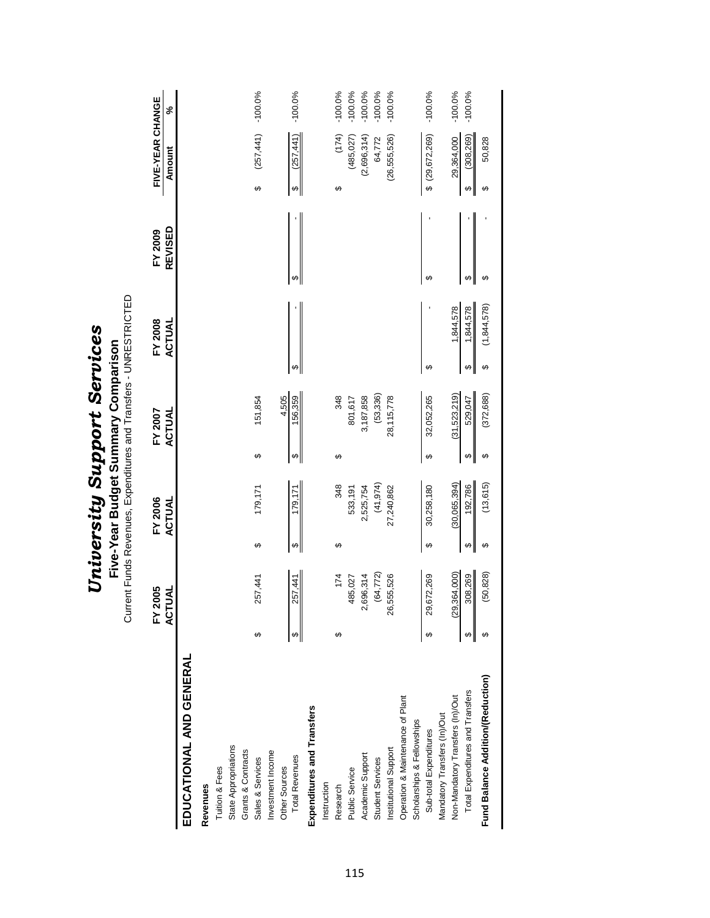# University Support Services

## Five-Year Budget Summary Comparison

Current Funds Revenues, Expenditures and Transfers - UNRESTRICTED

| | FY 2005 ACTUAL | FY 2006 ACTUAL | FY 2007 ACTUAL | FY 2008 ACTUAL | FY 2009 REVISED | FIVE-YEAR CHANGE Amount | % |
|---|---|---|---|---|---|---|---|
| **EDUCATIONAL AND GENERAL** | | | | | | | |
| **Revenues** | | | | | | | |
| Tuition & Fees | | | | | | | |
| State Appropriations | | | | | | | |
| Grants & Contracts | | | | | | | |
| Sales & Services | $ 257,441 | $ 179,171 | $ 151,854 | | | $ (257,441) | -100.0% |
| Investment Income | | | | | | | |
| Other Sources | | | 4,505 | | | | |
| Total Revenues | $ 257,441 | $ 179,171 | $ 156,359 | $ - | $ - | $ (257,441) | -100.0% |
| **Expenditures and Transfers** | | | | | | | |
| Instruction | | | | | | | |
| Research | $ 174 | $ 348 | $ 348 | | | $ (174) | -100.0% |
| Public Service | 485,027 | 533,191 | 801,617 | | | (485,027) | -100.0% |
| Academic Support | 2,696,314 | 2,525,754 | 3,187,858 | | | (2,696,314) | -100.0% |
| Student Services | (64,772) | (41,974) | (53,336) | | | 64,772 | -100.0% |
| Institutional Support | 26,555,526 | 27,240,862 | 28,115,778 | | | (26,555,526) | -100.0% |
| Operation & Maintenance of Plant | | | | | | | |
| Scholarships & Fellowships | | | | | | | |
| Sub-total Expenditures | $ 29,672,269 | $ 30,258,180 | $ 32,052,265 | $ - | $ - | $ (29,672,269) | -100.0% |
| Mandatory Transfers (In)/Out | | | | | | | |
| Non-Mandatory Transfers (In)/Out | (29,364,000) | (30,065,394) | (31,523,219) | 1,844,578 | | 29,364,000 | -100.0% |
| Total Expenditures and Transfers | $ 308,269 | $ 192,786 | $ 529,047 | $ 1,844,578 | $ - | $ (308,269) | -100.0% |
| **Fund Balance Addition/(Reduction)** | $ (50,828) | $ (13,615) | $ (372,688) | $ (1,844,578) | $ - | $ 50,828 | |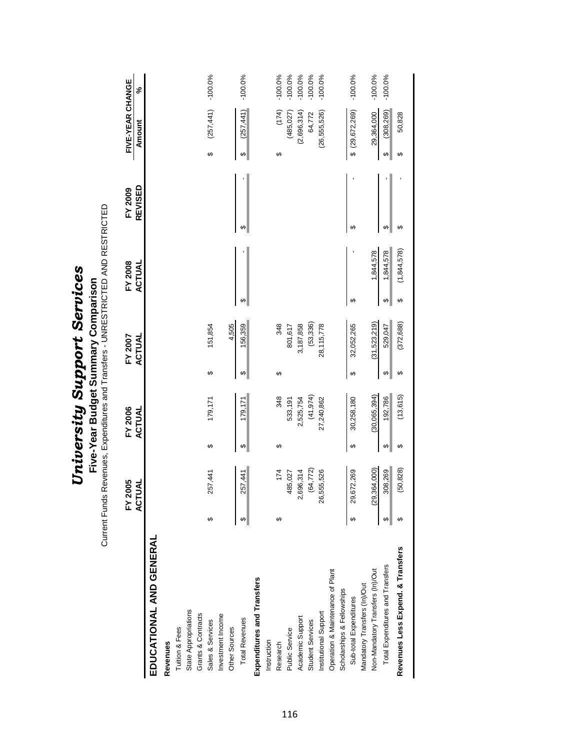# *University Support Services*

## Five-Year Budget Summary Comparison

Current Funds Revenues, Expenditures and Transfers - UNRESTRICTED AND RESTRICTED

| | FY 2005 ACTUAL | FY 2006 ACTUAL | FY 2007 ACTUAL | FY 2008 ACTUAL | FY 2009 REVISED | FIVE-YEAR CHANGE Amount | FIVE-YEAR CHANGE % |
|---|---|---|---|---|---|---|---|
| **EDUCATIONAL AND GENERAL** | | | | | | | |
| **Revenues** | | | | | | | |
| Tuition & Fees | | | | | | | |
| State Appropriations | | | | | | | |
| Grants & Contracts | | | | | | | |
| Sales & Services | $ 257,441 | $ 179,171 | $ 151,854 | | | $ (257,441) | -100.0% |
| Investment Income | | | | | | | |
| Other Sources | | | 4,505 | | | | |
| Total Revenues | $ 257,441 | $ 179,171 | $ 156,359 | $ - | $ - | $ (257,441) | -100.0% |
| **Expenditures and Transfers** | | | | | | | |
| Instruction | | | | | | | |
| Research | $ 174 | $ 348 | $ 348 | | | $ (174) | -100.0% |
| Public Service | 485,027 | 533,191 | 801,617 | | | (485,027) | -100.0% |
| Academic Support | 2,696,314 | 2,525,754 | 3,187,858 | | | (2,696,314) | -100.0% |
| Student Services | (64,772) | (41,974) | (53,336) | | | 64,772 | -100.0% |
| Institutional Support | 26,555,526 | 27,240,862 | 28,115,778 | | | (26,555,526) | -100.0% |
| Operation & Maintenance of Plant | | | | | | | |
| Scholarships & Fellowships | | | | | | | |
| Sub-total Expenditures | $ 29,672,269 | $ 30,258,180 | $ 32,052,265 | $ - | $ - | $ (29,672,269) | -100.0% |
| Mandatory Transfers (In)/Out | | | | | | | |
| Non-Mandatory Transfers (In)/Out | (29,364,000) | (30,065,394) | (31,523,219) | 1,844,578 | | 29,364,000 | -100.0% |
| Total Expenditures and Transfers | $ 308,269 | $ 192,786 | $ 529,047 | $ 1,844,578 | $ - | $ (308,269) | -100.0% |
| **Revenues Less Expend. & Transfers** | $ (50,828) | $ (13,615) | $ (372,688) | $ (1,844,578) | $ - | $ 50,828 | |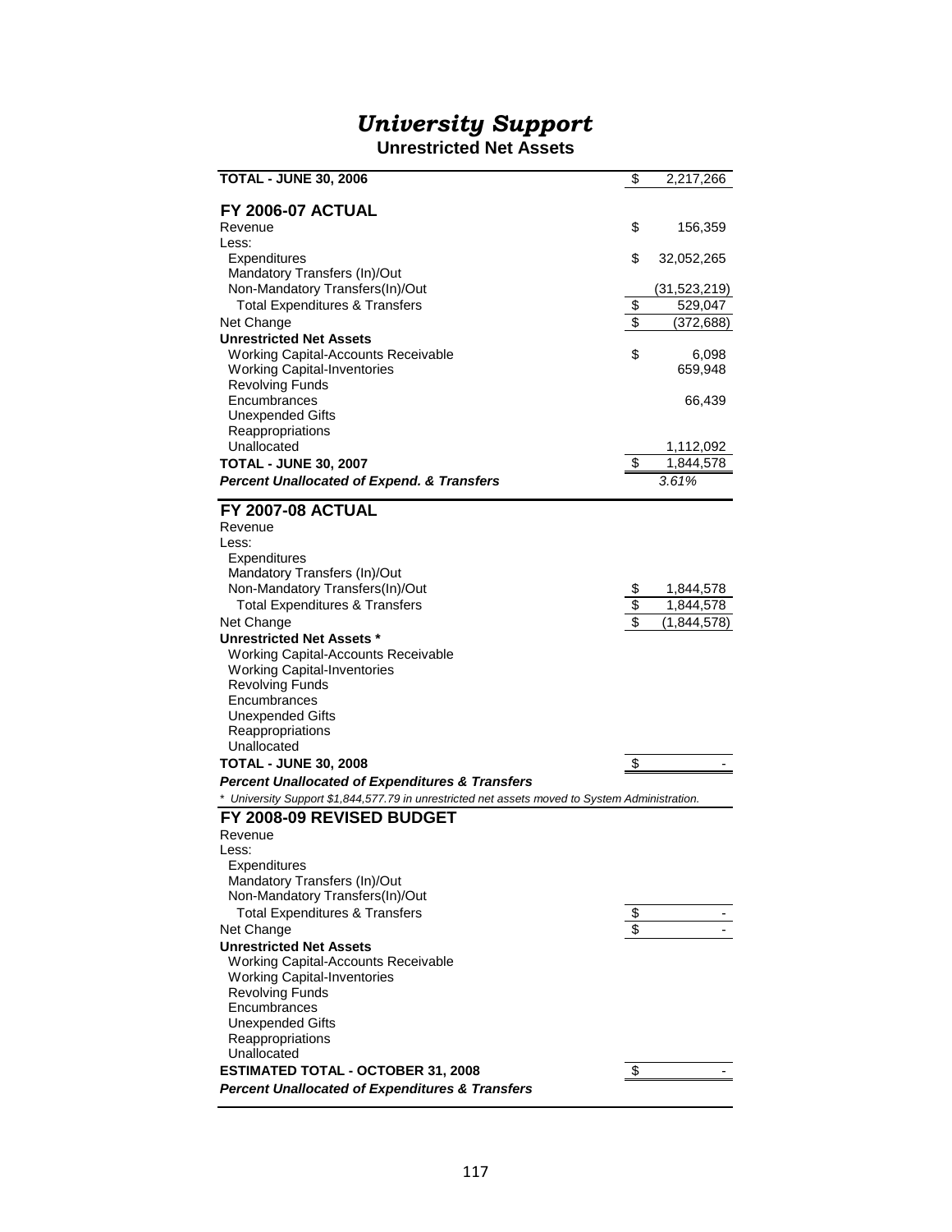# University Support

## Unrestricted Net Assets

| | | |
|---|---|---|
| **TOTAL - JUNE 30, 2006** | $ | 2,217,266 |
| **FY 2006-07 ACTUAL** | | |
| Revenue | $ | 156,359 |
| Less: | | |
| Expenditures | $ | 32,052,265 |
| Mandatory Transfers (In)/Out | | |
| Non-Mandatory Transfers(In)/Out | | (31,523,219) |
| Total Expenditures & Transfers | $ | 529,047 |
| Net Change | $ | (372,688) |
| **Unrestricted Net Assets** | | |
| Working Capital-Accounts Receivable | $ | 6,098 |
| Working Capital-Inventories | | 659,948 |
| Revolving Funds | | |
| Encumbrances | | 66,439 |
| Unexpended Gifts | | |
| Reappropriations | | |
| Unallocated | | 1,112,092 |
| **TOTAL - JUNE 30, 2007** | $ | 1,844,578 |
| ***Percent Unallocated of Expend. & Transfers*** | | *3.61%* |
| **FY 2007-08 ACTUAL** | | |
| Revenue | | |
| Less: | | |
| Expenditures | | |
| Mandatory Transfers (In)/Out | | |
| Non-Mandatory Transfers(In)/Out | $ | 1,844,578 |
| Total Expenditures & Transfers | $ | 1,844,578 |
| Net Change | $ | (1,844,578) |
| **Unrestricted Net Assets *** | | |
| Working Capital-Accounts Receivable | | |
| Working Capital-Inventories | | |
| Revolving Funds | | |
| Encumbrances | | |
| Unexpended Gifts | | |
| Reappropriations | | |
| Unallocated | | |
| **TOTAL - JUNE 30, 2008** | $ | - |
| ***Percent Unallocated of Expenditures & Transfers*** | | |

*\* University Support $1,844,577.79 in unrestricted net assets moved to System Administration.*

| | | |
|---|---|---|
| **FY 2008-09 REVISED BUDGET** | | |
| Revenue | | |
| Less: | | |
| Expenditures | | |
| Mandatory Transfers (In)/Out | | |
| Non-Mandatory Transfers(In)/Out | | |
| Total Expenditures & Transfers | $ | - |
| Net Change | $ | - |
| **Unrestricted Net Assets** | | |
| Working Capital-Accounts Receivable | | |
| Working Capital-Inventories | | |
| Revolving Funds | | |
| Encumbrances | | |
| Unexpended Gifts | | |
| Reappropriations | | |
| Unallocated | | |
| **ESTIMATED TOTAL - OCTOBER 31, 2008** | $ | - |
| ***Percent Unallocated of Expenditures & Transfers*** | | |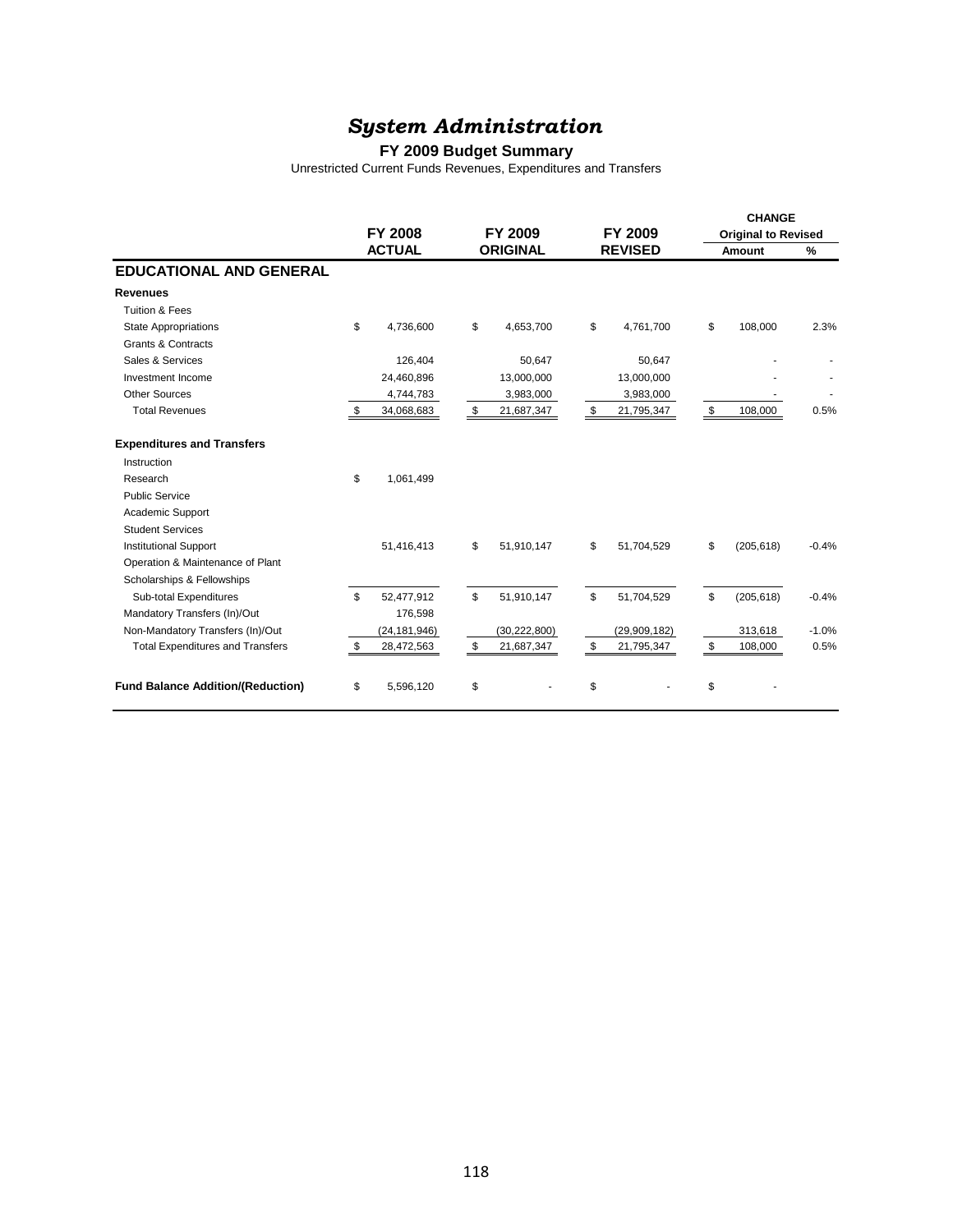# *System Administration*

## FY 2009 Budget Summary

Unrestricted Current Funds Revenues, Expenditures and Transfers

| | FY 2008 ACTUAL | FY 2009 ORIGINAL | FY 2009 REVISED | CHANGE Original to Revised Amount | % |
|---|---|---|---|---|---|
| **EDUCATIONAL AND GENERAL** | | | | | |
| **Revenues** | | | | | |
| Tuition & Fees | | | | | |
| State Appropriations | $ 4,736,600 | $ 4,653,700 | $ 4,761,700 | $ 108,000 | 2.3% |
| Grants & Contracts | | | | | |
| Sales & Services | 126,404 | 50,647 | 50,647 | - | - |
| Investment Income | 24,460,896 | 13,000,000 | 13,000,000 | - | - |
| Other Sources | 4,744,783 | 3,983,000 | 3,983,000 | - | - |
| Total Revenues | $ 34,068,683 | $ 21,687,347 | $ 21,795,347 | $ 108,000 | 0.5% |
| **Expenditures and Transfers** | | | | | |
| Instruction | | | | | |
| Research | $ 1,061,499 | | | | |
| Public Service | | | | | |
| Academic Support | | | | | |
| Student Services | | | | | |
| Institutional Support | 51,416,413 | $ 51,910,147 | $ 51,704,529 | $ (205,618) | -0.4% |
| Operation & Maintenance of Plant | | | | | |
| Scholarships & Fellowships | | | | | |
| Sub-total Expenditures | $ 52,477,912 | $ 51,910,147 | $ 51,704,529 | $ (205,618) | -0.4% |
| Mandatory Transfers (In)/Out | 176,598 | | | | |
| Non-Mandatory Transfers (In)/Out | (24,181,946) | (30,222,800) | (29,909,182) | 313,618 | -1.0% |
| Total Expenditures and Transfers | $ 28,472,563 | $ 21,687,347 | $ 21,795,347 | $ 108,000 | 0.5% |
| **Fund Balance Addition/(Reduction)** | $ 5,596,120 | $ - | $ - | $ - | |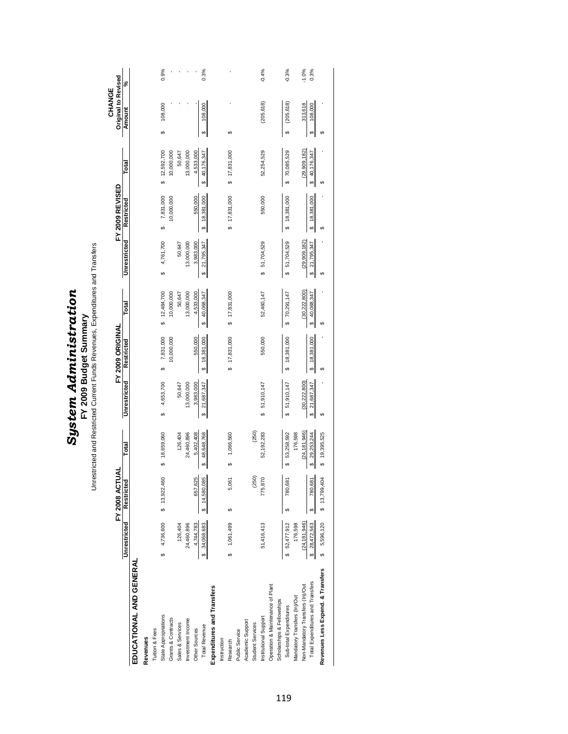# System Administration

## FY 2009 Budget Summary

Unrestricted and Restricted Current Funds Revenues, Expenditures and Transfers

| | FY 2008 ACTUAL | | | FY 2009 ORIGINAL | | | FY 2009 REVISED | | | CHANGE Original to Revised | |
|---|---|---|---|---|---|---|---|---|---|---|---|
| | Unrestricted | Restricted | Total | Unrestricted | Restricted | Total | Unrestricted | Restricted | Total | Amount | % |
| **EDUCATIONAL AND GENERAL** | | | | | | | | | | | |
| **Revenues** | | | | | | | | | | | |
| Tuition & Fees | | | | | | | | | | | |
| State Appropriations | $ 4,736,600 | $ 13,922,460 | $ 18,659,060 | $ 4,653,700 | $ 7,831,000 | $ 12,484,700 | $ 4,761,700 | $ 7,831,000 | $ 12,592,700 | $ 108,000 | 0.9% |
| Grants & Contracts | | | | | 10,000,000 | 10,000,000 | | 10,000,000 | 10,000,000 | - | - |
| Sales & Services | 126,404 | | 126,404 | 50,647 | | 50,647 | 50,647 | | 50,647 | - | - |
| Investment Income | 24,460,896 | | 24,460,896 | 13,000,000 | | 13,000,000 | 13,000,000 | | 13,000,000 | - | - |
| Other Sources | 4,744,783 | 657,625 | 5,402,408 | 3,983,000 | 550,000 | 4,533,000 | 3,983,000 | 550,000 | 4,533,000 | - | - |
| Total Revenue | $ 34,068,683 | $ 14,580,085 | $ 48,648,768 | $ 21,687,347 | $ 18,381,000 | $ 40,068,347 | $ 21,795,347 | $ 18,381,000 | $ 40,176,347 | $ 108,000 | 0.3% |
| **Expenditures and Transfers** | | | | | | | | | | | |
| Instruction | | | | | | | | | | | |
| Research | $ 1,061,499 | $ 5,061 | $ 1,066,560 | | $ 17,831,000 | $ 17,831,000 | | $ 17,831,000 | $ 17,831,000 | $ - | - |
| Public Service | | | | | | | | | | | |
| Academic Support | | | | | | | | | | | |
| Student Services | | (250) | (250) | | | | | | | | |
| Institutional Support | 51,416,413 | 775,870 | 52,192,283 | $ 51,910,147 | 550,000 | 52,460,147 | $ 51,704,529 | 550,000 | 52,254,529 | (205,618) | -0.4% |
| Operation & Maintenance of Plant | | | | | | | | | | | |
| Scholarships & Fellowships | | | | | | | | | | | |
| Sub-total Expenditures | $ 52,477,912 | $ 780,681 | $ 53,258,592 | $ 51,910,147 | $ 18,381,000 | $ 70,291,147 | $ 51,704,529 | $ 18,381,000 | $ 70,085,529 | $ (205,618) | -0.3% |
| Mandatory Transfers (In)/Out | 176,598 | | 176,598 | | | | | | | | |
| Non-Mandatory Transfers (In)/Out | (24,181,946) | | (24,181,946) | (30,222,800) | | (30,222,800) | (29,909,182) | | (29,909,182) | 313,618 | -1.0% |
| Total Expenditures and Transfers | $ 28,472,563 | $ 780,681 | $ 29,253,244 | $ 21,687,347 | $ 18,381,000 | $ 40,068,347 | $ 21,795,347 | $ 18,381,000 | $ 40,176,347 | $ 108,000 | 0.3% |
| **Revenues Less Expend. & Transfers** | $ 5,596,120 | $ 13,799,404 | $ 19,395,525 | $ - | $ - | $ - | $ - | $ - | $ - | $ - | |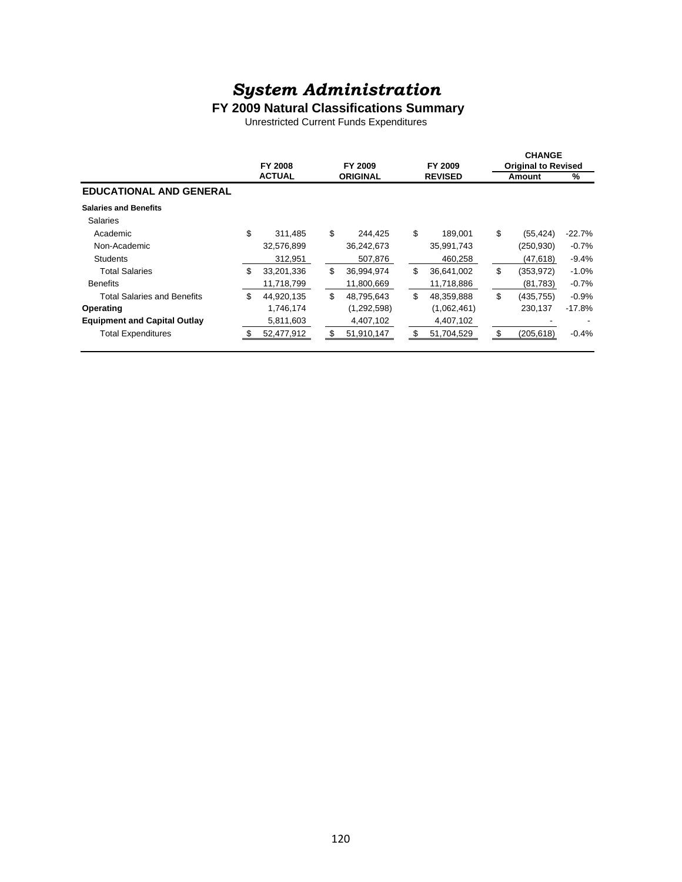# *System Administration*

## FY 2009 Natural Classifications Summary

Unrestricted Current Funds Expenditures

| | FY 2008 ACTUAL | FY 2009 ORIGINAL | FY 2009 REVISED | CHANGE Original to Revised Amount | % |
|---|---|---|---|---|---|
| **EDUCATIONAL AND GENERAL** | | | | | |
| **Salaries and Benefits** | | | | | |
| Salaries | | | | | |
| Academic | $ 311,485 | $ 244,425 | $ 189,001 | $ (55,424) | -22.7% |
| Non-Academic | 32,576,899 | 36,242,673 | 35,991,743 | (250,930) | -0.7% |
| Students | 312,951 | 507,876 | 460,258 | (47,618) | -9.4% |
| Total Salaries | $ 33,201,336 | $ 36,994,974 | $ 36,641,002 | $ (353,972) | -1.0% |
| Benefits | 11,718,799 | 11,800,669 | 11,718,886 | (81,783) | -0.7% |
| Total Salaries and Benefits | $ 44,920,135 | $ 48,795,643 | $ 48,359,888 | $ (435,755) | -0.9% |
| **Operating** | 1,746,174 | (1,292,598) | (1,062,461) | 230,137 | -17.8% |
| **Equipment and Capital Outlay** | 5,811,603 | 4,407,102 | 4,407,102 | - | - |
| Total Expenditures | $ 52,477,912 | $ 51,910,147 | $ 51,704,529 | $ (205,618) | -0.4% |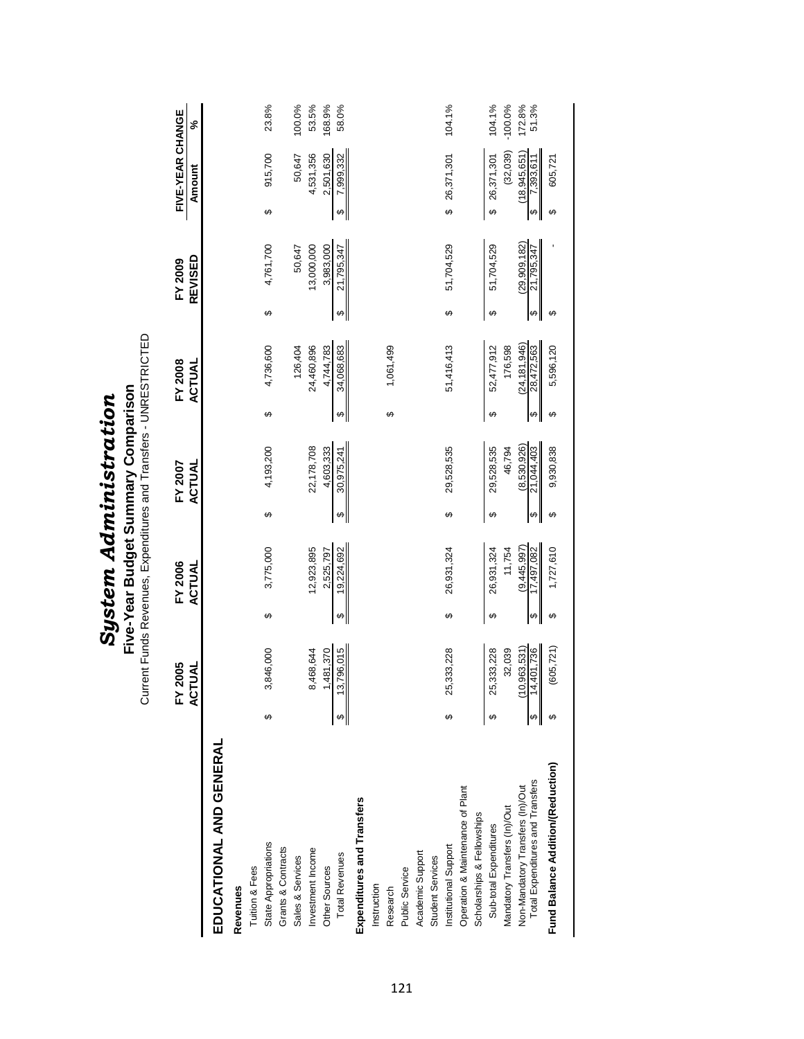# *System Administration*

## Five-Year Budget Summary Comparison

Current Funds Revenues, Expenditures and Transfers - UNRESTRICTED

| | FY 2005 ACTUAL | FY 2006 ACTUAL | FY 2007 ACTUAL | FY 2008 ACTUAL | FY 2009 REVISED | FIVE-YEAR CHANGE Amount | % |
|---|---|---|---|---|---|---|---|
| **EDUCATIONAL AND GENERAL** | | | | | | | |
| **Revenues** | | | | | | | |
| Tuition & Fees | | | | | | | |
| State Appropriations | $ 3,846,000 | $ 3,775,000 | $ 4,193,200 | $ 4,736,600 | $ 4,761,700 | $ 915,700 | 23.8% |
| Grants & Contracts | | | | | | | |
| Sales & Services | | | | 126,404 | 50,647 | 50,647 | 100.0% |
| Investment Income | 8,468,644 | 12,923,895 | 22,178,708 | 24,460,896 | 13,000,000 | 4,531,356 | 53.5% |
| Other Sources | 1,481,370 | 2,525,797 | 4,603,333 | 4,744,783 | 3,983,000 | 2,501,630 | 168.9% |
| Total Revenues | $ 13,796,015 | $ 19,224,692 | $ 30,975,241 | $ 34,068,683 | $ 21,795,347 | $ 7,999,332 | 58.0% |
| **Expenditures and Transfers** | | | | | | | |
| Instruction | | | | | | | |
| Research | | | | $ 1,061,499 | | | |
| Public Service | | | | | | | |
| Academic Support | | | | | | | |
| Student Services | | | | | | | |
| Institutional Support | $ 25,333,228 | $ 26,931,324 | $ 29,528,535 | 51,416,413 | $ 51,704,529 | $ 26,371,301 | 104.1% |
| Operation & Maintenance of Plant | | | | | | | |
| Scholarships & Fellowships | | | | | | | |
| Sub-total Expenditures | $ 25,333,228 | $ 26,931,324 | $ 29,528,535 | $ 52,477,912 | $ 51,704,529 | $ 26,371,301 | 104.1% |
| Mandatory Transfers (In)/Out | 32,039 | 11,754 | 46,794 | 176,598 | | (32,039) | -100.0% |
| Non-Mandatory Transfers (In)/Out | (10,963,531) | (9,445,997) | (8,530,926) | (24,181,946) | (29,909,182) | (18,945,651) | 172.8% |
| Total Expenditures and Transfers | $ 14,401,736 | $ 17,497,082 | $ 21,044,403 | $ 28,472,563 | $ 21,795,347 | $ 7,393,611 | 51.3% |
| **Fund Balance Addition/(Reduction)** | $ (605,721) | $ 1,727,610 | $ 9,930,838 | $ 5,596,120 | $ - | $ 605,721 | |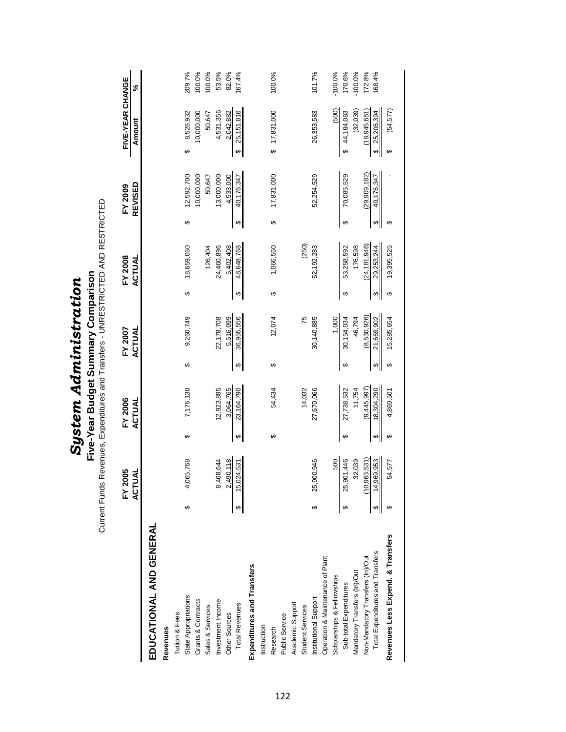# *System Administration*

## Five-Year Budget Summary Comparison

Current Funds Revenues, Expenditures and Transfers - UNRESTRICTED AND RESTRICTED

| | FY 2005 ACTUAL | FY 2006 ACTUAL | FY 2007 ACTUAL | FY 2008 ACTUAL | FY 2009 REVISED | FIVE-YEAR CHANGE Amount | FIVE-YEAR CHANGE % |
|---|---|---|---|---|---|---|---|
| **EDUCATIONAL AND GENERAL** | | | | | | | |
| **Revenues** | | | | | | | |
| Tuition & Fees | | | | | | | |
| State Appropriations | $ 4,065,768 | $ 7,176,130 | $ 9,260,749 | $ 18,659,060 | $ 12,592,700 | $ 8,526,932 | 209.7% |
| Grants & Contracts | | | | | 10,000,000 | 10,000,000 | 100.0% |
| Sales & Services | | | | 126,404 | 50,647 | 50,647 | 100.0% |
| Investment Income | 8,468,644 | 12,923,895 | 22,178,708 | 24,460,896 | 13,000,000 | 4,531,356 | 53.5% |
| Other Sources | 2,490,118 | 3,064,765 | 5,516,099 | 5,402,408 | 4,533,000 | 2,042,882 | 82.0% |
| Total Revenues | $ 15,024,531 | $ 23,164,790 | $ 36,955,556 | $ 48,648,768 | $ 40,176,347 | $ 25,151,816 | 167.4% |
| **Expenditures and Transfers** | | | | | | | |
| Instruction | | | | | | | |
| Research | | $ 54,434 | $ 12,074 | $ 1,066,560 | $ 17,831,000 | $ 17,831,000 | 100.0% |
| Public Service | | | | | | | |
| Academic Support | | | | | | | |
| Student Services | | 14,032 | 75 | (250) | | | |
| Institutional Support | $ 25,900,946 | 27,670,066 | 30,140,885 | 52,192,283 | 52,254,529 | 26,353,583 | 101.7% |
| Operation & Maintenance of Plant | | | | | | | |
| Scholarships & Fellowships | 500 | | 1,000 | | | (500) | -100.0% |
| Sub-total Expenditures | $ 25,901,446 | $ 27,738,532 | $ 30,154,034 | $ 53,258,592 | $ 70,085,529 | $ 44,184,083 | 170.6% |
| Mandatory Transfers (In)/Out | 32,039 | 11,754 | 46,794 | 176,598 | | (32,039) | -100.0% |
| Non-Mandatory Transfers (In)/Out | (10,963,531) | (9,445,997) | (8,530,926) | (24,181,946) | (29,909,182) | (18,945,651) | 172.8% |
| Total Expenditures and Transfers | $ 14,969,953 | $ 18,304,290 | $ 21,669,902 | $ 29,253,244 | $ 40,176,347 | $ 25,206,394 | 168.4% |
| **Revenues Less Expend. & Transfers** | $ 54,577 | $ 4,860,501 | $ 15,285,654 | $ 19,395,525 | $ - | $ (54,577) | |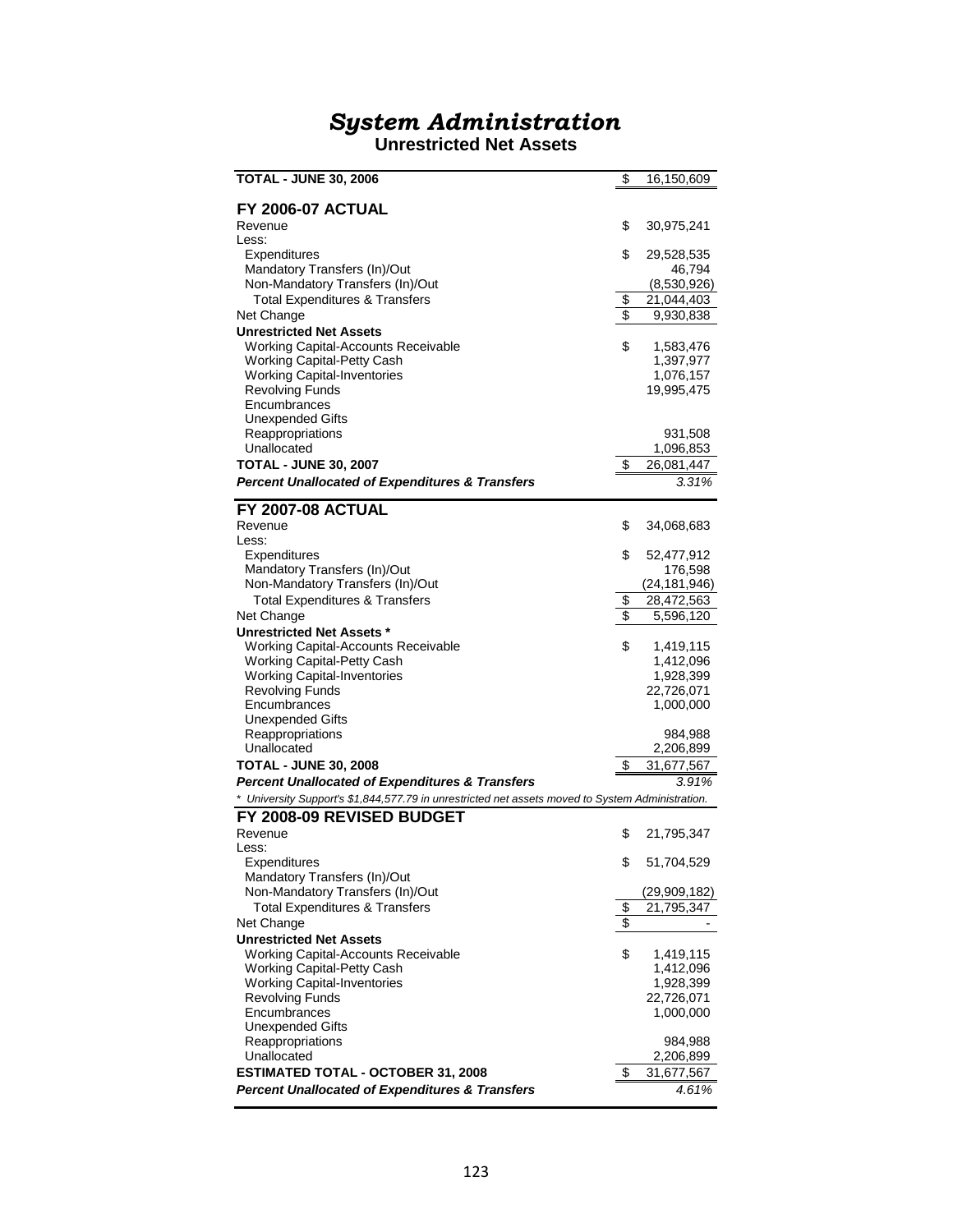# System Administration

## Unrestricted Net Assets

| | | |
|---|---|---|
| **TOTAL - JUNE 30, 2006** | $ | 16,150,609 |
| **FY 2006-07 ACTUAL** | | |
| Revenue | $ | 30,975,241 |
| Less: | | |
| Expenditures | $ | 29,528,535 |
| Mandatory Transfers (In)/Out | | 46,794 |
| Non-Mandatory Transfers (In)/Out | | (8,530,926) |
| Total Expenditures & Transfers | $ | 21,044,403 |
| Net Change | $ | 9,930,838 |
| **Unrestricted Net Assets** | | |
| Working Capital-Accounts Receivable | $ | 1,583,476 |
| Working Capital-Petty Cash | | 1,397,977 |
| Working Capital-Inventories | | 1,076,157 |
| Revolving Funds | | 19,995,475 |
| Encumbrances | | |
| Unexpended Gifts | | |
| Reappropriations | | 931,508 |
| Unallocated | | 1,096,853 |
| **TOTAL - JUNE 30, 2007** | $ | 26,081,447 |
| ***Percent Unallocated of Expenditures & Transfers*** | | *3.31%* |
| **FY 2007-08 ACTUAL** | | |
| Revenue | $ | 34,068,683 |
| Less: | | |
| Expenditures | $ | 52,477,912 |
| Mandatory Transfers (In)/Out | | 176,598 |
| Non-Mandatory Transfers (In)/Out | | (24,181,946) |
| Total Expenditures & Transfers | $ | 28,472,563 |
| Net Change | $ | 5,596,120 |
| **Unrestricted Net Assets *** | | |
| Working Capital-Accounts Receivable | $ | 1,419,115 |
| Working Capital-Petty Cash | | 1,412,096 |
| Working Capital-Inventories | | 1,928,399 |
| Revolving Funds | | 22,726,071 |
| Encumbrances | | 1,000,000 |
| Unexpended Gifts | | |
| Reappropriations | | 984,988 |
| Unallocated | | 2,206,899 |
| **TOTAL - JUNE 30, 2008** | $ | 31,677,567 |
| ***Percent Unallocated of Expenditures & Transfers*** | | *3.91%* |
| *\* University Support's $1,844,577.79 in unrestricted net assets moved to System Administration.* | | |
| **FY 2008-09 REVISED BUDGET** | | |
| Revenue | $ | 21,795,347 |
| Less: | | |
| Expenditures | $ | 51,704,529 |
| Mandatory Transfers (In)/Out | | |
| Non-Mandatory Transfers (In)/Out | | (29,909,182) |
| Total Expenditures & Transfers | $ | 21,795,347 |
| Net Change | $ | - |
| **Unrestricted Net Assets** | | |
| Working Capital-Accounts Receivable | $ | 1,419,115 |
| Working Capital-Petty Cash | | 1,412,096 |
| Working Capital-Inventories | | 1,928,399 |
| Revolving Funds | | 22,726,071 |
| Encumbrances | | 1,000,000 |
| Unexpended Gifts | | |
| Reappropriations | | 984,988 |
| Unallocated | | 2,206,899 |
| **ESTIMATED TOTAL - OCTOBER 31, 2008** | $ | 31,677,567 |
| ***Percent Unallocated of Expenditures & Transfers*** | | *4.61%* |